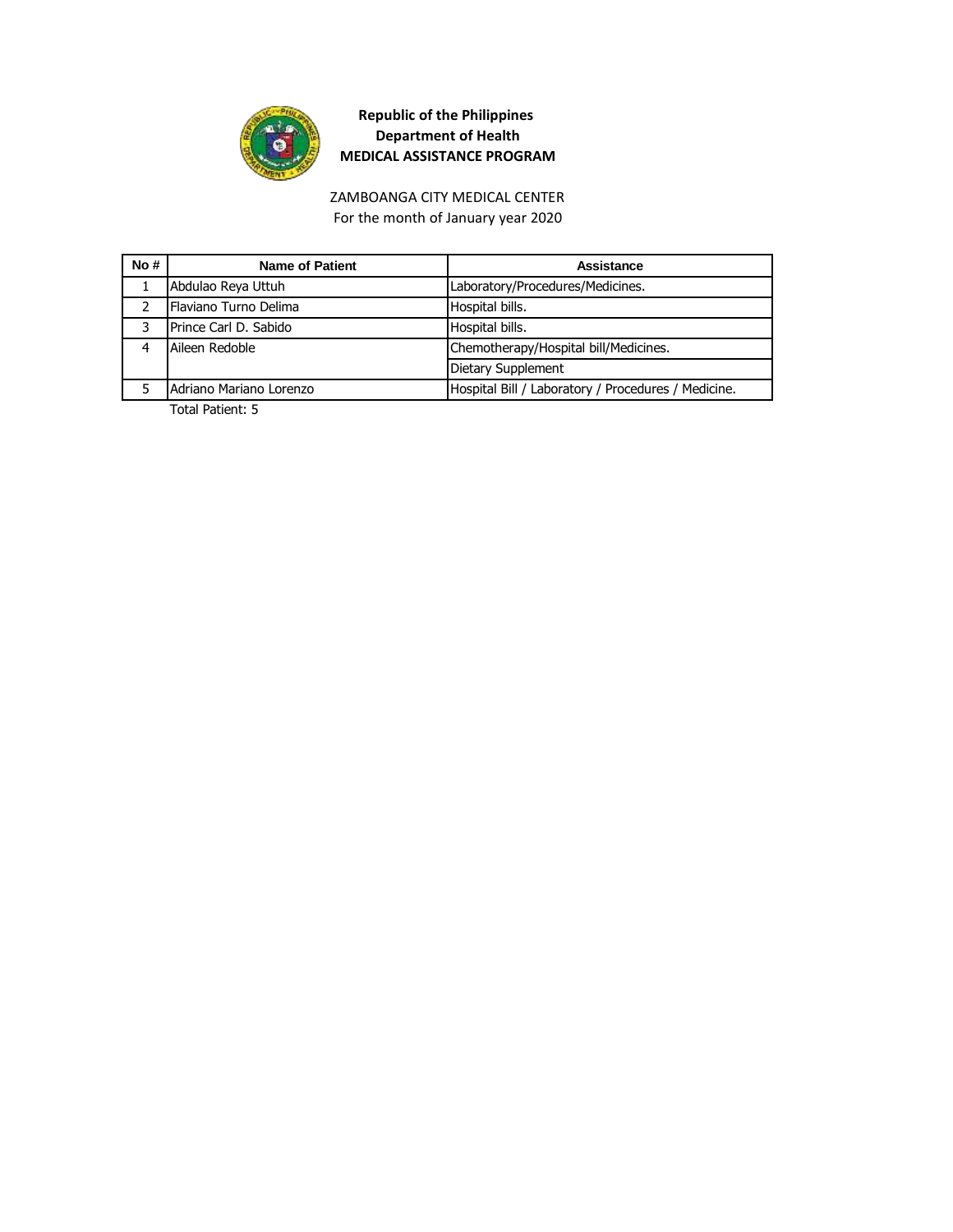**Republic of the Philippines**
**Department of Health**
**MEDICAL ASSISTANCE PROGRAM**

ZAMBOANGA CITY MEDICAL CENTER
For the month of January year 2020

| No # | Name of Patient | Assistance |
| --- | --- | --- |
| 1 | Abdulao Reya Uttuh | Laboratory/Procedures/Medicines. |
| 2 | Flaviano Turno Delima | Hospital bills. |
| 3 | Prince Carl D. Sabido | Hospital bills. |
| 4 | Aileen Redoble | Chemotherapy/Hospital bill/Medicines. |
| | | Dietary Supplement |
| 5 | Adriano Mariano Lorenzo | Hospital Bill / Laboratory / Procedures / Medicine. |

Total Patient: 5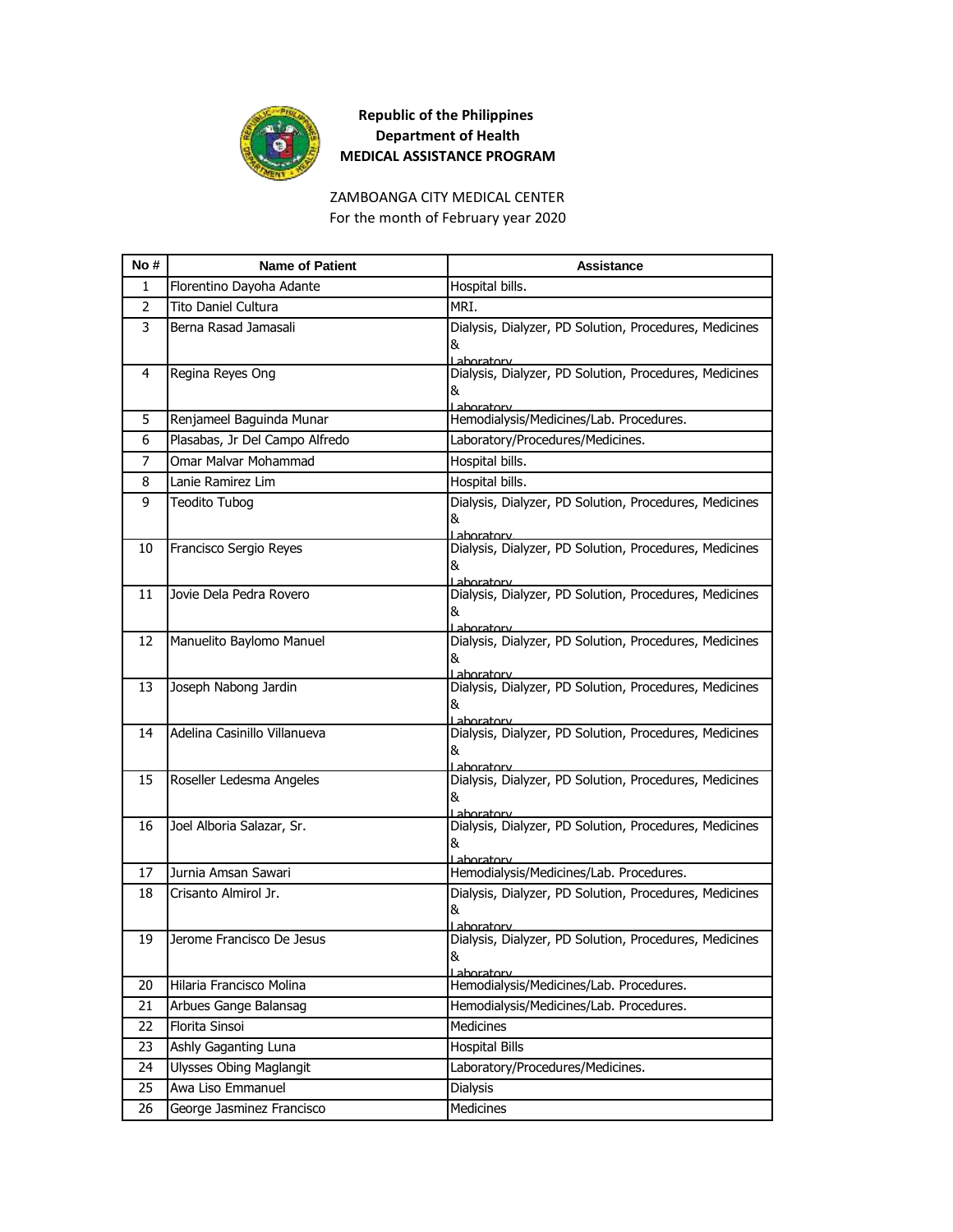**Republic of the Philippines**
**Department of Health**
**MEDICAL ASSISTANCE PROGRAM**

ZAMBOANGA CITY MEDICAL CENTER
For the month of February year 2020

| No # | Name of Patient | Assistance |
|---|---|---|
| 1 | Florentino Dayoha Adante | Hospital bills. |
| 2 | Tito Daniel Cultura | MRI. |
| 3 | Berna Rasad Jamasali | Dialysis, Dialyzer, PD Solution, Procedures, Medicines & Laboratory |
| 4 | Regina Reyes Ong | Dialysis, Dialyzer, PD Solution, Procedures, Medicines & Laboratory |
| 5 | Renjameel Baguinda Munar | Hemodialysis/Medicines/Lab. Procedures. |
| 6 | Plasabas, Jr Del Campo Alfredo | Laboratory/Procedures/Medicines. |
| 7 | Omar Malvar Mohammad | Hospital bills. |
| 8 | Lanie Ramirez Lim | Hospital bills. |
| 9 | Teodito Tubog | Dialysis, Dialyzer, PD Solution, Procedures, Medicines & Laboratory |
| 10 | Francisco Sergio Reyes | Dialysis, Dialyzer, PD Solution, Procedures, Medicines & Laboratory |
| 11 | Jovie Dela Pedra Rovero | Dialysis, Dialyzer, PD Solution, Procedures, Medicines & Laboratory |
| 12 | Manuelito Baylomo Manuel | Dialysis, Dialyzer, PD Solution, Procedures, Medicines & Laboratory |
| 13 | Joseph Nabong Jardin | Dialysis, Dialyzer, PD Solution, Procedures, Medicines & Laboratory |
| 14 | Adelina Casinillo Villanueva | Dialysis, Dialyzer, PD Solution, Procedures, Medicines & Laboratory |
| 15 | Roseller Ledesma Angeles | Dialysis, Dialyzer, PD Solution, Procedures, Medicines & Laboratory |
| 16 | Joel Alboria Salazar, Sr. | Dialysis, Dialyzer, PD Solution, Procedures, Medicines & Laboratory |
| 17 | Jurnia Amsan Sawari | Hemodialysis/Medicines/Lab. Procedures. |
| 18 | Crisanto Almirol Jr. | Dialysis, Dialyzer, PD Solution, Procedures, Medicines & Laboratory |
| 19 | Jerome Francisco De Jesus | Dialysis, Dialyzer, PD Solution, Procedures, Medicines & Laboratory |
| 20 | Hilaria Francisco Molina | Hemodialysis/Medicines/Lab. Procedures. |
| 21 | Arbues Gange Balansag | Hemodialysis/Medicines/Lab. Procedures. |
| 22 | Florita Sinsoi | Medicines |
| 23 | Ashly Gaganting Luna | Hospital Bills |
| 24 | Ulysses Obing Maglangit | Laboratory/Procedures/Medicines. |
| 25 | Awa Liso Emmanuel | Dialysis |
| 26 | George Jasminez Francisco | Medicines |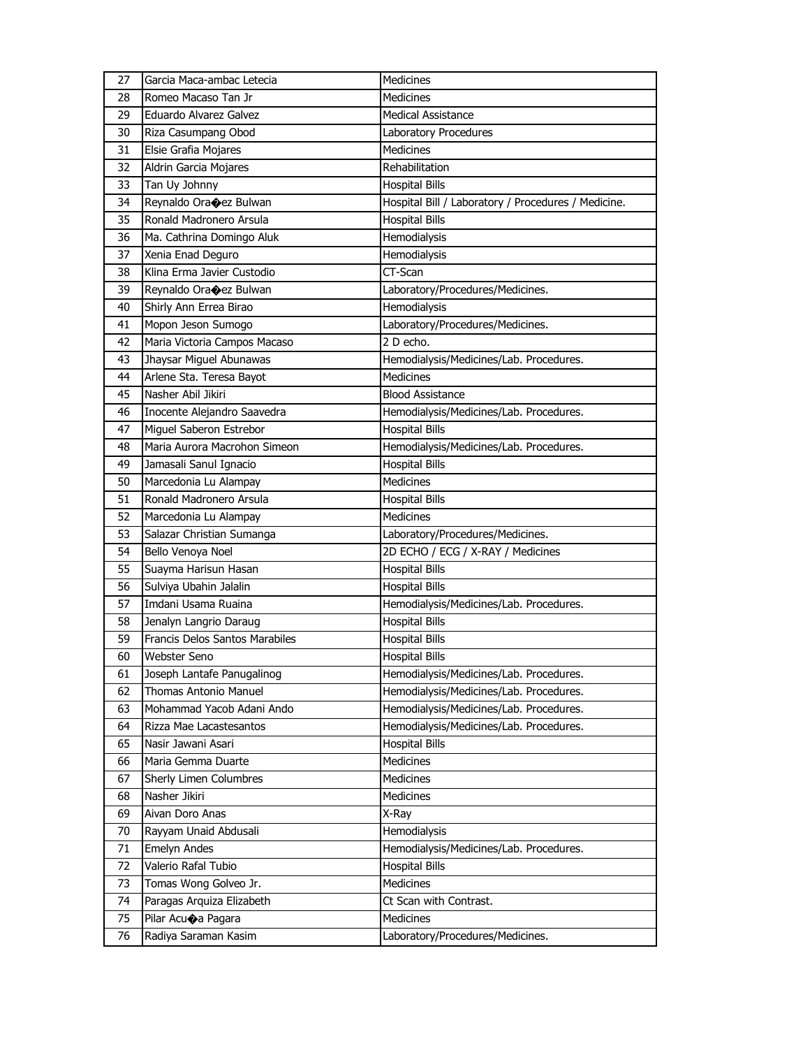| 27 | Garcia Maca-ambac Letecia | Medicines |
|---|---|---|
| 28 | Romeo Macaso Tan Jr | Medicines |
| 29 | Eduardo Alvarez Galvez | Medical Assistance |
| 30 | Riza Casumpang Obod | Laboratory Procedures |
| 31 | Elsie Grafia Mojares | Medicines |
| 32 | Aldrin Garcia Mojares | Rehabilitation |
| 33 | Tan Uy Johnny | Hospital Bills |
| 34 | Reynaldo Ora�ez Bulwan | Hospital Bill / Laboratory / Procedures / Medicine. |
| 35 | Ronald Madronero Arsula | Hospital Bills |
| 36 | Ma. Cathrina Domingo Aluk | Hemodialysis |
| 37 | Xenia Enad Deguro | Hemodialysis |
| 38 | Klina Erma Javier Custodio | CT-Scan |
| 39 | Reynaldo Ora�ez Bulwan | Laboratory/Procedures/Medicines. |
| 40 | Shirly Ann Errea Birao | Hemodialysis |
| 41 | Mopon Jeson Sumogo | Laboratory/Procedures/Medicines. |
| 42 | Maria Victoria Campos Macaso | 2 D echo. |
| 43 | Jhaysar Miguel Abunawas | Hemodialysis/Medicines/Lab. Procedures. |
| 44 | Arlene Sta. Teresa Bayot | Medicines |
| 45 | Nasher Abil Jikiri | Blood Assistance |
| 46 | Inocente Alejandro Saavedra | Hemodialysis/Medicines/Lab. Procedures. |
| 47 | Miguel Saberon Estrebor | Hospital Bills |
| 48 | Maria Aurora Macrohon Simeon | Hemodialysis/Medicines/Lab. Procedures. |
| 49 | Jamasali Sanul Ignacio | Hospital Bills |
| 50 | Marcedonia Lu Alampay | Medicines |
| 51 | Ronald Madronero Arsula | Hospital Bills |
| 52 | Marcedonia Lu Alampay | Medicines |
| 53 | Salazar Christian Sumanga | Laboratory/Procedures/Medicines. |
| 54 | Bello Venoya Noel | 2D ECHO / ECG / X-RAY / Medicines |
| 55 | Suayma Harisun Hasan | Hospital Bills |
| 56 | Sulviya Ubahin Jalalin | Hospital Bills |
| 57 | Imdani Usama Ruaina | Hemodialysis/Medicines/Lab. Procedures. |
| 58 | Jenalyn Langrio Daraug | Hospital Bills |
| 59 | Francis Delos Santos Marabiles | Hospital Bills |
| 60 | Webster Seno | Hospital Bills |
| 61 | Joseph Lantafe Panugalinog | Hemodialysis/Medicines/Lab. Procedures. |
| 62 | Thomas Antonio Manuel | Hemodialysis/Medicines/Lab. Procedures. |
| 63 | Mohammad Yacob Adani Ando | Hemodialysis/Medicines/Lab. Procedures. |
| 64 | Rizza Mae Lacastesantos | Hemodialysis/Medicines/Lab. Procedures. |
| 65 | Nasir Jawani Asari | Hospital Bills |
| 66 | Maria Gemma Duarte | Medicines |
| 67 | Sherly Limen Columbres | Medicines |
| 68 | Nasher Jikiri | Medicines |
| 69 | Aivan Doro Anas | X-Ray |
| 70 | Rayyam Unaid Abdusali | Hemodialysis |
| 71 | Emelyn Andes | Hemodialysis/Medicines/Lab. Procedures. |
| 72 | Valerio Rafal Tubio | Hospital Bills |
| 73 | Tomas Wong Golveo Jr. | Medicines |
| 74 | Paragas Arquiza Elizabeth | Ct Scan with Contrast. |
| 75 | Pilar Acu�a Pagara | Medicines |
| 76 | Radiya Saraman Kasim | Laboratory/Procedures/Medicines. |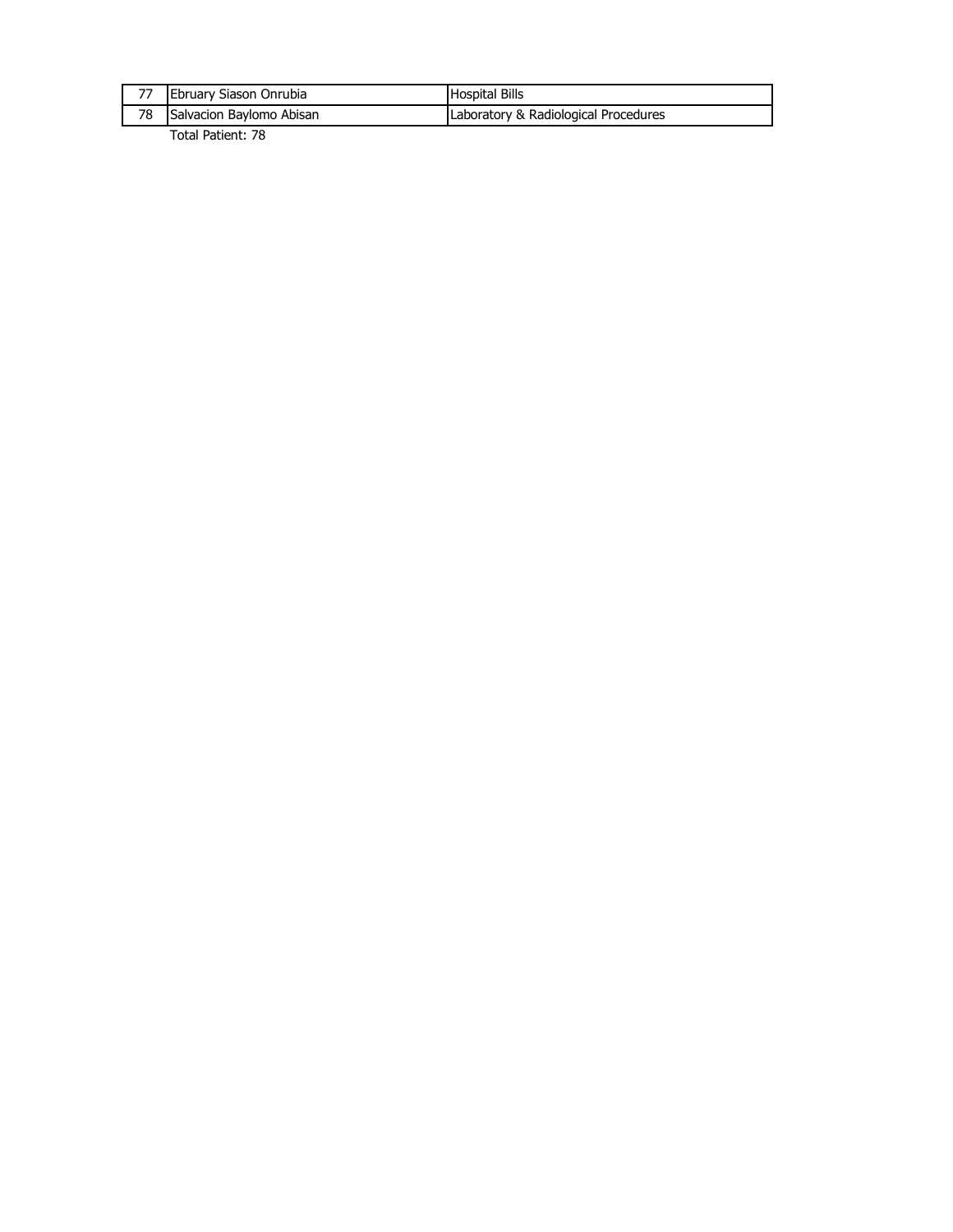| | | |
|---|---|---|
| 77 | Ebruary Siason Onrubia | Hospital Bills |
| 78 | Salvacion Baylomo Abisan | Laboratory & Radiological Procedures |

Total Patient: 78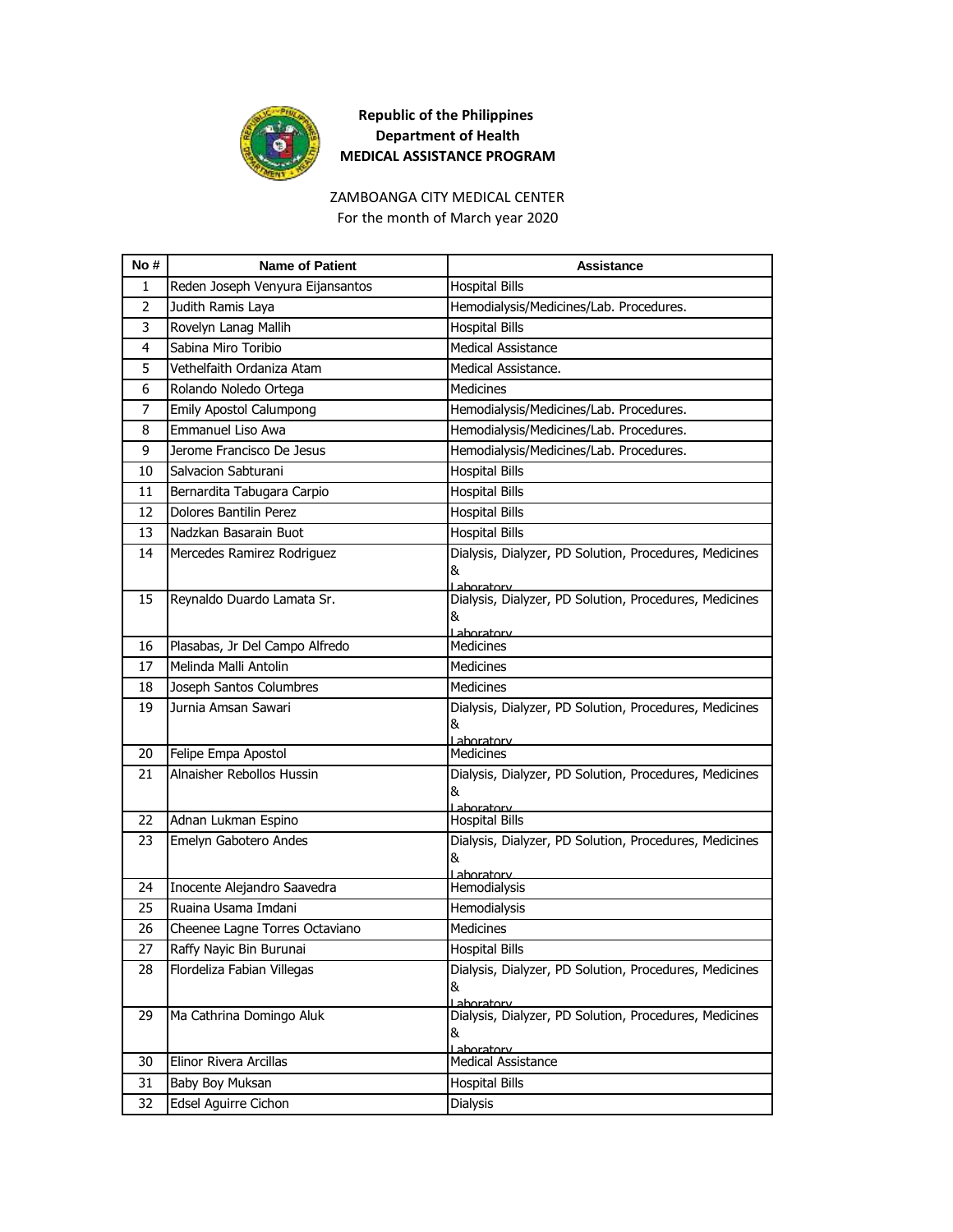**Republic of the Philippines**
**Department of Health**
**MEDICAL ASSISTANCE PROGRAM**

ZAMBOANGA CITY MEDICAL CENTER
For the month of March year 2020

| No # | Name of Patient | Assistance |
|---|---|---|
| 1 | Reden Joseph Venyura Eijansantos | Hospital Bills |
| 2 | Judith Ramis Laya | Hemodialysis/Medicines/Lab. Procedures. |
| 3 | Rovelyn Lanag Mallih | Hospital Bills |
| 4 | Sabina Miro Toribio | Medical Assistance |
| 5 | Vethelfaith Ordaniza Atam | Medical Assistance. |
| 6 | Rolando Noledo Ortega | Medicines |
| 7 | Emily Apostol Calumpong | Hemodialysis/Medicines/Lab. Procedures. |
| 8 | Emmanuel Liso Awa | Hemodialysis/Medicines/Lab. Procedures. |
| 9 | Jerome Francisco De Jesus | Hemodialysis/Medicines/Lab. Procedures. |
| 10 | Salvacion Sabturani | Hospital Bills |
| 11 | Bernardita Tabugara Carpio | Hospital Bills |
| 12 | Dolores Bantilin Perez | Hospital Bills |
| 13 | Nadzkan Basarain Buot | Hospital Bills |
| 14 | Mercedes Ramirez Rodriguez | Dialysis, Dialyzer, PD Solution, Procedures, Medicines & Laboratory |
| 15 | Reynaldo Duardo Lamata Sr. | Dialysis, Dialyzer, PD Solution, Procedures, Medicines & Laboratory |
| 16 | Plasabas, Jr Del Campo Alfredo | Medicines |
| 17 | Melinda Malli Antolin | Medicines |
| 18 | Joseph Santos Columbres | Medicines |
| 19 | Jurnia Amsan Sawari | Dialysis, Dialyzer, PD Solution, Procedures, Medicines & Laboratory |
| 20 | Felipe Empa Apostol | Medicines |
| 21 | Alnaisher Rebollos Hussin | Dialysis, Dialyzer, PD Solution, Procedures, Medicines & Laboratory |
| 22 | Adnan Lukman Espino | Hospital Bills |
| 23 | Emelyn Gabotero Andes | Dialysis, Dialyzer, PD Solution, Procedures, Medicines & Laboratory |
| 24 | Inocente Alejandro Saavedra | Hemodialysis |
| 25 | Ruaina Usama Imdani | Hemodialysis |
| 26 | Cheenee Lagne Torres Octaviano | Medicines |
| 27 | Raffy Nayic Bin Burunai | Hospital Bills |
| 28 | Flordeliza Fabian Villegas | Dialysis, Dialyzer, PD Solution, Procedures, Medicines & Laboratory |
| 29 | Ma Cathrina Domingo Aluk | Dialysis, Dialyzer, PD Solution, Procedures, Medicines & Laboratory |
| 30 | Elinor Rivera Arcillas | Medical Assistance |
| 31 | Baby Boy Muksan | Hospital Bills |
| 32 | Edsel Aguirre Cichon | Dialysis |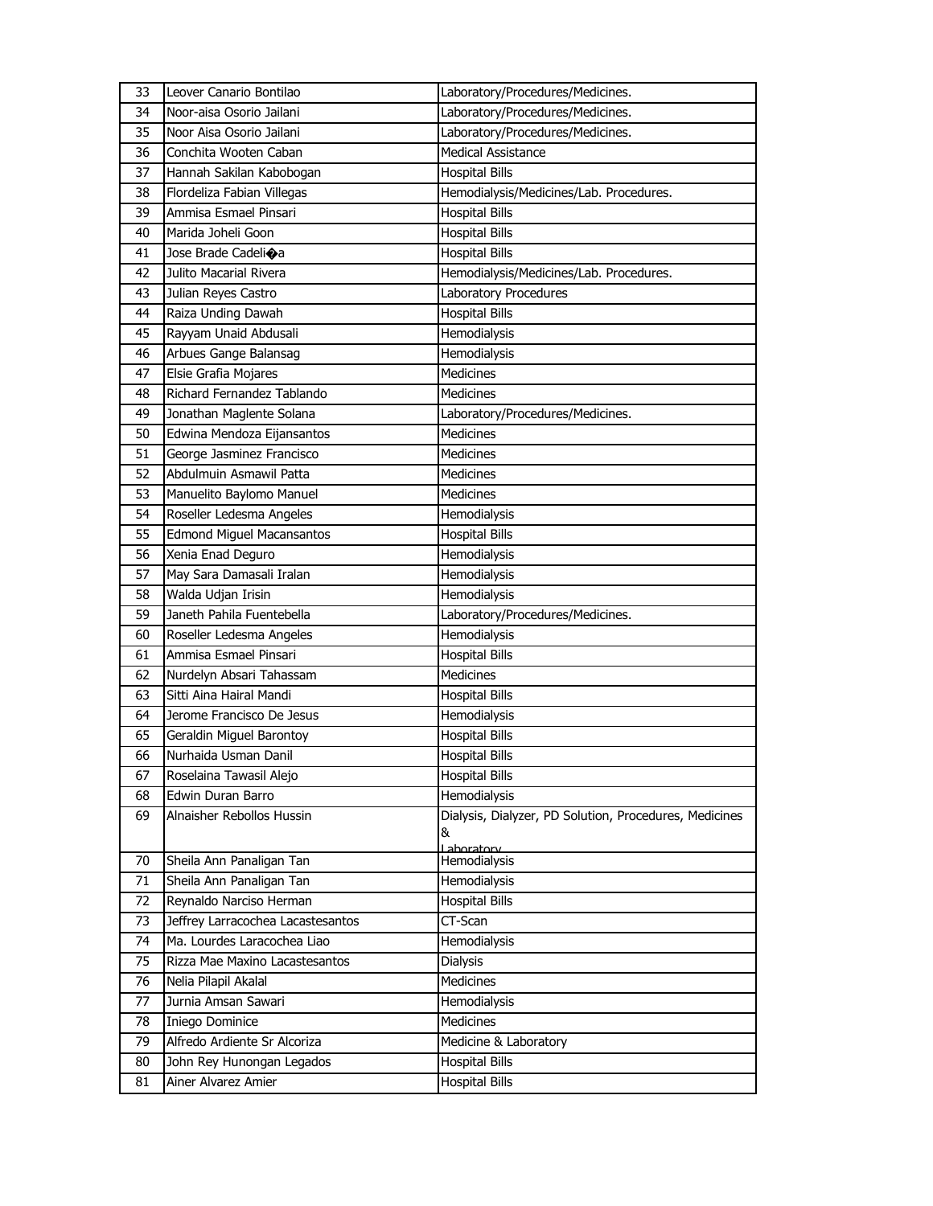| | | |
|---|---|---|
| 33 | Leover Canario Bontilao | Laboratory/Procedures/Medicines. |
| 34 | Noor-aisa Osorio Jailani | Laboratory/Procedures/Medicines. |
| 35 | Noor Aisa Osorio Jailani | Laboratory/Procedures/Medicines. |
| 36 | Conchita Wooten Caban | Medical Assistance |
| 37 | Hannah Sakilan Kabobogan | Hospital Bills |
| 38 | Flordeliza Fabian Villegas | Hemodialysis/Medicines/Lab. Procedures. |
| 39 | Ammisa Esmael Pinsari | Hospital Bills |
| 40 | Marida Joheli Goon | Hospital Bills |
| 41 | Jose Brade Cadeli�a | Hospital Bills |
| 42 | Julito Macarial Rivera | Hemodialysis/Medicines/Lab. Procedures. |
| 43 | Julian Reyes Castro | Laboratory Procedures |
| 44 | Raiza Unding Dawah | Hospital Bills |
| 45 | Rayyam Unaid Abdusali | Hemodialysis |
| 46 | Arbues Gange Balansag | Hemodialysis |
| 47 | Elsie Grafia Mojares | Medicines |
| 48 | Richard Fernandez Tablando | Medicines |
| 49 | Jonathan Maglente Solana | Laboratory/Procedures/Medicines. |
| 50 | Edwina Mendoza Eijansantos | Medicines |
| 51 | George Jasminez Francisco | Medicines |
| 52 | Abdulmuin Asmawil Patta | Medicines |
| 53 | Manuelito Baylomo Manuel | Medicines |
| 54 | Roseller Ledesma Angeles | Hemodialysis |
| 55 | Edmond Miguel Macansantos | Hospital Bills |
| 56 | Xenia Enad Deguro | Hemodialysis |
| 57 | May Sara Damasali Iralan | Hemodialysis |
| 58 | Walda Udjan Irisin | Hemodialysis |
| 59 | Janeth Pahila Fuentebella | Laboratory/Procedures/Medicines. |
| 60 | Roseller Ledesma Angeles | Hemodialysis |
| 61 | Ammisa Esmael Pinsari | Hospital Bills |
| 62 | Nurdelyn Absari Tahassam | Medicines |
| 63 | Sitti Aina Hairal Mandi | Hospital Bills |
| 64 | Jerome Francisco De Jesus | Hemodialysis |
| 65 | Geraldin Miguel Barontoy | Hospital Bills |
| 66 | Nurhaida Usman Danil | Hospital Bills |
| 67 | Roselaina Tawasil Alejo | Hospital Bills |
| 68 | Edwin Duran Barro | Hemodialysis |
| 69 | Alnaisher Rebollos Hussin | Dialysis, Dialyzer, PD Solution, Procedures, Medicines & Laboratory |
| 70 | Sheila Ann Panaligan Tan | Hemodialysis |
| 71 | Sheila Ann Panaligan Tan | Hemodialysis |
| 72 | Reynaldo Narciso Herman | Hospital Bills |
| 73 | Jeffrey Larracochea Lacastesantos | CT-Scan |
| 74 | Ma. Lourdes Laracochea Liao | Hemodialysis |
| 75 | Rizza Mae Maxino Lacastesantos | Dialysis |
| 76 | Nelia Pilapil Akalal | Medicines |
| 77 | Jurnia Amsan Sawari | Hemodialysis |
| 78 | Iniego Dominice | Medicines |
| 79 | Alfredo Ardiente Sr Alcoriza | Medicine & Laboratory |
| 80 | John Rey Hunongan Legados | Hospital Bills |
| 81 | Ainer Alvarez Amier | Hospital Bills |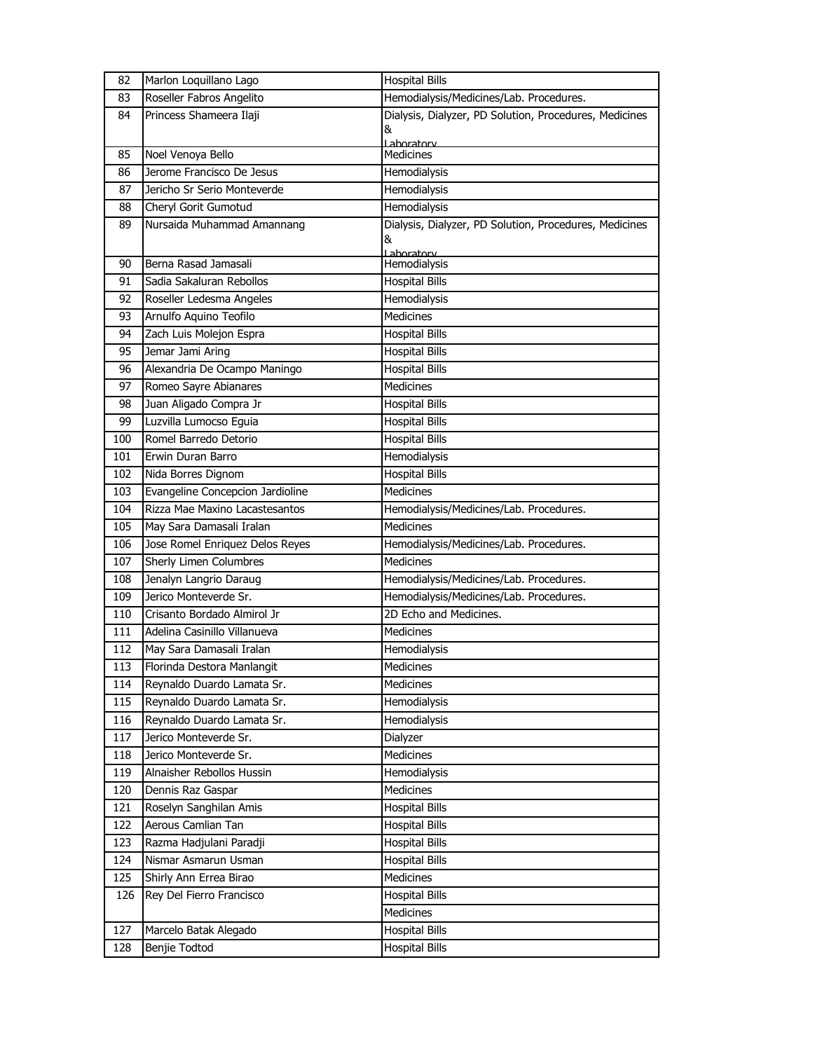| 82 | Marlon Loquillano Lago | Hospital Bills |
|---|---|---|
| 83 | Roseller Fabros Angelito | Hemodialysis/Medicines/Lab. Procedures. |
| 84 | Princess Shameera Ilaji | Dialysis, Dialyzer, PD Solution, Procedures, Medicines & Laboratory |
| 85 | Noel Venoya Bello | Medicines |
| 86 | Jerome Francisco De Jesus | Hemodialysis |
| 87 | Jericho Sr Serio Monteverde | Hemodialysis |
| 88 | Cheryl Gorit Gumotud | Hemodialysis |
| 89 | Nursaida Muhammad Amannang | Dialysis, Dialyzer, PD Solution, Procedures, Medicines & Laboratory |
| 90 | Berna Rasad Jamasali | Hemodialysis |
| 91 | Sadia Sakaluran Rebollos | Hospital Bills |
| 92 | Roseller Ledesma Angeles | Hemodialysis |
| 93 | Arnulfo Aquino Teofilo | Medicines |
| 94 | Zach Luis Molejon Espra | Hospital Bills |
| 95 | Jemar Jami Aring | Hospital Bills |
| 96 | Alexandria De Ocampo Maningo | Hospital Bills |
| 97 | Romeo Sayre Abianares | Medicines |
| 98 | Juan Aligado Compra Jr | Hospital Bills |
| 99 | Luzvilla Lumocso Eguia | Hospital Bills |
| 100 | Romel Barredo Detorio | Hospital Bills |
| 101 | Erwin Duran Barro | Hemodialysis |
| 102 | Nida Borres Dignom | Hospital Bills |
| 103 | Evangeline Concepcion Jardioline | Medicines |
| 104 | Rizza Mae Maxino Lacastesantos | Hemodialysis/Medicines/Lab. Procedures. |
| 105 | May Sara Damasali Iralan | Medicines |
| 106 | Jose Romel Enriquez Delos Reyes | Hemodialysis/Medicines/Lab. Procedures. |
| 107 | Sherly Limen Columbres | Medicines |
| 108 | Jenalyn Langrio Daraug | Hemodialysis/Medicines/Lab. Procedures. |
| 109 | Jerico Monteverde Sr. | Hemodialysis/Medicines/Lab. Procedures. |
| 110 | Crisanto Bordado Almirol Jr | 2D Echo and Medicines. |
| 111 | Adelina Casinillo Villanueva | Medicines |
| 112 | May Sara Damasali Iralan | Hemodialysis |
| 113 | Florinda Destora Manlangit | Medicines |
| 114 | Reynaldo Duardo Lamata Sr. | Medicines |
| 115 | Reynaldo Duardo Lamata Sr. | Hemodialysis |
| 116 | Reynaldo Duardo Lamata Sr. | Hemodialysis |
| 117 | Jerico Monteverde Sr. | Dialyzer |
| 118 | Jerico Monteverde Sr. | Medicines |
| 119 | Alnaisher Rebollos Hussin | Hemodialysis |
| 120 | Dennis Raz Gaspar | Medicines |
| 121 | Roselyn Sanghilan Amis | Hospital Bills |
| 122 | Aerous Camlian Tan | Hospital Bills |
| 123 | Razma Hadjulani Paradji | Hospital Bills |
| 124 | Nismar Asmarun Usman | Hospital Bills |
| 125 | Shirly Ann Errea Birao | Medicines |
| 126 | Rey Del Fierro Francisco | Hospital Bills |
| | | Medicines |
| 127 | Marcelo Batak Alegado | Hospital Bills |
| 128 | Benjie Todtod | Hospital Bills |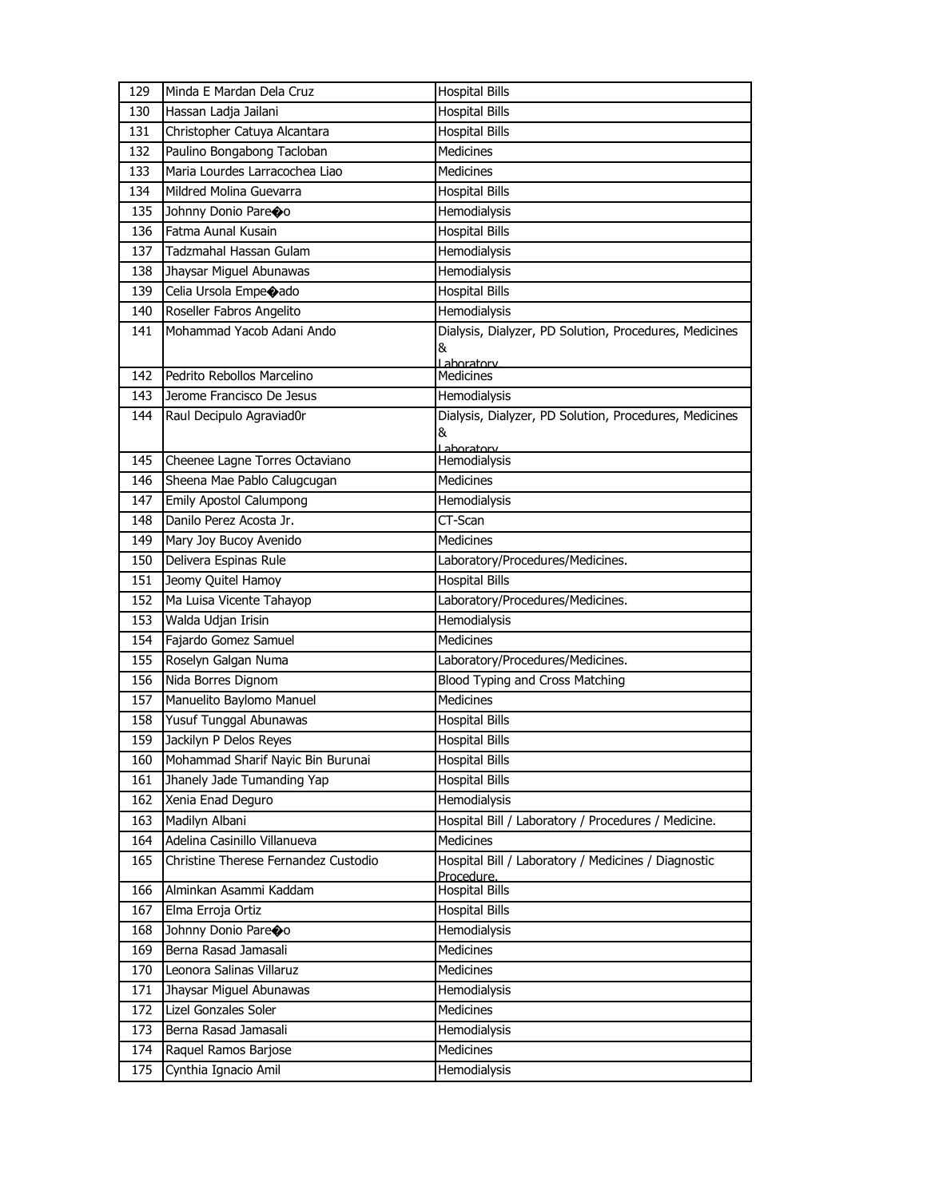| 129 | Minda E Mardan Dela Cruz | Hospital Bills |
|---|---|---|
| 130 | Hassan Ladja Jailani | Hospital Bills |
| 131 | Christopher Catuya Alcantara | Hospital Bills |
| 132 | Paulino Bongabong Tacloban | Medicines |
| 133 | Maria Lourdes Larracochea Liao | Medicines |
| 134 | Mildred Molina Guevarra | Hospital Bills |
| 135 | Johnny Donio Pare�o | Hemodialysis |
| 136 | Fatma Aunal Kusain | Hospital Bills |
| 137 | Tadzmahal Hassan Gulam | Hemodialysis |
| 138 | Jhaysar Miguel Abunawas | Hemodialysis |
| 139 | Celia Ursola Empe�ado | Hospital Bills |
| 140 | Roseller Fabros Angelito | Hemodialysis |
| 141 | Mohammad Yacob Adani Ando | Dialysis, Dialyzer, PD Solution, Procedures, Medicines & Laboratory |
| 142 | Pedrito Rebollos Marcelino | Medicines |
| 143 | Jerome Francisco De Jesus | Hemodialysis |
| 144 | Raul Decipulo Agraviad0r | Dialysis, Dialyzer, PD Solution, Procedures, Medicines & Laboratory |
| 145 | Cheenee Lagne Torres Octaviano | Hemodialysis |
| 146 | Sheena Mae Pablo Calugcugan | Medicines |
| 147 | Emily Apostol Calumpong | Hemodialysis |
| 148 | Danilo Perez Acosta Jr. | CT-Scan |
| 149 | Mary Joy Bucoy Avenido | Medicines |
| 150 | Delivera Espinas Rule | Laboratory/Procedures/Medicines. |
| 151 | Jeomy Quitel Hamoy | Hospital Bills |
| 152 | Ma Luisa Vicente Tahayop | Laboratory/Procedures/Medicines. |
| 153 | Walda Udjan Irisin | Hemodialysis |
| 154 | Fajardo Gomez Samuel | Medicines |
| 155 | Roselyn Galgan Numa | Laboratory/Procedures/Medicines. |
| 156 | Nida Borres Dignom | Blood Typing and Cross Matching |
| 157 | Manuelito Baylomo Manuel | Medicines |
| 158 | Yusuf Tunggal Abunawas | Hospital Bills |
| 159 | Jackilyn P Delos Reyes | Hospital Bills |
| 160 | Mohammad Sharif Nayic Bin Burunai | Hospital Bills |
| 161 | Jhanely Jade Tumanding Yap | Hospital Bills |
| 162 | Xenia Enad Deguro | Hemodialysis |
| 163 | Madilyn Albani | Hospital Bill / Laboratory / Procedures / Medicine. |
| 164 | Adelina Casinillo Villanueva | Medicines |
| 165 | Christine Therese Fernandez Custodio | Hospital Bill / Laboratory / Medicines / Diagnostic Procedure. |
| 166 | Alminkan Asammi Kaddam | Hospital Bills |
| 167 | Elma Erroja Ortiz | Hospital Bills |
| 168 | Johnny Donio Pare�o | Hemodialysis |
| 169 | Berna Rasad Jamasali | Medicines |
| 170 | Leonora Salinas Villaruz | Medicines |
| 171 | Jhaysar Miguel Abunawas | Hemodialysis |
| 172 | Lizel Gonzales Soler | Medicines |
| 173 | Berna Rasad Jamasali | Hemodialysis |
| 174 | Raquel Ramos Barjose | Medicines |
| 175 | Cynthia Ignacio Amil | Hemodialysis |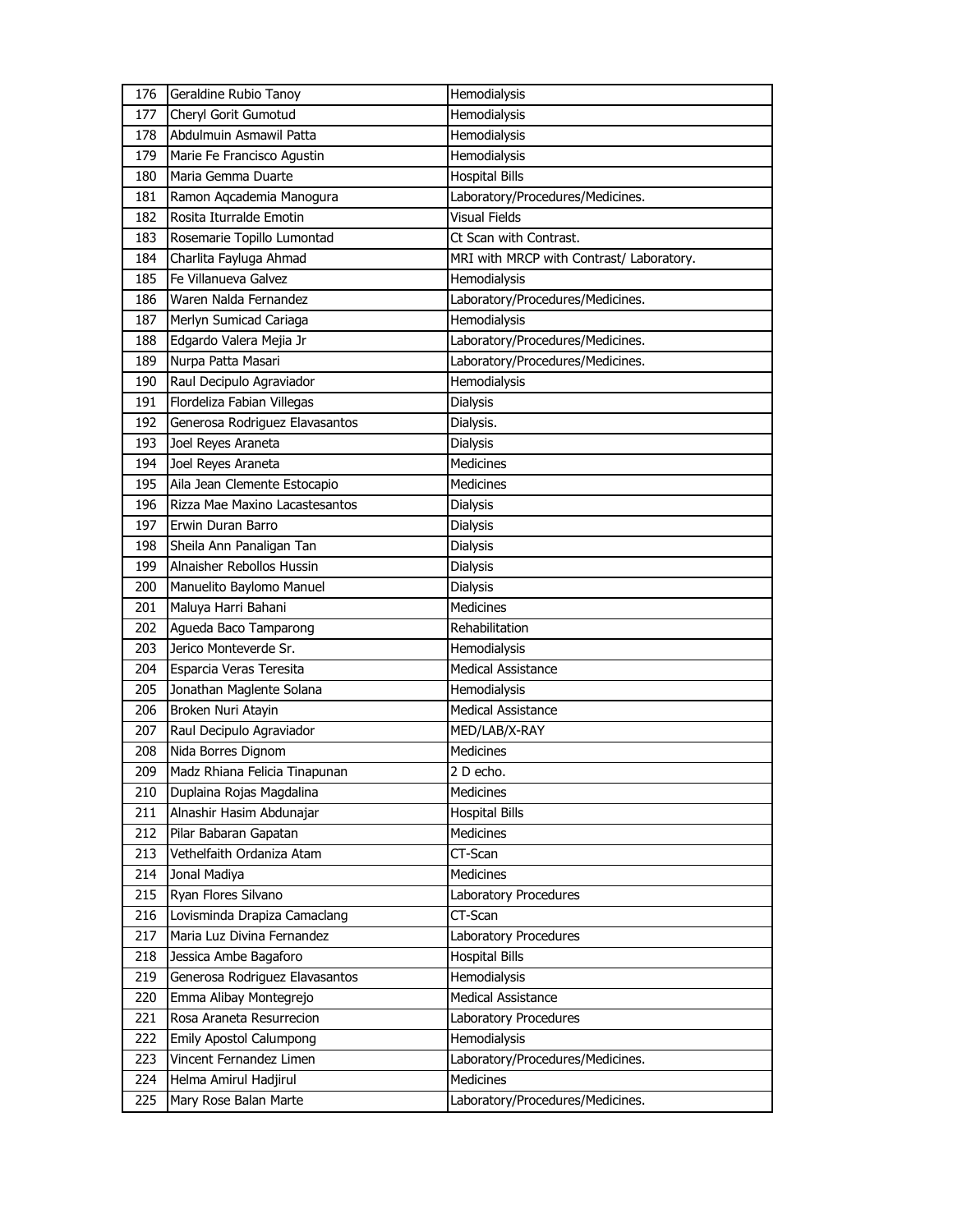| 176 | Geraldine Rubio Tanoy | Hemodialysis |
|---|---|---|
| 177 | Cheryl Gorit Gumotud | Hemodialysis |
| 178 | Abdulmuin Asmawil Patta | Hemodialysis |
| 179 | Marie Fe Francisco Agustin | Hemodialysis |
| 180 | Maria Gemma Duarte | Hospital Bills |
| 181 | Ramon Aqcademia Manogura | Laboratory/Procedures/Medicines. |
| 182 | Rosita Iturralde Emotin | Visual Fields |
| 183 | Rosemarie Topillo Lumontad | Ct Scan with Contrast. |
| 184 | Charlita Fayluga Ahmad | MRI with MRCP with Contrast/ Laboratory. |
| 185 | Fe Villanueva Galvez | Hemodialysis |
| 186 | Waren Nalda Fernandez | Laboratory/Procedures/Medicines. |
| 187 | Merlyn Sumicad Cariaga | Hemodialysis |
| 188 | Edgardo Valera Mejia Jr | Laboratory/Procedures/Medicines. |
| 189 | Nurpa Patta Masari | Laboratory/Procedures/Medicines. |
| 190 | Raul Decipulo Agraviador | Hemodialysis |
| 191 | Flordeliza Fabian Villegas | Dialysis |
| 192 | Generosa Rodriguez Elavasantos | Dialysis. |
| 193 | Joel Reyes Araneta | Dialysis |
| 194 | Joel Reyes Araneta | Medicines |
| 195 | Aila Jean Clemente Estocapio | Medicines |
| 196 | Rizza Mae Maxino Lacastesantos | Dialysis |
| 197 | Erwin Duran Barro | Dialysis |
| 198 | Sheila Ann Panaligan Tan | Dialysis |
| 199 | Alnaisher Rebollos Hussin | Dialysis |
| 200 | Manuelito Baylomo Manuel | Dialysis |
| 201 | Maluya Harri Bahani | Medicines |
| 202 | Agueda Baco Tamparong | Rehabilitation |
| 203 | Jerico Monteverde Sr. | Hemodialysis |
| 204 | Esparcia Veras Teresita | Medical Assistance |
| 205 | Jonathan Maglente Solana | Hemodialysis |
| 206 | Broken Nuri Atayin | Medical Assistance |
| 207 | Raul Decipulo Agraviador | MED/LAB/X-RAY |
| 208 | Nida Borres Dignom | Medicines |
| 209 | Madz Rhiana Felicia Tinapunan | 2 D echo. |
| 210 | Duplaina Rojas Magdalina | Medicines |
| 211 | Alnashir Hasim Abdunajar | Hospital Bills |
| 212 | Pilar Babaran Gapatan | Medicines |
| 213 | Vethelfaith Ordaniza Atam | CT-Scan |
| 214 | Jonal Madiya | Medicines |
| 215 | Ryan Flores Silvano | Laboratory Procedures |
| 216 | Lovisminda Drapiza Camaclang | CT-Scan |
| 217 | Maria Luz Divina Fernandez | Laboratory Procedures |
| 218 | Jessica Ambe Bagaforo | Hospital Bills |
| 219 | Generosa Rodriguez Elavasantos | Hemodialysis |
| 220 | Emma Alibay Montegrejo | Medical Assistance |
| 221 | Rosa Araneta Resurrecion | Laboratory Procedures |
| 222 | Emily Apostol Calumpong | Hemodialysis |
| 223 | Vincent Fernandez Limen | Laboratory/Procedures/Medicines. |
| 224 | Helma Amirul Hadjirul | Medicines |
| 225 | Mary Rose Balan Marte | Laboratory/Procedures/Medicines. |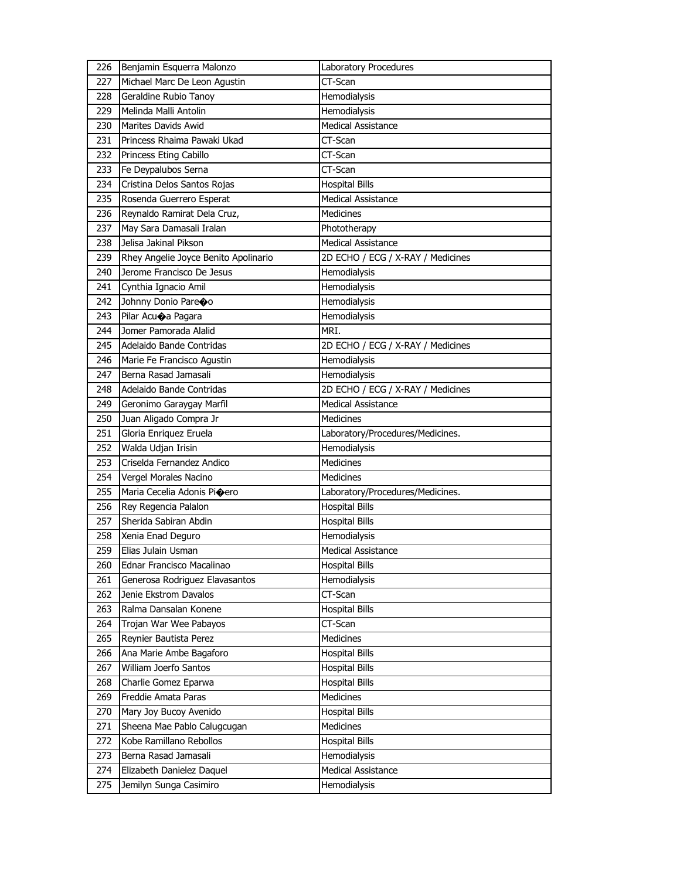| 226 | Benjamin Esquerra Malonzo | Laboratory Procedures |
|---|---|---|
| 227 | Michael Marc De Leon Agustin | CT-Scan |
| 228 | Geraldine Rubio Tanoy | Hemodialysis |
| 229 | Melinda Malli Antolin | Hemodialysis |
| 230 | Marites Davids Awid | Medical Assistance |
| 231 | Princess Rhaima Pawaki Ukad | CT-Scan |
| 232 | Princess Eting Cabillo | CT-Scan |
| 233 | Fe Deypalubos Serna | CT-Scan |
| 234 | Cristina Delos Santos Rojas | Hospital Bills |
| 235 | Rosenda Guerrero Esperat | Medical Assistance |
| 236 | Reynaldo Ramirat Dela Cruz, | Medicines |
| 237 | May Sara Damasali Iralan | Phototherapy |
| 238 | Jelisa Jakinal Pikson | Medical Assistance |
| 239 | Rhey Angelie Joyce Benito Apolinario | 2D ECHO / ECG / X-RAY / Medicines |
| 240 | Jerome Francisco De Jesus | Hemodialysis |
| 241 | Cynthia Ignacio Amil | Hemodialysis |
| 242 | Johnny Donio Pare�o | Hemodialysis |
| 243 | Pilar Acu�a Pagara | Hemodialysis |
| 244 | Jomer Pamorada Alalid | MRI. |
| 245 | Adelaido Bande Contridas | 2D ECHO / ECG / X-RAY / Medicines |
| 246 | Marie Fe Francisco Agustin | Hemodialysis |
| 247 | Berna Rasad Jamasali | Hemodialysis |
| 248 | Adelaido Bande Contridas | 2D ECHO / ECG / X-RAY / Medicines |
| 249 | Geronimo Garaygay Marfil | Medical Assistance |
| 250 | Juan Aligado Compra Jr | Medicines |
| 251 | Gloria Enriquez Eruela | Laboratory/Procedures/Medicines. |
| 252 | Walda Udjan Irisin | Hemodialysis |
| 253 | Criselda Fernandez Andico | Medicines |
| 254 | Vergel Morales Nacino | Medicines |
| 255 | Maria Cecelia Adonis Pi�ero | Laboratory/Procedures/Medicines. |
| 256 | Rey Regencia Palalon | Hospital Bills |
| 257 | Sherida Sabiran Abdin | Hospital Bills |
| 258 | Xenia Enad Deguro | Hemodialysis |
| 259 | Elias Julain Usman | Medical Assistance |
| 260 | Ednar Francisco Macalinao | Hospital Bills |
| 261 | Generosa Rodriguez Elavasantos | Hemodialysis |
| 262 | Jenie Ekstrom Davalos | CT-Scan |
| 263 | Ralma Dansalan Konene | Hospital Bills |
| 264 | Trojan War Wee Pabayos | CT-Scan |
| 265 | Reynier Bautista Perez | Medicines |
| 266 | Ana Marie Ambe Bagaforo | Hospital Bills |
| 267 | William Joerfo Santos | Hospital Bills |
| 268 | Charlie Gomez Eparwa | Hospital Bills |
| 269 | Freddie Amata Paras | Medicines |
| 270 | Mary Joy Bucoy Avenido | Hospital Bills |
| 271 | Sheena Mae Pablo Calugcugan | Medicines |
| 272 | Kobe Ramillano Rebollos | Hospital Bills |
| 273 | Berna Rasad Jamasali | Hemodialysis |
| 274 | Elizabeth Danielez Daquel | Medical Assistance |
| 275 | Jemilyn Sunga Casimiro | Hemodialysis |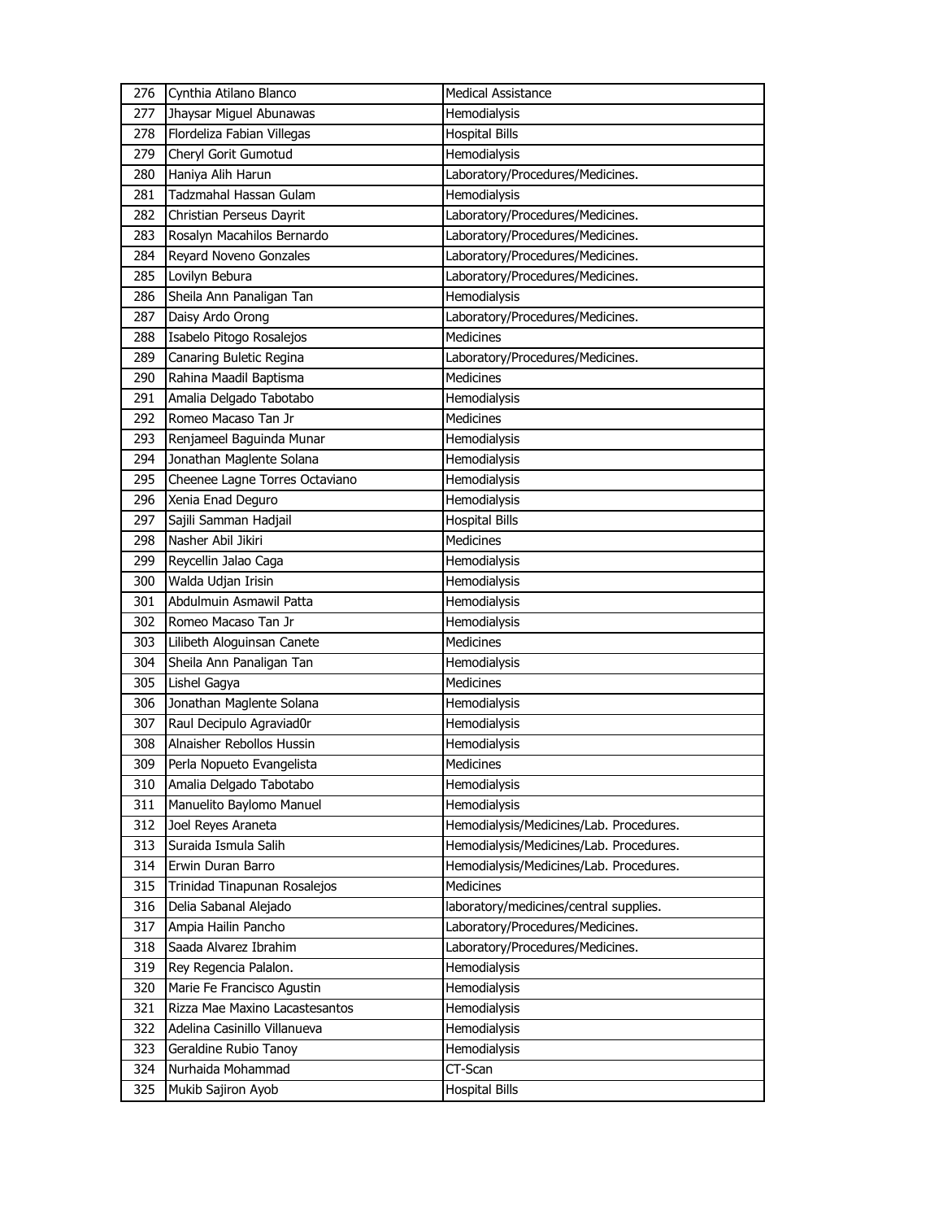| 276 | Cynthia Atilano Blanco | Medical Assistance |
|---|---|---|
| 277 | Jhaysar Miguel Abunawas | Hemodialysis |
| 278 | Flordeliza Fabian Villegas | Hospital Bills |
| 279 | Cheryl Gorit Gumotud | Hemodialysis |
| 280 | Haniya Alih Harun | Laboratory/Procedures/Medicines. |
| 281 | Tadzmahal Hassan Gulam | Hemodialysis |
| 282 | Christian Perseus Dayrit | Laboratory/Procedures/Medicines. |
| 283 | Rosalyn Macahilos Bernardo | Laboratory/Procedures/Medicines. |
| 284 | Reyard Noveno Gonzales | Laboratory/Procedures/Medicines. |
| 285 | Lovilyn Bebura | Laboratory/Procedures/Medicines. |
| 286 | Sheila Ann Panaligan Tan | Hemodialysis |
| 287 | Daisy Ardo Orong | Laboratory/Procedures/Medicines. |
| 288 | Isabelo Pitogo Rosalejos | Medicines |
| 289 | Canaring Buletic Regina | Laboratory/Procedures/Medicines. |
| 290 | Rahina Maadil Baptisma | Medicines |
| 291 | Amalia Delgado Tabotabo | Hemodialysis |
| 292 | Romeo Macaso Tan Jr | Medicines |
| 293 | Renjameel Baguinda Munar | Hemodialysis |
| 294 | Jonathan Maglente Solana | Hemodialysis |
| 295 | Cheenee Lagne Torres Octaviano | Hemodialysis |
| 296 | Xenia Enad Deguro | Hemodialysis |
| 297 | Sajili Samman Hadjail | Hospital Bills |
| 298 | Nasher Abil Jikiri | Medicines |
| 299 | Reycellin Jalao Caga | Hemodialysis |
| 300 | Walda Udjan Irisin | Hemodialysis |
| 301 | Abdulmuin Asmawil Patta | Hemodialysis |
| 302 | Romeo Macaso Tan Jr | Hemodialysis |
| 303 | Lilibeth Aloguinsan Canete | Medicines |
| 304 | Sheila Ann Panaligan Tan | Hemodialysis |
| 305 | Lishel Gagya | Medicines |
| 306 | Jonathan Maglente Solana | Hemodialysis |
| 307 | Raul Decipulo Agraviad0r | Hemodialysis |
| 308 | Alnaisher Rebollos Hussin | Hemodialysis |
| 309 | Perla Nopueto Evangelista | Medicines |
| 310 | Amalia Delgado Tabotabo | Hemodialysis |
| 311 | Manuelito Baylomo Manuel | Hemodialysis |
| 312 | Joel Reyes Araneta | Hemodialysis/Medicines/Lab. Procedures. |
| 313 | Suraida Ismula Salih | Hemodialysis/Medicines/Lab. Procedures. |
| 314 | Erwin Duran Barro | Hemodialysis/Medicines/Lab. Procedures. |
| 315 | Trinidad Tinapunan Rosalejos | Medicines |
| 316 | Delia Sabanal Alejado | laboratory/medicines/central supplies. |
| 317 | Ampia Hailin Pancho | Laboratory/Procedures/Medicines. |
| 318 | Saada Alvarez Ibrahim | Laboratory/Procedures/Medicines. |
| 319 | Rey Regencia Palalon. | Hemodialysis |
| 320 | Marie Fe Francisco Agustin | Hemodialysis |
| 321 | Rizza Mae Maxino Lacastesantos | Hemodialysis |
| 322 | Adelina Casinillo Villanueva | Hemodialysis |
| 323 | Geraldine Rubio Tanoy | Hemodialysis |
| 324 | Nurhaida Mohammad | CT-Scan |
| 325 | Mukib Sajiron Ayob | Hospital Bills |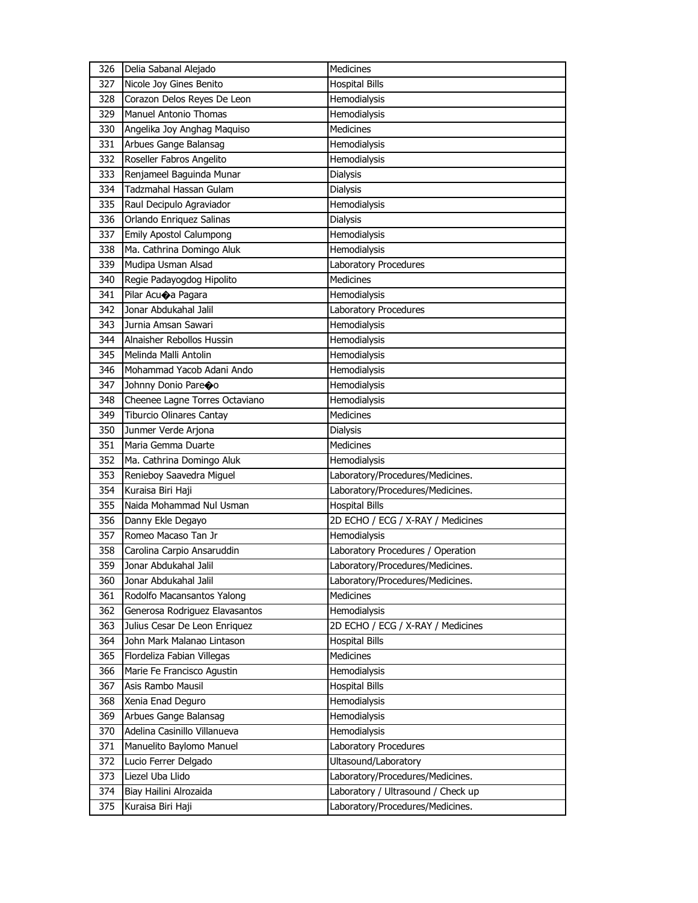| 326 | Delia Sabanal Alejado | Medicines |
|---|---|---|
| 327 | Nicole Joy Gines Benito | Hospital Bills |
| 328 | Corazon Delos Reyes De Leon | Hemodialysis |
| 329 | Manuel Antonio Thomas | Hemodialysis |
| 330 | Angelika Joy Anghag Maquiso | Medicines |
| 331 | Arbues Gange Balansag | Hemodialysis |
| 332 | Roseller Fabros Angelito | Hemodialysis |
| 333 | Renjameel Baguinda Munar | Dialysis |
| 334 | Tadzmahal Hassan Gulam | Dialysis |
| 335 | Raul Decipulo Agraviador | Hemodialysis |
| 336 | Orlando Enriquez Salinas | Dialysis |
| 337 | Emily Apostol Calumpong | Hemodialysis |
| 338 | Ma. Cathrina Domingo Aluk | Hemodialysis |
| 339 | Mudipa Usman Alsad | Laboratory Procedures |
| 340 | Regie Padayogdog Hipolito | Medicines |
| 341 | Pilar Acu�a Pagara | Hemodialysis |
| 342 | Jonar Abdukahal Jalil | Laboratory Procedures |
| 343 | Jurnia Amsan Sawari | Hemodialysis |
| 344 | Alnaisher Rebollos Hussin | Hemodialysis |
| 345 | Melinda Malli Antolin | Hemodialysis |
| 346 | Mohammad Yacob Adani Ando | Hemodialysis |
| 347 | Johnny Donio Pare�o | Hemodialysis |
| 348 | Cheenee Lagne Torres Octaviano | Hemodialysis |
| 349 | Tiburcio Olinares Cantay | Medicines |
| 350 | Junmer Verde Arjona | Dialysis |
| 351 | Maria Gemma Duarte | Medicines |
| 352 | Ma. Cathrina Domingo Aluk | Hemodialysis |
| 353 | Renieboy Saavedra Miguel | Laboratory/Procedures/Medicines. |
| 354 | Kuraisa Biri Haji | Laboratory/Procedures/Medicines. |
| 355 | Naida Mohammad Nul Usman | Hospital Bills |
| 356 | Danny Ekle Degayo | 2D ECHO / ECG / X-RAY / Medicines |
| 357 | Romeo Macaso Tan Jr | Hemodialysis |
| 358 | Carolina Carpio Ansaruddin | Laboratory Procedures / Operation |
| 359 | Jonar Abdukahal Jalil | Laboratory/Procedures/Medicines. |
| 360 | Jonar Abdukahal Jalil | Laboratory/Procedures/Medicines. |
| 361 | Rodolfo Macansantos Yalong | Medicines |
| 362 | Generosa Rodriguez Elavasantos | Hemodialysis |
| 363 | Julius Cesar De Leon Enriquez | 2D ECHO / ECG / X-RAY / Medicines |
| 364 | John Mark Malanao Lintason | Hospital Bills |
| 365 | Flordeliza Fabian Villegas | Medicines |
| 366 | Marie Fe Francisco Agustin | Hemodialysis |
| 367 | Asis Rambo Mausil | Hospital Bills |
| 368 | Xenia Enad Deguro | Hemodialysis |
| 369 | Arbues Gange Balansag | Hemodialysis |
| 370 | Adelina Casinillo Villanueva | Hemodialysis |
| 371 | Manuelito Baylomo Manuel | Laboratory Procedures |
| 372 | Lucio Ferrer Delgado | Ultasound/Laboratory |
| 373 | Liezel Uba Llido | Laboratory/Procedures/Medicines. |
| 374 | Biay Hailini Alrozaida | Laboratory / Ultrasound / Check up |
| 375 | Kuraisa Biri Haji | Laboratory/Procedures/Medicines. |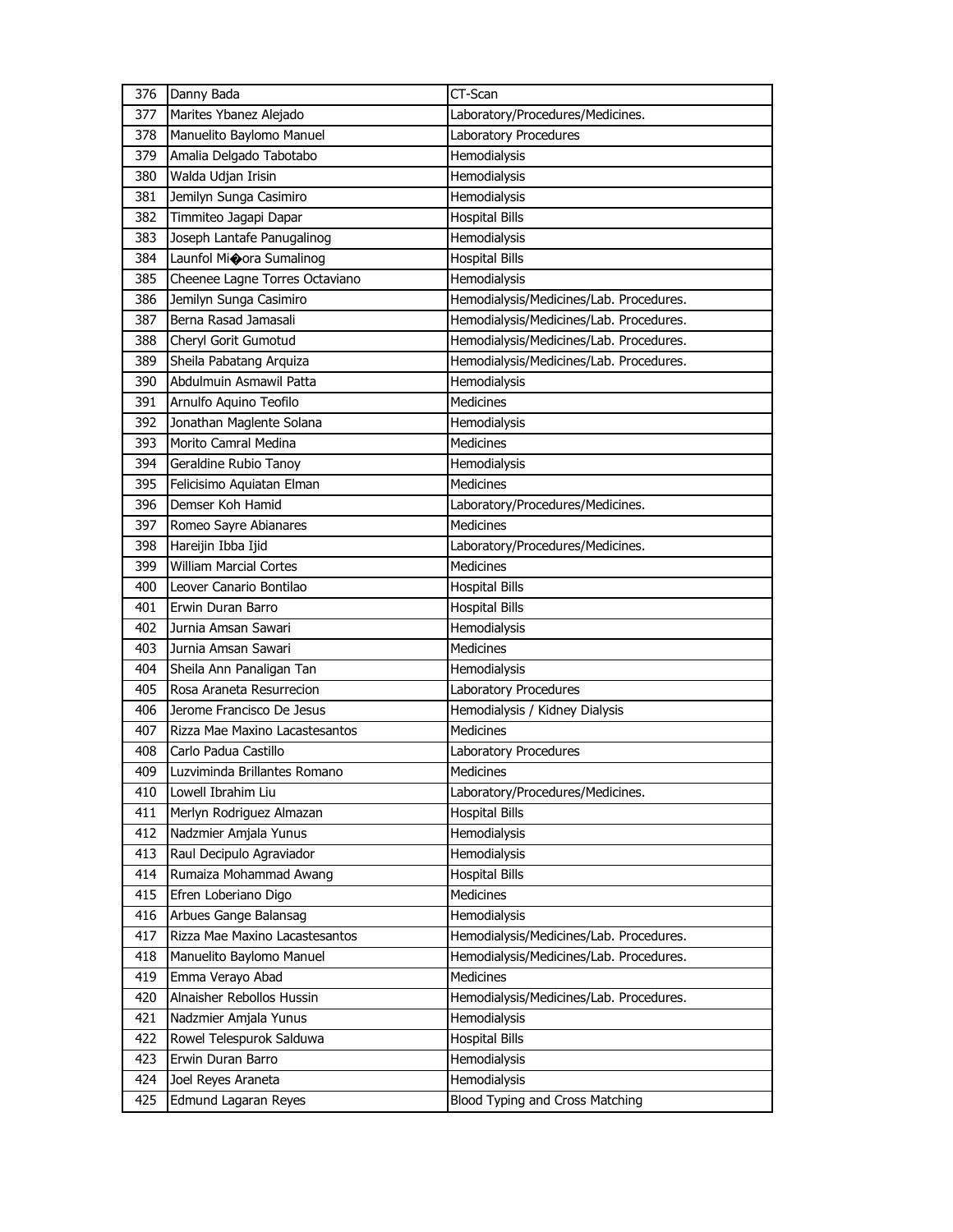| 376 | Danny Bada | CT-Scan |
|---|---|---|
| 377 | Marites Ybanez Alejado | Laboratory/Procedures/Medicines. |
| 378 | Manuelito Baylomo Manuel | Laboratory Procedures |
| 379 | Amalia Delgado Tabotabo | Hemodialysis |
| 380 | Walda Udjan Irisin | Hemodialysis |
| 381 | Jemilyn Sunga Casimiro | Hemodialysis |
| 382 | Timmiteo Jagapi Dapar | Hospital Bills |
| 383 | Joseph Lantafe Panugalinog | Hemodialysis |
| 384 | Launfol Mi�ora Sumalinog | Hospital Bills |
| 385 | Cheenee Lagne Torres Octaviano | Hemodialysis |
| 386 | Jemilyn Sunga Casimiro | Hemodialysis/Medicines/Lab. Procedures. |
| 387 | Berna Rasad Jamasali | Hemodialysis/Medicines/Lab. Procedures. |
| 388 | Cheryl Gorit Gumotud | Hemodialysis/Medicines/Lab. Procedures. |
| 389 | Sheila Pabatang Arquiza | Hemodialysis/Medicines/Lab. Procedures. |
| 390 | Abdulmuin Asmawil Patta | Hemodialysis |
| 391 | Arnulfo Aquino Teofilo | Medicines |
| 392 | Jonathan Maglente Solana | Hemodialysis |
| 393 | Morito Camral Medina | Medicines |
| 394 | Geraldine Rubio Tanoy | Hemodialysis |
| 395 | Felicisimo Aquiatan Elman | Medicines |
| 396 | Demser Koh Hamid | Laboratory/Procedures/Medicines. |
| 397 | Romeo Sayre Abianares | Medicines |
| 398 | Hareijin Ibba Ijid | Laboratory/Procedures/Medicines. |
| 399 | William Marcial Cortes | Medicines |
| 400 | Leover Canario Bontilao | Hospital Bills |
| 401 | Erwin Duran Barro | Hospital Bills |
| 402 | Jurnia Amsan Sawari | Hemodialysis |
| 403 | Jurnia Amsan Sawari | Medicines |
| 404 | Sheila Ann Panaligan Tan | Hemodialysis |
| 405 | Rosa Araneta Resurrecion | Laboratory Procedures |
| 406 | Jerome Francisco De Jesus | Hemodialysis / Kidney Dialysis |
| 407 | Rizza Mae Maxino Lacastesantos | Medicines |
| 408 | Carlo Padua Castillo | Laboratory Procedures |
| 409 | Luzviminda Brillantes Romano | Medicines |
| 410 | Lowell Ibrahim Liu | Laboratory/Procedures/Medicines. |
| 411 | Merlyn Rodriguez Almazan | Hospital Bills |
| 412 | Nadzmier Amjala Yunus | Hemodialysis |
| 413 | Raul Decipulo Agraviador | Hemodialysis |
| 414 | Rumaiza Mohammad Awang | Hospital Bills |
| 415 | Efren Loberiano Digo | Medicines |
| 416 | Arbues Gange Balansag | Hemodialysis |
| 417 | Rizza Mae Maxino Lacastesantos | Hemodialysis/Medicines/Lab. Procedures. |
| 418 | Manuelito Baylomo Manuel | Hemodialysis/Medicines/Lab. Procedures. |
| 419 | Emma Verayo Abad | Medicines |
| 420 | Alnaisher Rebollos Hussin | Hemodialysis/Medicines/Lab. Procedures. |
| 421 | Nadzmier Amjala Yunus | Hemodialysis |
| 422 | Rowel Telespurok Salduwa | Hospital Bills |
| 423 | Erwin Duran Barro | Hemodialysis |
| 424 | Joel Reyes Araneta | Hemodialysis |
| 425 | Edmund Lagaran Reyes | Blood Typing and Cross Matching |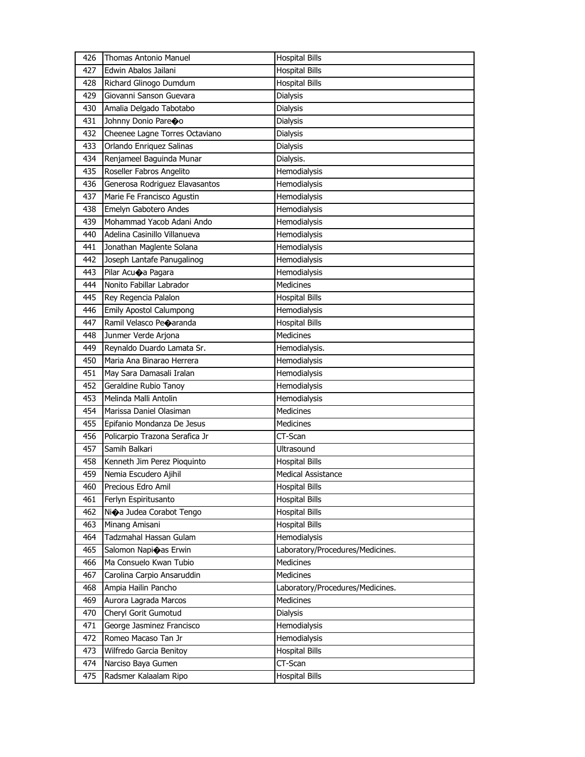| 426 | Thomas Antonio Manuel | Hospital Bills |
|---|---|---|
| 427 | Edwin Abalos Jailani | Hospital Bills |
| 428 | Richard Glinogo Dumdum | Hospital Bills |
| 429 | Giovanni Sanson Guevara | Dialysis |
| 430 | Amalia Delgado Tabotabo | Dialysis |
| 431 | Johnny Donio Pare�o | Dialysis |
| 432 | Cheenee Lagne Torres Octaviano | Dialysis |
| 433 | Orlando Enriquez Salinas | Dialysis |
| 434 | Renjameel Baguinda Munar | Dialysis. |
| 435 | Roseller Fabros Angelito | Hemodialysis |
| 436 | Generosa Rodriguez Elavasantos | Hemodialysis |
| 437 | Marie Fe Francisco Agustin | Hemodialysis |
| 438 | Emelyn Gabotero Andes | Hemodialysis |
| 439 | Mohammad Yacob Adani Ando | Hemodialysis |
| 440 | Adelina Casinillo Villanueva | Hemodialysis |
| 441 | Jonathan Maglente Solana | Hemodialysis |
| 442 | Joseph Lantafe Panugalinog | Hemodialysis |
| 443 | Pilar Acu�a Pagara | Hemodialysis |
| 444 | Nonito Fabillar Labrador | Medicines |
| 445 | Rey Regencia Palalon | Hospital Bills |
| 446 | Emily Apostol Calumpong | Hemodialysis |
| 447 | Ramil Velasco Pe�aranda | Hospital Bills |
| 448 | Junmer Verde Arjona | Medicines |
| 449 | Reynaldo Duardo Lamata Sr. | Hemodialysis. |
| 450 | Maria Ana Binarao Herrera | Hemodialysis |
| 451 | May Sara Damasali Iralan | Hemodialysis |
| 452 | Geraldine Rubio Tanoy | Hemodialysis |
| 453 | Melinda Malli Antolin | Hemodialysis |
| 454 | Marissa Daniel Olasiman | Medicines |
| 455 | Epifanio Mondanza De Jesus | Medicines |
| 456 | Policarpio Trazona Serafica Jr | CT-Scan |
| 457 | Samih Balkari | Ultrasound |
| 458 | Kenneth Jim Perez Pioquinto | Hospital Bills |
| 459 | Nemia Escudero Ajihil | Medical Assistance |
| 460 | Precious Edro Amil | Hospital Bills |
| 461 | Ferlyn Espiritusanto | Hospital Bills |
| 462 | Ni�a Judea Corabot Tengo | Hospital Bills |
| 463 | Minang Amisani | Hospital Bills |
| 464 | Tadzmahal Hassan Gulam | Hemodialysis |
| 465 | Salomon Napi�as Erwin | Laboratory/Procedures/Medicines. |
| 466 | Ma Consuelo Kwan Tubio | Medicines |
| 467 | Carolina Carpio Ansaruddin | Medicines |
| 468 | Ampia Hailin Pancho | Laboratory/Procedures/Medicines. |
| 469 | Aurora Lagrada Marcos | Medicines |
| 470 | Cheryl Gorit Gumotud | Dialysis |
| 471 | George Jasminez Francisco | Hemodialysis |
| 472 | Romeo Macaso Tan Jr | Hemodialysis |
| 473 | Wilfredo Garcia Benitoy | Hospital Bills |
| 474 | Narciso Baya Gumen | CT-Scan |
| 475 | Radsmer Kalaalam Ripo | Hospital Bills |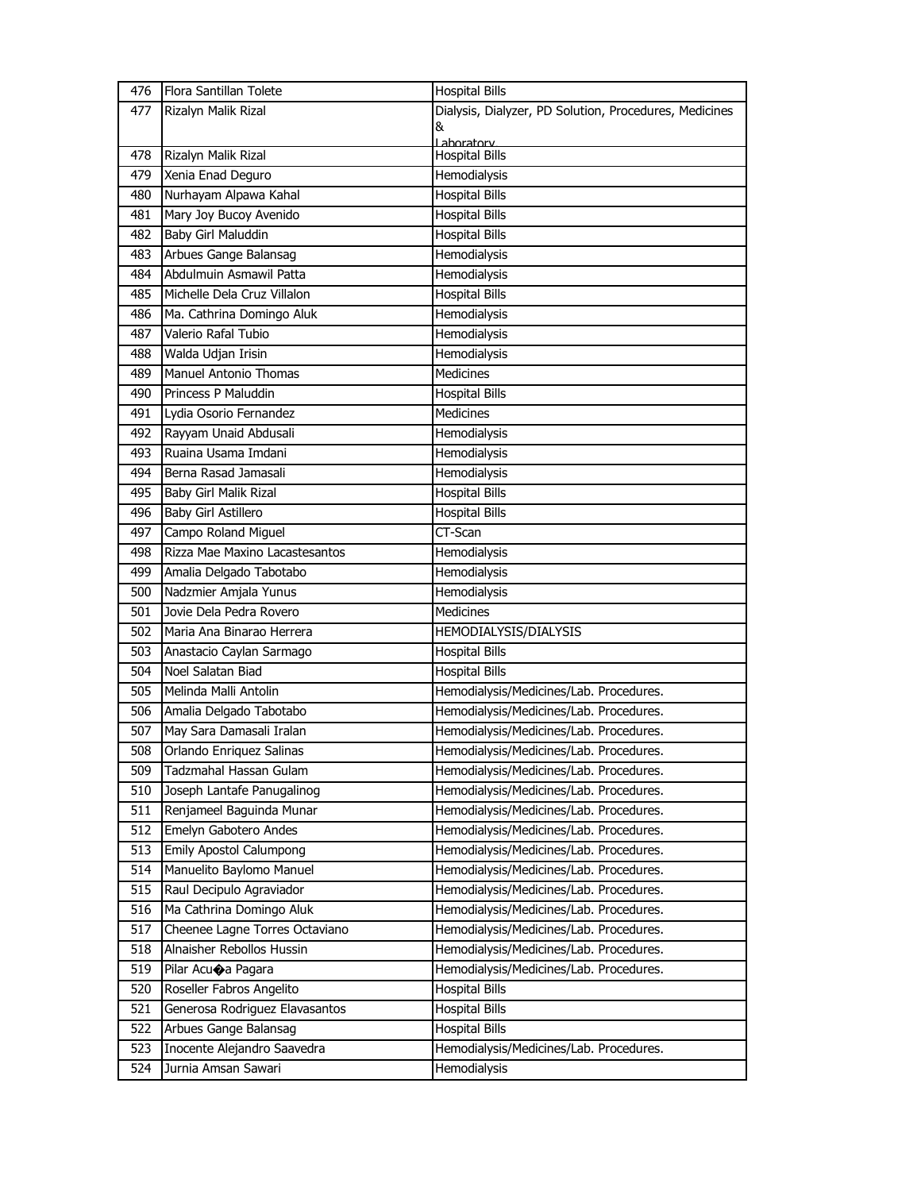| 476 | Flora Santillan Tolete | Hospital Bills |
|---|---|---|
| 477 | Rizalyn Malik Rizal | Dialysis, Dialyzer, PD Solution, Procedures, Medicines & Laboratory |
| 478 | Rizalyn Malik Rizal | Hospital Bills |
| 479 | Xenia Enad Deguro | Hemodialysis |
| 480 | Nurhayam Alpawa Kahal | Hospital Bills |
| 481 | Mary Joy Bucoy Avenido | Hospital Bills |
| 482 | Baby Girl Maluddin | Hospital Bills |
| 483 | Arbues Gange Balansag | Hemodialysis |
| 484 | Abdulmuin Asmawil Patta | Hemodialysis |
| 485 | Michelle Dela Cruz Villalon | Hospital Bills |
| 486 | Ma. Cathrina Domingo Aluk | Hemodialysis |
| 487 | Valerio Rafal Tubio | Hemodialysis |
| 488 | Walda Udjan Irisin | Hemodialysis |
| 489 | Manuel Antonio Thomas | Medicines |
| 490 | Princess P Maluddin | Hospital Bills |
| 491 | Lydia Osorio Fernandez | Medicines |
| 492 | Rayyam Unaid Abdusali | Hemodialysis |
| 493 | Ruaina Usama Imdani | Hemodialysis |
| 494 | Berna Rasad Jamasali | Hemodialysis |
| 495 | Baby Girl Malik Rizal | Hospital Bills |
| 496 | Baby Girl Astillero | Hospital Bills |
| 497 | Campo Roland Miguel | CT-Scan |
| 498 | Rizza Mae Maxino Lacastesantos | Hemodialysis |
| 499 | Amalia Delgado Tabotabo | Hemodialysis |
| 500 | Nadzmier Amjala Yunus | Hemodialysis |
| 501 | Jovie Dela Pedra Rovero | Medicines |
| 502 | Maria Ana Binarao Herrera | HEMODIALYSIS/DIALYSIS |
| 503 | Anastacio Caylan Sarmago | Hospital Bills |
| 504 | Noel Salatan Biad | Hospital Bills |
| 505 | Melinda Malli Antolin | Hemodialysis/Medicines/Lab. Procedures. |
| 506 | Amalia Delgado Tabotabo | Hemodialysis/Medicines/Lab. Procedures. |
| 507 | May Sara Damasali Iralan | Hemodialysis/Medicines/Lab. Procedures. |
| 508 | Orlando Enriquez Salinas | Hemodialysis/Medicines/Lab. Procedures. |
| 509 | Tadzmahal Hassan Gulam | Hemodialysis/Medicines/Lab. Procedures. |
| 510 | Joseph Lantafe Panugalinog | Hemodialysis/Medicines/Lab. Procedures. |
| 511 | Renjameel Baguinda Munar | Hemodialysis/Medicines/Lab. Procedures. |
| 512 | Emelyn Gabotero Andes | Hemodialysis/Medicines/Lab. Procedures. |
| 513 | Emily Apostol Calumpong | Hemodialysis/Medicines/Lab. Procedures. |
| 514 | Manuelito Baylomo Manuel | Hemodialysis/Medicines/Lab. Procedures. |
| 515 | Raul Decipulo Agraviador | Hemodialysis/Medicines/Lab. Procedures. |
| 516 | Ma Cathrina Domingo Aluk | Hemodialysis/Medicines/Lab. Procedures. |
| 517 | Cheenee Lagne Torres Octaviano | Hemodialysis/Medicines/Lab. Procedures. |
| 518 | Alnaisher Rebollos Hussin | Hemodialysis/Medicines/Lab. Procedures. |
| 519 | Pilar Acu�a Pagara | Hemodialysis/Medicines/Lab. Procedures. |
| 520 | Roseller Fabros Angelito | Hospital Bills |
| 521 | Generosa Rodriguez Elavasantos | Hospital Bills |
| 522 | Arbues Gange Balansag | Hospital Bills |
| 523 | Inocente Alejandro Saavedra | Hemodialysis/Medicines/Lab. Procedures. |
| 524 | Jurnia Amsan Sawari | Hemodialysis |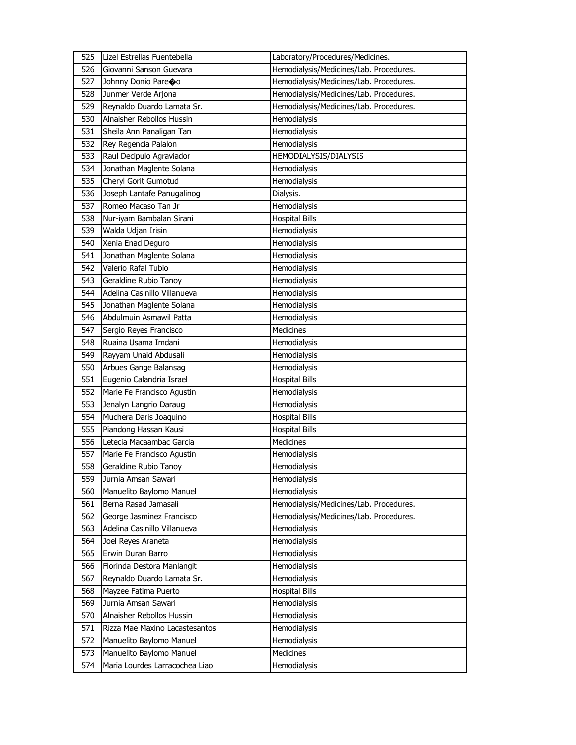| 525 | Lizel Estrellas Fuentebella | Laboratory/Procedures/Medicines. |
|---|---|---|
| 526 | Giovanni Sanson Guevara | Hemodialysis/Medicines/Lab. Procedures. |
| 527 | Johnny Donio Pare�o | Hemodialysis/Medicines/Lab. Procedures. |
| 528 | Junmer Verde Arjona | Hemodialysis/Medicines/Lab. Procedures. |
| 529 | Reynaldo Duardo Lamata Sr. | Hemodialysis/Medicines/Lab. Procedures. |
| 530 | Alnaisher Rebollos Hussin | Hemodialysis |
| 531 | Sheila Ann Panaligan Tan | Hemodialysis |
| 532 | Rey Regencia Palalon | Hemodialysis |
| 533 | Raul Decipulo Agraviador | HEMODIALYSIS/DIALYSIS |
| 534 | Jonathan Maglente Solana | Hemodialysis |
| 535 | Cheryl Gorit Gumotud | Hemodialysis |
| 536 | Joseph Lantafe Panugalinog | Dialysis. |
| 537 | Romeo Macaso Tan Jr | Hemodialysis |
| 538 | Nur-iyam Bambalan Sirani | Hospital Bills |
| 539 | Walda Udjan Irisin | Hemodialysis |
| 540 | Xenia Enad Deguro | Hemodialysis |
| 541 | Jonathan Maglente Solana | Hemodialysis |
| 542 | Valerio Rafal Tubio | Hemodialysis |
| 543 | Geraldine Rubio Tanoy | Hemodialysis |
| 544 | Adelina Casinillo Villanueva | Hemodialysis |
| 545 | Jonathan Maglente Solana | Hemodialysis |
| 546 | Abdulmuin Asmawil Patta | Hemodialysis |
| 547 | Sergio Reyes Francisco | Medicines |
| 548 | Ruaina Usama Imdani | Hemodialysis |
| 549 | Rayyam Unaid Abdusali | Hemodialysis |
| 550 | Arbues Gange Balansag | Hemodialysis |
| 551 | Eugenio Calandria Israel | Hospital Bills |
| 552 | Marie Fe Francisco Agustin | Hemodialysis |
| 553 | Jenalyn Langrio Daraug | Hemodialysis |
| 554 | Muchera Daris Joaquino | Hospital Bills |
| 555 | Piandong Hassan Kausi | Hospital Bills |
| 556 | Letecia Macaambac Garcia | Medicines |
| 557 | Marie Fe Francisco Agustin | Hemodialysis |
| 558 | Geraldine Rubio Tanoy | Hemodialysis |
| 559 | Jurnia Amsan Sawari | Hemodialysis |
| 560 | Manuelito Baylomo Manuel | Hemodialysis |
| 561 | Berna Rasad Jamasali | Hemodialysis/Medicines/Lab. Procedures. |
| 562 | George Jasminez Francisco | Hemodialysis/Medicines/Lab. Procedures. |
| 563 | Adelina Casinillo Villanueva | Hemodialysis |
| 564 | Joel Reyes Araneta | Hemodialysis |
| 565 | Erwin Duran Barro | Hemodialysis |
| 566 | Florinda Destora Manlangit | Hemodialysis |
| 567 | Reynaldo Duardo Lamata Sr. | Hemodialysis |
| 568 | Mayzee Fatima Puerto | Hospital Bills |
| 569 | Jurnia Amsan Sawari | Hemodialysis |
| 570 | Alnaisher Rebollos Hussin | Hemodialysis |
| 571 | Rizza Mae Maxino Lacastesantos | Hemodialysis |
| 572 | Manuelito Baylomo Manuel | Hemodialysis |
| 573 | Manuelito Baylomo Manuel | Medicines |
| 574 | Maria Lourdes Larracochea Liao | Hemodialysis |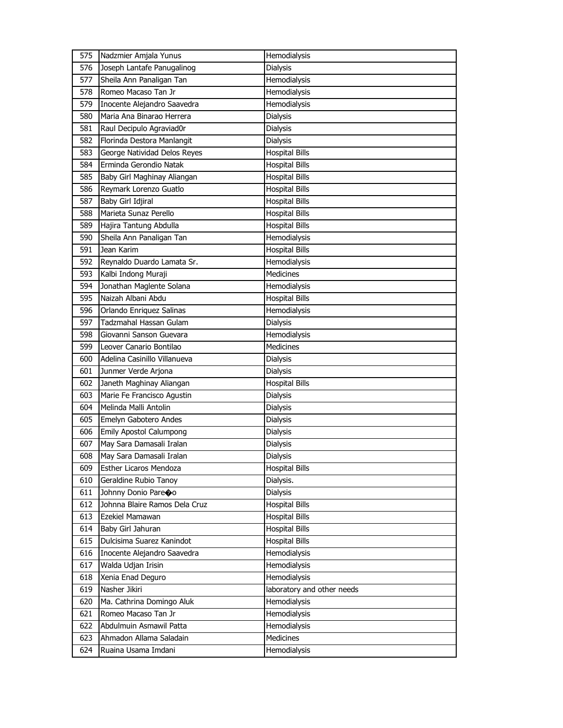| 575 | Nadzmier Amjala Yunus | Hemodialysis |
|---|---|---|
| 576 | Joseph Lantafe Panugalinog | Dialysis |
| 577 | Sheila Ann Panaligan Tan | Hemodialysis |
| 578 | Romeo Macaso Tan Jr | Hemodialysis |
| 579 | Inocente Alejandro Saavedra | Hemodialysis |
| 580 | Maria Ana Binarao Herrera | Dialysis |
| 581 | Raul Decipulo Agraviad0r | Dialysis |
| 582 | Florinda Destora Manlangit | Dialysis |
| 583 | George Natividad Delos Reyes | Hospital Bills |
| 584 | Erminda Gerondio Natak | Hospital Bills |
| 585 | Baby Girl Maghinay Aliangan | Hospital Bills |
| 586 | Reymark Lorenzo Guatlo | Hospital Bills |
| 587 | Baby Girl Idjiral | Hospital Bills |
| 588 | Marieta Sunaz Perello | Hospital Bills |
| 589 | Hajira Tantung Abdulla | Hospital Bills |
| 590 | Sheila Ann Panaligan Tan | Hemodialysis |
| 591 | Jean Karim | Hospital Bills |
| 592 | Reynaldo Duardo Lamata Sr. | Hemodialysis |
| 593 | Kalbi Indong Muraji | Medicines |
| 594 | Jonathan Maglente Solana | Hemodialysis |
| 595 | Naizah Albani Abdu | Hospital Bills |
| 596 | Orlando Enriquez Salinas | Hemodialysis |
| 597 | Tadzmahal Hassan Gulam | Dialysis |
| 598 | Giovanni Sanson Guevara | Hemodialysis |
| 599 | Leover Canario Bontilao | Medicines |
| 600 | Adelina Casinillo Villanueva | Dialysis |
| 601 | Junmer Verde Arjona | Dialysis |
| 602 | Janeth Maghinay Aliangan | Hospital Bills |
| 603 | Marie Fe Francisco Agustin | Dialysis |
| 604 | Melinda Malli Antolin | Dialysis |
| 605 | Emelyn Gabotero Andes | Dialysis |
| 606 | Emily Apostol Calumpong | Dialysis |
| 607 | May Sara Damasali Iralan | Dialysis |
| 608 | May Sara Damasali Iralan | Dialysis |
| 609 | Esther Licaros Mendoza | Hospital Bills |
| 610 | Geraldine Rubio Tanoy | Dialysis. |
| 611 | Johnny Donio Pare�o | Dialysis |
| 612 | Johnna Blaire Ramos Dela Cruz | Hospital Bills |
| 613 | Ezekiel Mamawan | Hospital Bills |
| 614 | Baby Girl Jahuran | Hospital Bills |
| 615 | Dulcisima Suarez Kanindot | Hospital Bills |
| 616 | Inocente Alejandro Saavedra | Hemodialysis |
| 617 | Walda Udjan Irisin | Hemodialysis |
| 618 | Xenia Enad Deguro | Hemodialysis |
| 619 | Nasher Jikiri | laboratory and other needs |
| 620 | Ma. Cathrina Domingo Aluk | Hemodialysis |
| 621 | Romeo Macaso Tan Jr | Hemodialysis |
| 622 | Abdulmuin Asmawil Patta | Hemodialysis |
| 623 | Ahmadon Allama Saladain | Medicines |
| 624 | Ruaina Usama Imdani | Hemodialysis |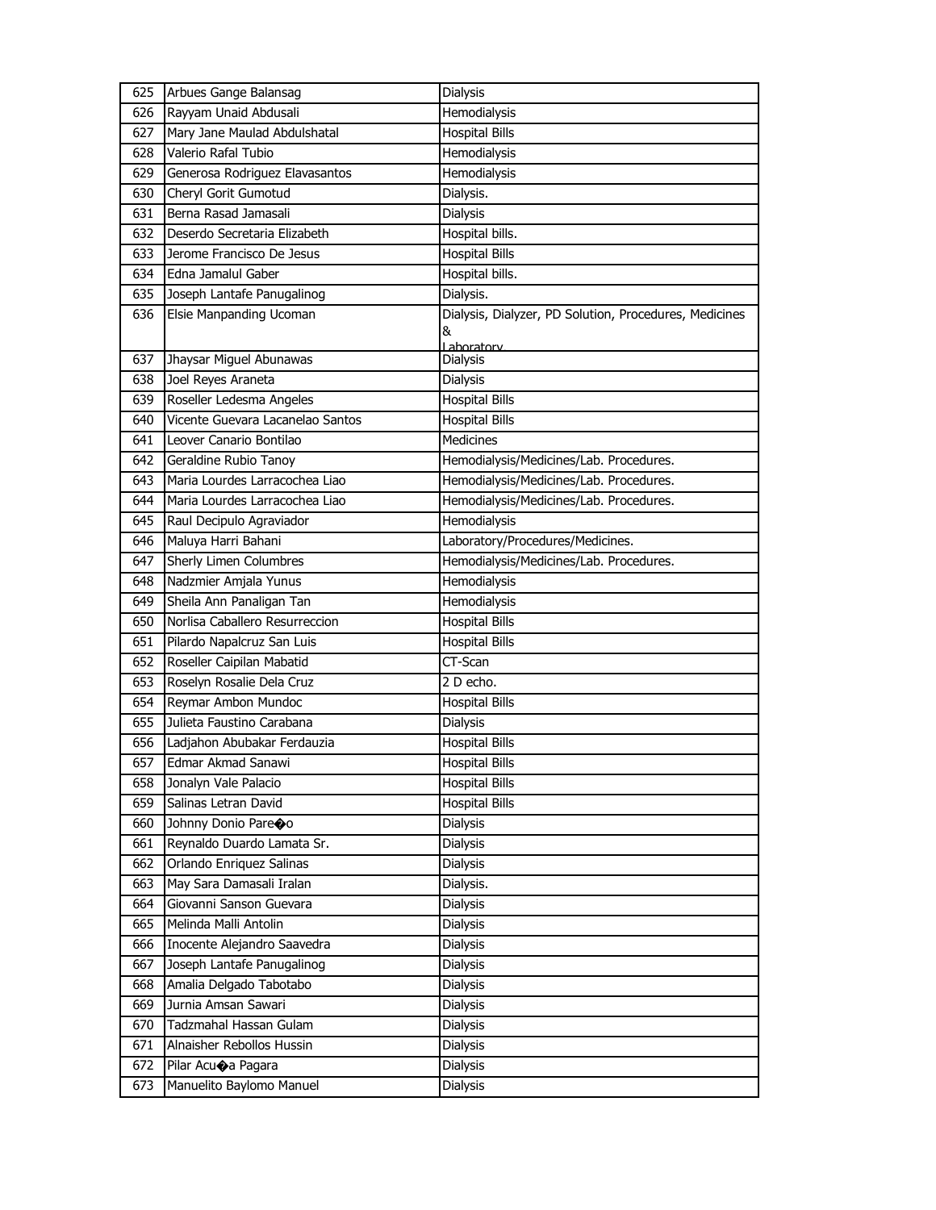| 625 | Arbues Gange Balansag | Dialysis |
|---|---|---|
| 626 | Rayyam Unaid Abdusali | Hemodialysis |
| 627 | Mary Jane Maulad Abdulshatal | Hospital Bills |
| 628 | Valerio Rafal Tubio | Hemodialysis |
| 629 | Generosa Rodriguez Elavasantos | Hemodialysis |
| 630 | Cheryl Gorit Gumotud | Dialysis. |
| 631 | Berna Rasad Jamasali | Dialysis |
| 632 | Deserdo Secretaria Elizabeth | Hospital bills. |
| 633 | Jerome Francisco De Jesus | Hospital Bills |
| 634 | Edna Jamalul Gaber | Hospital bills. |
| 635 | Joseph Lantafe Panugalinog | Dialysis. |
| 636 | Elsie Manpanding Ucoman | Dialysis, Dialyzer, PD Solution, Procedures, Medicines & Laboratory |
| 637 | Jhaysar Miguel Abunawas | Dialysis |
| 638 | Joel Reyes Araneta | Dialysis |
| 639 | Roseller Ledesma Angeles | Hospital Bills |
| 640 | Vicente Guevara Lacanelao Santos | Hospital Bills |
| 641 | Leover Canario Bontilao | Medicines |
| 642 | Geraldine Rubio Tanoy | Hemodialysis/Medicines/Lab. Procedures. |
| 643 | Maria Lourdes Larracochea Liao | Hemodialysis/Medicines/Lab. Procedures. |
| 644 | Maria Lourdes Larracochea Liao | Hemodialysis/Medicines/Lab. Procedures. |
| 645 | Raul Decipulo Agraviador | Hemodialysis |
| 646 | Maluya Harri Bahani | Laboratory/Procedures/Medicines. |
| 647 | Sherly Limen Columbres | Hemodialysis/Medicines/Lab. Procedures. |
| 648 | Nadzmier Amjala Yunus | Hemodialysis |
| 649 | Sheila Ann Panaligan Tan | Hemodialysis |
| 650 | Norlisa Caballero Resurreccion | Hospital Bills |
| 651 | Pilardo Napalcruz San Luis | Hospital Bills |
| 652 | Roseller Caipilan Mabatid | CT-Scan |
| 653 | Roselyn Rosalie Dela Cruz | 2 D echo. |
| 654 | Reymar Ambon Mundoc | Hospital Bills |
| 655 | Julieta Faustino Carabana | Dialysis |
| 656 | Ladjahon Abubakar Ferdauzia | Hospital Bills |
| 657 | Edmar Akmad Sanawi | Hospital Bills |
| 658 | Jonalyn Vale Palacio | Hospital Bills |
| 659 | Salinas Letran David | Hospital Bills |
| 660 | Johnny Donio Pare�o | Dialysis |
| 661 | Reynaldo Duardo Lamata Sr. | Dialysis |
| 662 | Orlando Enriquez Salinas | Dialysis |
| 663 | May Sara Damasali Iralan | Dialysis. |
| 664 | Giovanni Sanson Guevara | Dialysis |
| 665 | Melinda Malli Antolin | Dialysis |
| 666 | Inocente Alejandro Saavedra | Dialysis |
| 667 | Joseph Lantafe Panugalinog | Dialysis |
| 668 | Amalia Delgado Tabotabo | Dialysis |
| 669 | Jurnia Amsan Sawari | Dialysis |
| 670 | Tadzmahal Hassan Gulam | Dialysis |
| 671 | Alnaisher Rebollos Hussin | Dialysis |
| 672 | Pilar Acu�a Pagara | Dialysis |
| 673 | Manuelito Baylomo Manuel | Dialysis |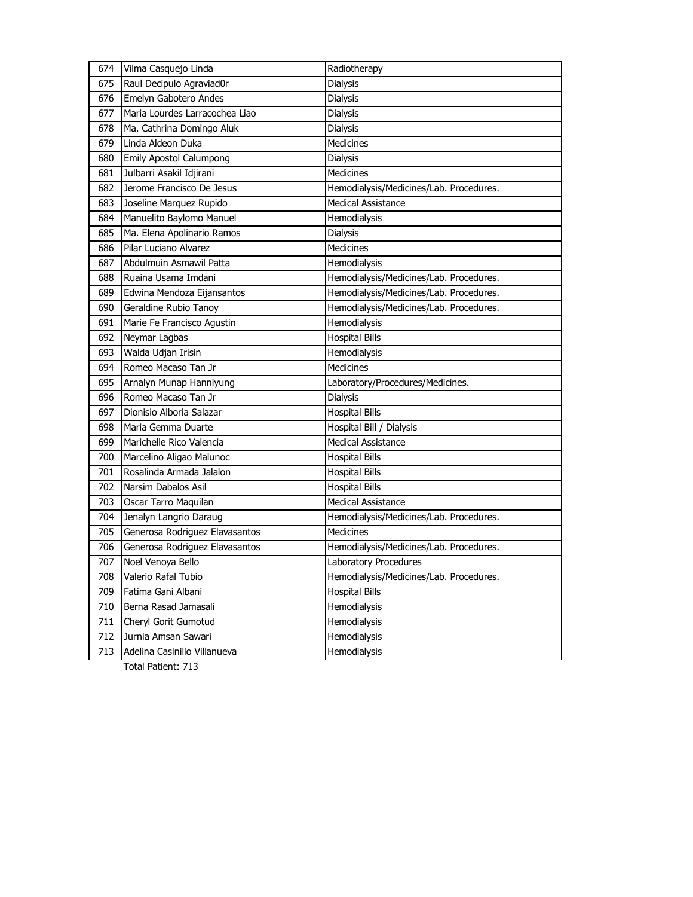| | | |
|---|---|---|
| 674 | Vilma Casquejo Linda | Radiotherapy |
| 675 | Raul Decipulo Agraviad0r | Dialysis |
| 676 | Emelyn Gabotero Andes | Dialysis |
| 677 | Maria Lourdes Larracochea Liao | Dialysis |
| 678 | Ma. Cathrina Domingo Aluk | Dialysis |
| 679 | Linda Aldeon Duka | Medicines |
| 680 | Emily Apostol Calumpong | Dialysis |
| 681 | Julbarri Asakil Idjirani | Medicines |
| 682 | Jerome Francisco De Jesus | Hemodialysis/Medicines/Lab. Procedures. |
| 683 | Joseline Marquez Rupido | Medical Assistance |
| 684 | Manuelito Baylomo Manuel | Hemodialysis |
| 685 | Ma. Elena Apolinario Ramos | Dialysis |
| 686 | Pilar Luciano Alvarez | Medicines |
| 687 | Abdulmuin Asmawil Patta | Hemodialysis |
| 688 | Ruaina Usama Imdani | Hemodialysis/Medicines/Lab. Procedures. |
| 689 | Edwina Mendoza Eijansantos | Hemodialysis/Medicines/Lab. Procedures. |
| 690 | Geraldine Rubio Tanoy | Hemodialysis/Medicines/Lab. Procedures. |
| 691 | Marie Fe Francisco Agustin | Hemodialysis |
| 692 | Neymar Lagbas | Hospital Bills |
| 693 | Walda Udjan Irisin | Hemodialysis |
| 694 | Romeo Macaso Tan Jr | Medicines |
| 695 | Arnalyn Munap Hanniyung | Laboratory/Procedures/Medicines. |
| 696 | Romeo Macaso Tan Jr | Dialysis |
| 697 | Dionisio Alboria Salazar | Hospital Bills |
| 698 | Maria Gemma Duarte | Hospital Bill / Dialysis |
| 699 | Marichelle Rico Valencia | Medical Assistance |
| 700 | Marcelino Aligao Malunoc | Hospital Bills |
| 701 | Rosalinda Armada Jalalon | Hospital Bills |
| 702 | Narsim Dabalos Asil | Hospital Bills |
| 703 | Oscar Tarro Maquilan | Medical Assistance |
| 704 | Jenalyn Langrio Daraug | Hemodialysis/Medicines/Lab. Procedures. |
| 705 | Generosa Rodriguez Elavasantos | Medicines |
| 706 | Generosa Rodriguez Elavasantos | Hemodialysis/Medicines/Lab. Procedures. |
| 707 | Noel Venoya Bello | Laboratory Procedures |
| 708 | Valerio Rafal Tubio | Hemodialysis/Medicines/Lab. Procedures. |
| 709 | Fatima Gani Albani | Hospital Bills |
| 710 | Berna Rasad Jamasali | Hemodialysis |
| 711 | Cheryl Gorit Gumotud | Hemodialysis |
| 712 | Jurnia Amsan Sawari | Hemodialysis |
| 713 | Adelina Casinillo Villanueva | Hemodialysis |

Total Patient: 713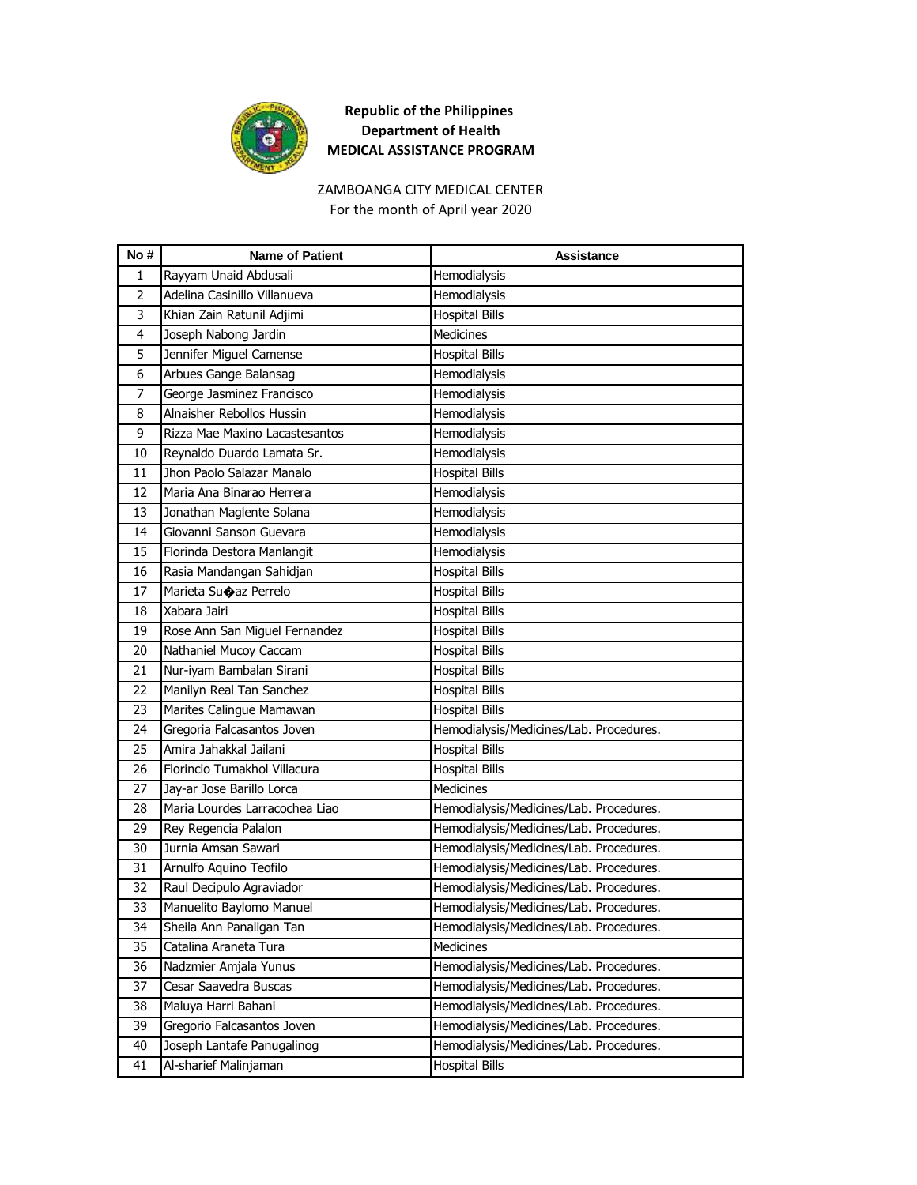**Republic of the Philippines**
**Department of Health**
**MEDICAL ASSISTANCE PROGRAM**

ZAMBOANGA CITY MEDICAL CENTER
For the month of April year 2020

| No # | Name of Patient | Assistance |
|---|---|---|
| 1 | Rayyam Unaid Abdusali | Hemodialysis |
| 2 | Adelina Casinillo Villanueva | Hemodialysis |
| 3 | Khian Zain Ratunil Adjimi | Hospital Bills |
| 4 | Joseph Nabong Jardin | Medicines |
| 5 | Jennifer Miguel Camense | Hospital Bills |
| 6 | Arbues Gange Balansag | Hemodialysis |
| 7 | George Jasminez Francisco | Hemodialysis |
| 8 | Alnaisher Rebollos Hussin | Hemodialysis |
| 9 | Rizza Mae Maxino Lacastesantos | Hemodialysis |
| 10 | Reynaldo Duardo Lamata Sr. | Hemodialysis |
| 11 | Jhon Paolo Salazar Manalo | Hospital Bills |
| 12 | Maria Ana Binarao Herrera | Hemodialysis |
| 13 | Jonathan Maglente Solana | Hemodialysis |
| 14 | Giovanni Sanson Guevara | Hemodialysis |
| 15 | Florinda Destora Manlangit | Hemodialysis |
| 16 | Rasia Mandangan Sahidjan | Hospital Bills |
| 17 | Marieta Su�az Perrelo | Hospital Bills |
| 18 | Xabara Jairi | Hospital Bills |
| 19 | Rose Ann San Miguel Fernandez | Hospital Bills |
| 20 | Nathaniel Mucoy Caccam | Hospital Bills |
| 21 | Nur-iyam Bambalan Sirani | Hospital Bills |
| 22 | Manilyn Real Tan Sanchez | Hospital Bills |
| 23 | Marites Calingue Mamawan | Hospital Bills |
| 24 | Gregoria Falcasantos Joven | Hemodialysis/Medicines/Lab. Procedures. |
| 25 | Amira Jahakkal Jailani | Hospital Bills |
| 26 | Florincio Tumakhol Villacura | Hospital Bills |
| 27 | Jay-ar Jose Barillo Lorca | Medicines |
| 28 | Maria Lourdes Larracochea Liao | Hemodialysis/Medicines/Lab. Procedures. |
| 29 | Rey Regencia Palalon | Hemodialysis/Medicines/Lab. Procedures. |
| 30 | Jurnia Amsan Sawari | Hemodialysis/Medicines/Lab. Procedures. |
| 31 | Arnulfo Aquino Teofilo | Hemodialysis/Medicines/Lab. Procedures. |
| 32 | Raul Decipulo Agraviador | Hemodialysis/Medicines/Lab. Procedures. |
| 33 | Manuelito Baylomo Manuel | Hemodialysis/Medicines/Lab. Procedures. |
| 34 | Sheila Ann Panaligan Tan | Hemodialysis/Medicines/Lab. Procedures. |
| 35 | Catalina Araneta Tura | Medicines |
| 36 | Nadzmier Amjala Yunus | Hemodialysis/Medicines/Lab. Procedures. |
| 37 | Cesar Saavedra Buscas | Hemodialysis/Medicines/Lab. Procedures. |
| 38 | Maluya Harri Bahani | Hemodialysis/Medicines/Lab. Procedures. |
| 39 | Gregorio Falcasantos Joven | Hemodialysis/Medicines/Lab. Procedures. |
| 40 | Joseph Lantafe Panugalinog | Hemodialysis/Medicines/Lab. Procedures. |
| 41 | Al-sharief Malinjaman | Hospital Bills |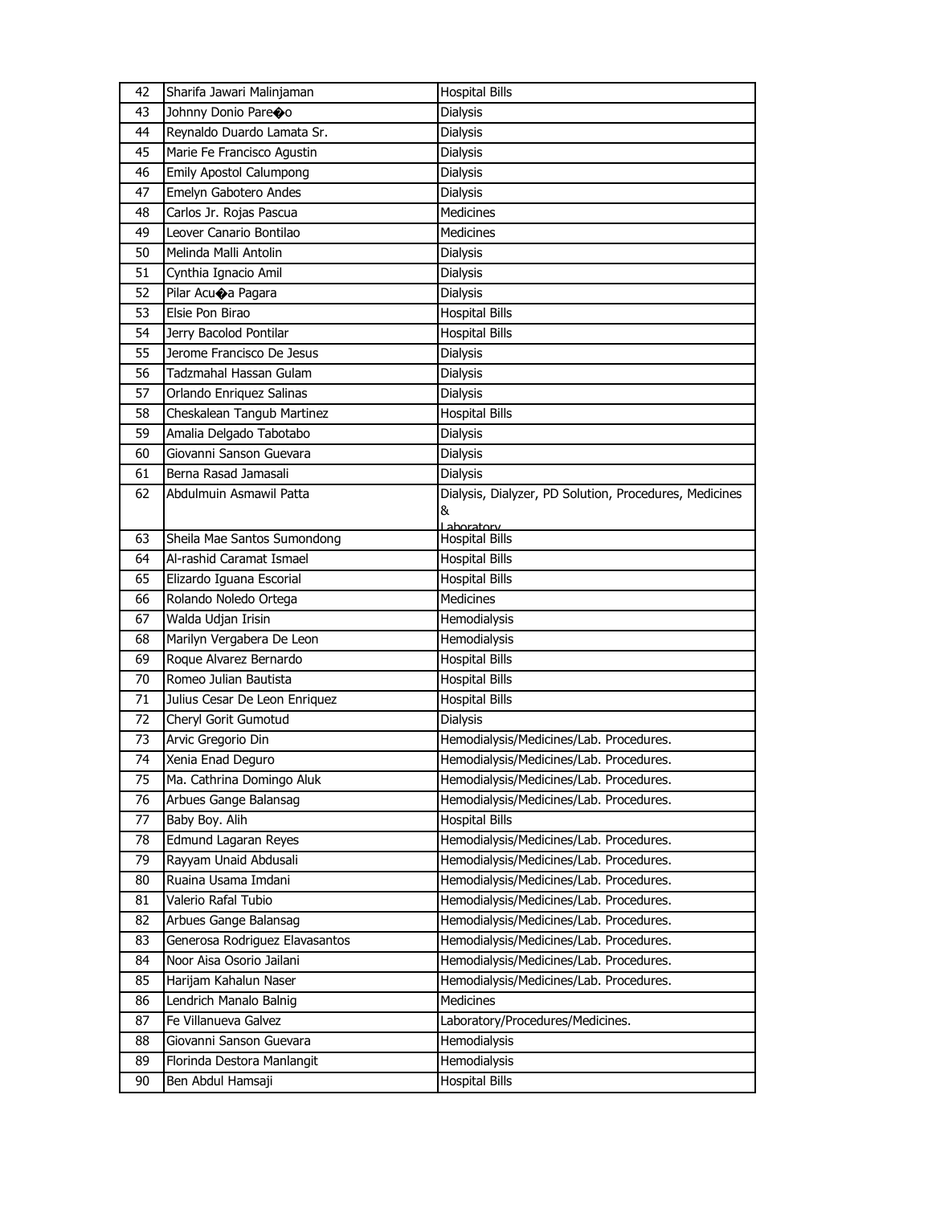| 42 | Sharifa Jawari Malinjaman | Hospital Bills |
|---|---|---|
| 43 | Johnny Donio Pare�o | Dialysis |
| 44 | Reynaldo Duardo Lamata Sr. | Dialysis |
| 45 | Marie Fe Francisco Agustin | Dialysis |
| 46 | Emily Apostol Calumpong | Dialysis |
| 47 | Emelyn Gabotero Andes | Dialysis |
| 48 | Carlos Jr. Rojas Pascua | Medicines |
| 49 | Leover Canario Bontilao | Medicines |
| 50 | Melinda Malli Antolin | Dialysis |
| 51 | Cynthia Ignacio Amil | Dialysis |
| 52 | Pilar Acu�a Pagara | Dialysis |
| 53 | Elsie Pon Birao | Hospital Bills |
| 54 | Jerry Bacolod Pontilar | Hospital Bills |
| 55 | Jerome Francisco De Jesus | Dialysis |
| 56 | Tadzmahal Hassan Gulam | Dialysis |
| 57 | Orlando Enriquez Salinas | Dialysis |
| 58 | Cheskalean Tangub Martinez | Hospital Bills |
| 59 | Amalia Delgado Tabotabo | Dialysis |
| 60 | Giovanni Sanson Guevara | Dialysis |
| 61 | Berna Rasad Jamasali | Dialysis |
| 62 | Abdulmuin Asmawil Patta | Dialysis, Dialyzer, PD Solution, Procedures, Medicines & Laboratory |
| 63 | Sheila Mae Santos Sumondong | Hospital Bills |
| 64 | Al-rashid Caramat Ismael | Hospital Bills |
| 65 | Elizardo Iguana Escorial | Hospital Bills |
| 66 | Rolando Noledo Ortega | Medicines |
| 67 | Walda Udjan Irisin | Hemodialysis |
| 68 | Marilyn Vergabera De Leon | Hemodialysis |
| 69 | Roque Alvarez Bernardo | Hospital Bills |
| 70 | Romeo Julian Bautista | Hospital Bills |
| 71 | Julius Cesar De Leon Enriquez | Hospital Bills |
| 72 | Cheryl Gorit Gumotud | Dialysis |
| 73 | Arvic Gregorio Din | Hemodialysis/Medicines/Lab. Procedures. |
| 74 | Xenia Enad Deguro | Hemodialysis/Medicines/Lab. Procedures. |
| 75 | Ma. Cathrina Domingo Aluk | Hemodialysis/Medicines/Lab. Procedures. |
| 76 | Arbues Gange Balansag | Hemodialysis/Medicines/Lab. Procedures. |
| 77 | Baby Boy. Alih | Hospital Bills |
| 78 | Edmund Lagaran Reyes | Hemodialysis/Medicines/Lab. Procedures. |
| 79 | Rayyam Unaid Abdusali | Hemodialysis/Medicines/Lab. Procedures. |
| 80 | Ruaina Usama Imdani | Hemodialysis/Medicines/Lab. Procedures. |
| 81 | Valerio Rafal Tubio | Hemodialysis/Medicines/Lab. Procedures. |
| 82 | Arbues Gange Balansag | Hemodialysis/Medicines/Lab. Procedures. |
| 83 | Generosa Rodriguez Elavasantos | Hemodialysis/Medicines/Lab. Procedures. |
| 84 | Noor Aisa Osorio Jailani | Hemodialysis/Medicines/Lab. Procedures. |
| 85 | Harijam Kahalun Naser | Hemodialysis/Medicines/Lab. Procedures. |
| 86 | Lendrich Manalo Balnig | Medicines |
| 87 | Fe Villanueva Galvez | Laboratory/Procedures/Medicines. |
| 88 | Giovanni Sanson Guevara | Hemodialysis |
| 89 | Florinda Destora Manlangit | Hemodialysis |
| 90 | Ben Abdul Hamsaji | Hospital Bills |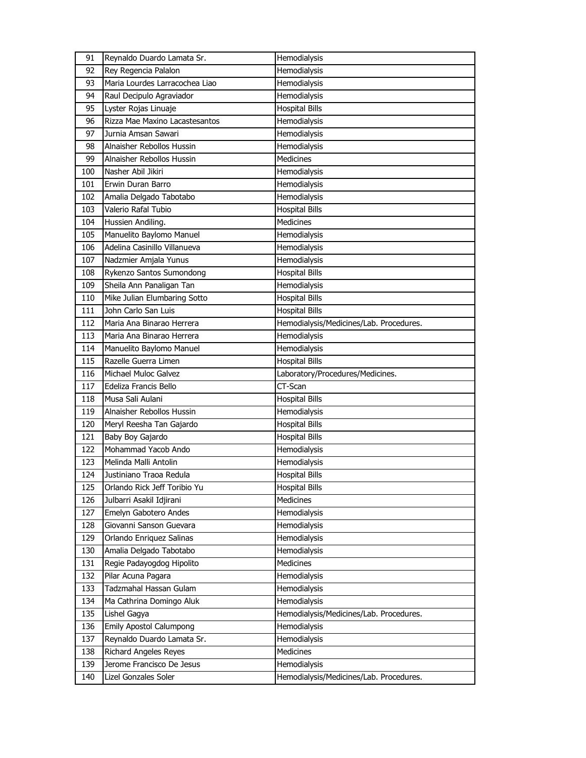| 91 | Reynaldo Duardo Lamata Sr. | Hemodialysis |
|---|---|---|
| 92 | Rey Regencia Palalon | Hemodialysis |
| 93 | Maria Lourdes Larracochea Liao | Hemodialysis |
| 94 | Raul Decipulo Agraviador | Hemodialysis |
| 95 | Lyster Rojas Linuaje | Hospital Bills |
| 96 | Rizza Mae Maxino Lacastesantos | Hemodialysis |
| 97 | Jurnia Amsan Sawari | Hemodialysis |
| 98 | Alnaisher Rebollos Hussin | Hemodialysis |
| 99 | Alnaisher Rebollos Hussin | Medicines |
| 100 | Nasher Abil Jikiri | Hemodialysis |
| 101 | Erwin Duran Barro | Hemodialysis |
| 102 | Amalia Delgado Tabotabo | Hemodialysis |
| 103 | Valerio Rafal Tubio | Hospital Bills |
| 104 | Hussien Andiling. | Medicines |
| 105 | Manuelito Baylomo Manuel | Hemodialysis |
| 106 | Adelina Casinillo Villanueva | Hemodialysis |
| 107 | Nadzmier Amjala Yunus | Hemodialysis |
| 108 | Rykenzo Santos Sumondong | Hospital Bills |
| 109 | Sheila Ann Panaligan Tan | Hemodialysis |
| 110 | Mike Julian Elumbaring Sotto | Hospital Bills |
| 111 | John Carlo San Luis | Hospital Bills |
| 112 | Maria Ana Binarao Herrera | Hemodialysis/Medicines/Lab. Procedures. |
| 113 | Maria Ana Binarao Herrera | Hemodialysis |
| 114 | Manuelito Baylomo Manuel | Hemodialysis |
| 115 | Razelle Guerra Limen | Hospital Bills |
| 116 | Michael Muloc Galvez | Laboratory/Procedures/Medicines. |
| 117 | Edeliza Francis Bello | CT-Scan |
| 118 | Musa Sali Aulani | Hospital Bills |
| 119 | Alnaisher Rebollos Hussin | Hemodialysis |
| 120 | Meryl Reesha Tan Gajardo | Hospital Bills |
| 121 | Baby Boy Gajardo | Hospital Bills |
| 122 | Mohammad Yacob Ando | Hemodialysis |
| 123 | Melinda Malli Antolin | Hemodialysis |
| 124 | Justiniano Traoa Redula | Hospital Bills |
| 125 | Orlando Rick Jeff Toribio Yu | Hospital Bills |
| 126 | Julbarri Asakil Idjirani | Medicines |
| 127 | Emelyn Gabotero Andes | Hemodialysis |
| 128 | Giovanni Sanson Guevara | Hemodialysis |
| 129 | Orlando Enriquez Salinas | Hemodialysis |
| 130 | Amalia Delgado Tabotabo | Hemodialysis |
| 131 | Regie Padayogdog Hipolito | Medicines |
| 132 | Pilar Acuna Pagara | Hemodialysis |
| 133 | Tadzmahal Hassan Gulam | Hemodialysis |
| 134 | Ma Cathrina Domingo Aluk | Hemodialysis |
| 135 | Lishel Gagya | Hemodialysis/Medicines/Lab. Procedures. |
| 136 | Emily Apostol Calumpong | Hemodialysis |
| 137 | Reynaldo Duardo Lamata Sr. | Hemodialysis |
| 138 | Richard Angeles Reyes | Medicines |
| 139 | Jerome Francisco De Jesus | Hemodialysis |
| 140 | Lizel Gonzales Soler | Hemodialysis/Medicines/Lab. Procedures. |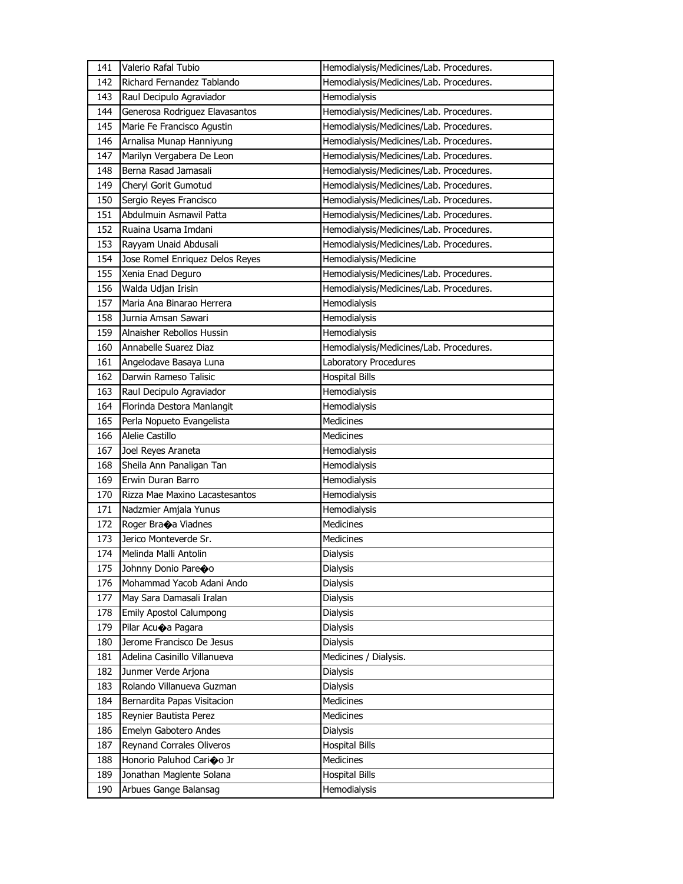| 141 | Valerio Rafal Tubio | Hemodialysis/Medicines/Lab. Procedures. |
|---|---|---|
| 142 | Richard Fernandez Tablando | Hemodialysis/Medicines/Lab. Procedures. |
| 143 | Raul Decipulo Agraviador | Hemodialysis |
| 144 | Generosa Rodriguez Elavasantos | Hemodialysis/Medicines/Lab. Procedures. |
| 145 | Marie Fe Francisco Agustin | Hemodialysis/Medicines/Lab. Procedures. |
| 146 | Arnalisa Munap Hanniyung | Hemodialysis/Medicines/Lab. Procedures. |
| 147 | Marilyn Vergabera De Leon | Hemodialysis/Medicines/Lab. Procedures. |
| 148 | Berna Rasad Jamasali | Hemodialysis/Medicines/Lab. Procedures. |
| 149 | Cheryl Gorit Gumotud | Hemodialysis/Medicines/Lab. Procedures. |
| 150 | Sergio Reyes Francisco | Hemodialysis/Medicines/Lab. Procedures. |
| 151 | Abdulmuin Asmawil Patta | Hemodialysis/Medicines/Lab. Procedures. |
| 152 | Ruaina Usama Imdani | Hemodialysis/Medicines/Lab. Procedures. |
| 153 | Rayyam Unaid Abdusali | Hemodialysis/Medicines/Lab. Procedures. |
| 154 | Jose Romel Enriquez Delos Reyes | Hemodialysis/Medicine |
| 155 | Xenia Enad Deguro | Hemodialysis/Medicines/Lab. Procedures. |
| 156 | Walda Udjan Irisin | Hemodialysis/Medicines/Lab. Procedures. |
| 157 | Maria Ana Binarao Herrera | Hemodialysis |
| 158 | Jurnia Amsan Sawari | Hemodialysis |
| 159 | Alnaisher Rebollos Hussin | Hemodialysis |
| 160 | Annabelle Suarez Diaz | Hemodialysis/Medicines/Lab. Procedures. |
| 161 | Angelodave Basaya Luna | Laboratory Procedures |
| 162 | Darwin Rameso Talisic | Hospital Bills |
| 163 | Raul Decipulo Agraviador | Hemodialysis |
| 164 | Florinda Destora Manlangit | Hemodialysis |
| 165 | Perla Nopueto Evangelista | Medicines |
| 166 | Alelie Castillo | Medicines |
| 167 | Joel Reyes Araneta | Hemodialysis |
| 168 | Sheila Ann Panaligan Tan | Hemodialysis |
| 169 | Erwin Duran Barro | Hemodialysis |
| 170 | Rizza Mae Maxino Lacastesantos | Hemodialysis |
| 171 | Nadzmier Amjala Yunus | Hemodialysis |
| 172 | Roger Bra�a Viadnes | Medicines |
| 173 | Jerico Monteverde Sr. | Medicines |
| 174 | Melinda Malli Antolin | Dialysis |
| 175 | Johnny Donio Pare�o | Dialysis |
| 176 | Mohammad Yacob Adani Ando | Dialysis |
| 177 | May Sara Damasali Iralan | Dialysis |
| 178 | Emily Apostol Calumpong | Dialysis |
| 179 | Pilar Acu�a Pagara | Dialysis |
| 180 | Jerome Francisco De Jesus | Dialysis |
| 181 | Adelina Casinillo Villanueva | Medicines / Dialysis. |
| 182 | Junmer Verde Arjona | Dialysis |
| 183 | Rolando Villanueva Guzman | Dialysis |
| 184 | Bernardita Papas Visitacion | Medicines |
| 185 | Reynier Bautista Perez | Medicines |
| 186 | Emelyn Gabotero Andes | Dialysis |
| 187 | Reynand Corrales Oliveros | Hospital Bills |
| 188 | Honorio Paluhod Cari�o Jr | Medicines |
| 189 | Jonathan Maglente Solana | Hospital Bills |
| 190 | Arbues Gange Balansag | Hemodialysis |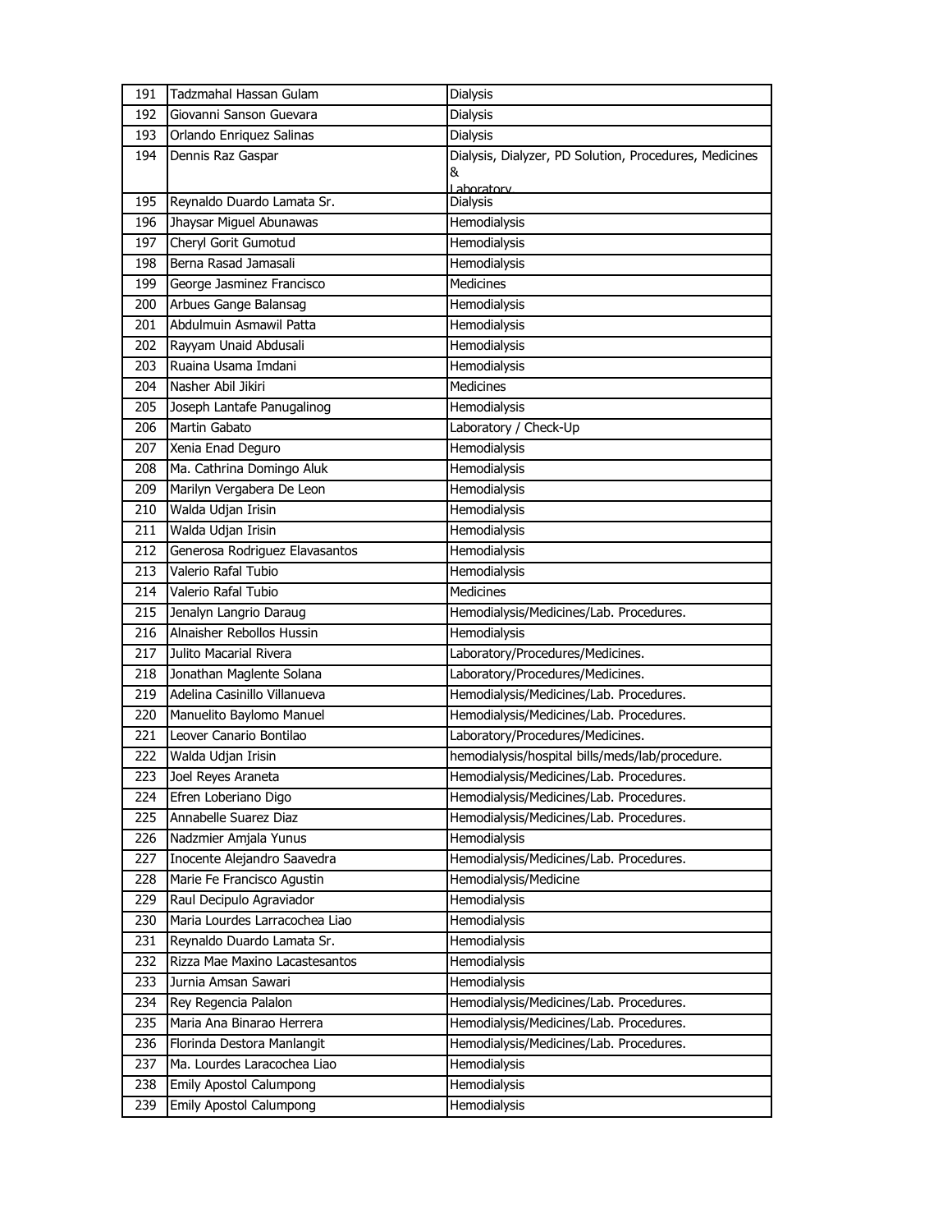| 191 | Tadzmahal Hassan Gulam | Dialysis |
|---|---|---|
| 192 | Giovanni Sanson Guevara | Dialysis |
| 193 | Orlando Enriquez Salinas | Dialysis |
| 194 | Dennis Raz Gaspar | Dialysis, Dialyzer, PD Solution, Procedures, Medicines & Laboratory |
| 195 | Reynaldo Duardo Lamata Sr. | Dialysis |
| 196 | Jhaysar Miguel Abunawas | Hemodialysis |
| 197 | Cheryl Gorit Gumotud | Hemodialysis |
| 198 | Berna Rasad Jamasali | Hemodialysis |
| 199 | George Jasminez Francisco | Medicines |
| 200 | Arbues Gange Balansag | Hemodialysis |
| 201 | Abdulmuin Asmawil Patta | Hemodialysis |
| 202 | Rayyam Unaid Abdusali | Hemodialysis |
| 203 | Ruaina Usama Imdani | Hemodialysis |
| 204 | Nasher Abil Jikiri | Medicines |
| 205 | Joseph Lantafe Panugalinog | Hemodialysis |
| 206 | Martin Gabato | Laboratory / Check-Up |
| 207 | Xenia Enad Deguro | Hemodialysis |
| 208 | Ma. Cathrina Domingo Aluk | Hemodialysis |
| 209 | Marilyn Vergabera De Leon | Hemodialysis |
| 210 | Walda Udjan Irisin | Hemodialysis |
| 211 | Walda Udjan Irisin | Hemodialysis |
| 212 | Generosa Rodriguez Elavasantos | Hemodialysis |
| 213 | Valerio Rafal Tubio | Hemodialysis |
| 214 | Valerio Rafal Tubio | Medicines |
| 215 | Jenalyn Langrio Daraug | Hemodialysis/Medicines/Lab. Procedures. |
| 216 | Alnaisher Rebollos Hussin | Hemodialysis |
| 217 | Julito Macarial Rivera | Laboratory/Procedures/Medicines. |
| 218 | Jonathan Maglente Solana | Laboratory/Procedures/Medicines. |
| 219 | Adelina Casinillo Villanueva | Hemodialysis/Medicines/Lab. Procedures. |
| 220 | Manuelito Baylomo Manuel | Hemodialysis/Medicines/Lab. Procedures. |
| 221 | Leover Canario Bontilao | Laboratory/Procedures/Medicines. |
| 222 | Walda Udjan Irisin | hemodialysis/hospital bills/meds/lab/procedure. |
| 223 | Joel Reyes Araneta | Hemodialysis/Medicines/Lab. Procedures. |
| 224 | Efren Loberiano Digo | Hemodialysis/Medicines/Lab. Procedures. |
| 225 | Annabelle Suarez Diaz | Hemodialysis/Medicines/Lab. Procedures. |
| 226 | Nadzmier Amjala Yunus | Hemodialysis |
| 227 | Inocente Alejandro Saavedra | Hemodialysis/Medicines/Lab. Procedures. |
| 228 | Marie Fe Francisco Agustin | Hemodialysis/Medicine |
| 229 | Raul Decipulo Agraviador | Hemodialysis |
| 230 | Maria Lourdes Larracochea Liao | Hemodialysis |
| 231 | Reynaldo Duardo Lamata Sr. | Hemodialysis |
| 232 | Rizza Mae Maxino Lacastesantos | Hemodialysis |
| 233 | Jurnia Amsan Sawari | Hemodialysis |
| 234 | Rey Regencia Palalon | Hemodialysis/Medicines/Lab. Procedures. |
| 235 | Maria Ana Binarao Herrera | Hemodialysis/Medicines/Lab. Procedures. |
| 236 | Florinda Destora Manlangit | Hemodialysis/Medicines/Lab. Procedures. |
| 237 | Ma. Lourdes Laracochea Liao | Hemodialysis |
| 238 | Emily Apostol Calumpong | Hemodialysis |
| 239 | Emily Apostol Calumpong | Hemodialysis |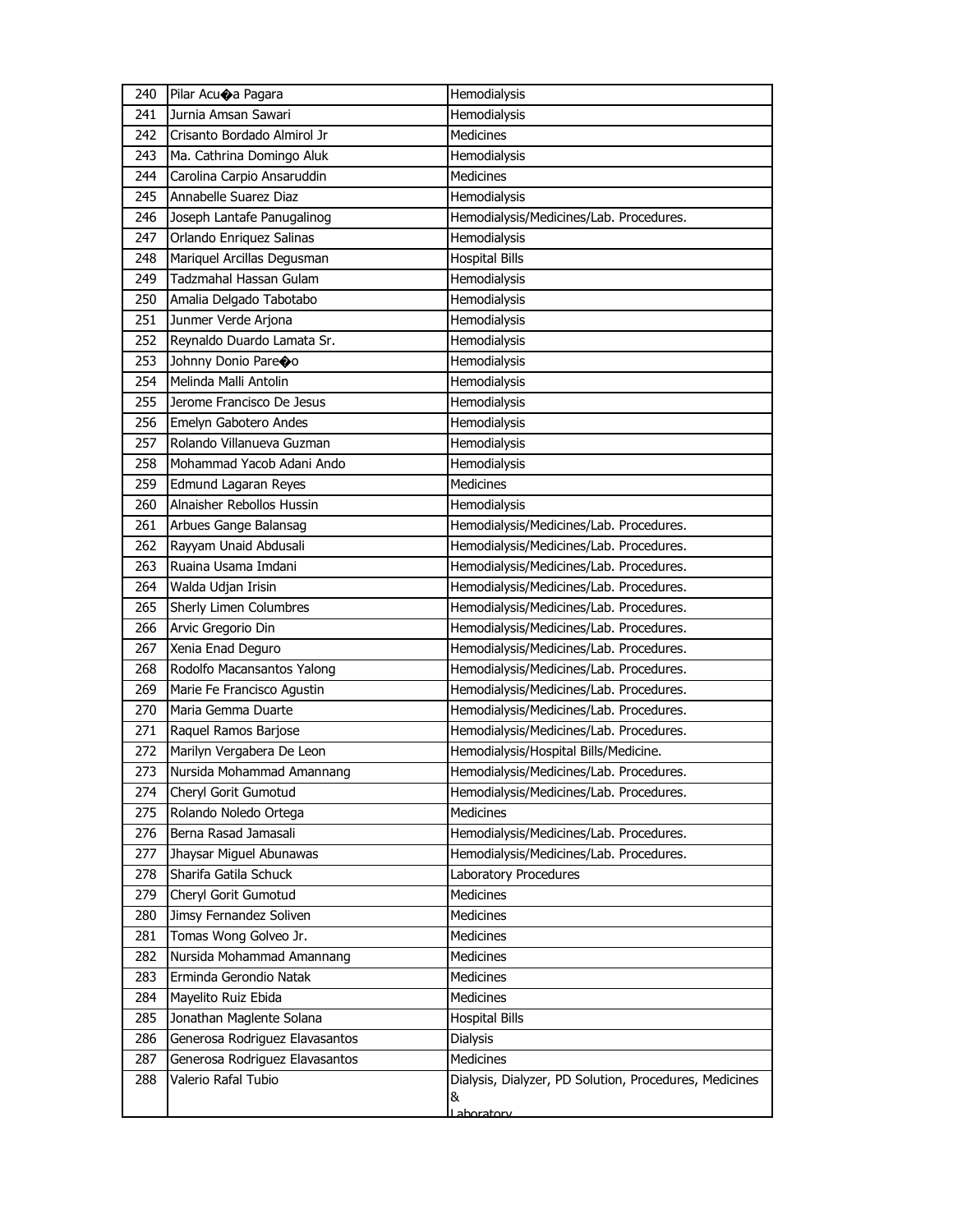| 240 | Pilar Acu�a Pagara | Hemodialysis |
|---|---|---|
| 241 | Jurnia Amsan Sawari | Hemodialysis |
| 242 | Crisanto Bordado Almirol Jr | Medicines |
| 243 | Ma. Cathrina Domingo Aluk | Hemodialysis |
| 244 | Carolina Carpio Ansaruddin | Medicines |
| 245 | Annabelle Suarez Diaz | Hemodialysis |
| 246 | Joseph Lantafe Panugalinog | Hemodialysis/Medicines/Lab. Procedures. |
| 247 | Orlando Enriquez Salinas | Hemodialysis |
| 248 | Mariquel Arcillas Degusman | Hospital Bills |
| 249 | Tadzmahal Hassan Gulam | Hemodialysis |
| 250 | Amalia Delgado Tabotabo | Hemodialysis |
| 251 | Junmer Verde Arjona | Hemodialysis |
| 252 | Reynaldo Duardo Lamata Sr. | Hemodialysis |
| 253 | Johnny Donio Pare�o | Hemodialysis |
| 254 | Melinda Malli Antolin | Hemodialysis |
| 255 | Jerome Francisco De Jesus | Hemodialysis |
| 256 | Emelyn Gabotero Andes | Hemodialysis |
| 257 | Rolando Villanueva Guzman | Hemodialysis |
| 258 | Mohammad Yacob Adani Ando | Hemodialysis |
| 259 | Edmund Lagaran Reyes | Medicines |
| 260 | Alnaisher Rebollos Hussin | Hemodialysis |
| 261 | Arbues Gange Balansag | Hemodialysis/Medicines/Lab. Procedures. |
| 262 | Rayyam Unaid Abdusali | Hemodialysis/Medicines/Lab. Procedures. |
| 263 | Ruaina Usama Imdani | Hemodialysis/Medicines/Lab. Procedures. |
| 264 | Walda Udjan Irisin | Hemodialysis/Medicines/Lab. Procedures. |
| 265 | Sherly Limen Columbres | Hemodialysis/Medicines/Lab. Procedures. |
| 266 | Arvic Gregorio Din | Hemodialysis/Medicines/Lab. Procedures. |
| 267 | Xenia Enad Deguro | Hemodialysis/Medicines/Lab. Procedures. |
| 268 | Rodolfo Macansantos Yalong | Hemodialysis/Medicines/Lab. Procedures. |
| 269 | Marie Fe Francisco Agustin | Hemodialysis/Medicines/Lab. Procedures. |
| 270 | Maria Gemma Duarte | Hemodialysis/Medicines/Lab. Procedures. |
| 271 | Raquel Ramos Barjose | Hemodialysis/Medicines/Lab. Procedures. |
| 272 | Marilyn Vergabera De Leon | Hemodialysis/Hospital Bills/Medicine. |
| 273 | Nursida Mohammad Amannang | Hemodialysis/Medicines/Lab. Procedures. |
| 274 | Cheryl Gorit Gumotud | Hemodialysis/Medicines/Lab. Procedures. |
| 275 | Rolando Noledo Ortega | Medicines |
| 276 | Berna Rasad Jamasali | Hemodialysis/Medicines/Lab. Procedures. |
| 277 | Jhaysar Miguel Abunawas | Hemodialysis/Medicines/Lab. Procedures. |
| 278 | Sharifa Gatila Schuck | Laboratory Procedures |
| 279 | Cheryl Gorit Gumotud | Medicines |
| 280 | Jimsy Fernandez Soliven | Medicines |
| 281 | Tomas Wong Golveo Jr. | Medicines |
| 282 | Nursida Mohammad Amannang | Medicines |
| 283 | Erminda Gerondio Natak | Medicines |
| 284 | Mayelito Ruiz Ebida | Medicines |
| 285 | Jonathan Maglente Solana | Hospital Bills |
| 286 | Generosa Rodriguez Elavasantos | Dialysis |
| 287 | Generosa Rodriguez Elavasantos | Medicines |
| 288 | Valerio Rafal Tubio | Dialysis, Dialyzer, PD Solution, Procedures, Medicines & Laboratory |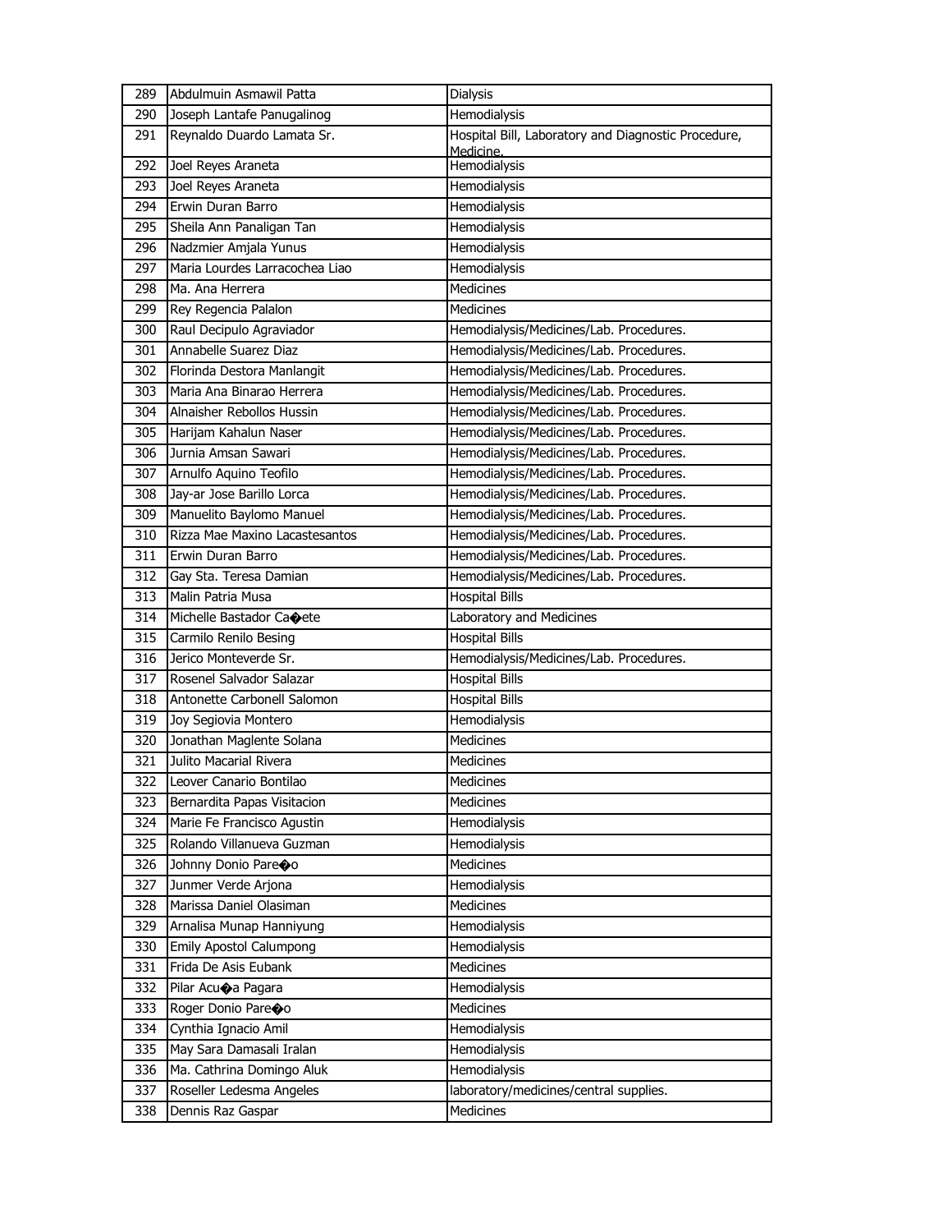| 289 | Abdulmuin Asmawil Patta | Dialysis |
|---|---|---|
| 290 | Joseph Lantafe Panugalinog | Hemodialysis |
| 291 | Reynaldo Duardo Lamata Sr. | Hospital Bill, Laboratory and Diagnostic Procedure, Medicine. |
| 292 | Joel Reyes Araneta | Hemodialysis |
| 293 | Joel Reyes Araneta | Hemodialysis |
| 294 | Erwin Duran Barro | Hemodialysis |
| 295 | Sheila Ann Panaligan Tan | Hemodialysis |
| 296 | Nadzmier Amjala Yunus | Hemodialysis |
| 297 | Maria Lourdes Larracochea Liao | Hemodialysis |
| 298 | Ma. Ana Herrera | Medicines |
| 299 | Rey Regencia Palalon | Medicines |
| 300 | Raul Decipulo Agraviador | Hemodialysis/Medicines/Lab. Procedures. |
| 301 | Annabelle Suarez Diaz | Hemodialysis/Medicines/Lab. Procedures. |
| 302 | Florinda Destora Manlangit | Hemodialysis/Medicines/Lab. Procedures. |
| 303 | Maria Ana Binarao Herrera | Hemodialysis/Medicines/Lab. Procedures. |
| 304 | Alnaisher Rebollos Hussin | Hemodialysis/Medicines/Lab. Procedures. |
| 305 | Harijam Kahalun Naser | Hemodialysis/Medicines/Lab. Procedures. |
| 306 | Jurnia Amsan Sawari | Hemodialysis/Medicines/Lab. Procedures. |
| 307 | Arnulfo Aquino Teofilo | Hemodialysis/Medicines/Lab. Procedures. |
| 308 | Jay-ar Jose Barillo Lorca | Hemodialysis/Medicines/Lab. Procedures. |
| 309 | Manuelito Baylomo Manuel | Hemodialysis/Medicines/Lab. Procedures. |
| 310 | Rizza Mae Maxino Lacastesantos | Hemodialysis/Medicines/Lab. Procedures. |
| 311 | Erwin Duran Barro | Hemodialysis/Medicines/Lab. Procedures. |
| 312 | Gay Sta. Teresa Damian | Hemodialysis/Medicines/Lab. Procedures. |
| 313 | Malin Patria Musa | Hospital Bills |
| 314 | Michelle Bastador Ca�ete | Laboratory and Medicines |
| 315 | Carmilo Renilo Besing | Hospital Bills |
| 316 | Jerico Monteverde Sr. | Hemodialysis/Medicines/Lab. Procedures. |
| 317 | Rosenel Salvador Salazar | Hospital Bills |
| 318 | Antonette Carbonell Salomon | Hospital Bills |
| 319 | Joy Segiovia Montero | Hemodialysis |
| 320 | Jonathan Maglente Solana | Medicines |
| 321 | Julito Macarial Rivera | Medicines |
| 322 | Leover Canario Bontilao | Medicines |
| 323 | Bernardita Papas Visitacion | Medicines |
| 324 | Marie Fe Francisco Agustin | Hemodialysis |
| 325 | Rolando Villanueva Guzman | Hemodialysis |
| 326 | Johnny Donio Pare�o | Medicines |
| 327 | Junmer Verde Arjona | Hemodialysis |
| 328 | Marissa Daniel Olasiman | Medicines |
| 329 | Arnalisa Munap Hanniyung | Hemodialysis |
| 330 | Emily Apostol Calumpong | Hemodialysis |
| 331 | Frida De Asis Eubank | Medicines |
| 332 | Pilar Acu�a Pagara | Hemodialysis |
| 333 | Roger Donio Pare�o | Medicines |
| 334 | Cynthia Ignacio Amil | Hemodialysis |
| 335 | May Sara Damasali Iralan | Hemodialysis |
| 336 | Ma. Cathrina Domingo Aluk | Hemodialysis |
| 337 | Roseller Ledesma Angeles | laboratory/medicines/central supplies. |
| 338 | Dennis Raz Gaspar | Medicines |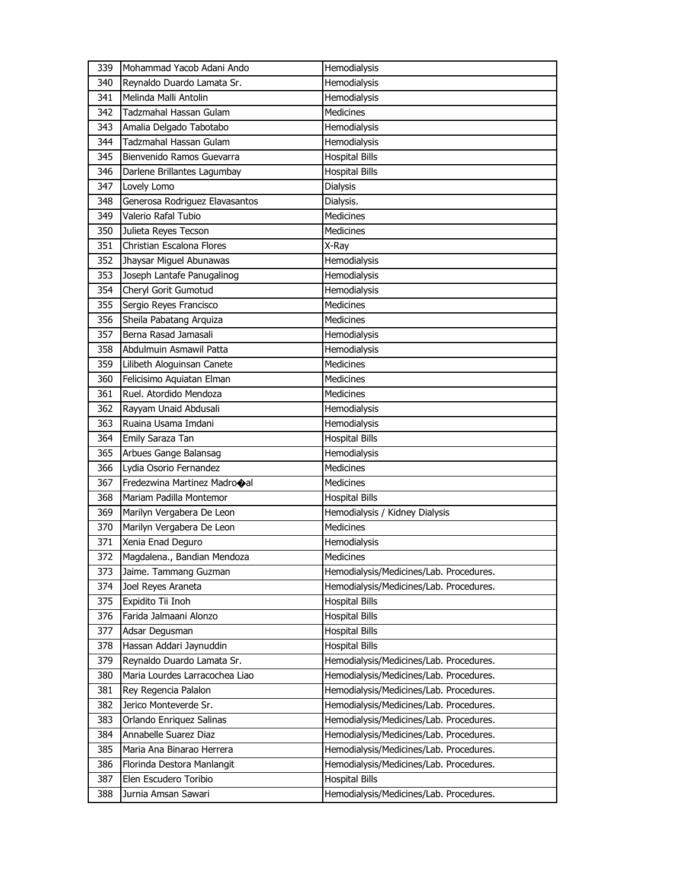| | | |
|---|---|---|
| 339 | Mohammad Yacob Adani Ando | Hemodialysis |
| 340 | Reynaldo Duardo Lamata Sr. | Hemodialysis |
| 341 | Melinda Malli Antolin | Hemodialysis |
| 342 | Tadzmahal Hassan Gulam | Medicines |
| 343 | Amalia Delgado Tabotabo | Hemodialysis |
| 344 | Tadzmahal Hassan Gulam | Hemodialysis |
| 345 | Bienvenido Ramos Guevarra | Hospital Bills |
| 346 | Darlene Brillantes Lagumbay | Hospital Bills |
| 347 | Lovely Lomo | Dialysis |
| 348 | Generosa Rodriguez Elavasantos | Dialysis. |
| 349 | Valerio Rafal Tubio | Medicines |
| 350 | Julieta Reyes Tecson | Medicines |
| 351 | Christian Escalona Flores | X-Ray |
| 352 | Jhaysar Miguel Abunawas | Hemodialysis |
| 353 | Joseph Lantafe Panugalinog | Hemodialysis |
| 354 | Cheryl Gorit Gumotud | Hemodialysis |
| 355 | Sergio Reyes Francisco | Medicines |
| 356 | Sheila Pabatang Arquiza | Medicines |
| 357 | Berna Rasad Jamasali | Hemodialysis |
| 358 | Abdulmuin Asmawil Patta | Hemodialysis |
| 359 | Lilibeth Aloguinsan Canete | Medicines |
| 360 | Felicisimo Aquiatan Elman | Medicines |
| 361 | Ruel. Atordido Mendoza | Medicines |
| 362 | Rayyam Unaid Abdusali | Hemodialysis |
| 363 | Ruaina Usama Imdani | Hemodialysis |
| 364 | Emily Saraza Tan | Hospital Bills |
| 365 | Arbues Gange Balansag | Hemodialysis |
| 366 | Lydia Osorio Fernandez | Medicines |
| 367 | Fredezwina Martinez Madro�al | Medicines |
| 368 | Mariam Padilla Montemor | Hospital Bills |
| 369 | Marilyn Vergabera De Leon | Hemodialysis / Kidney Dialysis |
| 370 | Marilyn Vergabera De Leon | Medicines |
| 371 | Xenia Enad Deguro | Hemodialysis |
| 372 | Magdalena., Bandian Mendoza | Medicines |
| 373 | Jaime. Tammang Guzman | Hemodialysis/Medicines/Lab. Procedures. |
| 374 | Joel Reyes Araneta | Hemodialysis/Medicines/Lab. Procedures. |
| 375 | Expidito Tii Inoh | Hospital Bills |
| 376 | Farida Jalmaani Alonzo | Hospital Bills |
| 377 | Adsar Degusman | Hospital Bills |
| 378 | Hassan Addari Jaynuddin | Hospital Bills |
| 379 | Reynaldo Duardo Lamata Sr. | Hemodialysis/Medicines/Lab. Procedures. |
| 380 | Maria Lourdes Larracochea Liao | Hemodialysis/Medicines/Lab. Procedures. |
| 381 | Rey Regencia Palalon | Hemodialysis/Medicines/Lab. Procedures. |
| 382 | Jerico Monteverde Sr. | Hemodialysis/Medicines/Lab. Procedures. |
| 383 | Orlando Enriquez Salinas | Hemodialysis/Medicines/Lab. Procedures. |
| 384 | Annabelle Suarez Diaz | Hemodialysis/Medicines/Lab. Procedures. |
| 385 | Maria Ana Binarao Herrera | Hemodialysis/Medicines/Lab. Procedures. |
| 386 | Florinda Destora Manlangit | Hemodialysis/Medicines/Lab. Procedures. |
| 387 | Elen Escudero Toribio | Hospital Bills |
| 388 | Jurnia Amsan Sawari | Hemodialysis/Medicines/Lab. Procedures. |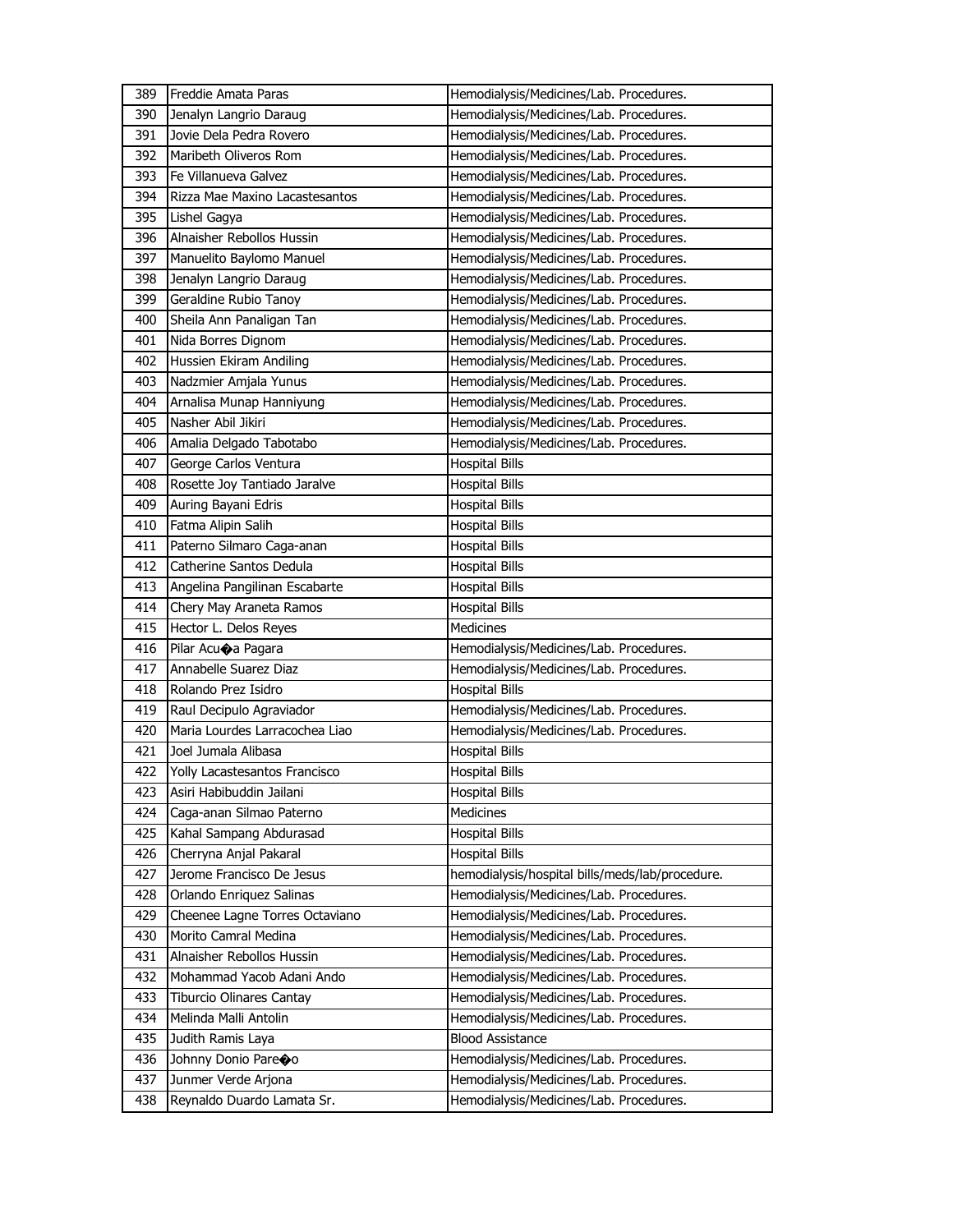| 389 | Freddie Amata Paras | Hemodialysis/Medicines/Lab. Procedures. |
|---|---|---|
| 390 | Jenalyn Langrio Daraug | Hemodialysis/Medicines/Lab. Procedures. |
| 391 | Jovie Dela Pedra Rovero | Hemodialysis/Medicines/Lab. Procedures. |
| 392 | Maribeth Oliveros Rom | Hemodialysis/Medicines/Lab. Procedures. |
| 393 | Fe Villanueva Galvez | Hemodialysis/Medicines/Lab. Procedures. |
| 394 | Rizza Mae Maxino Lacastesantos | Hemodialysis/Medicines/Lab. Procedures. |
| 395 | Lishel Gagya | Hemodialysis/Medicines/Lab. Procedures. |
| 396 | Alnaisher Rebollos Hussin | Hemodialysis/Medicines/Lab. Procedures. |
| 397 | Manuelito Baylomo Manuel | Hemodialysis/Medicines/Lab. Procedures. |
| 398 | Jenalyn Langrio Daraug | Hemodialysis/Medicines/Lab. Procedures. |
| 399 | Geraldine Rubio Tanoy | Hemodialysis/Medicines/Lab. Procedures. |
| 400 | Sheila Ann Panaligan Tan | Hemodialysis/Medicines/Lab. Procedures. |
| 401 | Nida Borres Dignom | Hemodialysis/Medicines/Lab. Procedures. |
| 402 | Hussien Ekiram Andiling | Hemodialysis/Medicines/Lab. Procedures. |
| 403 | Nadzmier Amjala Yunus | Hemodialysis/Medicines/Lab. Procedures. |
| 404 | Arnalisa Munap Hanniyung | Hemodialysis/Medicines/Lab. Procedures. |
| 405 | Nasher Abil Jikiri | Hemodialysis/Medicines/Lab. Procedures. |
| 406 | Amalia Delgado Tabotabo | Hemodialysis/Medicines/Lab. Procedures. |
| 407 | George Carlos Ventura | Hospital Bills |
| 408 | Rosette Joy Tantiado Jaralve | Hospital Bills |
| 409 | Auring Bayani Edris | Hospital Bills |
| 410 | Fatma Alipin Salih | Hospital Bills |
| 411 | Paterno Silmaro Caga-anan | Hospital Bills |
| 412 | Catherine Santos Dedula | Hospital Bills |
| 413 | Angelina Pangilinan Escabarte | Hospital Bills |
| 414 | Chery May Araneta Ramos | Hospital Bills |
| 415 | Hector L. Delos Reyes | Medicines |
| 416 | Pilar Acu�a Pagara | Hemodialysis/Medicines/Lab. Procedures. |
| 417 | Annabelle Suarez Diaz | Hemodialysis/Medicines/Lab. Procedures. |
| 418 | Rolando Prez Isidro | Hospital Bills |
| 419 | Raul Decipulo Agraviador | Hemodialysis/Medicines/Lab. Procedures. |
| 420 | Maria Lourdes Larracochea Liao | Hemodialysis/Medicines/Lab. Procedures. |
| 421 | Joel Jumala Alibasa | Hospital Bills |
| 422 | Yolly Lacastesantos Francisco | Hospital Bills |
| 423 | Asiri Habibuddin Jailani | Hospital Bills |
| 424 | Caga-anan Silmao Paterno | Medicines |
| 425 | Kahal Sampang Abdurasad | Hospital Bills |
| 426 | Cherryna Anjal Pakaral | Hospital Bills |
| 427 | Jerome Francisco De Jesus | hemodialysis/hospital bills/meds/lab/procedure. |
| 428 | Orlando Enriquez Salinas | Hemodialysis/Medicines/Lab. Procedures. |
| 429 | Cheenee Lagne Torres Octaviano | Hemodialysis/Medicines/Lab. Procedures. |
| 430 | Morito Camral Medina | Hemodialysis/Medicines/Lab. Procedures. |
| 431 | Alnaisher Rebollos Hussin | Hemodialysis/Medicines/Lab. Procedures. |
| 432 | Mohammad Yacob Adani Ando | Hemodialysis/Medicines/Lab. Procedures. |
| 433 | Tiburcio Olinares Cantay | Hemodialysis/Medicines/Lab. Procedures. |
| 434 | Melinda Malli Antolin | Hemodialysis/Medicines/Lab. Procedures. |
| 435 | Judith Ramis Laya | Blood Assistance |
| 436 | Johnny Donio Pare�o | Hemodialysis/Medicines/Lab. Procedures. |
| 437 | Junmer Verde Arjona | Hemodialysis/Medicines/Lab. Procedures. |
| 438 | Reynaldo Duardo Lamata Sr. | Hemodialysis/Medicines/Lab. Procedures. |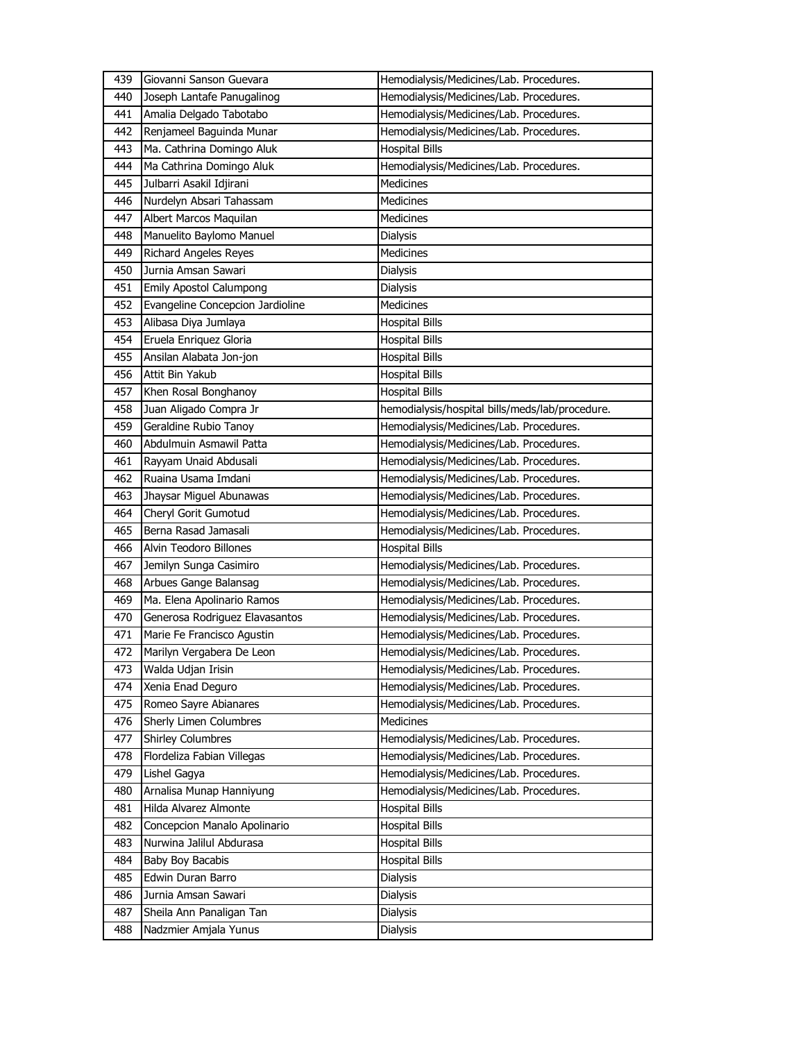| 439 | Giovanni Sanson Guevara | Hemodialysis/Medicines/Lab. Procedures. |
|---|---|---|
| 440 | Joseph Lantafe Panugalinog | Hemodialysis/Medicines/Lab. Procedures. |
| 441 | Amalia Delgado Tabotabo | Hemodialysis/Medicines/Lab. Procedures. |
| 442 | Renjameel Baguinda Munar | Hemodialysis/Medicines/Lab. Procedures. |
| 443 | Ma. Cathrina Domingo Aluk | Hospital Bills |
| 444 | Ma Cathrina Domingo Aluk | Hemodialysis/Medicines/Lab. Procedures. |
| 445 | Julbarri Asakil Idjirani | Medicines |
| 446 | Nurdelyn Absari Tahassam | Medicines |
| 447 | Albert Marcos Maquilan | Medicines |
| 448 | Manuelito Baylomo Manuel | Dialysis |
| 449 | Richard Angeles Reyes | Medicines |
| 450 | Jurnia Amsan Sawari | Dialysis |
| 451 | Emily Apostol Calumpong | Dialysis |
| 452 | Evangeline Concepcion Jardioline | Medicines |
| 453 | Alibasa Diya Jumlaya | Hospital Bills |
| 454 | Eruela Enriquez Gloria | Hospital Bills |
| 455 | Ansilan Alabata Jon-jon | Hospital Bills |
| 456 | Attit Bin Yakub | Hospital Bills |
| 457 | Khen Rosal Bonghanoy | Hospital Bills |
| 458 | Juan Aligado Compra Jr | hemodialysis/hospital bills/meds/lab/procedure. |
| 459 | Geraldine Rubio Tanoy | Hemodialysis/Medicines/Lab. Procedures. |
| 460 | Abdulmuin Asmawil Patta | Hemodialysis/Medicines/Lab. Procedures. |
| 461 | Rayyam Unaid Abdusali | Hemodialysis/Medicines/Lab. Procedures. |
| 462 | Ruaina Usama Imdani | Hemodialysis/Medicines/Lab. Procedures. |
| 463 | Jhaysar Miguel Abunawas | Hemodialysis/Medicines/Lab. Procedures. |
| 464 | Cheryl Gorit Gumotud | Hemodialysis/Medicines/Lab. Procedures. |
| 465 | Berna Rasad Jamasali | Hemodialysis/Medicines/Lab. Procedures. |
| 466 | Alvin Teodoro Billones | Hospital Bills |
| 467 | Jemilyn Sunga Casimiro | Hemodialysis/Medicines/Lab. Procedures. |
| 468 | Arbues Gange Balansag | Hemodialysis/Medicines/Lab. Procedures. |
| 469 | Ma. Elena Apolinario Ramos | Hemodialysis/Medicines/Lab. Procedures. |
| 470 | Generosa Rodriguez Elavasantos | Hemodialysis/Medicines/Lab. Procedures. |
| 471 | Marie Fe Francisco Agustin | Hemodialysis/Medicines/Lab. Procedures. |
| 472 | Marilyn Vergabera De Leon | Hemodialysis/Medicines/Lab. Procedures. |
| 473 | Walda Udjan Irisin | Hemodialysis/Medicines/Lab. Procedures. |
| 474 | Xenia Enad Deguro | Hemodialysis/Medicines/Lab. Procedures. |
| 475 | Romeo Sayre Abianares | Hemodialysis/Medicines/Lab. Procedures. |
| 476 | Sherly Limen Columbres | Medicines |
| 477 | Shirley Columbres | Hemodialysis/Medicines/Lab. Procedures. |
| 478 | Flordeliza Fabian Villegas | Hemodialysis/Medicines/Lab. Procedures. |
| 479 | Lishel Gagya | Hemodialysis/Medicines/Lab. Procedures. |
| 480 | Arnalisa Munap Hanniyung | Hemodialysis/Medicines/Lab. Procedures. |
| 481 | Hilda Alvarez Almonte | Hospital Bills |
| 482 | Concepcion Manalo Apolinario | Hospital Bills |
| 483 | Nurwina Jalilul Abdurasa | Hospital Bills |
| 484 | Baby Boy Bacabis | Hospital Bills |
| 485 | Edwin Duran Barro | Dialysis |
| 486 | Jurnia Amsan Sawari | Dialysis |
| 487 | Sheila Ann Panaligan Tan | Dialysis |
| 488 | Nadzmier Amjala Yunus | Dialysis |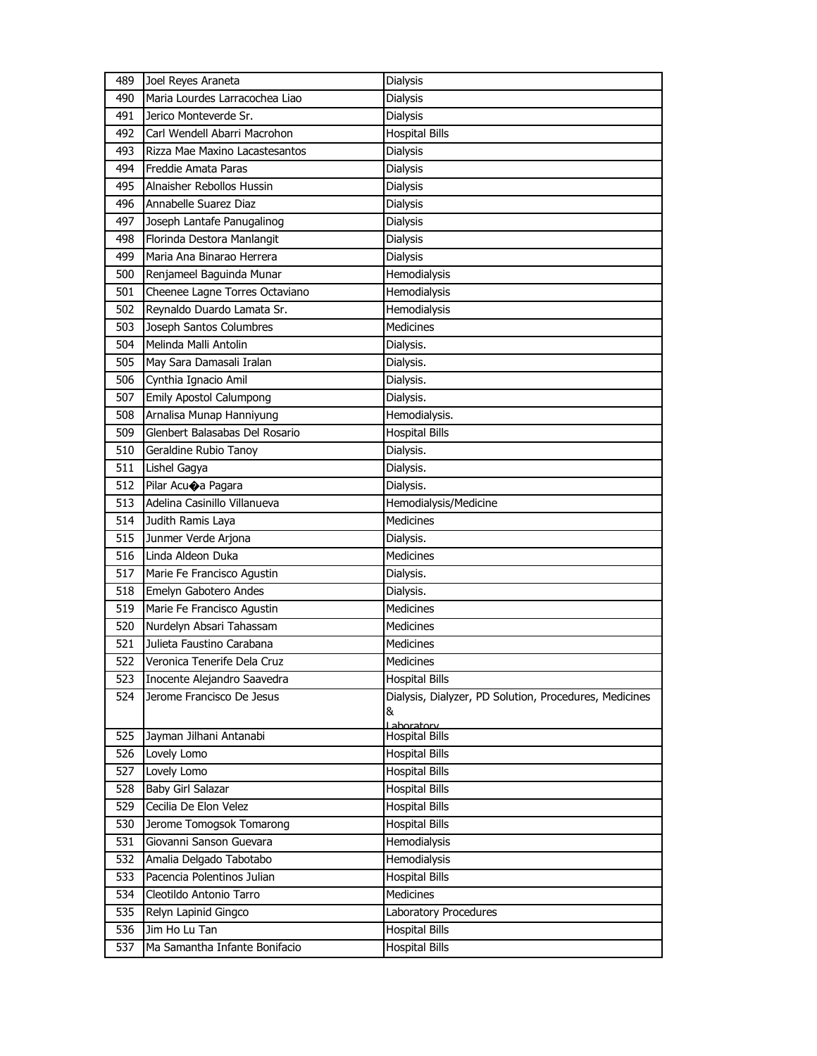| 489 | Joel Reyes Araneta | Dialysis |
|---|---|---|
| 490 | Maria Lourdes Larracochea Liao | Dialysis |
| 491 | Jerico Monteverde Sr. | Dialysis |
| 492 | Carl Wendell Abarri Macrohon | Hospital Bills |
| 493 | Rizza Mae Maxino Lacastesantos | Dialysis |
| 494 | Freddie Amata Paras | Dialysis |
| 495 | Alnaisher Rebollos Hussin | Dialysis |
| 496 | Annabelle Suarez Diaz | Dialysis |
| 497 | Joseph Lantafe Panugalinog | Dialysis |
| 498 | Florinda Destora Manlangit | Dialysis |
| 499 | Maria Ana Binarao Herrera | Dialysis |
| 500 | Renjameel Baguinda Munar | Hemodialysis |
| 501 | Cheenee Lagne Torres Octaviano | Hemodialysis |
| 502 | Reynaldo Duardo Lamata Sr. | Hemodialysis |
| 503 | Joseph Santos Columbres | Medicines |
| 504 | Melinda Malli Antolin | Dialysis. |
| 505 | May Sara Damasali Iralan | Dialysis. |
| 506 | Cynthia Ignacio Amil | Dialysis. |
| 507 | Emily Apostol Calumpong | Dialysis. |
| 508 | Arnalisa Munap Hanniyung | Hemodialysis. |
| 509 | Glenbert Balasabas Del Rosario | Hospital Bills |
| 510 | Geraldine Rubio Tanoy | Dialysis. |
| 511 | Lishel Gagya | Dialysis. |
| 512 | Pilar Acu�a Pagara | Dialysis. |
| 513 | Adelina Casinillo Villanueva | Hemodialysis/Medicine |
| 514 | Judith Ramis Laya | Medicines |
| 515 | Junmer Verde Arjona | Dialysis. |
| 516 | Linda Aldeon Duka | Medicines |
| 517 | Marie Fe Francisco Agustin | Dialysis. |
| 518 | Emelyn Gabotero Andes | Dialysis. |
| 519 | Marie Fe Francisco Agustin | Medicines |
| 520 | Nurdelyn Absari Tahassam | Medicines |
| 521 | Julieta Faustino Carabana | Medicines |
| 522 | Veronica Tenerife Dela Cruz | Medicines |
| 523 | Inocente Alejandro Saavedra | Hospital Bills |
| 524 | Jerome Francisco De Jesus | Dialysis, Dialyzer, PD Solution, Procedures, Medicines & Laboratory |
| 525 | Jayman Jilhani Antanabi | Hospital Bills |
| 526 | Lovely Lomo | Hospital Bills |
| 527 | Lovely Lomo | Hospital Bills |
| 528 | Baby Girl Salazar | Hospital Bills |
| 529 | Cecilia De Elon Velez | Hospital Bills |
| 530 | Jerome Tomogsok Tomarong | Hospital Bills |
| 531 | Giovanni Sanson Guevara | Hemodialysis |
| 532 | Amalia Delgado Tabotabo | Hemodialysis |
| 533 | Pacencia Polentinos Julian | Hospital Bills |
| 534 | Cleotildo Antonio Tarro | Medicines |
| 535 | Relyn Lapinid Gingco | Laboratory Procedures |
| 536 | Jim Ho Lu Tan | Hospital Bills |
| 537 | Ma Samantha Infante Bonifacio | Hospital Bills |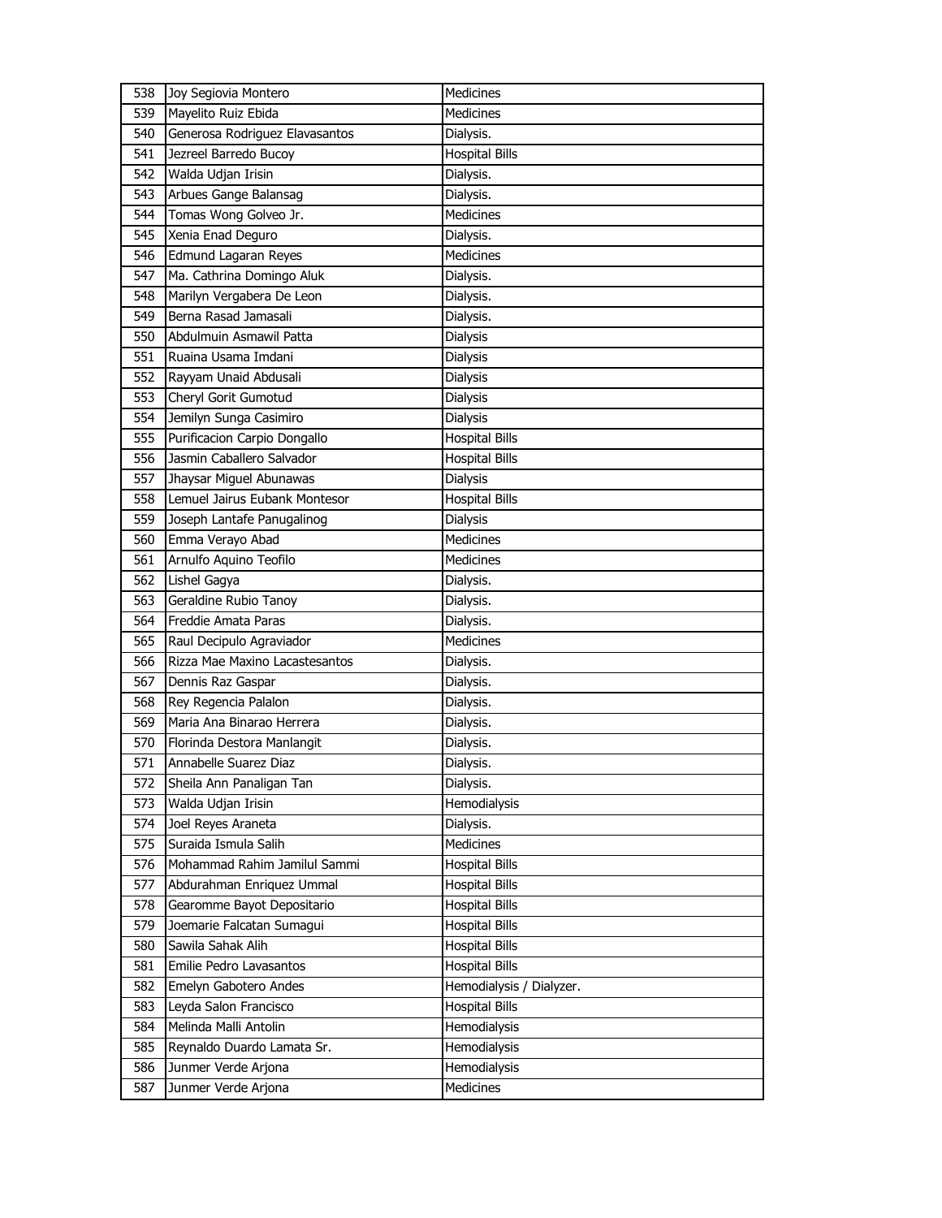| 538 | Joy Segiovia Montero | Medicines |
|---|---|---|
| 539 | Mayelito Ruiz Ebida | Medicines |
| 540 | Generosa Rodriguez Elavasantos | Dialysis. |
| 541 | Jezreel Barredo Bucoy | Hospital Bills |
| 542 | Walda Udjan Irisin | Dialysis. |
| 543 | Arbues Gange Balansag | Dialysis. |
| 544 | Tomas Wong Golveo Jr. | Medicines |
| 545 | Xenia Enad Deguro | Dialysis. |
| 546 | Edmund Lagaran Reyes | Medicines |
| 547 | Ma. Cathrina Domingo Aluk | Dialysis. |
| 548 | Marilyn Vergabera De Leon | Dialysis. |
| 549 | Berna Rasad Jamasali | Dialysis. |
| 550 | Abdulmuin Asmawil Patta | Dialysis |
| 551 | Ruaina Usama Imdani | Dialysis |
| 552 | Rayyam Unaid Abdusali | Dialysis |
| 553 | Cheryl Gorit Gumotud | Dialysis |
| 554 | Jemilyn Sunga Casimiro | Dialysis |
| 555 | Purificacion Carpio Dongallo | Hospital Bills |
| 556 | Jasmin Caballero Salvador | Hospital Bills |
| 557 | Jhaysar Miguel Abunawas | Dialysis |
| 558 | Lemuel Jairus Eubank Montesor | Hospital Bills |
| 559 | Joseph Lantafe Panugalinog | Dialysis |
| 560 | Emma Verayo Abad | Medicines |
| 561 | Arnulfo Aquino Teofilo | Medicines |
| 562 | Lishel Gagya | Dialysis. |
| 563 | Geraldine Rubio Tanoy | Dialysis. |
| 564 | Freddie Amata Paras | Dialysis. |
| 565 | Raul Decipulo Agraviador | Medicines |
| 566 | Rizza Mae Maxino Lacastesantos | Dialysis. |
| 567 | Dennis Raz Gaspar | Dialysis. |
| 568 | Rey Regencia Palalon | Dialysis. |
| 569 | Maria Ana Binarao Herrera | Dialysis. |
| 570 | Florinda Destora Manlangit | Dialysis. |
| 571 | Annabelle Suarez Diaz | Dialysis. |
| 572 | Sheila Ann Panaligan Tan | Dialysis. |
| 573 | Walda Udjan Irisin | Hemodialysis |
| 574 | Joel Reyes Araneta | Dialysis. |
| 575 | Suraida Ismula Salih | Medicines |
| 576 | Mohammad Rahim Jamilul Sammi | Hospital Bills |
| 577 | Abdurahman Enriquez Ummal | Hospital Bills |
| 578 | Gearomme Bayot Depositario | Hospital Bills |
| 579 | Joemarie Falcatan Sumagui | Hospital Bills |
| 580 | Sawila Sahak Alih | Hospital Bills |
| 581 | Emilie Pedro Lavasantos | Hospital Bills |
| 582 | Emelyn Gabotero Andes | Hemodialysis / Dialyzer. |
| 583 | Leyda Salon Francisco | Hospital Bills |
| 584 | Melinda Malli Antolin | Hemodialysis |
| 585 | Reynaldo Duardo Lamata Sr. | Hemodialysis |
| 586 | Junmer Verde Arjona | Hemodialysis |
| 587 | Junmer Verde Arjona | Medicines |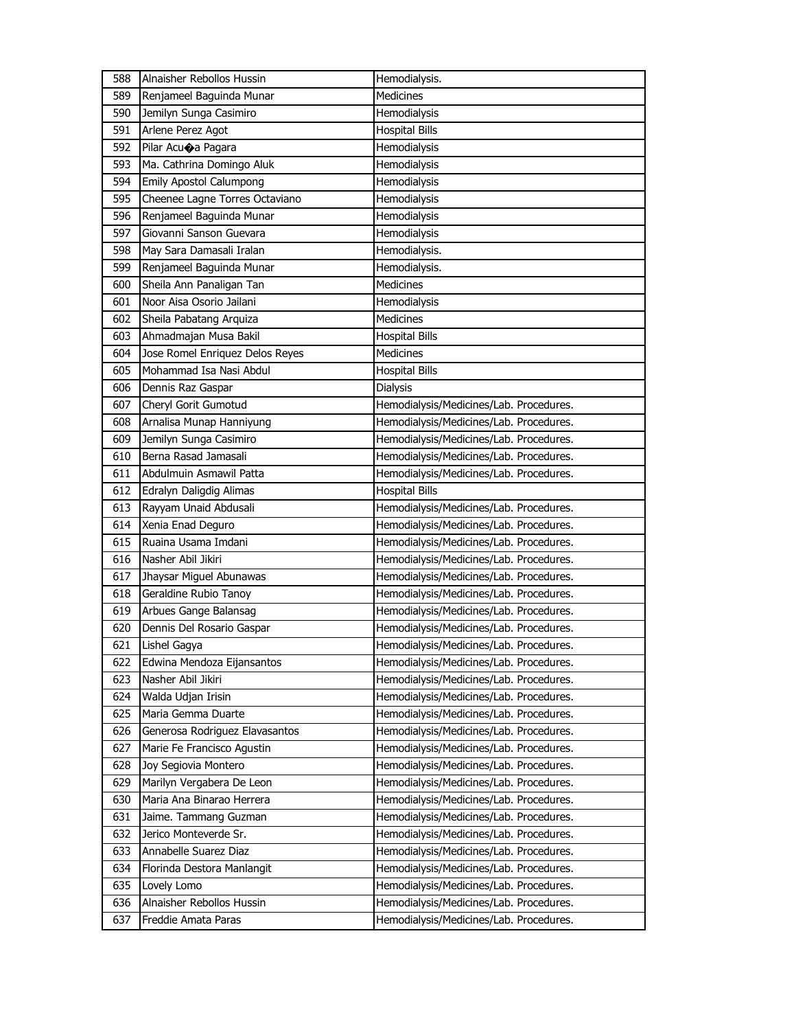| 588 | Alnaisher Rebollos Hussin | Hemodialysis. |
|---|---|---|
| 589 | Renjameel Baguinda Munar | Medicines |
| 590 | Jemilyn Sunga Casimiro | Hemodialysis |
| 591 | Arlene Perez Agot | Hospital Bills |
| 592 | Pilar Acu�a Pagara | Hemodialysis |
| 593 | Ma. Cathrina Domingo Aluk | Hemodialysis |
| 594 | Emily Apostol Calumpong | Hemodialysis |
| 595 | Cheenee Lagne Torres Octaviano | Hemodialysis |
| 596 | Renjameel Baguinda Munar | Hemodialysis |
| 597 | Giovanni Sanson Guevara | Hemodialysis |
| 598 | May Sara Damasali Iralan | Hemodialysis. |
| 599 | Renjameel Baguinda Munar | Hemodialysis. |
| 600 | Sheila Ann Panaligan Tan | Medicines |
| 601 | Noor Aisa Osorio Jailani | Hemodialysis |
| 602 | Sheila Pabatang Arquiza | Medicines |
| 603 | Ahmadmajan Musa Bakil | Hospital Bills |
| 604 | Jose Romel Enriquez Delos Reyes | Medicines |
| 605 | Mohammad Isa Nasi Abdul | Hospital Bills |
| 606 | Dennis Raz Gaspar | Dialysis |
| 607 | Cheryl Gorit Gumotud | Hemodialysis/Medicines/Lab. Procedures. |
| 608 | Arnalisa Munap Hanniyung | Hemodialysis/Medicines/Lab. Procedures. |
| 609 | Jemilyn Sunga Casimiro | Hemodialysis/Medicines/Lab. Procedures. |
| 610 | Berna Rasad Jamasali | Hemodialysis/Medicines/Lab. Procedures. |
| 611 | Abdulmuin Asmawil Patta | Hemodialysis/Medicines/Lab. Procedures. |
| 612 | Edralyn Daligdig Alimas | Hospital Bills |
| 613 | Rayyam Unaid Abdusali | Hemodialysis/Medicines/Lab. Procedures. |
| 614 | Xenia Enad Deguro | Hemodialysis/Medicines/Lab. Procedures. |
| 615 | Ruaina Usama Imdani | Hemodialysis/Medicines/Lab. Procedures. |
| 616 | Nasher Abil Jikiri | Hemodialysis/Medicines/Lab. Procedures. |
| 617 | Jhaysar Miguel Abunawas | Hemodialysis/Medicines/Lab. Procedures. |
| 618 | Geraldine Rubio Tanoy | Hemodialysis/Medicines/Lab. Procedures. |
| 619 | Arbues Gange Balansag | Hemodialysis/Medicines/Lab. Procedures. |
| 620 | Dennis Del Rosario Gaspar | Hemodialysis/Medicines/Lab. Procedures. |
| 621 | Lishel Gagya | Hemodialysis/Medicines/Lab. Procedures. |
| 622 | Edwina Mendoza Eijansantos | Hemodialysis/Medicines/Lab. Procedures. |
| 623 | Nasher Abil Jikiri | Hemodialysis/Medicines/Lab. Procedures. |
| 624 | Walda Udjan Irisin | Hemodialysis/Medicines/Lab. Procedures. |
| 625 | Maria Gemma Duarte | Hemodialysis/Medicines/Lab. Procedures. |
| 626 | Generosa Rodriguez Elavasantos | Hemodialysis/Medicines/Lab. Procedures. |
| 627 | Marie Fe Francisco Agustin | Hemodialysis/Medicines/Lab. Procedures. |
| 628 | Joy Segiovia Montero | Hemodialysis/Medicines/Lab. Procedures. |
| 629 | Marilyn Vergabera De Leon | Hemodialysis/Medicines/Lab. Procedures. |
| 630 | Maria Ana Binarao Herrera | Hemodialysis/Medicines/Lab. Procedures. |
| 631 | Jaime. Tammang Guzman | Hemodialysis/Medicines/Lab. Procedures. |
| 632 | Jerico Monteverde Sr. | Hemodialysis/Medicines/Lab. Procedures. |
| 633 | Annabelle Suarez Diaz | Hemodialysis/Medicines/Lab. Procedures. |
| 634 | Florinda Destora Manlangit | Hemodialysis/Medicines/Lab. Procedures. |
| 635 | Lovely Lomo | Hemodialysis/Medicines/Lab. Procedures. |
| 636 | Alnaisher Rebollos Hussin | Hemodialysis/Medicines/Lab. Procedures. |
| 637 | Freddie Amata Paras | Hemodialysis/Medicines/Lab. Procedures. |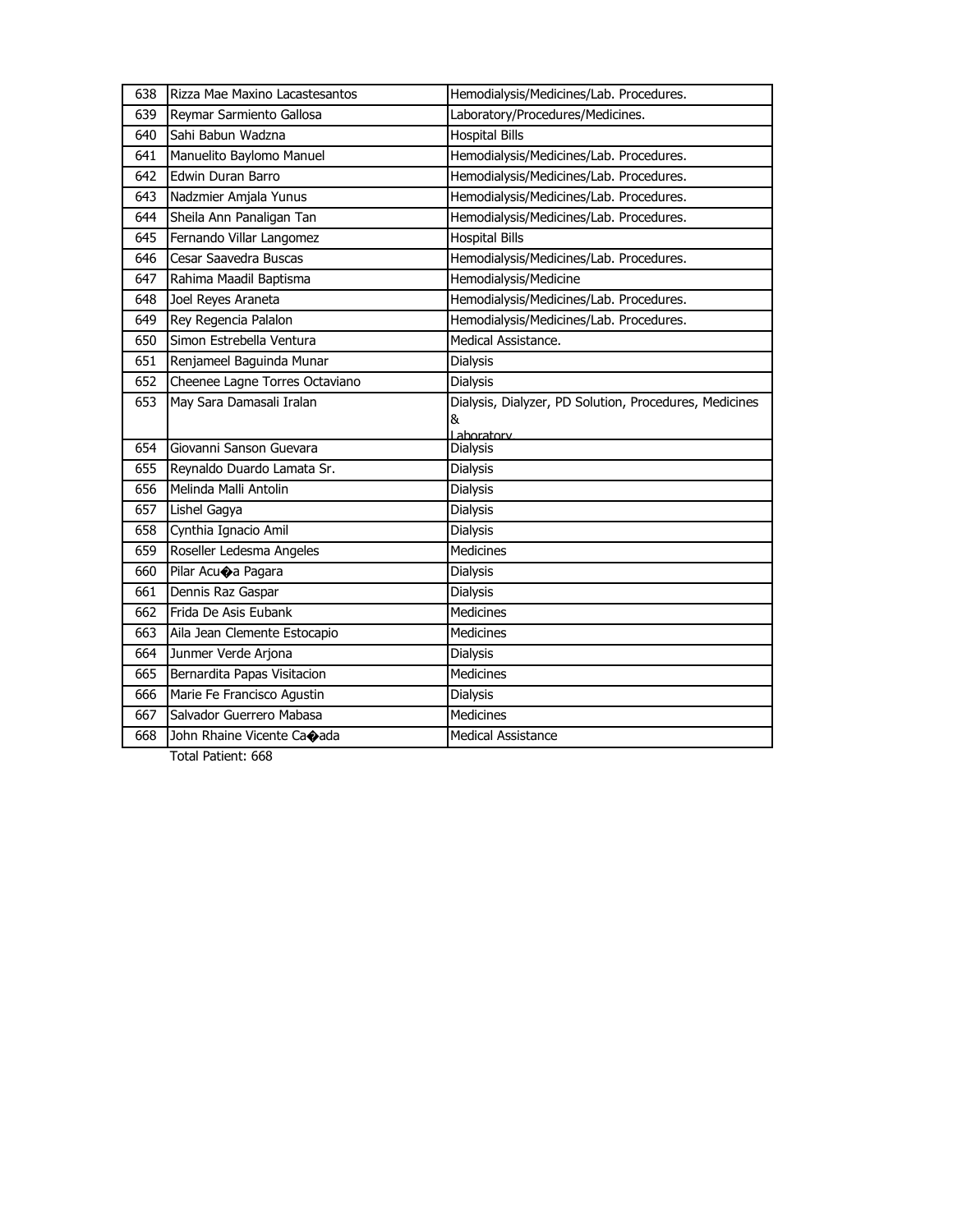| 638 | Rizza Mae Maxino Lacastesantos | Hemodialysis/Medicines/Lab. Procedures. |
|---|---|---|
| 639 | Reymar Sarmiento Gallosa | Laboratory/Procedures/Medicines. |
| 640 | Sahi Babun Wadzna | Hospital Bills |
| 641 | Manuelito Baylomo Manuel | Hemodialysis/Medicines/Lab. Procedures. |
| 642 | Edwin Duran Barro | Hemodialysis/Medicines/Lab. Procedures. |
| 643 | Nadzmier Amjala Yunus | Hemodialysis/Medicines/Lab. Procedures. |
| 644 | Sheila Ann Panaligan Tan | Hemodialysis/Medicines/Lab. Procedures. |
| 645 | Fernando Villar Langomez | Hospital Bills |
| 646 | Cesar Saavedra Buscas | Hemodialysis/Medicines/Lab. Procedures. |
| 647 | Rahima Maadil Baptisma | Hemodialysis/Medicine |
| 648 | Joel Reyes Araneta | Hemodialysis/Medicines/Lab. Procedures. |
| 649 | Rey Regencia Palalon | Hemodialysis/Medicines/Lab. Procedures. |
| 650 | Simon Estrebella Ventura | Medical Assistance. |
| 651 | Renjameel Baguinda Munar | Dialysis |
| 652 | Cheenee Lagne Torres Octaviano | Dialysis |
| 653 | May Sara Damasali Iralan | Dialysis, Dialyzer, PD Solution, Procedures, Medicines & Laboratory |
| 654 | Giovanni Sanson Guevara | Dialysis |
| 655 | Reynaldo Duardo Lamata Sr. | Dialysis |
| 656 | Melinda Malli Antolin | Dialysis |
| 657 | Lishel Gagya | Dialysis |
| 658 | Cynthia Ignacio Amil | Dialysis |
| 659 | Roseller Ledesma Angeles | Medicines |
| 660 | Pilar Acu�a Pagara | Dialysis |
| 661 | Dennis Raz Gaspar | Dialysis |
| 662 | Frida De Asis Eubank | Medicines |
| 663 | Aila Jean Clemente Estocapio | Medicines |
| 664 | Junmer Verde Arjona | Dialysis |
| 665 | Bernardita Papas Visitacion | Medicines |
| 666 | Marie Fe Francisco Agustin | Dialysis |
| 667 | Salvador Guerrero Mabasa | Medicines |
| 668 | John Rhaine Vicente Ca�ada | Medical Assistance |

Total Patient: 668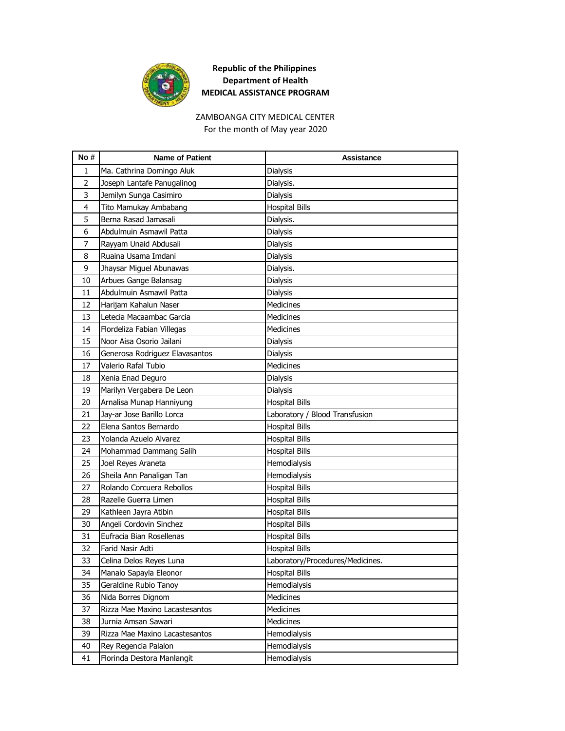**Republic of the Philippines**
**Department of Health**
**MEDICAL ASSISTANCE PROGRAM**

ZAMBOANGA CITY MEDICAL CENTER
For the month of May year 2020

| No # | Name of Patient | Assistance |
|---|---|---|
| 1 | Ma. Cathrina Domingo Aluk | Dialysis |
| 2 | Joseph Lantafe Panugalinog | Dialysis. |
| 3 | Jemilyn Sunga Casimiro | Dialysis |
| 4 | Tito Mamukay Ambabang | Hospital Bills |
| 5 | Berna Rasad Jamasali | Dialysis. |
| 6 | Abdulmuin Asmawil Patta | Dialysis |
| 7 | Rayyam Unaid Abdusali | Dialysis |
| 8 | Ruaina Usama Imdani | Dialysis |
| 9 | Jhaysar Miguel Abunawas | Dialysis. |
| 10 | Arbues Gange Balansag | Dialysis |
| 11 | Abdulmuin Asmawil Patta | Dialysis |
| 12 | Harijam Kahalun Naser | Medicines |
| 13 | Letecia Macaambac Garcia | Medicines |
| 14 | Flordeliza Fabian Villegas | Medicines |
| 15 | Noor Aisa Osorio Jailani | Dialysis |
| 16 | Generosa Rodriguez Elavasantos | Dialysis |
| 17 | Valerio Rafal Tubio | Medicines |
| 18 | Xenia Enad Deguro | Dialysis |
| 19 | Marilyn Vergabera De Leon | Dialysis |
| 20 | Arnalisa Munap Hanniyung | Hospital Bills |
| 21 | Jay-ar Jose Barillo Lorca | Laboratory / Blood Transfusion |
| 22 | Elena Santos Bernardo | Hospital Bills |
| 23 | Yolanda Azuelo Alvarez | Hospital Bills |
| 24 | Mohammad Dammang Salih | Hospital Bills |
| 25 | Joel Reyes Araneta | Hemodialysis |
| 26 | Sheila Ann Panaligan Tan | Hemodialysis |
| 27 | Rolando Corcuera Rebollos | Hospital Bills |
| 28 | Razelle Guerra Limen | Hospital Bills |
| 29 | Kathleen Jayra Atibin | Hospital Bills |
| 30 | Angeli Cordovin Sinchez | Hospital Bills |
| 31 | Eufracia Bian Rosellenas | Hospital Bills |
| 32 | Farid Nasir Adti | Hospital Bills |
| 33 | Celina Delos Reyes Luna | Laboratory/Procedures/Medicines. |
| 34 | Manalo Sapayla Eleonor | Hospital Bills |
| 35 | Geraldine Rubio Tanoy | Hemodialysis |
| 36 | Nida Borres Dignom | Medicines |
| 37 | Rizza Mae Maxino Lacastesantos | Medicines |
| 38 | Jurnia Amsan Sawari | Medicines |
| 39 | Rizza Mae Maxino Lacastesantos | Hemodialysis |
| 40 | Rey Regencia Palalon | Hemodialysis |
| 41 | Florinda Destora Manlangit | Hemodialysis |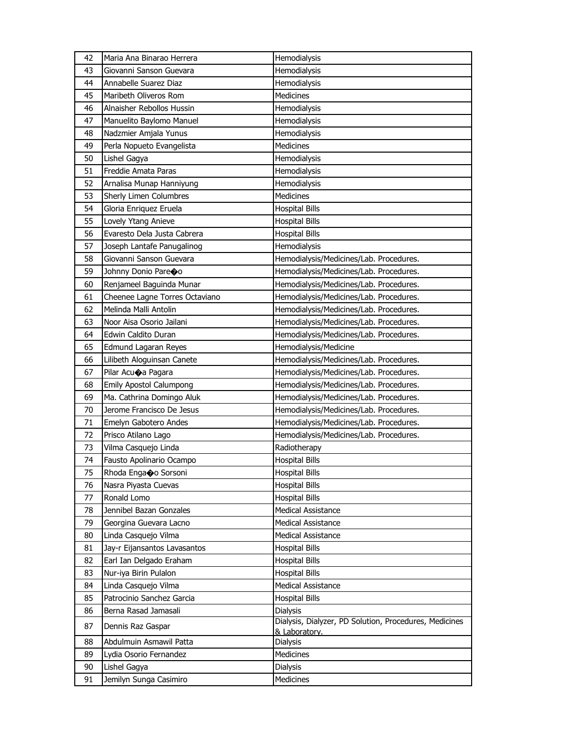| 42 | Maria Ana Binarao Herrera | Hemodialysis |
|---|---|---|
| 43 | Giovanni Sanson Guevara | Hemodialysis |
| 44 | Annabelle Suarez Diaz | Hemodialysis |
| 45 | Maribeth Oliveros Rom | Medicines |
| 46 | Alnaisher Rebollos Hussin | Hemodialysis |
| 47 | Manuelito Baylomo Manuel | Hemodialysis |
| 48 | Nadzmier Amjala Yunus | Hemodialysis |
| 49 | Perla Nopueto Evangelista | Medicines |
| 50 | Lishel Gagya | Hemodialysis |
| 51 | Freddie Amata Paras | Hemodialysis |
| 52 | Arnalisa Munap Hanniyung | Hemodialysis |
| 53 | Sherly Limen Columbres | Medicines |
| 54 | Gloria Enriquez Eruela | Hospital Bills |
| 55 | Lovely Ytang Anieve | Hospital Bills |
| 56 | Evaresto Dela Justa Cabrera | Hospital Bills |
| 57 | Joseph Lantafe Panugalinog | Hemodialysis |
| 58 | Giovanni Sanson Guevara | Hemodialysis/Medicines/Lab. Procedures. |
| 59 | Johnny Donio Pare�o | Hemodialysis/Medicines/Lab. Procedures. |
| 60 | Renjameel Baguinda Munar | Hemodialysis/Medicines/Lab. Procedures. |
| 61 | Cheenee Lagne Torres Octaviano | Hemodialysis/Medicines/Lab. Procedures. |
| 62 | Melinda Malli Antolin | Hemodialysis/Medicines/Lab. Procedures. |
| 63 | Noor Aisa Osorio Jailani | Hemodialysis/Medicines/Lab. Procedures. |
| 64 | Edwin Caldito Duran | Hemodialysis/Medicines/Lab. Procedures. |
| 65 | Edmund Lagaran Reyes | Hemodialysis/Medicine |
| 66 | Lilibeth Aloguinsan Canete | Hemodialysis/Medicines/Lab. Procedures. |
| 67 | Pilar Acu�a Pagara | Hemodialysis/Medicines/Lab. Procedures. |
| 68 | Emily Apostol Calumpong | Hemodialysis/Medicines/Lab. Procedures. |
| 69 | Ma. Cathrina Domingo Aluk | Hemodialysis/Medicines/Lab. Procedures. |
| 70 | Jerome Francisco De Jesus | Hemodialysis/Medicines/Lab. Procedures. |
| 71 | Emelyn Gabotero Andes | Hemodialysis/Medicines/Lab. Procedures. |
| 72 | Prisco Atilano Lago | Hemodialysis/Medicines/Lab. Procedures. |
| 73 | Vilma Casquejo Linda | Radiotherapy |
| 74 | Fausto Apolinario Ocampo | Hospital Bills |
| 75 | Rhoda Enga�o Sorsoni | Hospital Bills |
| 76 | Nasra Piyasta Cuevas | Hospital Bills |
| 77 | Ronald Lomo | Hospital Bills |
| 78 | Jennibel Bazan Gonzales | Medical Assistance |
| 79 | Georgina Guevara Lacno | Medical Assistance |
| 80 | Linda Casquejo Vilma | Medical Assistance |
| 81 | Jay-r Eijansantos Lavasantos | Hospital Bills |
| 82 | Earl Ian Delgado Eraham | Hospital Bills |
| 83 | Nur-iya Birin Pulalon | Hospital Bills |
| 84 | Linda Casquejo Vilma | Medical Assistance |
| 85 | Patrocinio Sanchez Garcia | Hospital Bills |
| 86 | Berna Rasad Jamasali | Dialysis |
| 87 | Dennis Raz Gaspar | Dialysis, Dialyzer, PD Solution, Procedures, Medicines & Laboratory. |
| 88 | Abdulmuin Asmawil Patta | Dialysis |
| 89 | Lydia Osorio Fernandez | Medicines |
| 90 | Lishel Gagya | Dialysis |
| 91 | Jemilyn Sunga Casimiro | Medicines |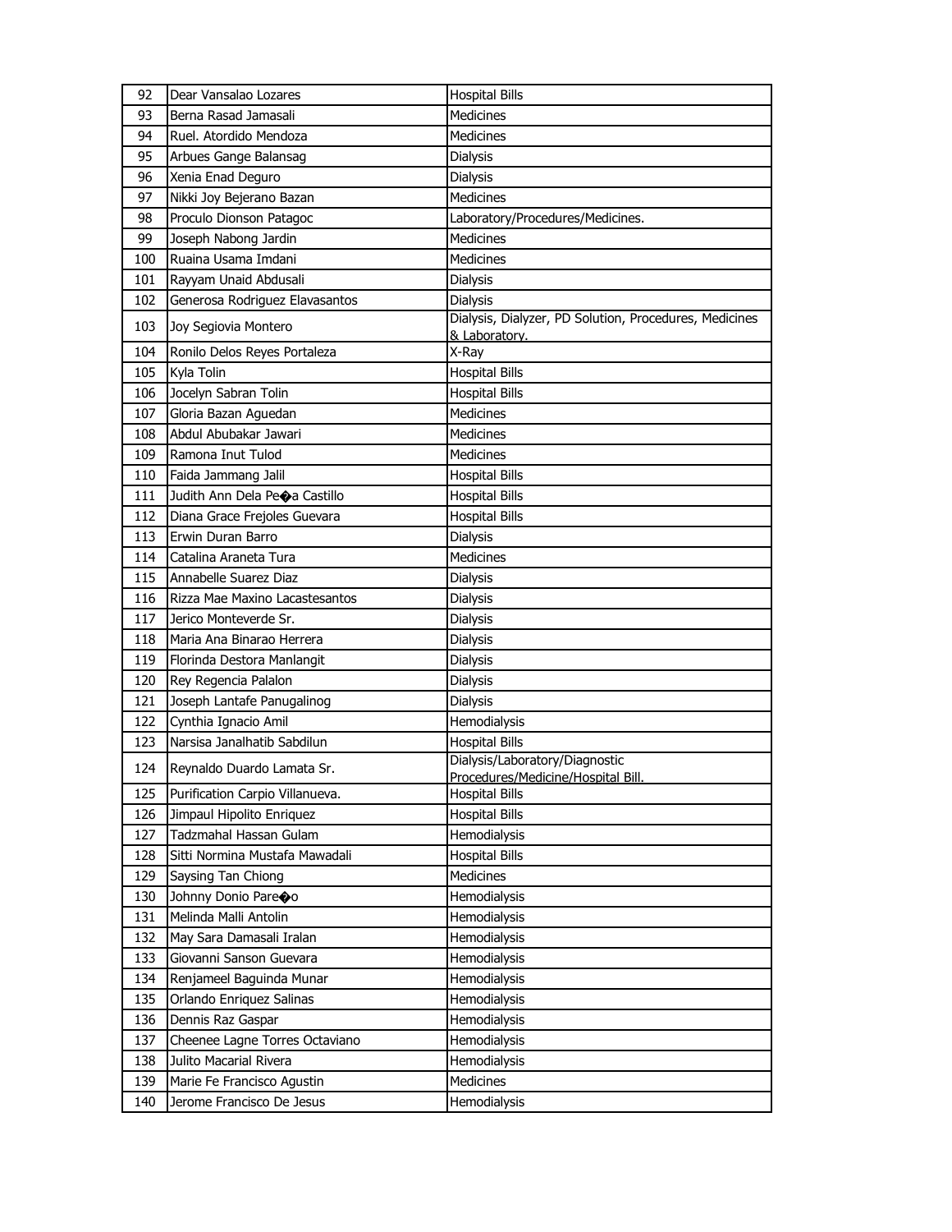| 92 | Dear Vansalao Lozares | Hospital Bills |
|---|---|---|
| 93 | Berna Rasad Jamasali | Medicines |
| 94 | Ruel. Atordido Mendoza | Medicines |
| 95 | Arbues Gange Balansag | Dialysis |
| 96 | Xenia Enad Deguro | Dialysis |
| 97 | Nikki Joy Bejerano Bazan | Medicines |
| 98 | Proculo Dionson Patagoc | Laboratory/Procedures/Medicines. |
| 99 | Joseph Nabong Jardin | Medicines |
| 100 | Ruaina Usama Imdani | Medicines |
| 101 | Rayyam Unaid Abdusali | Dialysis |
| 102 | Generosa Rodriguez Elavasantos | Dialysis |
| 103 | Joy Segiovia Montero | Dialysis, Dialyzer, PD Solution, Procedures, Medicines & Laboratory. |
| 104 | Ronilo Delos Reyes Portaleza | X-Ray |
| 105 | Kyla Tolin | Hospital Bills |
| 106 | Jocelyn Sabran Tolin | Hospital Bills |
| 107 | Gloria Bazan Aguedan | Medicines |
| 108 | Abdul Abubakar Jawari | Medicines |
| 109 | Ramona Inut Tulod | Medicines |
| 110 | Faida Jammang Jalil | Hospital Bills |
| 111 | Judith Ann Dela Pe�a Castillo | Hospital Bills |
| 112 | Diana Grace Frejoles Guevara | Hospital Bills |
| 113 | Erwin Duran Barro | Dialysis |
| 114 | Catalina Araneta Tura | Medicines |
| 115 | Annabelle Suarez Diaz | Dialysis |
| 116 | Rizza Mae Maxino Lacastesantos | Dialysis |
| 117 | Jerico Monteverde Sr. | Dialysis |
| 118 | Maria Ana Binarao Herrera | Dialysis |
| 119 | Florinda Destora Manlangit | Dialysis |
| 120 | Rey Regencia Palalon | Dialysis |
| 121 | Joseph Lantafe Panugalinog | Dialysis |
| 122 | Cynthia Ignacio Amil | Hemodialysis |
| 123 | Narsisa Janalhatib Sabdilun | Hospital Bills |
| 124 | Reynaldo Duardo Lamata Sr. | Dialysis/Laboratory/Diagnostic Procedures/Medicine/Hospital Bill. |
| 125 | Purification Carpio Villanueva. | Hospital Bills |
| 126 | Jimpaul Hipolito Enriquez | Hospital Bills |
| 127 | Tadzmahal Hassan Gulam | Hemodialysis |
| 128 | Sitti Normina Mustafa Mawadali | Hospital Bills |
| 129 | Saysing Tan Chiong | Medicines |
| 130 | Johnny Donio Pare�o | Hemodialysis |
| 131 | Melinda Malli Antolin | Hemodialysis |
| 132 | May Sara Damasali Iralan | Hemodialysis |
| 133 | Giovanni Sanson Guevara | Hemodialysis |
| 134 | Renjameel Baguinda Munar | Hemodialysis |
| 135 | Orlando Enriquez Salinas | Hemodialysis |
| 136 | Dennis Raz Gaspar | Hemodialysis |
| 137 | Cheenee Lagne Torres Octaviano | Hemodialysis |
| 138 | Julito Macarial Rivera | Hemodialysis |
| 139 | Marie Fe Francisco Agustin | Medicines |
| 140 | Jerome Francisco De Jesus | Hemodialysis |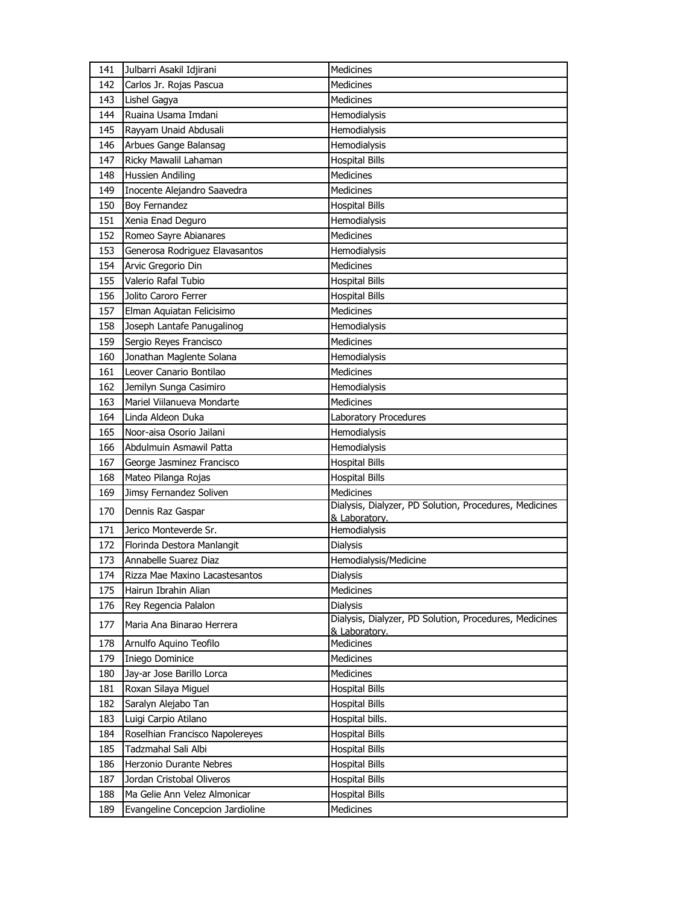| | | |
|---|---|---|
| 141 | Julbarri Asakil Idjirani | Medicines |
| 142 | Carlos Jr. Rojas Pascua | Medicines |
| 143 | Lishel Gagya | Medicines |
| 144 | Ruaina Usama Imdani | Hemodialysis |
| 145 | Rayyam Unaid Abdusali | Hemodialysis |
| 146 | Arbues Gange Balansag | Hemodialysis |
| 147 | Ricky Mawalil Lahaman | Hospital Bills |
| 148 | Hussien Andiling | Medicines |
| 149 | Inocente Alejandro Saavedra | Medicines |
| 150 | Boy Fernandez | Hospital Bills |
| 151 | Xenia Enad Deguro | Hemodialysis |
| 152 | Romeo Sayre Abianares | Medicines |
| 153 | Generosa Rodriguez Elavasantos | Hemodialysis |
| 154 | Arvic Gregorio Din | Medicines |
| 155 | Valerio Rafal Tubio | Hospital Bills |
| 156 | Jolito Caroro Ferrer | Hospital Bills |
| 157 | Elman Aquiatan Felicisimo | Medicines |
| 158 | Joseph Lantafe Panugalinog | Hemodialysis |
| 159 | Sergio Reyes Francisco | Medicines |
| 160 | Jonathan Maglente Solana | Hemodialysis |
| 161 | Leover Canario Bontilao | Medicines |
| 162 | Jemilyn Sunga Casimiro | Hemodialysis |
| 163 | Mariel Viilanueva Mondarte | Medicines |
| 164 | Linda Aldeon Duka | Laboratory Procedures |
| 165 | Noor-aisa Osorio Jailani | Hemodialysis |
| 166 | Abdulmuin Asmawil Patta | Hemodialysis |
| 167 | George Jasminez Francisco | Hospital Bills |
| 168 | Mateo Pilanga Rojas | Hospital Bills |
| 169 | Jimsy Fernandez Soliven | Medicines |
| 170 | Dennis Raz Gaspar | Dialysis, Dialyzer, PD Solution, Procedures, Medicines & Laboratory. |
| 171 | Jerico Monteverde Sr. | Hemodialysis |
| 172 | Florinda Destora Manlangit | Dialysis |
| 173 | Annabelle Suarez Diaz | Hemodialysis/Medicine |
| 174 | Rizza Mae Maxino Lacastesantos | Dialysis |
| 175 | Hairun Ibrahin Alian | Medicines |
| 176 | Rey Regencia Palalon | Dialysis |
| 177 | Maria Ana Binarao Herrera | Dialysis, Dialyzer, PD Solution, Procedures, Medicines & Laboratory. |
| 178 | Arnulfo Aquino Teofilo | Medicines |
| 179 | Iniego Dominice | Medicines |
| 180 | Jay-ar Jose Barillo Lorca | Medicines |
| 181 | Roxan Silaya Miguel | Hospital Bills |
| 182 | Saralyn Alejabo Tan | Hospital Bills |
| 183 | Luigi Carpio Atilano | Hospital bills. |
| 184 | Roselhian Francisco Napolereyes | Hospital Bills |
| 185 | Tadzmahal Sali Albi | Hospital Bills |
| 186 | Herzonio Durante Nebres | Hospital Bills |
| 187 | Jordan Cristobal Oliveros | Hospital Bills |
| 188 | Ma Gelie Ann Velez Almonicar | Hospital Bills |
| 189 | Evangeline Concepcion Jardioline | Medicines |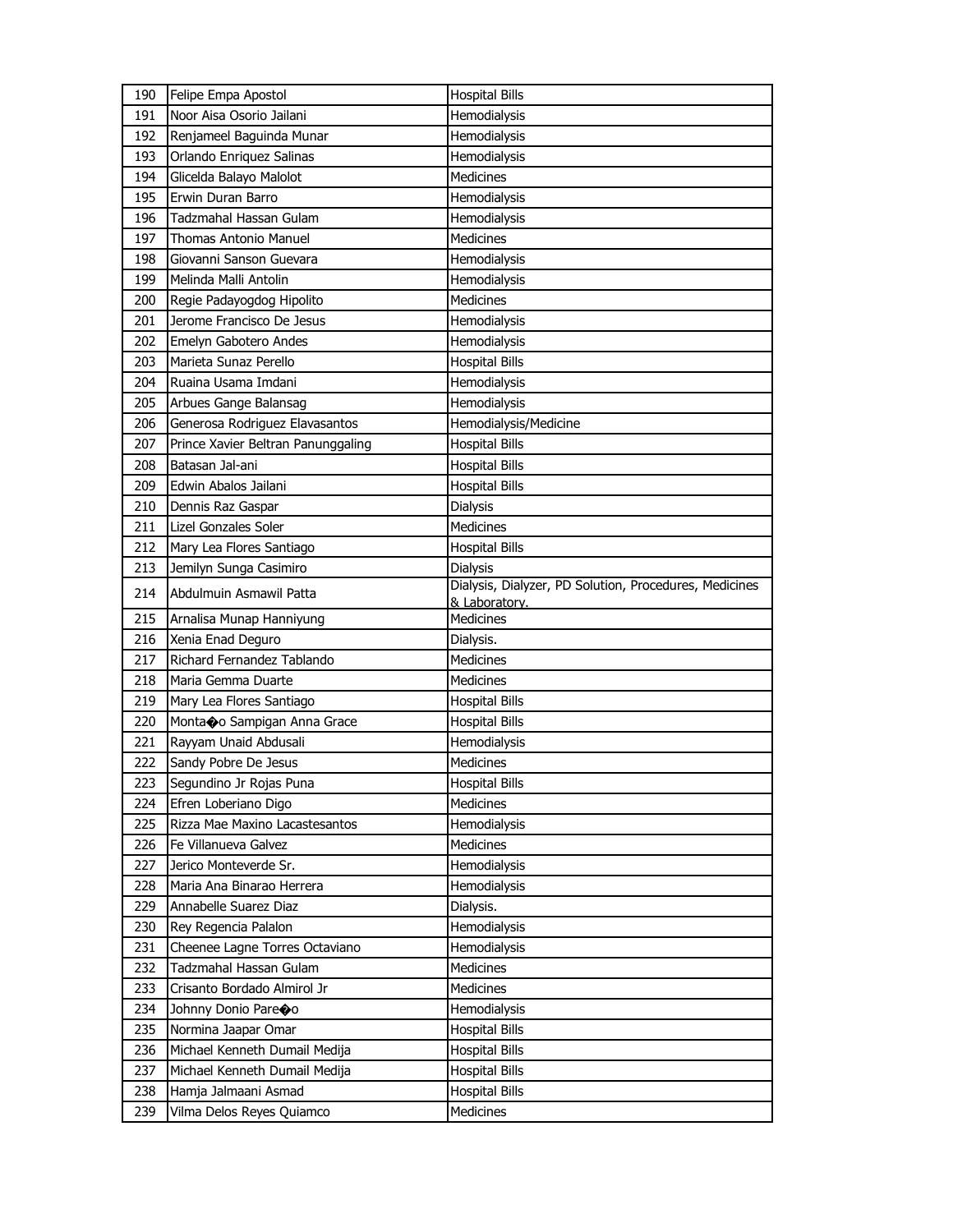| 190 | Felipe Empa Apostol | Hospital Bills |
|---|---|---|
| 191 | Noor Aisa Osorio Jailani | Hemodialysis |
| 192 | Renjameel Baguinda Munar | Hemodialysis |
| 193 | Orlando Enriquez Salinas | Hemodialysis |
| 194 | Glicelda Balayo Malolot | Medicines |
| 195 | Erwin Duran Barro | Hemodialysis |
| 196 | Tadzmahal Hassan Gulam | Hemodialysis |
| 197 | Thomas Antonio Manuel | Medicines |
| 198 | Giovanni Sanson Guevara | Hemodialysis |
| 199 | Melinda Malli Antolin | Hemodialysis |
| 200 | Regie Padayogdog Hipolito | Medicines |
| 201 | Jerome Francisco De Jesus | Hemodialysis |
| 202 | Emelyn Gabotero Andes | Hemodialysis |
| 203 | Marieta Sunaz Perello | Hospital Bills |
| 204 | Ruaina Usama Imdani | Hemodialysis |
| 205 | Arbues Gange Balansag | Hemodialysis |
| 206 | Generosa Rodriguez Elavasantos | Hemodialysis/Medicine |
| 207 | Prince Xavier Beltran Panunggaling | Hospital Bills |
| 208 | Batasan Jal-ani | Hospital Bills |
| 209 | Edwin Abalos Jailani | Hospital Bills |
| 210 | Dennis Raz Gaspar | Dialysis |
| 211 | Lizel Gonzales Soler | Medicines |
| 212 | Mary Lea Flores Santiago | Hospital Bills |
| 213 | Jemilyn Sunga Casimiro | Dialysis |
| 214 | Abdulmuin Asmawil Patta | Dialysis, Dialyzer, PD Solution, Procedures, Medicines & Laboratory. |
| 215 | Arnalisa Munap Hanniyung | Medicines |
| 216 | Xenia Enad Deguro | Dialysis. |
| 217 | Richard Fernandez Tablando | Medicines |
| 218 | Maria Gemma Duarte | Medicines |
| 219 | Mary Lea Flores Santiago | Hospital Bills |
| 220 | Monta�o Sampigan Anna Grace | Hospital Bills |
| 221 | Rayyam Unaid Abdusali | Hemodialysis |
| 222 | Sandy Pobre De Jesus | Medicines |
| 223 | Segundino Jr Rojas Puna | Hospital Bills |
| 224 | Efren Loberiano Digo | Medicines |
| 225 | Rizza Mae Maxino Lacastesantos | Hemodialysis |
| 226 | Fe Villanueva Galvez | Medicines |
| 227 | Jerico Monteverde Sr. | Hemodialysis |
| 228 | Maria Ana Binarao Herrera | Hemodialysis |
| 229 | Annabelle Suarez Diaz | Dialysis. |
| 230 | Rey Regencia Palalon | Hemodialysis |
| 231 | Cheenee Lagne Torres Octaviano | Hemodialysis |
| 232 | Tadzmahal Hassan Gulam | Medicines |
| 233 | Crisanto Bordado Almirol Jr | Medicines |
| 234 | Johnny Donio Pare�o | Hemodialysis |
| 235 | Normina Jaapar Omar | Hospital Bills |
| 236 | Michael Kenneth Dumail Medija | Hospital Bills |
| 237 | Michael Kenneth Dumail Medija | Hospital Bills |
| 238 | Hamja Jalmaani Asmad | Hospital Bills |
| 239 | Vilma Delos Reyes Quiamco | Medicines |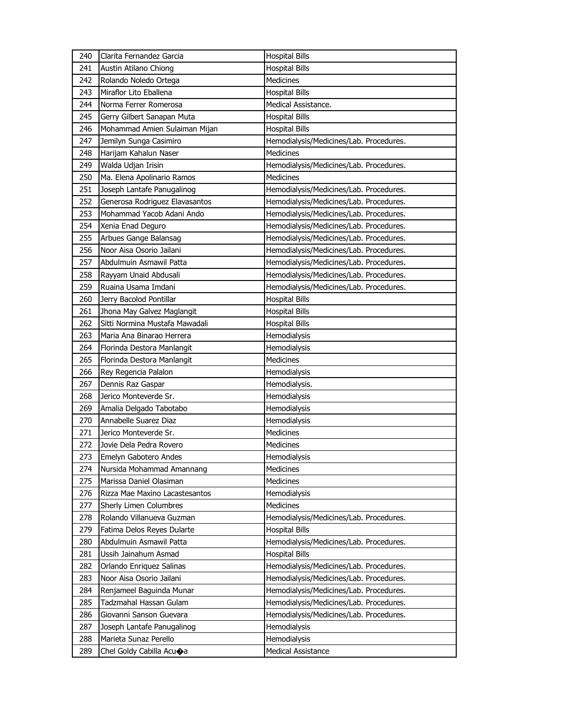| 240 | Clarita Fernandez Garcia | Hospital Bills |
|---|---|---|
| 241 | Austin Atilano Chiong | Hospital Bills |
| 242 | Rolando Noledo Ortega | Medicines |
| 243 | Miraflor Lito Eballena | Hospital Bills |
| 244 | Norma Ferrer Romerosa | Medical Assistance. |
| 245 | Gerry Gilbert Sanapan Muta | Hospital Bills |
| 246 | Mohammad Amien Sulaiman Mijan | Hospital Bills |
| 247 | Jemilyn Sunga Casimiro | Hemodialysis/Medicines/Lab. Procedures. |
| 248 | Harijam Kahalun Naser | Medicines |
| 249 | Walda Udjan Irisin | Hemodialysis/Medicines/Lab. Procedures. |
| 250 | Ma. Elena Apolinario Ramos | Medicines |
| 251 | Joseph Lantafe Panugalinog | Hemodialysis/Medicines/Lab. Procedures. |
| 252 | Generosa Rodriguez Elavasantos | Hemodialysis/Medicines/Lab. Procedures. |
| 253 | Mohammad Yacob Adani Ando | Hemodialysis/Medicines/Lab. Procedures. |
| 254 | Xenia Enad Deguro | Hemodialysis/Medicines/Lab. Procedures. |
| 255 | Arbues Gange Balansag | Hemodialysis/Medicines/Lab. Procedures. |
| 256 | Noor Aisa Osorio Jailani | Hemodialysis/Medicines/Lab. Procedures. |
| 257 | Abdulmuin Asmawil Patta | Hemodialysis/Medicines/Lab. Procedures. |
| 258 | Rayyam Unaid Abdusali | Hemodialysis/Medicines/Lab. Procedures. |
| 259 | Ruaina Usama Imdani | Hemodialysis/Medicines/Lab. Procedures. |
| 260 | Jerry Bacolod Pontillar | Hospital Bills |
| 261 | Jhona May Galvez Maglangit | Hospital Bills |
| 262 | Sitti Normina Mustafa Mawadali | Hospital Bills |
| 263 | Maria Ana Binarao Herrera | Hemodialysis |
| 264 | Florinda Destora Manlangit | Hemodialysis |
| 265 | Florinda Destora Manlangit | Medicines |
| 266 | Rey Regencia Palalon | Hemodialysis |
| 267 | Dennis Raz Gaspar | Hemodialysis. |
| 268 | Jerico Monteverde Sr. | Hemodialysis |
| 269 | Amalia Delgado Tabotabo | Hemodialysis |
| 270 | Annabelle Suarez Diaz | Hemodialysis |
| 271 | Jerico Monteverde Sr. | Medicines |
| 272 | Jovie Dela Pedra Rovero | Medicines |
| 273 | Emelyn Gabotero Andes | Hemodialysis |
| 274 | Nursida Mohammad Amannang | Medicines |
| 275 | Marissa Daniel Olasiman | Medicines |
| 276 | Rizza Mae Maxino Lacastesantos | Hemodialysis |
| 277 | Sherly Limen Columbres | Medicines |
| 278 | Rolando Villanueva Guzman | Hemodialysis/Medicines/Lab. Procedures. |
| 279 | Fatima Delos Reyes Dularte | Hospital Bills |
| 280 | Abdulmuin Asmawil Patta | Hemodialysis/Medicines/Lab. Procedures. |
| 281 | Ussih Jainahum Asmad | Hospital Bills |
| 282 | Orlando Enriquez Salinas | Hemodialysis/Medicines/Lab. Procedures. |
| 283 | Noor Aisa Osorio Jailani | Hemodialysis/Medicines/Lab. Procedures. |
| 284 | Renjameel Baguinda Munar | Hemodialysis/Medicines/Lab. Procedures. |
| 285 | Tadzmahal Hassan Gulam | Hemodialysis/Medicines/Lab. Procedures. |
| 286 | Giovanni Sanson Guevara | Hemodialysis/Medicines/Lab. Procedures. |
| 287 | Joseph Lantafe Panugalinog | Hemodialysis |
| 288 | Marieta Sunaz Perello | Hemodialysis |
| 289 | Chel Goldy Cabilla Acu�a | Medical Assistance |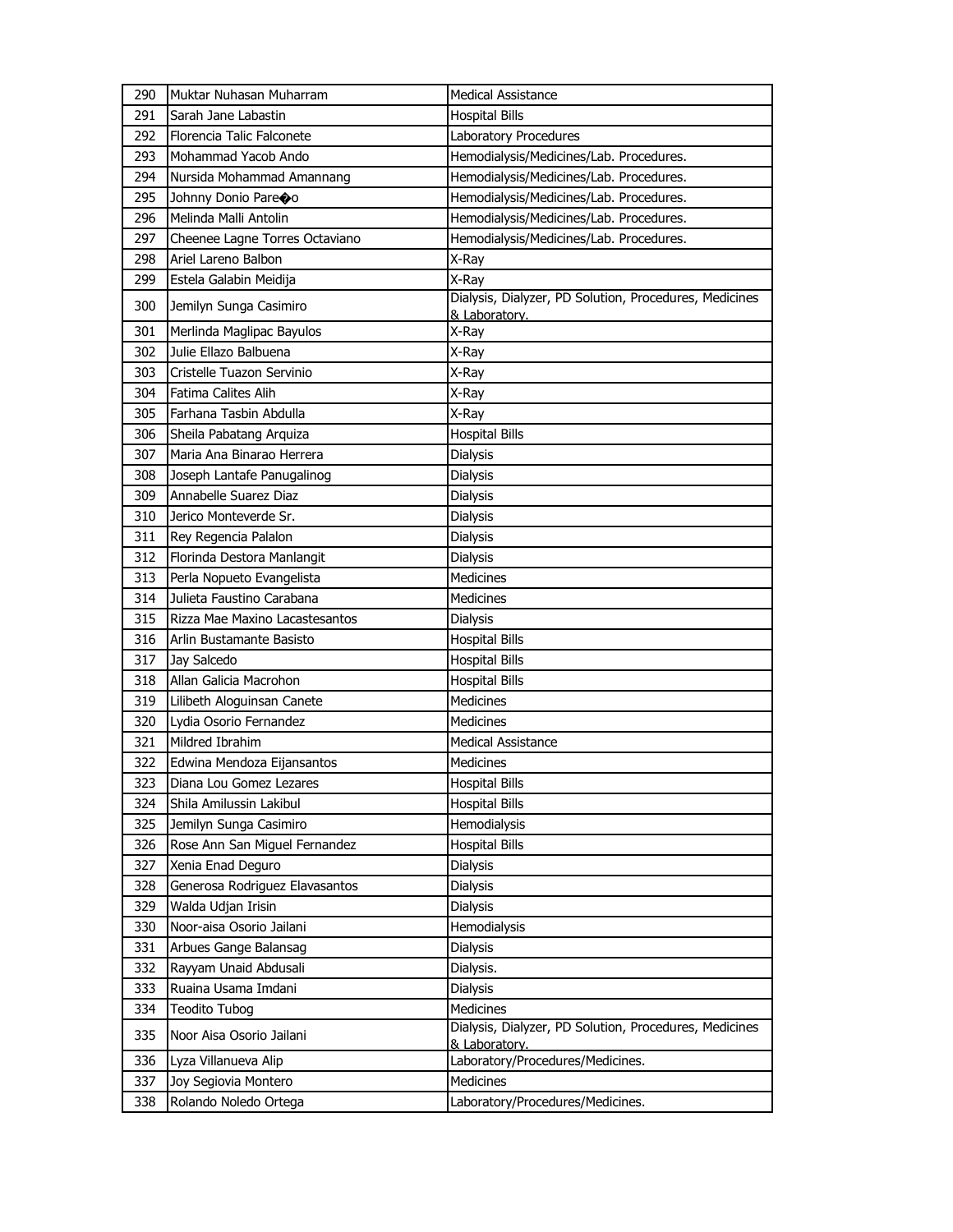| 290 | Muktar Nuhasan Muharram | Medical Assistance |
|---|---|---|
| 291 | Sarah Jane Labastin | Hospital Bills |
| 292 | Florencia Talic Falconete | Laboratory Procedures |
| 293 | Mohammad Yacob Ando | Hemodialysis/Medicines/Lab. Procedures. |
| 294 | Nursida Mohammad Amannang | Hemodialysis/Medicines/Lab. Procedures. |
| 295 | Johnny Donio Pare�o | Hemodialysis/Medicines/Lab. Procedures. |
| 296 | Melinda Malli Antolin | Hemodialysis/Medicines/Lab. Procedures. |
| 297 | Cheenee Lagne Torres Octaviano | Hemodialysis/Medicines/Lab. Procedures. |
| 298 | Ariel Lareno Balbon | X-Ray |
| 299 | Estela Galabin Meidija | X-Ray |
| 300 | Jemilyn Sunga Casimiro | Dialysis, Dialyzer, PD Solution, Procedures, Medicines & Laboratory. |
| 301 | Merlinda Maglipac Bayulos | X-Ray |
| 302 | Julie Ellazo Balbuena | X-Ray |
| 303 | Cristelle Tuazon Servinio | X-Ray |
| 304 | Fatima Calites Alih | X-Ray |
| 305 | Farhana Tasbin Abdulla | X-Ray |
| 306 | Sheila Pabatang Arquiza | Hospital Bills |
| 307 | Maria Ana Binarao Herrera | Dialysis |
| 308 | Joseph Lantafe Panugalinog | Dialysis |
| 309 | Annabelle Suarez Diaz | Dialysis |
| 310 | Jerico Monteverde Sr. | Dialysis |
| 311 | Rey Regencia Palalon | Dialysis |
| 312 | Florinda Destora Manlangit | Dialysis |
| 313 | Perla Nopueto Evangelista | Medicines |
| 314 | Julieta Faustino Carabana | Medicines |
| 315 | Rizza Mae Maxino Lacastesantos | Dialysis |
| 316 | Arlin Bustamante Basisto | Hospital Bills |
| 317 | Jay Salcedo | Hospital Bills |
| 318 | Allan Galicia Macrohon | Hospital Bills |
| 319 | Lilibeth Aloguinsan Canete | Medicines |
| 320 | Lydia Osorio Fernandez | Medicines |
| 321 | Mildred Ibrahim | Medical Assistance |
| 322 | Edwina Mendoza Eijansantos | Medicines |
| 323 | Diana Lou Gomez Lezares | Hospital Bills |
| 324 | Shila Amilussin Lakibul | Hospital Bills |
| 325 | Jemilyn Sunga Casimiro | Hemodialysis |
| 326 | Rose Ann San Miguel Fernandez | Hospital Bills |
| 327 | Xenia Enad Deguro | Dialysis |
| 328 | Generosa Rodriguez Elavasantos | Dialysis |
| 329 | Walda Udjan Irisin | Dialysis |
| 330 | Noor-aisa Osorio Jailani | Hemodialysis |
| 331 | Arbues Gange Balansag | Dialysis |
| 332 | Rayyam Unaid Abdusali | Dialysis. |
| 333 | Ruaina Usama Imdani | Dialysis |
| 334 | Teodito Tubog | Medicines |
| 335 | Noor Aisa Osorio Jailani | Dialysis, Dialyzer, PD Solution, Procedures, Medicines & Laboratory. |
| 336 | Lyza Villanueva Alip | Laboratory/Procedures/Medicines. |
| 337 | Joy Segiovia Montero | Medicines |
| 338 | Rolando Noledo Ortega | Laboratory/Procedures/Medicines. |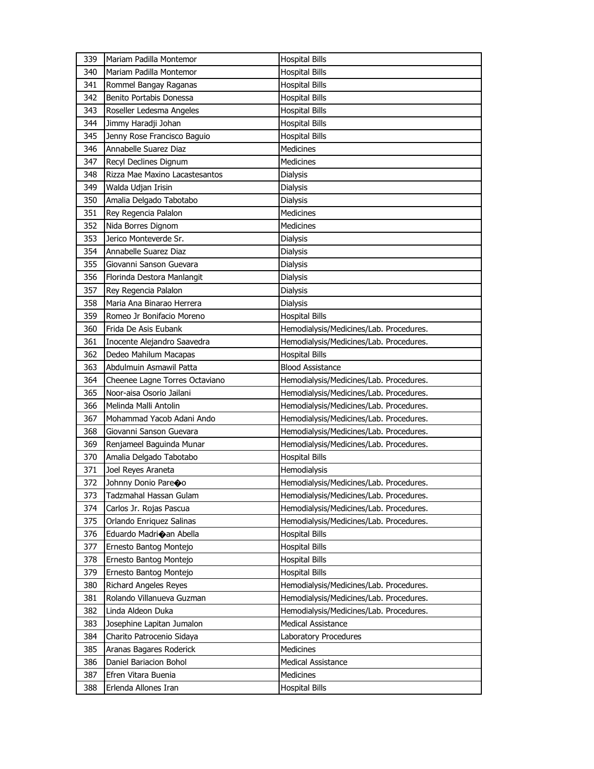| 339 | Mariam Padilla Montemor | Hospital Bills |
|---|---|---|
| 340 | Mariam Padilla Montemor | Hospital Bills |
| 341 | Rommel Bangay Raganas | Hospital Bills |
| 342 | Benito Portabis Donessa | Hospital Bills |
| 343 | Roseller Ledesma Angeles | Hospital Bills |
| 344 | Jimmy Haradji Johan | Hospital Bills |
| 345 | Jenny Rose Francisco Baguio | Hospital Bills |
| 346 | Annabelle Suarez Diaz | Medicines |
| 347 | Recyl Declines Dignum | Medicines |
| 348 | Rizza Mae Maxino Lacastesantos | Dialysis |
| 349 | Walda Udjan Irisin | Dialysis |
| 350 | Amalia Delgado Tabotabo | Dialysis |
| 351 | Rey Regencia Palalon | Medicines |
| 352 | Nida Borres Dignom | Medicines |
| 353 | Jerico Monteverde Sr. | Dialysis |
| 354 | Annabelle Suarez Diaz | Dialysis |
| 355 | Giovanni Sanson Guevara | Dialysis |
| 356 | Florinda Destora Manlangit | Dialysis |
| 357 | Rey Regencia Palalon | Dialysis |
| 358 | Maria Ana Binarao Herrera | Dialysis |
| 359 | Romeo Jr Bonifacio Moreno | Hospital Bills |
| 360 | Frida De Asis Eubank | Hemodialysis/Medicines/Lab. Procedures. |
| 361 | Inocente Alejandro Saavedra | Hemodialysis/Medicines/Lab. Procedures. |
| 362 | Dedeo Mahilum Macapas | Hospital Bills |
| 363 | Abdulmuin Asmawil Patta | Blood Assistance |
| 364 | Cheenee Lagne Torres Octaviano | Hemodialysis/Medicines/Lab. Procedures. |
| 365 | Noor-aisa Osorio Jailani | Hemodialysis/Medicines/Lab. Procedures. |
| 366 | Melinda Malli Antolin | Hemodialysis/Medicines/Lab. Procedures. |
| 367 | Mohammad Yacob Adani Ando | Hemodialysis/Medicines/Lab. Procedures. |
| 368 | Giovanni Sanson Guevara | Hemodialysis/Medicines/Lab. Procedures. |
| 369 | Renjameel Baguinda Munar | Hemodialysis/Medicines/Lab. Procedures. |
| 370 | Amalia Delgado Tabotabo | Hospital Bills |
| 371 | Joel Reyes Araneta | Hemodialysis |
| 372 | Johnny Donio Pare�o | Hemodialysis/Medicines/Lab. Procedures. |
| 373 | Tadzmahal Hassan Gulam | Hemodialysis/Medicines/Lab. Procedures. |
| 374 | Carlos Jr. Rojas Pascua | Hemodialysis/Medicines/Lab. Procedures. |
| 375 | Orlando Enriquez Salinas | Hemodialysis/Medicines/Lab. Procedures. |
| 376 | Eduardo Madri�an Abella | Hospital Bills |
| 377 | Ernesto Bantog Montejo | Hospital Bills |
| 378 | Ernesto Bantog Montejo | Hospital Bills |
| 379 | Ernesto Bantog Montejo | Hospital Bills |
| 380 | Richard Angeles Reyes | Hemodialysis/Medicines/Lab. Procedures. |
| 381 | Rolando Villanueva Guzman | Hemodialysis/Medicines/Lab. Procedures. |
| 382 | Linda Aldeon Duka | Hemodialysis/Medicines/Lab. Procedures. |
| 383 | Josephine Lapitan Jumalon | Medical Assistance |
| 384 | Charito Patrocenio Sidaya | Laboratory Procedures |
| 385 | Aranas Bagares Roderick | Medicines |
| 386 | Daniel Bariacion Bohol | Medical Assistance |
| 387 | Efren Vitara Buenia | Medicines |
| 388 | Erlenda Allones Iran | Hospital Bills |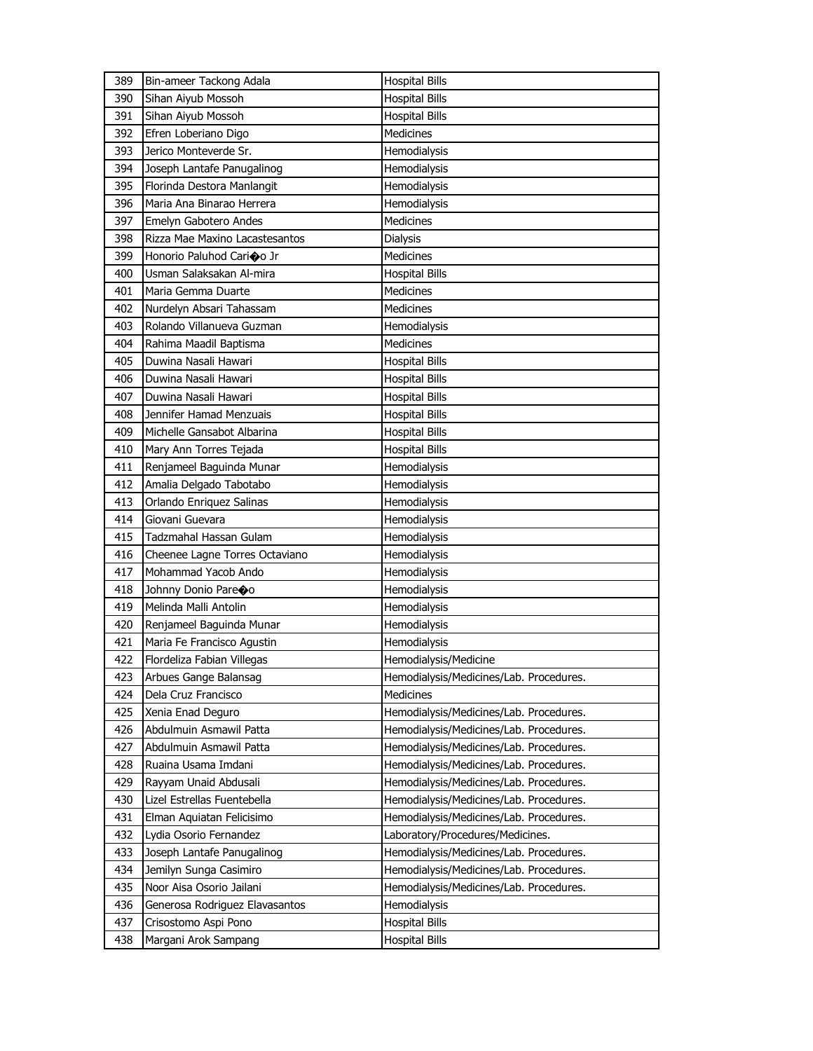| 389 | Bin-ameer Tackong Adala | Hospital Bills |
|---|---|---|
| 390 | Sihan Aiyub Mossoh | Hospital Bills |
| 391 | Sihan Aiyub Mossoh | Hospital Bills |
| 392 | Efren Loberiano Digo | Medicines |
| 393 | Jerico Monteverde Sr. | Hemodialysis |
| 394 | Joseph Lantafe Panugalinog | Hemodialysis |
| 395 | Florinda Destora Manlangit | Hemodialysis |
| 396 | Maria Ana Binarao Herrera | Hemodialysis |
| 397 | Emelyn Gabotero Andes | Medicines |
| 398 | Rizza Mae Maxino Lacastesantos | Dialysis |
| 399 | Honorio Paluhod Cari�o Jr | Medicines |
| 400 | Usman Salaksakan Al-mira | Hospital Bills |
| 401 | Maria Gemma Duarte | Medicines |
| 402 | Nurdelyn Absari Tahassam | Medicines |
| 403 | Rolando Villanueva Guzman | Hemodialysis |
| 404 | Rahima Maadil Baptisma | Medicines |
| 405 | Duwina Nasali Hawari | Hospital Bills |
| 406 | Duwina Nasali Hawari | Hospital Bills |
| 407 | Duwina Nasali Hawari | Hospital Bills |
| 408 | Jennifer Hamad Menzuais | Hospital Bills |
| 409 | Michelle Gansabot Albarina | Hospital Bills |
| 410 | Mary Ann Torres Tejada | Hospital Bills |
| 411 | Renjameel Baguinda Munar | Hemodialysis |
| 412 | Amalia Delgado Tabotabo | Hemodialysis |
| 413 | Orlando Enriquez Salinas | Hemodialysis |
| 414 | Giovani Guevara | Hemodialysis |
| 415 | Tadzmahal Hassan Gulam | Hemodialysis |
| 416 | Cheenee Lagne Torres Octaviano | Hemodialysis |
| 417 | Mohammad Yacob Ando | Hemodialysis |
| 418 | Johnny Donio Pare�o | Hemodialysis |
| 419 | Melinda Malli Antolin | Hemodialysis |
| 420 | Renjameel Baguinda Munar | Hemodialysis |
| 421 | Maria Fe Francisco Agustin | Hemodialysis |
| 422 | Flordeliza Fabian Villegas | Hemodialysis/Medicine |
| 423 | Arbues Gange Balansag | Hemodialysis/Medicines/Lab. Procedures. |
| 424 | Dela Cruz Francisco | Medicines |
| 425 | Xenia Enad Deguro | Hemodialysis/Medicines/Lab. Procedures. |
| 426 | Abdulmuin Asmawil Patta | Hemodialysis/Medicines/Lab. Procedures. |
| 427 | Abdulmuin Asmawil Patta | Hemodialysis/Medicines/Lab. Procedures. |
| 428 | Ruaina Usama Imdani | Hemodialysis/Medicines/Lab. Procedures. |
| 429 | Rayyam Unaid Abdusali | Hemodialysis/Medicines/Lab. Procedures. |
| 430 | Lizel Estrellas Fuentebella | Hemodialysis/Medicines/Lab. Procedures. |
| 431 | Elman Aquiatan Felicisimo | Hemodialysis/Medicines/Lab. Procedures. |
| 432 | Lydia Osorio Fernandez | Laboratory/Procedures/Medicines. |
| 433 | Joseph Lantafe Panugalinog | Hemodialysis/Medicines/Lab. Procedures. |
| 434 | Jemilyn Sunga Casimiro | Hemodialysis/Medicines/Lab. Procedures. |
| 435 | Noor Aisa Osorio Jailani | Hemodialysis/Medicines/Lab. Procedures. |
| 436 | Generosa Rodriguez Elavasantos | Hemodialysis |
| 437 | Crisostomo Aspi Pono | Hospital Bills |
| 438 | Margani Arok Sampang | Hospital Bills |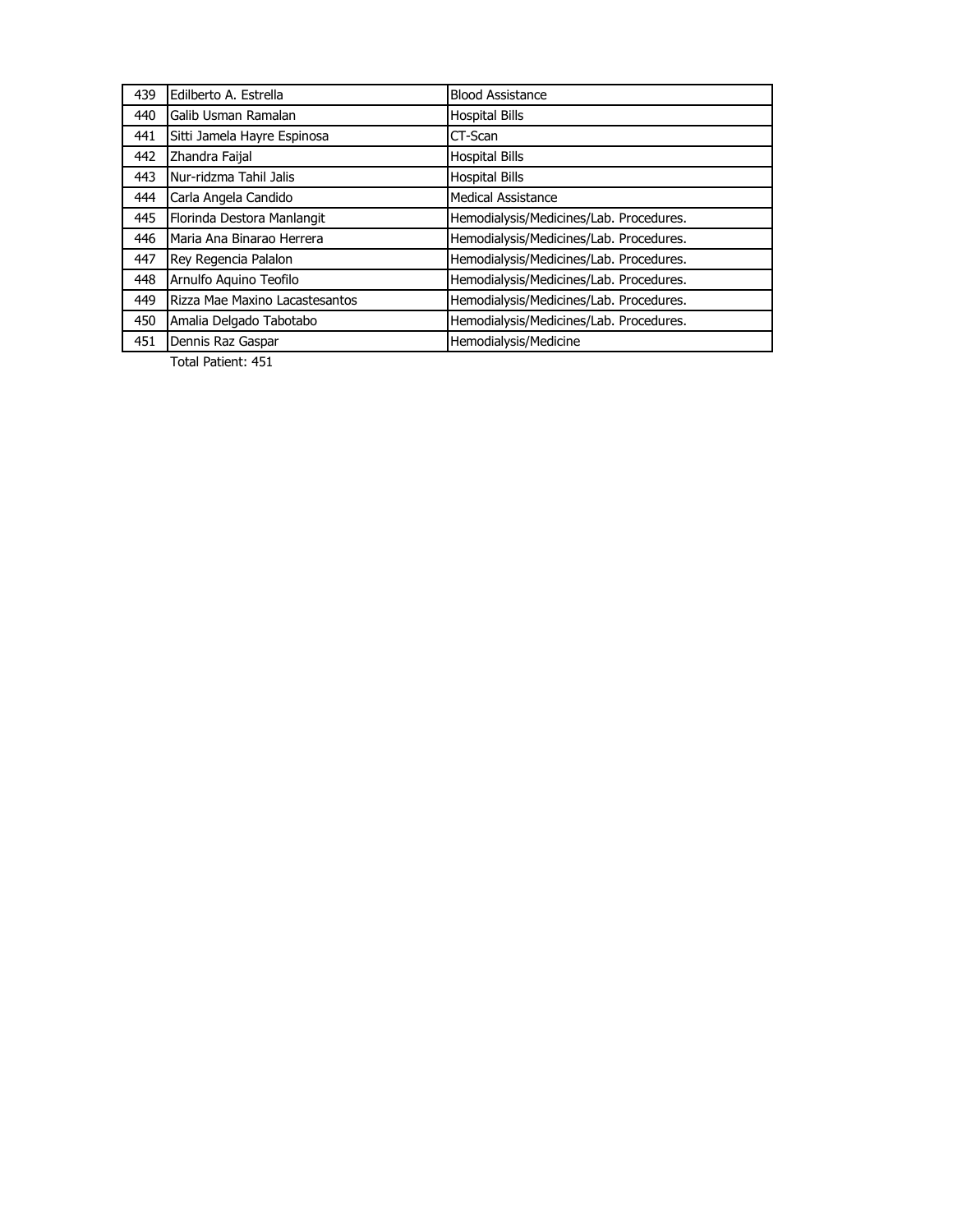| | | |
|---|---|---|
| 439 | Edilberto A. Estrella | Blood Assistance |
| 440 | Galib Usman Ramalan | Hospital Bills |
| 441 | Sitti Jamela Hayre Espinosa | CT-Scan |
| 442 | Zhandra Faijal | Hospital Bills |
| 443 | Nur-ridzma Tahil Jalis | Hospital Bills |
| 444 | Carla Angela Candido | Medical Assistance |
| 445 | Florinda Destora Manlangit | Hemodialysis/Medicines/Lab. Procedures. |
| 446 | Maria Ana Binarao Herrera | Hemodialysis/Medicines/Lab. Procedures. |
| 447 | Rey Regencia Palalon | Hemodialysis/Medicines/Lab. Procedures. |
| 448 | Arnulfo Aquino Teofilo | Hemodialysis/Medicines/Lab. Procedures. |
| 449 | Rizza Mae Maxino Lacastesantos | Hemodialysis/Medicines/Lab. Procedures. |
| 450 | Amalia Delgado Tabotabo | Hemodialysis/Medicines/Lab. Procedures. |
| 451 | Dennis Raz Gaspar | Hemodialysis/Medicine |

Total Patient: 451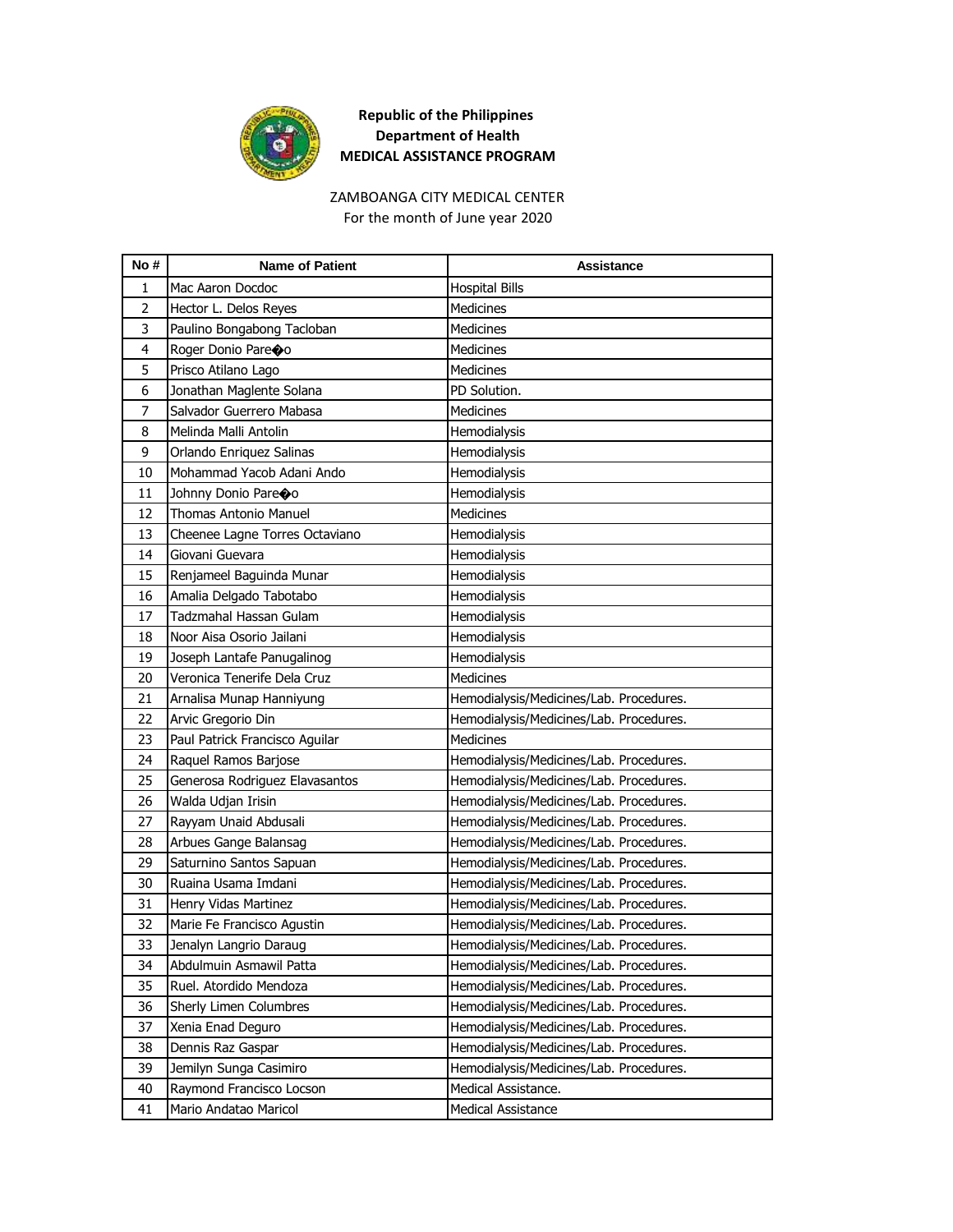**Republic of the Philippines**
**Department of Health**
**MEDICAL ASSISTANCE PROGRAM**

ZAMBOANGA CITY MEDICAL CENTER
For the month of June year 2020

| No # | Name of Patient | Assistance |
|---|---|---|
| 1 | Mac Aaron Docdoc | Hospital Bills |
| 2 | Hector L. Delos Reyes | Medicines |
| 3 | Paulino Bongabong Tacloban | Medicines |
| 4 | Roger Donio Pare�o | Medicines |
| 5 | Prisco Atilano Lago | Medicines |
| 6 | Jonathan Maglente Solana | PD Solution. |
| 7 | Salvador Guerrero Mabasa | Medicines |
| 8 | Melinda Malli Antolin | Hemodialysis |
| 9 | Orlando Enriquez Salinas | Hemodialysis |
| 10 | Mohammad Yacob Adani Ando | Hemodialysis |
| 11 | Johnny Donio Pare�o | Hemodialysis |
| 12 | Thomas Antonio Manuel | Medicines |
| 13 | Cheenee Lagne Torres Octaviano | Hemodialysis |
| 14 | Giovani Guevara | Hemodialysis |
| 15 | Renjameel Baguinda Munar | Hemodialysis |
| 16 | Amalia Delgado Tabotabo | Hemodialysis |
| 17 | Tadzmahal Hassan Gulam | Hemodialysis |
| 18 | Noor Aisa Osorio Jailani | Hemodialysis |
| 19 | Joseph Lantafe Panugalinog | Hemodialysis |
| 20 | Veronica Tenerife Dela Cruz | Medicines |
| 21 | Arnalisa Munap Hanniyung | Hemodialysis/Medicines/Lab. Procedures. |
| 22 | Arvic Gregorio Din | Hemodialysis/Medicines/Lab. Procedures. |
| 23 | Paul Patrick Francisco Aguilar | Medicines |
| 24 | Raquel Ramos Barjose | Hemodialysis/Medicines/Lab. Procedures. |
| 25 | Generosa Rodriguez Elavasantos | Hemodialysis/Medicines/Lab. Procedures. |
| 26 | Walda Udjan Irisin | Hemodialysis/Medicines/Lab. Procedures. |
| 27 | Rayyam Unaid Abdusali | Hemodialysis/Medicines/Lab. Procedures. |
| 28 | Arbues Gange Balansag | Hemodialysis/Medicines/Lab. Procedures. |
| 29 | Saturnino Santos Sapuan | Hemodialysis/Medicines/Lab. Procedures. |
| 30 | Ruaina Usama Imdani | Hemodialysis/Medicines/Lab. Procedures. |
| 31 | Henry Vidas Martinez | Hemodialysis/Medicines/Lab. Procedures. |
| 32 | Marie Fe Francisco Agustin | Hemodialysis/Medicines/Lab. Procedures. |
| 33 | Jenalyn Langrio Daraug | Hemodialysis/Medicines/Lab. Procedures. |
| 34 | Abdulmuin Asmawil Patta | Hemodialysis/Medicines/Lab. Procedures. |
| 35 | Ruel. Atordido Mendoza | Hemodialysis/Medicines/Lab. Procedures. |
| 36 | Sherly Limen Columbres | Hemodialysis/Medicines/Lab. Procedures. |
| 37 | Xenia Enad Deguro | Hemodialysis/Medicines/Lab. Procedures. |
| 38 | Dennis Raz Gaspar | Hemodialysis/Medicines/Lab. Procedures. |
| 39 | Jemilyn Sunga Casimiro | Hemodialysis/Medicines/Lab. Procedures. |
| 40 | Raymond Francisco Locson | Medical Assistance. |
| 41 | Mario Andatao Maricol | Medical Assistance |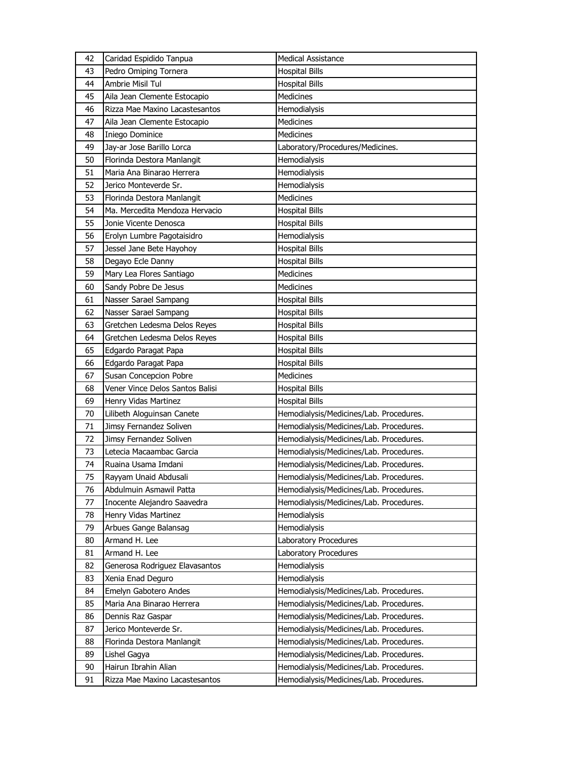| 42 | Caridad Espidido Tanpua | Medical Assistance |
|---|---|---|
| 43 | Pedro Omiping Tornera | Hospital Bills |
| 44 | Ambrie Misil Tul | Hospital Bills |
| 45 | Aila Jean Clemente Estocapio | Medicines |
| 46 | Rizza Mae Maxino Lacastesantos | Hemodialysis |
| 47 | Aila Jean Clemente Estocapio | Medicines |
| 48 | Iniego Dominice | Medicines |
| 49 | Jay-ar Jose Barillo Lorca | Laboratory/Procedures/Medicines. |
| 50 | Florinda Destora Manlangit | Hemodialysis |
| 51 | Maria Ana Binarao Herrera | Hemodialysis |
| 52 | Jerico Monteverde Sr. | Hemodialysis |
| 53 | Florinda Destora Manlangit | Medicines |
| 54 | Ma. Mercedita Mendoza Hervacio | Hospital Bills |
| 55 | Jonie Vicente Denosca | Hospital Bills |
| 56 | Erolyn Lumbre Pagotaisidro | Hemodialysis |
| 57 | Jessel Jane Bete Hayohoy | Hospital Bills |
| 58 | Degayo Ecle Danny | Hospital Bills |
| 59 | Mary Lea Flores Santiago | Medicines |
| 60 | Sandy Pobre De Jesus | Medicines |
| 61 | Nasser Sarael Sampang | Hospital Bills |
| 62 | Nasser Sarael Sampang | Hospital Bills |
| 63 | Gretchen Ledesma Delos Reyes | Hospital Bills |
| 64 | Gretchen Ledesma Delos Reyes | Hospital Bills |
| 65 | Edgardo Paragat Papa | Hospital Bills |
| 66 | Edgardo Paragat Papa | Hospital Bills |
| 67 | Susan Concepcion Pobre | Medicines |
| 68 | Vener Vince Delos Santos Balisi | Hospital Bills |
| 69 | Henry Vidas Martinez | Hospital Bills |
| 70 | Lilibeth Aloguinsan Canete | Hemodialysis/Medicines/Lab. Procedures. |
| 71 | Jimsy Fernandez Soliven | Hemodialysis/Medicines/Lab. Procedures. |
| 72 | Jimsy Fernandez Soliven | Hemodialysis/Medicines/Lab. Procedures. |
| 73 | Letecia Macaambac Garcia | Hemodialysis/Medicines/Lab. Procedures. |
| 74 | Ruaina Usama Imdani | Hemodialysis/Medicines/Lab. Procedures. |
| 75 | Rayyam Unaid Abdusali | Hemodialysis/Medicines/Lab. Procedures. |
| 76 | Abdulmuin Asmawil Patta | Hemodialysis/Medicines/Lab. Procedures. |
| 77 | Inocente Alejandro Saavedra | Hemodialysis/Medicines/Lab. Procedures. |
| 78 | Henry Vidas Martinez | Hemodialysis |
| 79 | Arbues Gange Balansag | Hemodialysis |
| 80 | Armand H. Lee | Laboratory Procedures |
| 81 | Armand H. Lee | Laboratory Procedures |
| 82 | Generosa Rodriguez Elavasantos | Hemodialysis |
| 83 | Xenia Enad Deguro | Hemodialysis |
| 84 | Emelyn Gabotero Andes | Hemodialysis/Medicines/Lab. Procedures. |
| 85 | Maria Ana Binarao Herrera | Hemodialysis/Medicines/Lab. Procedures. |
| 86 | Dennis Raz Gaspar | Hemodialysis/Medicines/Lab. Procedures. |
| 87 | Jerico Monteverde Sr. | Hemodialysis/Medicines/Lab. Procedures. |
| 88 | Florinda Destora Manlangit | Hemodialysis/Medicines/Lab. Procedures. |
| 89 | Lishel Gagya | Hemodialysis/Medicines/Lab. Procedures. |
| 90 | Hairun Ibrahin Alian | Hemodialysis/Medicines/Lab. Procedures. |
| 91 | Rizza Mae Maxino Lacastesantos | Hemodialysis/Medicines/Lab. Procedures. |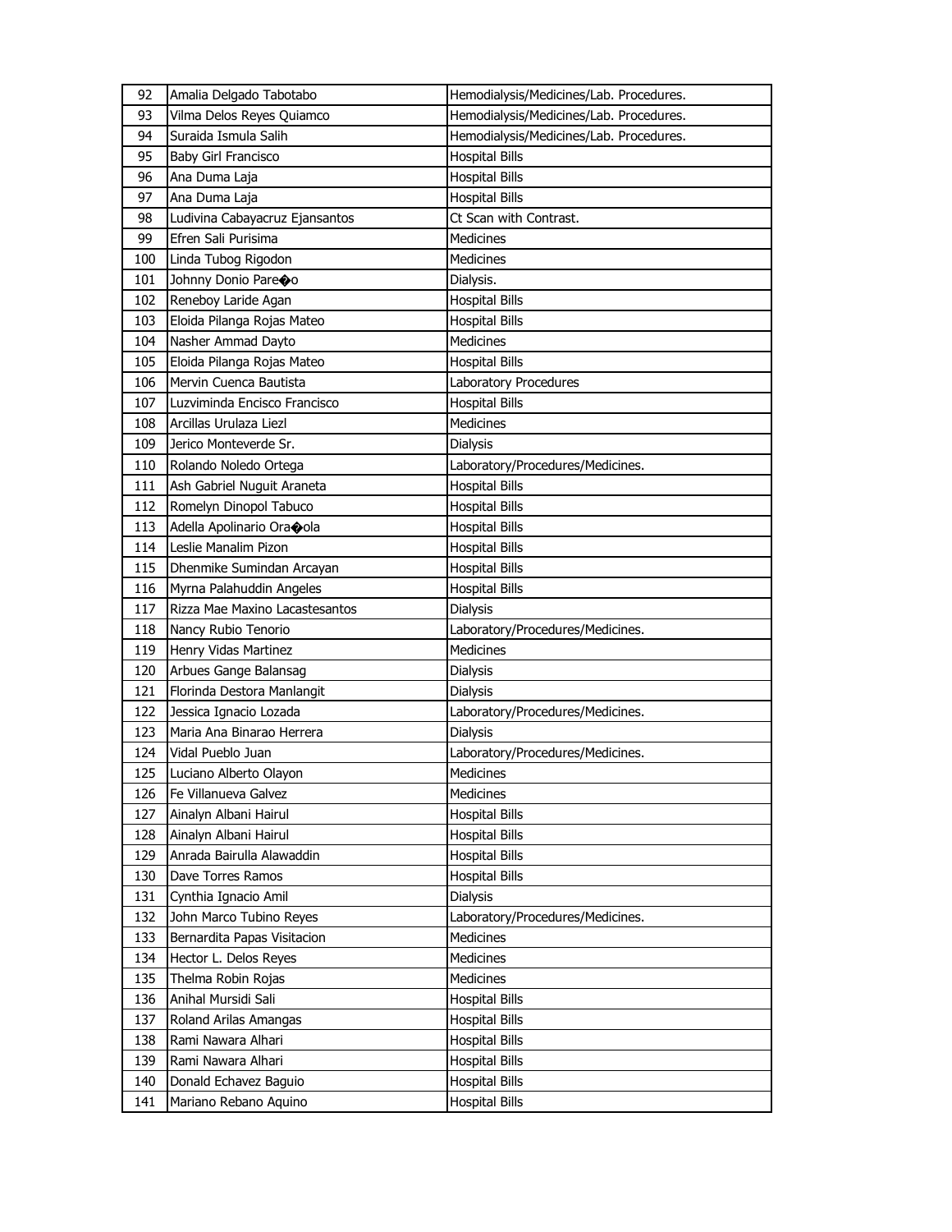| 92 | Amalia Delgado Tabotabo | Hemodialysis/Medicines/Lab. Procedures. |
|---|---|---|
| 93 | Vilma Delos Reyes Quiamco | Hemodialysis/Medicines/Lab. Procedures. |
| 94 | Suraida Ismula Salih | Hemodialysis/Medicines/Lab. Procedures. |
| 95 | Baby Girl Francisco | Hospital Bills |
| 96 | Ana Duma Laja | Hospital Bills |
| 97 | Ana Duma Laja | Hospital Bills |
| 98 | Ludivina Cabayacruz Ejansantos | Ct Scan with Contrast. |
| 99 | Efren Sali Purisima | Medicines |
| 100 | Linda Tubog Rigodon | Medicines |
| 101 | Johnny Donio Pare�o | Dialysis. |
| 102 | Reneboy Laride Agan | Hospital Bills |
| 103 | Eloida Pilanga Rojas Mateo | Hospital Bills |
| 104 | Nasher Ammad Dayto | Medicines |
| 105 | Eloida Pilanga Rojas Mateo | Hospital Bills |
| 106 | Mervin Cuenca Bautista | Laboratory Procedures |
| 107 | Luzviminda Encisco Francisco | Hospital Bills |
| 108 | Arcillas Urulaza Liezl | Medicines |
| 109 | Jerico Monteverde Sr. | Dialysis |
| 110 | Rolando Noledo Ortega | Laboratory/Procedures/Medicines. |
| 111 | Ash Gabriel Nuguit Araneta | Hospital Bills |
| 112 | Romelyn Dinopol Tabuco | Hospital Bills |
| 113 | Adella Apolinario Ora�ola | Hospital Bills |
| 114 | Leslie Manalim Pizon | Hospital Bills |
| 115 | Dhenmike Sumindan Arcayan | Hospital Bills |
| 116 | Myrna Palahuddin Angeles | Hospital Bills |
| 117 | Rizza Mae Maxino Lacastesantos | Dialysis |
| 118 | Nancy Rubio Tenorio | Laboratory/Procedures/Medicines. |
| 119 | Henry Vidas Martinez | Medicines |
| 120 | Arbues Gange Balansag | Dialysis |
| 121 | Florinda Destora Manlangit | Dialysis |
| 122 | Jessica Ignacio Lozada | Laboratory/Procedures/Medicines. |
| 123 | Maria Ana Binarao Herrera | Dialysis |
| 124 | Vidal Pueblo Juan | Laboratory/Procedures/Medicines. |
| 125 | Luciano Alberto Olayon | Medicines |
| 126 | Fe Villanueva Galvez | Medicines |
| 127 | Ainalyn Albani Hairul | Hospital Bills |
| 128 | Ainalyn Albani Hairul | Hospital Bills |
| 129 | Anrada Bairulla Alawaddin | Hospital Bills |
| 130 | Dave Torres Ramos | Hospital Bills |
| 131 | Cynthia Ignacio Amil | Dialysis |
| 132 | John Marco Tubino Reyes | Laboratory/Procedures/Medicines. |
| 133 | Bernardita Papas Visitacion | Medicines |
| 134 | Hector L. Delos Reyes | Medicines |
| 135 | Thelma Robin Rojas | Medicines |
| 136 | Anihal Mursidi Sali | Hospital Bills |
| 137 | Roland Arilas Amangas | Hospital Bills |
| 138 | Rami Nawara Alhari | Hospital Bills |
| 139 | Rami Nawara Alhari | Hospital Bills |
| 140 | Donald Echavez Baguio | Hospital Bills |
| 141 | Mariano Rebano Aquino | Hospital Bills |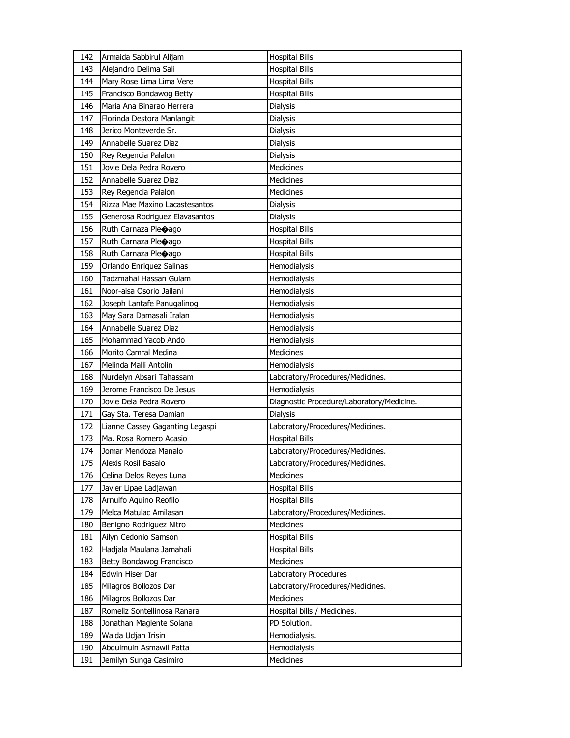| 142 | Armaida Sabbirul Alijam | Hospital Bills |
|---|---|---|
| 143 | Alejandro Delima Sali | Hospital Bills |
| 144 | Mary Rose Lima Lima Vere | Hospital Bills |
| 145 | Francisco Bondawog Betty | Hospital Bills |
| 146 | Maria Ana Binarao Herrera | Dialysis |
| 147 | Florinda Destora Manlangit | Dialysis |
| 148 | Jerico Monteverde Sr. | Dialysis |
| 149 | Annabelle Suarez Diaz | Dialysis |
| 150 | Rey Regencia Palalon | Dialysis |
| 151 | Jovie Dela Pedra Rovero | Medicines |
| 152 | Annabelle Suarez Diaz | Medicines |
| 153 | Rey Regencia Palalon | Medicines |
| 154 | Rizza Mae Maxino Lacastesantos | Dialysis |
| 155 | Generosa Rodriguez Elavasantos | Dialysis |
| 156 | Ruth Carnaza Ple�ago | Hospital Bills |
| 157 | Ruth Carnaza Ple�ago | Hospital Bills |
| 158 | Ruth Carnaza Ple�ago | Hospital Bills |
| 159 | Orlando Enriquez Salinas | Hemodialysis |
| 160 | Tadzmahal Hassan Gulam | Hemodialysis |
| 161 | Noor-aisa Osorio Jailani | Hemodialysis |
| 162 | Joseph Lantafe Panugalinog | Hemodialysis |
| 163 | May Sara Damasali Iralan | Hemodialysis |
| 164 | Annabelle Suarez Diaz | Hemodialysis |
| 165 | Mohammad Yacob Ando | Hemodialysis |
| 166 | Morito Camral Medina | Medicines |
| 167 | Melinda Malli Antolin | Hemodialysis |
| 168 | Nurdelyn Absari Tahassam | Laboratory/Procedures/Medicines. |
| 169 | Jerome Francisco De Jesus | Hemodialysis |
| 170 | Jovie Dela Pedra Rovero | Diagnostic Procedure/Laboratory/Medicine. |
| 171 | Gay Sta. Teresa Damian | Dialysis |
| 172 | Lianne Cassey Gaganting Legaspi | Laboratory/Procedures/Medicines. |
| 173 | Ma. Rosa Romero Acasio | Hospital Bills |
| 174 | Jomar Mendoza Manalo | Laboratory/Procedures/Medicines. |
| 175 | Alexis Rosil Basalo | Laboratory/Procedures/Medicines. |
| 176 | Celina Delos Reyes Luna | Medicines |
| 177 | Javier Lipae Ladjawan | Hospital Bills |
| 178 | Arnulfo Aquino Reofilo | Hospital Bills |
| 179 | Melca Matulac Amilasan | Laboratory/Procedures/Medicines. |
| 180 | Benigno Rodriguez Nitro | Medicines |
| 181 | Ailyn Cedonio Samson | Hospital Bills |
| 182 | Hadjala Maulana Jamahali | Hospital Bills |
| 183 | Betty Bondawog Francisco | Medicines |
| 184 | Edwin Hiser Dar | Laboratory Procedures |
| 185 | Milagros Bollozos Dar | Laboratory/Procedures/Medicines. |
| 186 | Milagros Bollozos Dar | Medicines |
| 187 | Romeliz Sontellinosa Ranara | Hospital bills / Medicines. |
| 188 | Jonathan Maglente Solana | PD Solution. |
| 189 | Walda Udjan Irisin | Hemodialysis. |
| 190 | Abdulmuin Asmawil Patta | Hemodialysis |
| 191 | Jemilyn Sunga Casimiro | Medicines |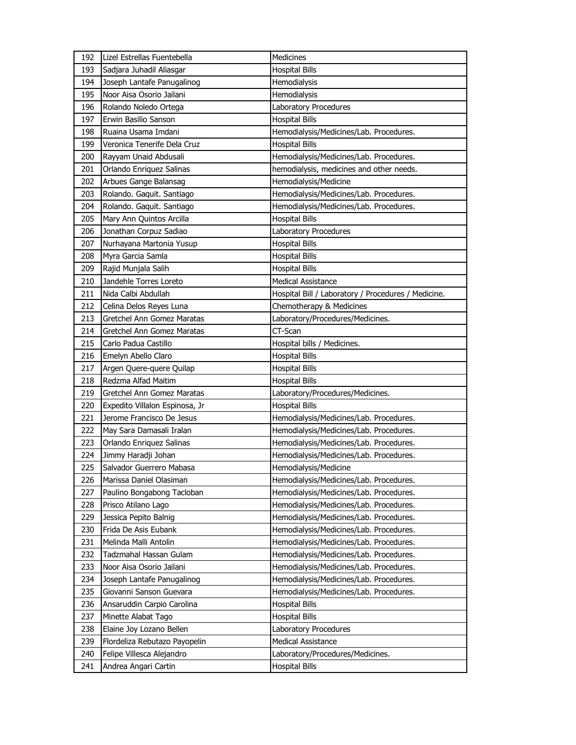| | | |
|---|---|---|
| 192 | Lizel Estrellas Fuentebella | Medicines |
| 193 | Sadjara Juhadil Aliasgar | Hospital Bills |
| 194 | Joseph Lantafe Panugalinog | Hemodialysis |
| 195 | Noor Aisa Osorio Jailani | Hemodialysis |
| 196 | Rolando Noledo Ortega | Laboratory Procedures |
| 197 | Erwin Basilio Sanson | Hospital Bills |
| 198 | Ruaina Usama Imdani | Hemodialysis/Medicines/Lab. Procedures. |
| 199 | Veronica Tenerife Dela Cruz | Hospital Bills |
| 200 | Rayyam Unaid Abdusali | Hemodialysis/Medicines/Lab. Procedures. |
| 201 | Orlando Enriquez Salinas | hemodialysis, medicines and other needs. |
| 202 | Arbues Gange Balansag | Hemodialysis/Medicine |
| 203 | Rolando. Gaquit. Santiago | Hemodialysis/Medicines/Lab. Procedures. |
| 204 | Rolando. Gaquit. Santiago | Hemodialysis/Medicines/Lab. Procedures. |
| 205 | Mary Ann Quintos Arcilla | Hospital Bills |
| 206 | Jonathan Corpuz Sadiao | Laboratory Procedures |
| 207 | Nurhayana Martonia Yusup | Hospital Bills |
| 208 | Myra Garcia Samla | Hospital Bills |
| 209 | Rajid Munjala Salih | Hospital Bills |
| 210 | Jandehle Torres Loreto | Medical Assistance |
| 211 | Nida Calbi Abdullah | Hospital Bill / Laboratory / Procedures / Medicine. |
| 212 | Celina Delos Reyes Luna | Chemotherapy & Medicines |
| 213 | Gretchel Ann Gomez Maratas | Laboratory/Procedures/Medicines. |
| 214 | Gretchel Ann Gomez Maratas | CT-Scan |
| 215 | Carlo Padua Castillo | Hospital bills / Medicines. |
| 216 | Emelyn Abello Claro | Hospital Bills |
| 217 | Argen Quere-quere Quilap | Hospital Bills |
| 218 | Redzma Alfad Maitim | Hospital Bills |
| 219 | Gretchel Ann Gomez Maratas | Laboratory/Procedures/Medicines. |
| 220 | Expedito Villalon Espinosa, Jr | Hospital Bills |
| 221 | Jerome Francisco De Jesus | Hemodialysis/Medicines/Lab. Procedures. |
| 222 | May Sara Damasali Iralan | Hemodialysis/Medicines/Lab. Procedures. |
| 223 | Orlando Enriquez Salinas | Hemodialysis/Medicines/Lab. Procedures. |
| 224 | Jimmy Haradji Johan | Hemodialysis/Medicines/Lab. Procedures. |
| 225 | Salvador Guerrero Mabasa | Hemodialysis/Medicine |
| 226 | Marissa Daniel Olasiman | Hemodialysis/Medicines/Lab. Procedures. |
| 227 | Paulino Bongabong Tacloban | Hemodialysis/Medicines/Lab. Procedures. |
| 228 | Prisco Atilano Lago | Hemodialysis/Medicines/Lab. Procedures. |
| 229 | Jessica Pepito Balnig | Hemodialysis/Medicines/Lab. Procedures. |
| 230 | Frida De Asis Eubank | Hemodialysis/Medicines/Lab. Procedures. |
| 231 | Melinda Malli Antolin | Hemodialysis/Medicines/Lab. Procedures. |
| 232 | Tadzmahal Hassan Gulam | Hemodialysis/Medicines/Lab. Procedures. |
| 233 | Noor Aisa Osorio Jailani | Hemodialysis/Medicines/Lab. Procedures. |
| 234 | Joseph Lantafe Panugalinog | Hemodialysis/Medicines/Lab. Procedures. |
| 235 | Giovanni Sanson Guevara | Hemodialysis/Medicines/Lab. Procedures. |
| 236 | Ansaruddin Carpio Carolina | Hospital Bills |
| 237 | Minette Alabat Tago | Hospital Bills |
| 238 | Elaine Joy Lozano Bellen | Laboratory Procedures |
| 239 | Flordeliza Rebutazo Payopelin | Medical Assistance |
| 240 | Felipe Villesca Alejandro | Laboratory/Procedures/Medicines. |
| 241 | Andrea Angari Cartin | Hospital Bills |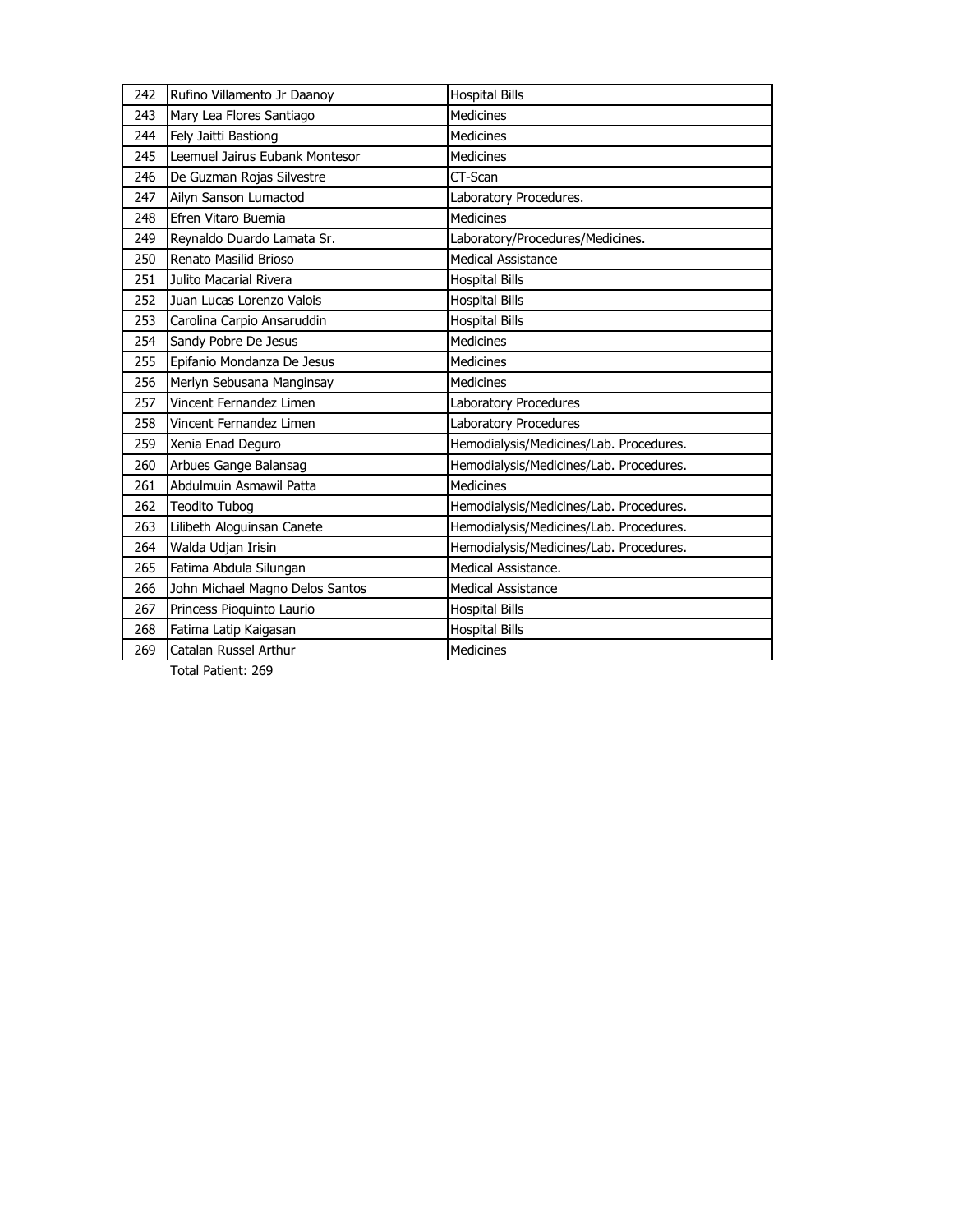| 242 | Rufino Villamento Jr Daanoy | Hospital Bills |
|---|---|---|
| 243 | Mary Lea Flores Santiago | Medicines |
| 244 | Fely Jaitti Bastiong | Medicines |
| 245 | Leemuel Jairus Eubank Montesor | Medicines |
| 246 | De Guzman Rojas Silvestre | CT-Scan |
| 247 | Ailyn Sanson Lumactod | Laboratory Procedures. |
| 248 | Efren Vitaro Buemia | Medicines |
| 249 | Reynaldo Duardo Lamata Sr. | Laboratory/Procedures/Medicines. |
| 250 | Renato Masilid Brioso | Medical Assistance |
| 251 | Julito Macarial Rivera | Hospital Bills |
| 252 | Juan Lucas Lorenzo Valois | Hospital Bills |
| 253 | Carolina Carpio Ansaruddin | Hospital Bills |
| 254 | Sandy Pobre De Jesus | Medicines |
| 255 | Epifanio Mondanza De Jesus | Medicines |
| 256 | Merlyn Sebusana Manginsay | Medicines |
| 257 | Vincent Fernandez Limen | Laboratory Procedures |
| 258 | Vincent Fernandez Limen | Laboratory Procedures |
| 259 | Xenia Enad Deguro | Hemodialysis/Medicines/Lab. Procedures. |
| 260 | Arbues Gange Balansag | Hemodialysis/Medicines/Lab. Procedures. |
| 261 | Abdulmuin Asmawil Patta | Medicines |
| 262 | Teodito Tubog | Hemodialysis/Medicines/Lab. Procedures. |
| 263 | Lilibeth Aloguinsan Canete | Hemodialysis/Medicines/Lab. Procedures. |
| 264 | Walda Udjan Irisin | Hemodialysis/Medicines/Lab. Procedures. |
| 265 | Fatima Abdula Silungan | Medical Assistance. |
| 266 | John Michael Magno Delos Santos | Medical Assistance |
| 267 | Princess Pioquinto Laurio | Hospital Bills |
| 268 | Fatima Latip Kaigasan | Hospital Bills |
| 269 | Catalan Russel Arthur | Medicines |

Total Patient: 269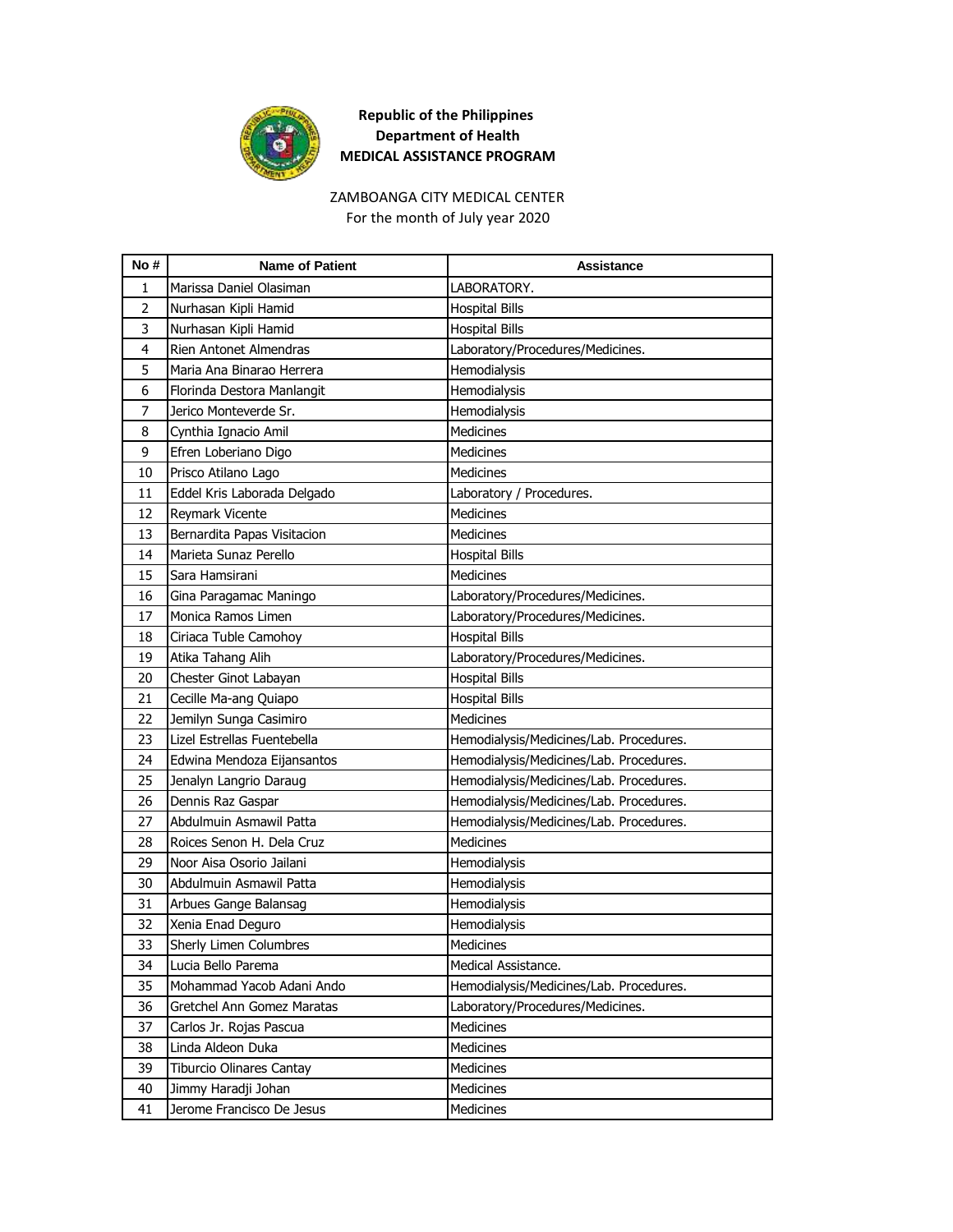**Republic of the Philippines**
**Department of Health**
**MEDICAL ASSISTANCE PROGRAM**

ZAMBOANGA CITY MEDICAL CENTER
For the month of July year 2020

| No # | Name of Patient | Assistance |
|---|---|---|
| 1 | Marissa Daniel Olasiman | LABORATORY. |
| 2 | Nurhasan Kipli Hamid | Hospital Bills |
| 3 | Nurhasan Kipli Hamid | Hospital Bills |
| 4 | Rien Antonet Almendras | Laboratory/Procedures/Medicines. |
| 5 | Maria Ana Binarao Herrera | Hemodialysis |
| 6 | Florinda Destora Manlangit | Hemodialysis |
| 7 | Jerico Monteverde Sr. | Hemodialysis |
| 8 | Cynthia Ignacio Amil | Medicines |
| 9 | Efren Loberiano Digo | Medicines |
| 10 | Prisco Atilano Lago | Medicines |
| 11 | Eddel Kris Laborada Delgado | Laboratory / Procedures. |
| 12 | Reymark Vicente | Medicines |
| 13 | Bernardita Papas Visitacion | Medicines |
| 14 | Marieta Sunaz Perello | Hospital Bills |
| 15 | Sara Hamsirani | Medicines |
| 16 | Gina Paragamac Maningo | Laboratory/Procedures/Medicines. |
| 17 | Monica Ramos Limen | Laboratory/Procedures/Medicines. |
| 18 | Ciriaca Tuble Camohoy | Hospital Bills |
| 19 | Atika Tahang Alih | Laboratory/Procedures/Medicines. |
| 20 | Chester Ginot Labayan | Hospital Bills |
| 21 | Cecille Ma-ang Quiapo | Hospital Bills |
| 22 | Jemilyn Sunga Casimiro | Medicines |
| 23 | Lizel Estrellas Fuentebella | Hemodialysis/Medicines/Lab. Procedures. |
| 24 | Edwina Mendoza Eijansantos | Hemodialysis/Medicines/Lab. Procedures. |
| 25 | Jenalyn Langrio Daraug | Hemodialysis/Medicines/Lab. Procedures. |
| 26 | Dennis Raz Gaspar | Hemodialysis/Medicines/Lab. Procedures. |
| 27 | Abdulmuin Asmawil Patta | Hemodialysis/Medicines/Lab. Procedures. |
| 28 | Roices Senon H. Dela Cruz | Medicines |
| 29 | Noor Aisa Osorio Jailani | Hemodialysis |
| 30 | Abdulmuin Asmawil Patta | Hemodialysis |
| 31 | Arbues Gange Balansag | Hemodialysis |
| 32 | Xenia Enad Deguro | Hemodialysis |
| 33 | Sherly Limen Columbres | Medicines |
| 34 | Lucia Bello Parema | Medical Assistance. |
| 35 | Mohammad Yacob Adani Ando | Hemodialysis/Medicines/Lab. Procedures. |
| 36 | Gretchel Ann Gomez Maratas | Laboratory/Procedures/Medicines. |
| 37 | Carlos Jr. Rojas Pascua | Medicines |
| 38 | Linda Aldeon Duka | Medicines |
| 39 | Tiburcio Olinares Cantay | Medicines |
| 40 | Jimmy Haradji Johan | Medicines |
| 41 | Jerome Francisco De Jesus | Medicines |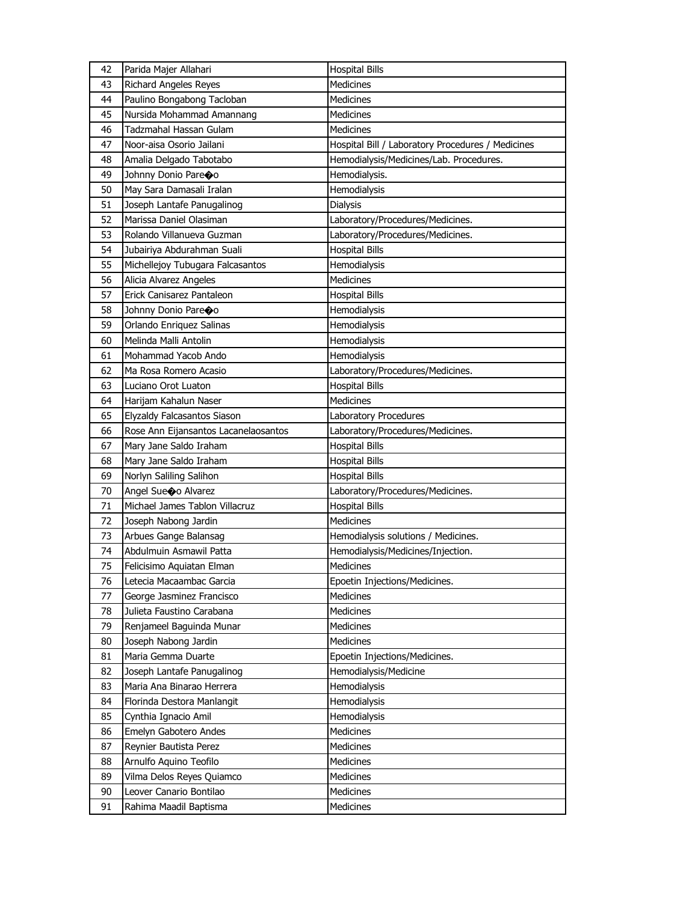| 42 | Parida Majer Allahari | Hospital Bills |
|---|---|---|
| 43 | Richard Angeles Reyes | Medicines |
| 44 | Paulino Bongabong Tacloban | Medicines |
| 45 | Nursida Mohammad Amannang | Medicines |
| 46 | Tadzmahal Hassan Gulam | Medicines |
| 47 | Noor-aisa Osorio Jailani | Hospital Bill / Laboratory Procedures / Medicines |
| 48 | Amalia Delgado Tabotabo | Hemodialysis/Medicines/Lab. Procedures. |
| 49 | Johnny Donio Pare�o | Hemodialysis. |
| 50 | May Sara Damasali Iralan | Hemodialysis |
| 51 | Joseph Lantafe Panugalinog | Dialysis |
| 52 | Marissa Daniel Olasiman | Laboratory/Procedures/Medicines. |
| 53 | Rolando Villanueva Guzman | Laboratory/Procedures/Medicines. |
| 54 | Jubairiya Abdurahman Suali | Hospital Bills |
| 55 | Michellejoy Tubugara Falcasantos | Hemodialysis |
| 56 | Alicia Alvarez Angeles | Medicines |
| 57 | Erick Canisarez Pantaleon | Hospital Bills |
| 58 | Johnny Donio Pare�o | Hemodialysis |
| 59 | Orlando Enriquez Salinas | Hemodialysis |
| 60 | Melinda Malli Antolin | Hemodialysis |
| 61 | Mohammad Yacob Ando | Hemodialysis |
| 62 | Ma Rosa Romero Acasio | Laboratory/Procedures/Medicines. |
| 63 | Luciano Orot Luaton | Hospital Bills |
| 64 | Harijam Kahalun Naser | Medicines |
| 65 | Elyzaldy Falcasantos Siason | Laboratory Procedures |
| 66 | Rose Ann Eijansantos Lacanelaosantos | Laboratory/Procedures/Medicines. |
| 67 | Mary Jane Saldo Iraham | Hospital Bills |
| 68 | Mary Jane Saldo Iraham | Hospital Bills |
| 69 | Norlyn Saliling Salihon | Hospital Bills |
| 70 | Angel Sue�o Alvarez | Laboratory/Procedures/Medicines. |
| 71 | Michael James Tablon Villacruz | Hospital Bills |
| 72 | Joseph Nabong Jardin | Medicines |
| 73 | Arbues Gange Balansag | Hemodialysis solutions / Medicines. |
| 74 | Abdulmuin Asmawil Patta | Hemodialysis/Medicines/Injection. |
| 75 | Felicisimo Aquiatan Elman | Medicines |
| 76 | Letecia Macaambac Garcia | Epoetin Injections/Medicines. |
| 77 | George Jasminez Francisco | Medicines |
| 78 | Julieta Faustino Carabana | Medicines |
| 79 | Renjameel Baguinda Munar | Medicines |
| 80 | Joseph Nabong Jardin | Medicines |
| 81 | Maria Gemma Duarte | Epoetin Injections/Medicines. |
| 82 | Joseph Lantafe Panugalinog | Hemodialysis/Medicine |
| 83 | Maria Ana Binarao Herrera | Hemodialysis |
| 84 | Florinda Destora Manlangit | Hemodialysis |
| 85 | Cynthia Ignacio Amil | Hemodialysis |
| 86 | Emelyn Gabotero Andes | Medicines |
| 87 | Reynier Bautista Perez | Medicines |
| 88 | Arnulfo Aquino Teofilo | Medicines |
| 89 | Vilma Delos Reyes Quiamco | Medicines |
| 90 | Leover Canario Bontilao | Medicines |
| 91 | Rahima Maadil Baptisma | Medicines |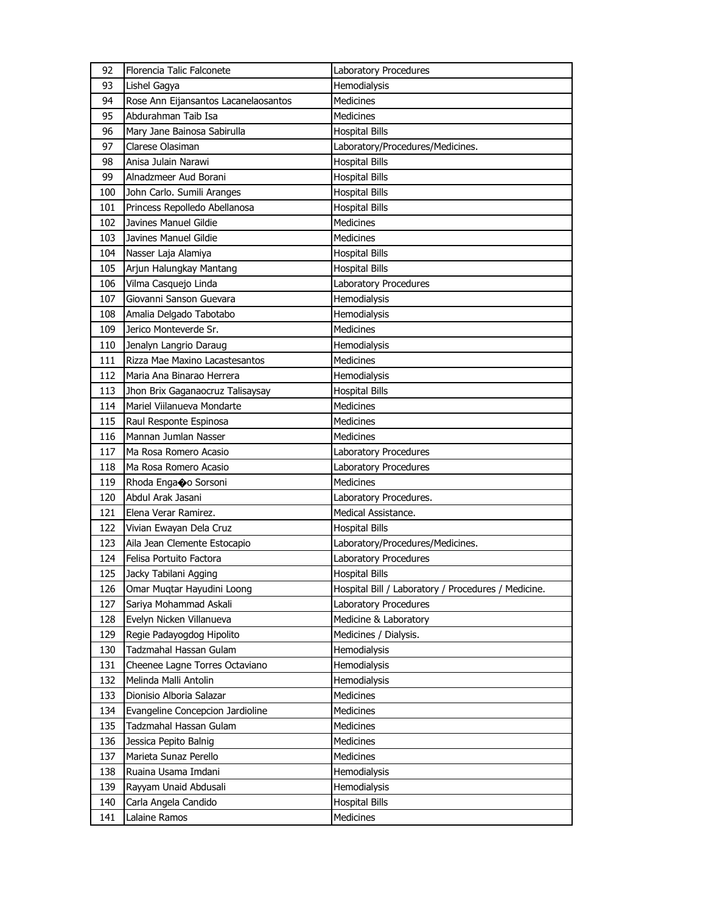| 92 | Florencia Talic Falconete | Laboratory Procedures |
|---|---|---|
| 93 | Lishel Gagya | Hemodialysis |
| 94 | Rose Ann Eijansantos Lacanelaosantos | Medicines |
| 95 | Abdurahman Taib Isa | Medicines |
| 96 | Mary Jane Bainosa Sabirulla | Hospital Bills |
| 97 | Clarese Olasiman | Laboratory/Procedures/Medicines. |
| 98 | Anisa Julain Narawi | Hospital Bills |
| 99 | Alnadzmeer Aud Borani | Hospital Bills |
| 100 | John Carlo. Sumili Aranges | Hospital Bills |
| 101 | Princess Repolledo Abellanosa | Hospital Bills |
| 102 | Javines Manuel Gildie | Medicines |
| 103 | Javines Manuel Gildie | Medicines |
| 104 | Nasser Laja Alamiya | Hospital Bills |
| 105 | Arjun Halungkay Mantang | Hospital Bills |
| 106 | Vilma Casquejo Linda | Laboratory Procedures |
| 107 | Giovanni Sanson Guevara | Hemodialysis |
| 108 | Amalia Delgado Tabotabo | Hemodialysis |
| 109 | Jerico Monteverde Sr. | Medicines |
| 110 | Jenalyn Langrio Daraug | Hemodialysis |
| 111 | Rizza Mae Maxino Lacastesantos | Medicines |
| 112 | Maria Ana Binarao Herrera | Hemodialysis |
| 113 | Jhon Brix Gaganaocruz Talisaysay | Hospital Bills |
| 114 | Mariel Viilanueva Mondarte | Medicines |
| 115 | Raul Responte Espinosa | Medicines |
| 116 | Mannan Jumlan Nasser | Medicines |
| 117 | Ma Rosa Romero Acasio | Laboratory Procedures |
| 118 | Ma Rosa Romero Acasio | Laboratory Procedures |
| 119 | Rhoda Enga�o Sorsoni | Medicines |
| 120 | Abdul Arak Jasani | Laboratory Procedures. |
| 121 | Elena Verar Ramirez. | Medical Assistance. |
| 122 | Vivian Ewayan Dela Cruz | Hospital Bills |
| 123 | Aila Jean Clemente Estocapio | Laboratory/Procedures/Medicines. |
| 124 | Felisa Portuito Factora | Laboratory Procedures |
| 125 | Jacky Tabilani Agging | Hospital Bills |
| 126 | Omar Muqtar Hayudini Loong | Hospital Bill / Laboratory / Procedures / Medicine. |
| 127 | Sariya Mohammad Askali | Laboratory Procedures |
| 128 | Evelyn Nicken Villanueva | Medicine & Laboratory |
| 129 | Regie Padayogdog Hipolito | Medicines / Dialysis. |
| 130 | Tadzmahal Hassan Gulam | Hemodialysis |
| 131 | Cheenee Lagne Torres Octaviano | Hemodialysis |
| 132 | Melinda Malli Antolin | Hemodialysis |
| 133 | Dionisio Alboria Salazar | Medicines |
| 134 | Evangeline Concepcion Jardioline | Medicines |
| 135 | Tadzmahal Hassan Gulam | Medicines |
| 136 | Jessica Pepito Balnig | Medicines |
| 137 | Marieta Sunaz Perello | Medicines |
| 138 | Ruaina Usama Imdani | Hemodialysis |
| 139 | Rayyam Unaid Abdusali | Hemodialysis |
| 140 | Carla Angela Candido | Hospital Bills |
| 141 | Lalaine Ramos | Medicines |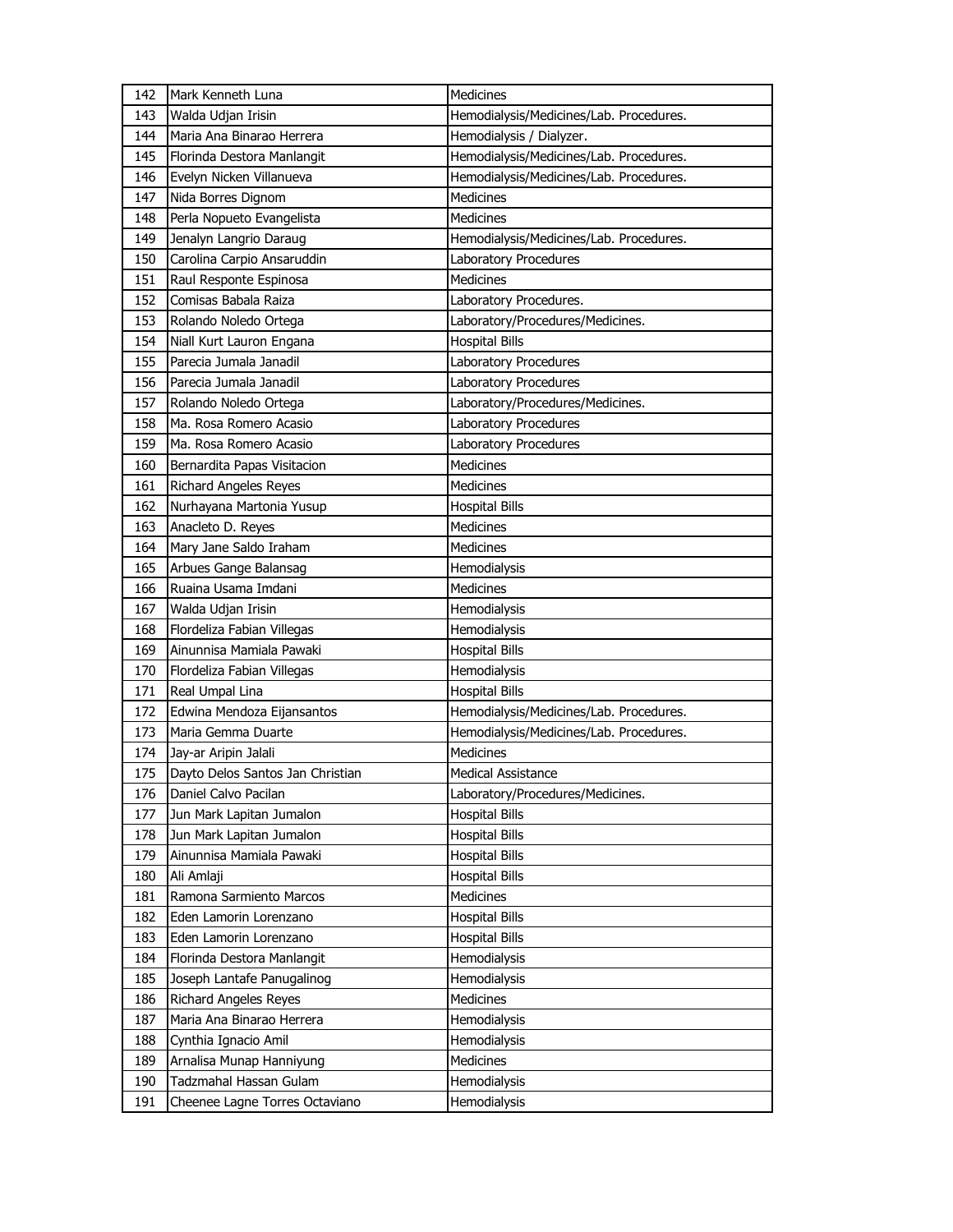| 142 | Mark Kenneth Luna | Medicines |
|---|---|---|
| 143 | Walda Udjan Irisin | Hemodialysis/Medicines/Lab. Procedures. |
| 144 | Maria Ana Binarao Herrera | Hemodialysis / Dialyzer. |
| 145 | Florinda Destora Manlangit | Hemodialysis/Medicines/Lab. Procedures. |
| 146 | Evelyn Nicken Villanueva | Hemodialysis/Medicines/Lab. Procedures. |
| 147 | Nida Borres Dignom | Medicines |
| 148 | Perla Nopueto Evangelista | Medicines |
| 149 | Jenalyn Langrio Daraug | Hemodialysis/Medicines/Lab. Procedures. |
| 150 | Carolina Carpio Ansaruddin | Laboratory Procedures |
| 151 | Raul Responte Espinosa | Medicines |
| 152 | Comisas Babala Raiza | Laboratory Procedures. |
| 153 | Rolando Noledo Ortega | Laboratory/Procedures/Medicines. |
| 154 | Niall Kurt Lauron Engana | Hospital Bills |
| 155 | Parecia Jumala Janadil | Laboratory Procedures |
| 156 | Parecia Jumala Janadil | Laboratory Procedures |
| 157 | Rolando Noledo Ortega | Laboratory/Procedures/Medicines. |
| 158 | Ma. Rosa Romero Acasio | Laboratory Procedures |
| 159 | Ma. Rosa Romero Acasio | Laboratory Procedures |
| 160 | Bernardita Papas Visitacion | Medicines |
| 161 | Richard Angeles Reyes | Medicines |
| 162 | Nurhayana Martonia Yusup | Hospital Bills |
| 163 | Anacleto D. Reyes | Medicines |
| 164 | Mary Jane Saldo Iraham | Medicines |
| 165 | Arbues Gange Balansag | Hemodialysis |
| 166 | Ruaina Usama Imdani | Medicines |
| 167 | Walda Udjan Irisin | Hemodialysis |
| 168 | Flordeliza Fabian Villegas | Hemodialysis |
| 169 | Ainunnisa Mamiala Pawaki | Hospital Bills |
| 170 | Flordeliza Fabian Villegas | Hemodialysis |
| 171 | Real Umpal Lina | Hospital Bills |
| 172 | Edwina Mendoza Eijansantos | Hemodialysis/Medicines/Lab. Procedures. |
| 173 | Maria Gemma Duarte | Hemodialysis/Medicines/Lab. Procedures. |
| 174 | Jay-ar Aripin Jalali | Medicines |
| 175 | Dayto Delos Santos Jan Christian | Medical Assistance |
| 176 | Daniel Calvo Pacilan | Laboratory/Procedures/Medicines. |
| 177 | Jun Mark Lapitan Jumalon | Hospital Bills |
| 178 | Jun Mark Lapitan Jumalon | Hospital Bills |
| 179 | Ainunnisa Mamiala Pawaki | Hospital Bills |
| 180 | Ali Amlaji | Hospital Bills |
| 181 | Ramona Sarmiento Marcos | Medicines |
| 182 | Eden Lamorin Lorenzano | Hospital Bills |
| 183 | Eden Lamorin Lorenzano | Hospital Bills |
| 184 | Florinda Destora Manlangit | Hemodialysis |
| 185 | Joseph Lantafe Panugalinog | Hemodialysis |
| 186 | Richard Angeles Reyes | Medicines |
| 187 | Maria Ana Binarao Herrera | Hemodialysis |
| 188 | Cynthia Ignacio Amil | Hemodialysis |
| 189 | Arnalisa Munap Hanniyung | Medicines |
| 190 | Tadzmahal Hassan Gulam | Hemodialysis |
| 191 | Cheenee Lagne Torres Octaviano | Hemodialysis |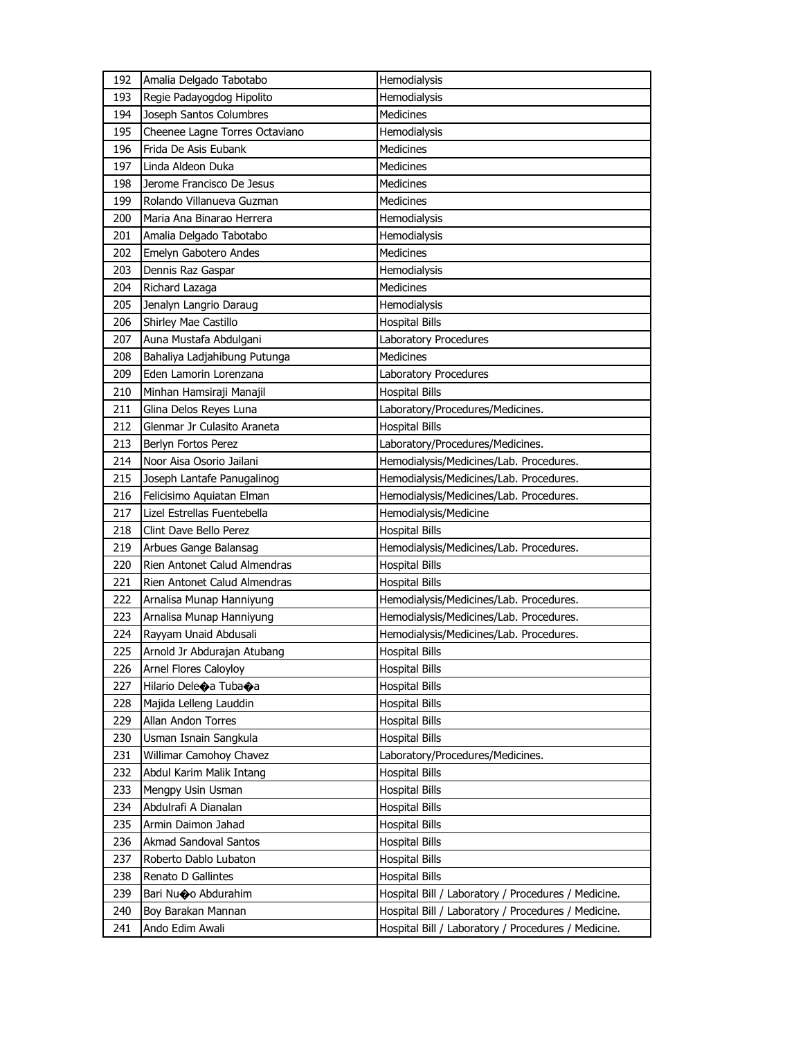| 192 | Amalia Delgado Tabotabo | Hemodialysis |
|---|---|---|
| 193 | Regie Padayogdog Hipolito | Hemodialysis |
| 194 | Joseph Santos Columbres | Medicines |
| 195 | Cheenee Lagne Torres Octaviano | Hemodialysis |
| 196 | Frida De Asis Eubank | Medicines |
| 197 | Linda Aldeon Duka | Medicines |
| 198 | Jerome Francisco De Jesus | Medicines |
| 199 | Rolando Villanueva Guzman | Medicines |
| 200 | Maria Ana Binarao Herrera | Hemodialysis |
| 201 | Amalia Delgado Tabotabo | Hemodialysis |
| 202 | Emelyn Gabotero Andes | Medicines |
| 203 | Dennis Raz Gaspar | Hemodialysis |
| 204 | Richard Lazaga | Medicines |
| 205 | Jenalyn Langrio Daraug | Hemodialysis |
| 206 | Shirley Mae Castillo | Hospital Bills |
| 207 | Auna Mustafa Abdulgani | Laboratory Procedures |
| 208 | Bahaliya Ladjahibung Putunga | Medicines |
| 209 | Eden Lamorin Lorenzana | Laboratory Procedures |
| 210 | Minhan Hamsiraji Manajil | Hospital Bills |
| 211 | Glina Delos Reyes Luna | Laboratory/Procedures/Medicines. |
| 212 | Glenmar Jr Culasito Araneta | Hospital Bills |
| 213 | Berlyn Fortos Perez | Laboratory/Procedures/Medicines. |
| 214 | Noor Aisa Osorio Jailani | Hemodialysis/Medicines/Lab. Procedures. |
| 215 | Joseph Lantafe Panugalinog | Hemodialysis/Medicines/Lab. Procedures. |
| 216 | Felicisimo Aquiatan Elman | Hemodialysis/Medicines/Lab. Procedures. |
| 217 | Lizel Estrellas Fuentebella | Hemodialysis/Medicine |
| 218 | Clint Dave Bello Perez | Hospital Bills |
| 219 | Arbues Gange Balansag | Hemodialysis/Medicines/Lab. Procedures. |
| 220 | Rien Antonet Calud Almendras | Hospital Bills |
| 221 | Rien Antonet Calud Almendras | Hospital Bills |
| 222 | Arnalisa Munap Hanniyung | Hemodialysis/Medicines/Lab. Procedures. |
| 223 | Arnalisa Munap Hanniyung | Hemodialysis/Medicines/Lab. Procedures. |
| 224 | Rayyam Unaid Abdusali | Hemodialysis/Medicines/Lab. Procedures. |
| 225 | Arnold Jr Abdurajan Atubang | Hospital Bills |
| 226 | Arnel Flores Caloyloy | Hospital Bills |
| 227 | Hilario Dele�a Tuba�a | Hospital Bills |
| 228 | Majida Lelleng Lauddin | Hospital Bills |
| 229 | Allan Andon Torres | Hospital Bills |
| 230 | Usman Isnain Sangkula | Hospital Bills |
| 231 | Willimar Camohoy Chavez | Laboratory/Procedures/Medicines. |
| 232 | Abdul Karim Malik Intang | Hospital Bills |
| 233 | Mengpy Usin Usman | Hospital Bills |
| 234 | Abdulrafi A Dianalan | Hospital Bills |
| 235 | Armin Daimon Jahad | Hospital Bills |
| 236 | Akmad Sandoval Santos | Hospital Bills |
| 237 | Roberto Dablo Lubaton | Hospital Bills |
| 238 | Renato D Gallintes | Hospital Bills |
| 239 | Bari Nu�o Abdurahim | Hospital Bill / Laboratory / Procedures / Medicine. |
| 240 | Boy Barakan Mannan | Hospital Bill / Laboratory / Procedures / Medicine. |
| 241 | Ando Edim Awali | Hospital Bill / Laboratory / Procedures / Medicine. |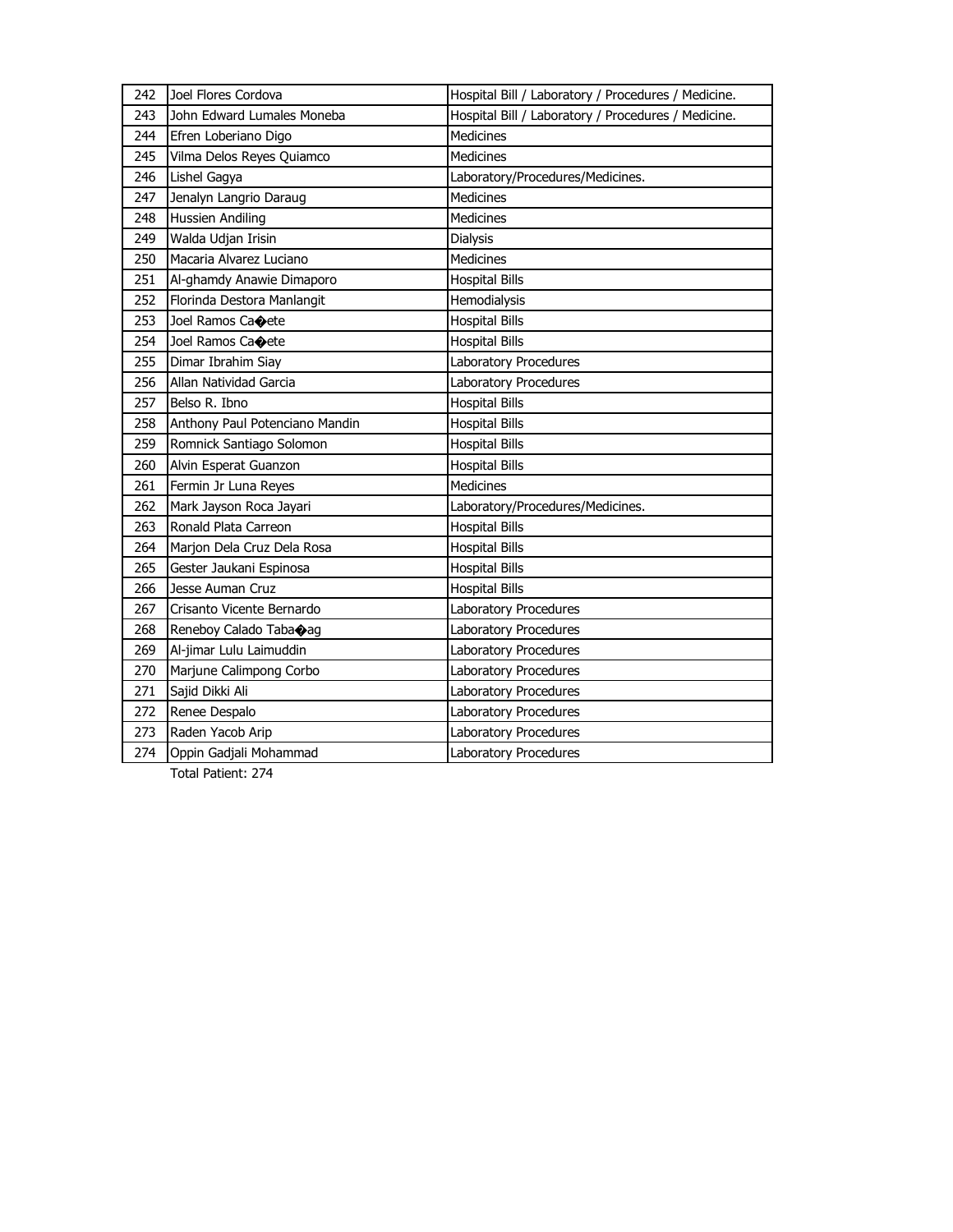| | | |
|---|---|---|
| 242 | Joel Flores Cordova | Hospital Bill / Laboratory / Procedures / Medicine. |
| 243 | John Edward Lumales Moneba | Hospital Bill / Laboratory / Procedures / Medicine. |
| 244 | Efren Loberiano Digo | Medicines |
| 245 | Vilma Delos Reyes Quiamco | Medicines |
| 246 | Lishel Gagya | Laboratory/Procedures/Medicines. |
| 247 | Jenalyn Langrio Daraug | Medicines |
| 248 | Hussien Andiling | Medicines |
| 249 | Walda Udjan Irisin | Dialysis |
| 250 | Macaria Alvarez Luciano | Medicines |
| 251 | Al-ghamdy Anawie Dimaporo | Hospital Bills |
| 252 | Florinda Destora Manlangit | Hemodialysis |
| 253 | Joel Ramos Ca�ete | Hospital Bills |
| 254 | Joel Ramos Ca�ete | Hospital Bills |
| 255 | Dimar Ibrahim Siay | Laboratory Procedures |
| 256 | Allan Natividad Garcia | Laboratory Procedures |
| 257 | Belso R. Ibno | Hospital Bills |
| 258 | Anthony Paul Potenciano Mandin | Hospital Bills |
| 259 | Romnick Santiago Solomon | Hospital Bills |
| 260 | Alvin Esperat Guanzon | Hospital Bills |
| 261 | Fermin Jr Luna Reyes | Medicines |
| 262 | Mark Jayson Roca Jayari | Laboratory/Procedures/Medicines. |
| 263 | Ronald Plata Carreon | Hospital Bills |
| 264 | Marjon Dela Cruz Dela Rosa | Hospital Bills |
| 265 | Gester Jaukani Espinosa | Hospital Bills |
| 266 | Jesse Auman Cruz | Hospital Bills |
| 267 | Crisanto Vicente Bernardo | Laboratory Procedures |
| 268 | Reneboy Calado Taba�ag | Laboratory Procedures |
| 269 | Al-jimar Lulu Laimuddin | Laboratory Procedures |
| 270 | Marjune Calimpong Corbo | Laboratory Procedures |
| 271 | Sajid Dikki Ali | Laboratory Procedures |
| 272 | Renee Despalo | Laboratory Procedures |
| 273 | Raden Yacob Arip | Laboratory Procedures |
| 274 | Oppin Gadjali Mohammad | Laboratory Procedures |

Total Patient: 274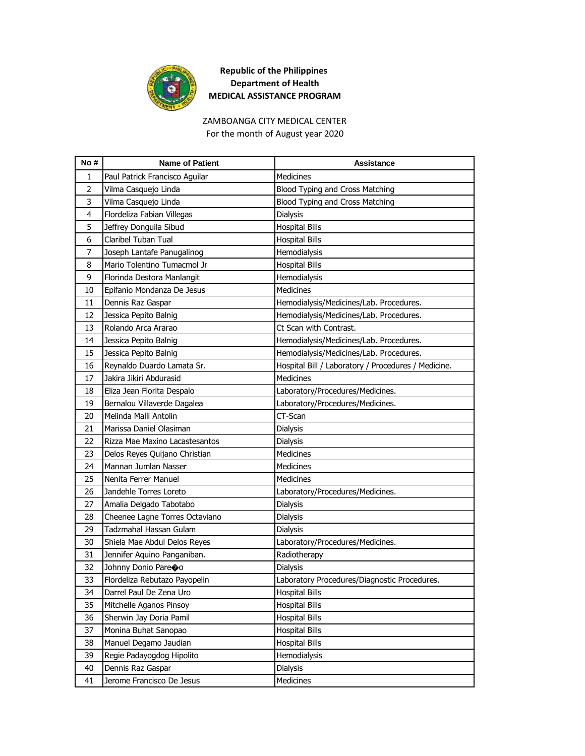**Republic of the Philippines**
**Department of Health**
**MEDICAL ASSISTANCE PROGRAM**

ZAMBOANGA CITY MEDICAL CENTER
For the month of August year 2020

| No # | Name of Patient | Assistance |
|---|---|---|
| 1 | Paul Patrick Francisco Aguilar | Medicines |
| 2 | Vilma Casquejo Linda | Blood Typing and Cross Matching |
| 3 | Vilma Casquejo Linda | Blood Typing and Cross Matching |
| 4 | Flordeliza Fabian Villegas | Dialysis |
| 5 | Jeffrey Donguila Sibud | Hospital Bills |
| 6 | Claribel Tuban Tual | Hospital Bills |
| 7 | Joseph Lantafe Panugalinog | Hemodialysis |
| 8 | Mario Tolentino Tumacmol Jr | Hospital Bills |
| 9 | Florinda Destora Manlangit | Hemodialysis |
| 10 | Epifanio Mondanza De Jesus | Medicines |
| 11 | Dennis Raz Gaspar | Hemodialysis/Medicines/Lab. Procedures. |
| 12 | Jessica Pepito Balnig | Hemodialysis/Medicines/Lab. Procedures. |
| 13 | Rolando Arca Ararao | Ct Scan with Contrast. |
| 14 | Jessica Pepito Balnig | Hemodialysis/Medicines/Lab. Procedures. |
| 15 | Jessica Pepito Balnig | Hemodialysis/Medicines/Lab. Procedures. |
| 16 | Reynaldo Duardo Lamata Sr. | Hospital Bill / Laboratory / Procedures / Medicine. |
| 17 | Jakira Jikiri Abdurasid | Medicines |
| 18 | Eliza Jean Florita Despalo | Laboratory/Procedures/Medicines. |
| 19 | Bernalou Villaverde Dagalea | Laboratory/Procedures/Medicines. |
| 20 | Melinda Malli Antolin | CT-Scan |
| 21 | Marissa Daniel Olasiman | Dialysis |
| 22 | Rizza Mae Maxino Lacastesantos | Dialysis |
| 23 | Delos Reyes Quijano Christian | Medicines |
| 24 | Mannan Jumlan Nasser | Medicines |
| 25 | Nenita Ferrer Manuel | Medicines |
| 26 | Jandehle Torres Loreto | Laboratory/Procedures/Medicines. |
| 27 | Amalia Delgado Tabotabo | Dialysis |
| 28 | Cheenee Lagne Torres Octaviano | Dialysis |
| 29 | Tadzmahal Hassan Gulam | Dialysis |
| 30 | Shiela Mae Abdul Delos Reyes | Laboratory/Procedures/Medicines. |
| 31 | Jennifer Aquino Panganiban. | Radiotherapy |
| 32 | Johnny Donio Pare�o | Dialysis |
| 33 | Flordeliza Rebutazo Payopelin | Laboratory Procedures/Diagnostic Procedures. |
| 34 | Darrel Paul De Zena Uro | Hospital Bills |
| 35 | Mitchelle Aganos Pinsoy | Hospital Bills |
| 36 | Sherwin Jay Doria Pamil | Hospital Bills |
| 37 | Monina Buhat Sanopao | Hospital Bills |
| 38 | Manuel Degamo Jaudian | Hospital Bills |
| 39 | Regie Padayogdog Hipolito | Hemodialysis |
| 40 | Dennis Raz Gaspar | Dialysis |
| 41 | Jerome Francisco De Jesus | Medicines |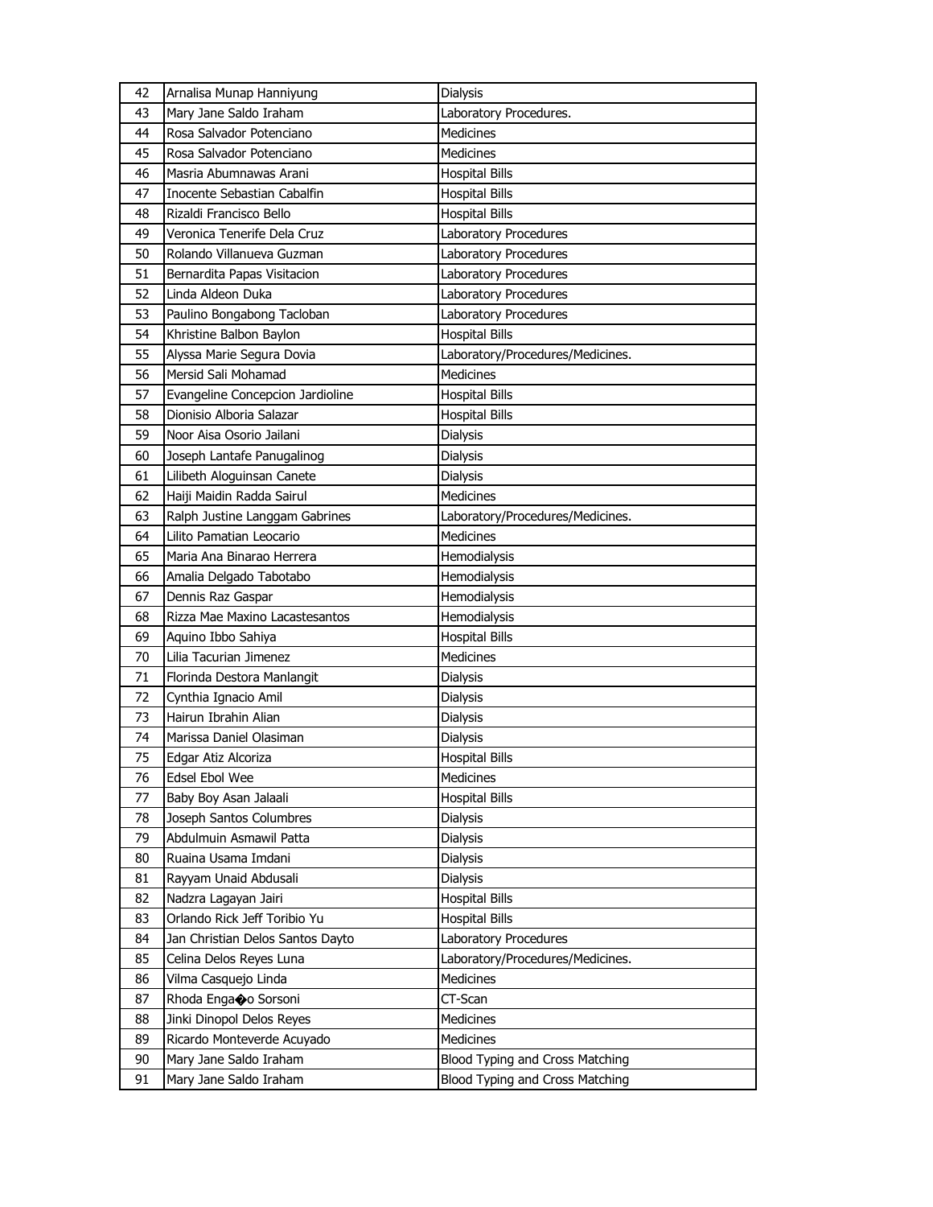| 42 | Arnalisa Munap Hanniyung | Dialysis |
|---|---|---|
| 43 | Mary Jane Saldo Iraham | Laboratory Procedures. |
| 44 | Rosa Salvador Potenciano | Medicines |
| 45 | Rosa Salvador Potenciano | Medicines |
| 46 | Masria Abumnawas Arani | Hospital Bills |
| 47 | Inocente Sebastian Cabalfin | Hospital Bills |
| 48 | Rizaldi Francisco Bello | Hospital Bills |
| 49 | Veronica Tenerife Dela Cruz | Laboratory Procedures |
| 50 | Rolando Villanueva Guzman | Laboratory Procedures |
| 51 | Bernardita Papas Visitacion | Laboratory Procedures |
| 52 | Linda Aldeon Duka | Laboratory Procedures |
| 53 | Paulino Bongabong Tacloban | Laboratory Procedures |
| 54 | Khristine Balbon Baylon | Hospital Bills |
| 55 | Alyssa Marie Segura Dovia | Laboratory/Procedures/Medicines. |
| 56 | Mersid Sali Mohamad | Medicines |
| 57 | Evangeline Concepcion Jardioline | Hospital Bills |
| 58 | Dionisio Alboria Salazar | Hospital Bills |
| 59 | Noor Aisa Osorio Jailani | Dialysis |
| 60 | Joseph Lantafe Panugalinog | Dialysis |
| 61 | Lilibeth Aloguinsan Canete | Dialysis |
| 62 | Haiji Maidin Radda Sairul | Medicines |
| 63 | Ralph Justine Langgam Gabrines | Laboratory/Procedures/Medicines. |
| 64 | Lilito Pamatian Leocario | Medicines |
| 65 | Maria Ana Binarao Herrera | Hemodialysis |
| 66 | Amalia Delgado Tabotabo | Hemodialysis |
| 67 | Dennis Raz Gaspar | Hemodialysis |
| 68 | Rizza Mae Maxino Lacastesantos | Hemodialysis |
| 69 | Aquino Ibbo Sahiya | Hospital Bills |
| 70 | Lilia Tacurian Jimenez | Medicines |
| 71 | Florinda Destora Manlangit | Dialysis |
| 72 | Cynthia Ignacio Amil | Dialysis |
| 73 | Hairun Ibrahin Alian | Dialysis |
| 74 | Marissa Daniel Olasiman | Dialysis |
| 75 | Edgar Atiz Alcoriza | Hospital Bills |
| 76 | Edsel Ebol Wee | Medicines |
| 77 | Baby Boy Asan Jalaali | Hospital Bills |
| 78 | Joseph Santos Columbres | Dialysis |
| 79 | Abdulmuin Asmawil Patta | Dialysis |
| 80 | Ruaina Usama Imdani | Dialysis |
| 81 | Rayyam Unaid Abdusali | Dialysis |
| 82 | Nadzra Lagayan Jairi | Hospital Bills |
| 83 | Orlando Rick Jeff Toribio Yu | Hospital Bills |
| 84 | Jan Christian Delos Santos Dayto | Laboratory Procedures |
| 85 | Celina Delos Reyes Luna | Laboratory/Procedures/Medicines. |
| 86 | Vilma Casquejo Linda | Medicines |
| 87 | Rhoda Enga�o Sorsoni | CT-Scan |
| 88 | Jinki Dinopol Delos Reyes | Medicines |
| 89 | Ricardo Monteverde Acuyado | Medicines |
| 90 | Mary Jane Saldo Iraham | Blood Typing and Cross Matching |
| 91 | Mary Jane Saldo Iraham | Blood Typing and Cross Matching |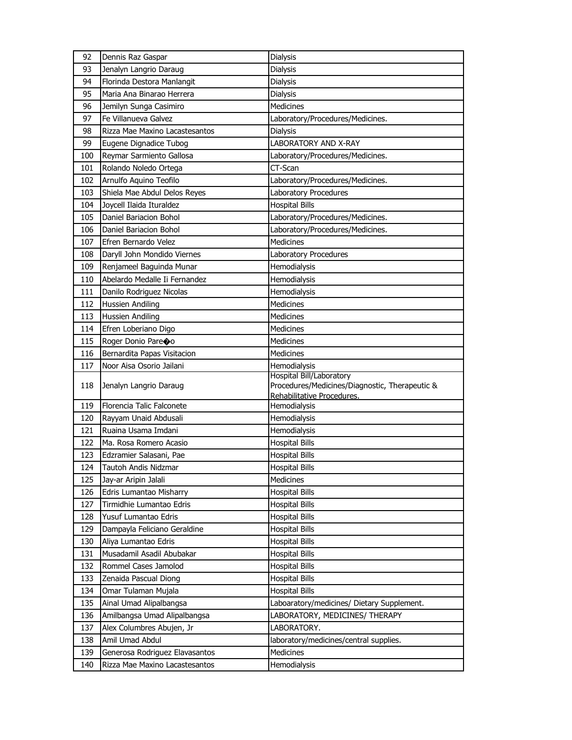| 92 | Dennis Raz Gaspar | Dialysis |
|---|---|---|
| 93 | Jenalyn Langrio Daraug | Dialysis |
| 94 | Florinda Destora Manlangit | Dialysis |
| 95 | Maria Ana Binarao Herrera | Dialysis |
| 96 | Jemilyn Sunga Casimiro | Medicines |
| 97 | Fe Villanueva Galvez | Laboratory/Procedures/Medicines. |
| 98 | Rizza Mae Maxino Lacastesantos | Dialysis |
| 99 | Eugene Dignadice Tubog | LABORATORY AND X-RAY |
| 100 | Reymar Sarmiento Gallosa | Laboratory/Procedures/Medicines. |
| 101 | Rolando Noledo Ortega | CT-Scan |
| 102 | Arnulfo Aquino Teofilo | Laboratory/Procedures/Medicines. |
| 103 | Shiela Mae Abdul Delos Reyes | Laboratory Procedures |
| 104 | Joycell Ilaida Ituraldez | Hospital Bills |
| 105 | Daniel Bariacion Bohol | Laboratory/Procedures/Medicines. |
| 106 | Daniel Bariacion Bohol | Laboratory/Procedures/Medicines. |
| 107 | Efren Bernardo Velez | Medicines |
| 108 | Daryll John Mondido Viernes | Laboratory Procedures |
| 109 | Renjameel Baguinda Munar | Hemodialysis |
| 110 | Abelardo Medalle Ii Fernandez | Hemodialysis |
| 111 | Danilo Rodriguez Nicolas | Hemodialysis |
| 112 | Hussien Andiling | Medicines |
| 113 | Hussien Andiling | Medicines |
| 114 | Efren Loberiano Digo | Medicines |
| 115 | Roger Donio Pare�o | Medicines |
| 116 | Bernardita Papas Visitacion | Medicines |
| 117 | Noor Aisa Osorio Jailani | Hemodialysis |
| 118 | Jenalyn Langrio Daraug | Hospital Bill/Laboratory Procedures/Medicines/Diagnostic, Therapeutic & Rehabilitative Procedures. |
| 119 | Florencia Talic Falconete | Hemodialysis |
| 120 | Rayyam Unaid Abdusali | Hemodialysis |
| 121 | Ruaina Usama Imdani | Hemodialysis |
| 122 | Ma. Rosa Romero Acasio | Hospital Bills |
| 123 | Edzramier Salasani, Pae | Hospital Bills |
| 124 | Tautoh Andis Nidzmar | Hospital Bills |
| 125 | Jay-ar Aripin Jalali | Medicines |
| 126 | Edris Lumantao Misharry | Hospital Bills |
| 127 | Tirmidhie Lumantao Edris | Hospital Bills |
| 128 | Yusuf Lumantao Edris | Hospital Bills |
| 129 | Dampayla Feliciano Geraldine | Hospital Bills |
| 130 | Aliya Lumantao Edris | Hospital Bills |
| 131 | Musadamil Asadil Abubakar | Hospital Bills |
| 132 | Rommel Cases Jamolod | Hospital Bills |
| 133 | Zenaida Pascual Diong | Hospital Bills |
| 134 | Omar Tulaman Mujala | Hospital Bills |
| 135 | Ainal Umad Alipalbangsa | Laboaratory/medicines/ Dietary Supplement. |
| 136 | Amilbangsa Umad Alipalbangsa | LABORATORY, MEDICINES/ THERAPY |
| 137 | Alex Columbres Abujen, Jr | LABORATORY. |
| 138 | Amil Umad Abdul | laboratory/medicines/central supplies. |
| 139 | Generosa Rodriguez Elavasantos | Medicines |
| 140 | Rizza Mae Maxino Lacastesantos | Hemodialysis |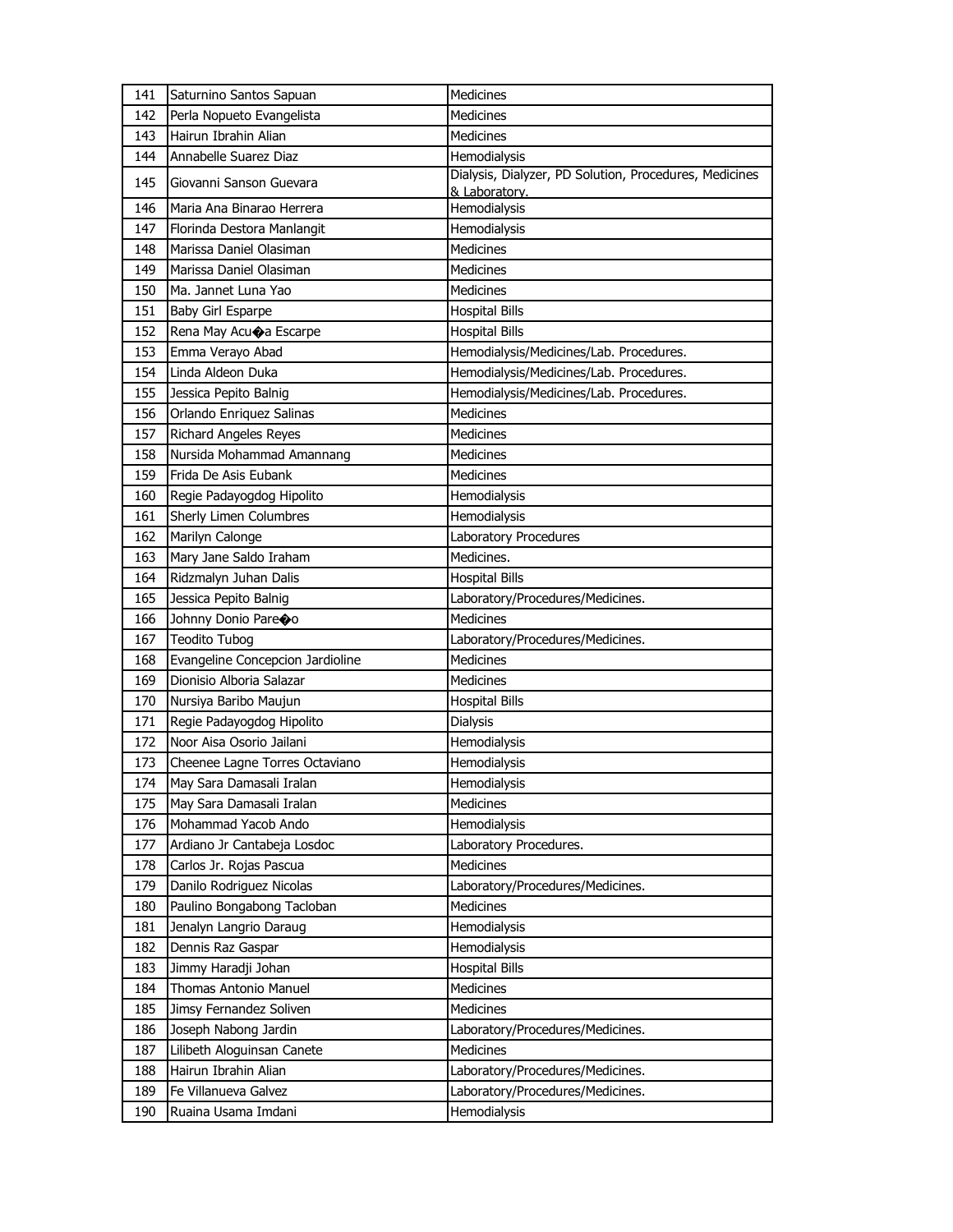| 141 | Saturnino Santos Sapuan | Medicines |
|---|---|---|
| 142 | Perla Nopueto Evangelista | Medicines |
| 143 | Hairun Ibrahin Alian | Medicines |
| 144 | Annabelle Suarez Diaz | Hemodialysis |
| 145 | Giovanni Sanson Guevara | Dialysis, Dialyzer, PD Solution, Procedures, Medicines & Laboratory. |
| 146 | Maria Ana Binarao Herrera | Hemodialysis |
| 147 | Florinda Destora Manlangit | Hemodialysis |
| 148 | Marissa Daniel Olasiman | Medicines |
| 149 | Marissa Daniel Olasiman | Medicines |
| 150 | Ma. Jannet Luna Yao | Medicines |
| 151 | Baby Girl Esparpe | Hospital Bills |
| 152 | Rena May Acu�a Escarpe | Hospital Bills |
| 153 | Emma Verayo Abad | Hemodialysis/Medicines/Lab. Procedures. |
| 154 | Linda Aldeon Duka | Hemodialysis/Medicines/Lab. Procedures. |
| 155 | Jessica Pepito Balnig | Hemodialysis/Medicines/Lab. Procedures. |
| 156 | Orlando Enriquez Salinas | Medicines |
| 157 | Richard Angeles Reyes | Medicines |
| 158 | Nursida Mohammad Amannang | Medicines |
| 159 | Frida De Asis Eubank | Medicines |
| 160 | Regie Padayogdog Hipolito | Hemodialysis |
| 161 | Sherly Limen Columbres | Hemodialysis |
| 162 | Marilyn Calonge | Laboratory Procedures |
| 163 | Mary Jane Saldo Iraham | Medicines. |
| 164 | Ridzmalyn Juhan Dalis | Hospital Bills |
| 165 | Jessica Pepito Balnig | Laboratory/Procedures/Medicines. |
| 166 | Johnny Donio Pare�o | Medicines |
| 167 | Teodito Tubog | Laboratory/Procedures/Medicines. |
| 168 | Evangeline Concepcion Jardioline | Medicines |
| 169 | Dionisio Alboria Salazar | Medicines |
| 170 | Nursiya Baribo Maujun | Hospital Bills |
| 171 | Regie Padayogdog Hipolito | Dialysis |
| 172 | Noor Aisa Osorio Jailani | Hemodialysis |
| 173 | Cheenee Lagne Torres Octaviano | Hemodialysis |
| 174 | May Sara Damasali Iralan | Hemodialysis |
| 175 | May Sara Damasali Iralan | Medicines |
| 176 | Mohammad Yacob Ando | Hemodialysis |
| 177 | Ardiano Jr Cantabeja Losdoc | Laboratory Procedures. |
| 178 | Carlos Jr. Rojas Pascua | Medicines |
| 179 | Danilo Rodriguez Nicolas | Laboratory/Procedures/Medicines. |
| 180 | Paulino Bongabong Tacloban | Medicines |
| 181 | Jenalyn Langrio Daraug | Hemodialysis |
| 182 | Dennis Raz Gaspar | Hemodialysis |
| 183 | Jimmy Haradji Johan | Hospital Bills |
| 184 | Thomas Antonio Manuel | Medicines |
| 185 | Jimsy Fernandez Soliven | Medicines |
| 186 | Joseph Nabong Jardin | Laboratory/Procedures/Medicines. |
| 187 | Lilibeth Aloguinsan Canete | Medicines |
| 188 | Hairun Ibrahin Alian | Laboratory/Procedures/Medicines. |
| 189 | Fe Villanueva Galvez | Laboratory/Procedures/Medicines. |
| 190 | Ruaina Usama Imdani | Hemodialysis |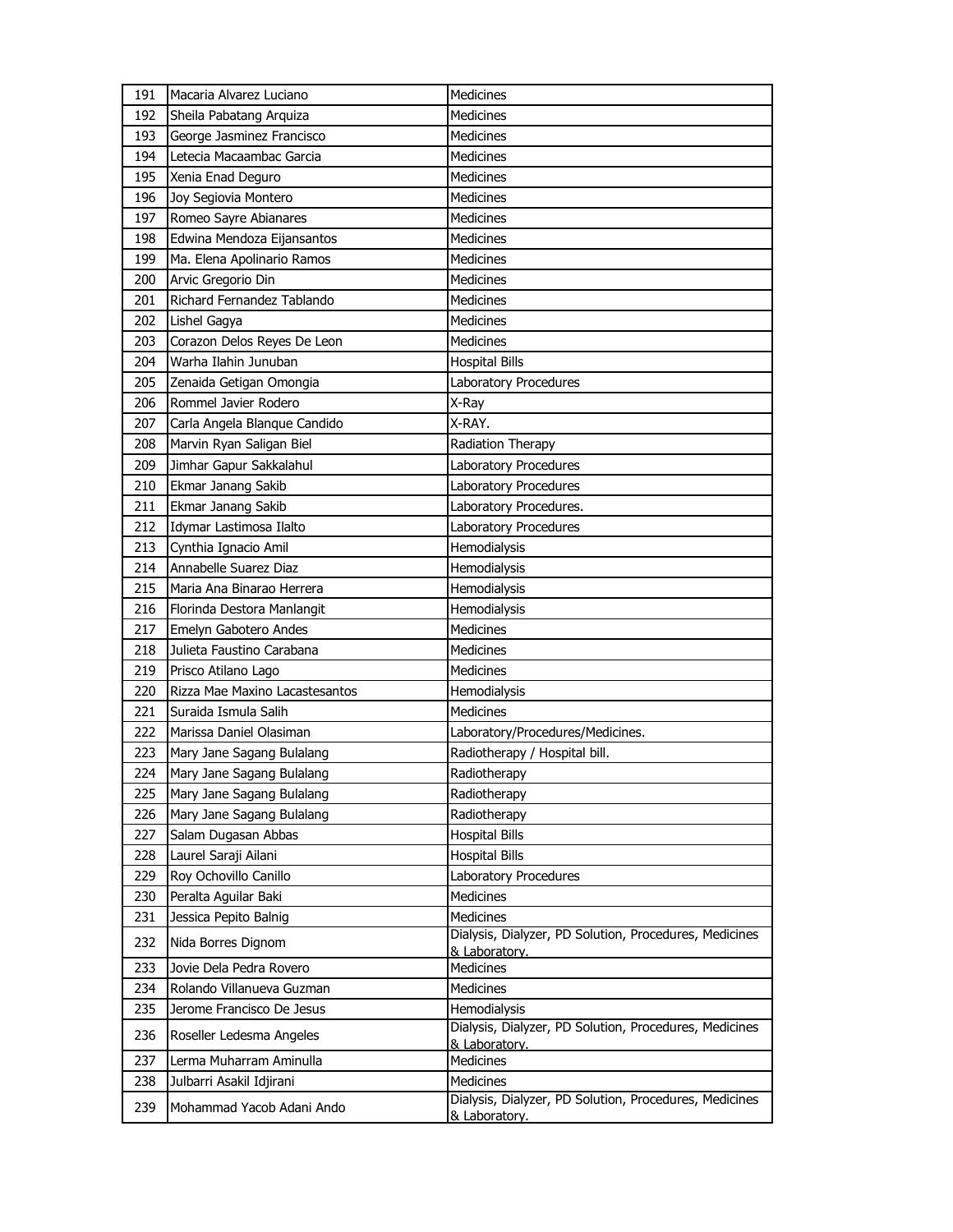| 191 | Macaria Alvarez Luciano | Medicines |
|---|---|---|
| 192 | Sheila Pabatang Arquiza | Medicines |
| 193 | George Jasminez Francisco | Medicines |
| 194 | Letecia Macaambac Garcia | Medicines |
| 195 | Xenia Enad Deguro | Medicines |
| 196 | Joy Segiovia Montero | Medicines |
| 197 | Romeo Sayre Abianares | Medicines |
| 198 | Edwina Mendoza Eijansantos | Medicines |
| 199 | Ma. Elena Apolinario Ramos | Medicines |
| 200 | Arvic Gregorio Din | Medicines |
| 201 | Richard Fernandez Tablando | Medicines |
| 202 | Lishel Gagya | Medicines |
| 203 | Corazon Delos Reyes De Leon | Medicines |
| 204 | Warha Ilahin Junuban | Hospital Bills |
| 205 | Zenaida Getigan Omongia | Laboratory Procedures |
| 206 | Rommel Javier Rodero | X-Ray |
| 207 | Carla Angela Blanque Candido | X-RAY. |
| 208 | Marvin Ryan Saligan Biel | Radiation Therapy |
| 209 | Jimhar Gapur Sakkalahul | Laboratory Procedures |
| 210 | Ekmar Janang Sakib | Laboratory Procedures |
| 211 | Ekmar Janang Sakib | Laboratory Procedures. |
| 212 | Idymar Lastimosa Ilalto | Laboratory Procedures |
| 213 | Cynthia Ignacio Amil | Hemodialysis |
| 214 | Annabelle Suarez Diaz | Hemodialysis |
| 215 | Maria Ana Binarao Herrera | Hemodialysis |
| 216 | Florinda Destora Manlangit | Hemodialysis |
| 217 | Emelyn Gabotero Andes | Medicines |
| 218 | Julieta Faustino Carabana | Medicines |
| 219 | Prisco Atilano Lago | Medicines |
| 220 | Rizza Mae Maxino Lacastesantos | Hemodialysis |
| 221 | Suraida Ismula Salih | Medicines |
| 222 | Marissa Daniel Olasiman | Laboratory/Procedures/Medicines. |
| 223 | Mary Jane Sagang Bulalang | Radiotherapy / Hospital bill. |
| 224 | Mary Jane Sagang Bulalang | Radiotherapy |
| 225 | Mary Jane Sagang Bulalang | Radiotherapy |
| 226 | Mary Jane Sagang Bulalang | Radiotherapy |
| 227 | Salam Dugasan Abbas | Hospital Bills |
| 228 | Laurel Saraji Ailani | Hospital Bills |
| 229 | Roy Ochovillo Canillo | Laboratory Procedures |
| 230 | Peralta Aguilar Baki | Medicines |
| 231 | Jessica Pepito Balnig | Medicines |
| 232 | Nida Borres Dignom | Dialysis, Dialyzer, PD Solution, Procedures, Medicines & Laboratory. |
| 233 | Jovie Dela Pedra Rovero | Medicines |
| 234 | Rolando Villanueva Guzman | Medicines |
| 235 | Jerome Francisco De Jesus | Hemodialysis |
| 236 | Roseller Ledesma Angeles | Dialysis, Dialyzer, PD Solution, Procedures, Medicines & Laboratory. |
| 237 | Lerma Muharram Aminulla | Medicines |
| 238 | Julbarri Asakil Idjirani | Medicines |
| 239 | Mohammad Yacob Adani Ando | Dialysis, Dialyzer, PD Solution, Procedures, Medicines & Laboratory. |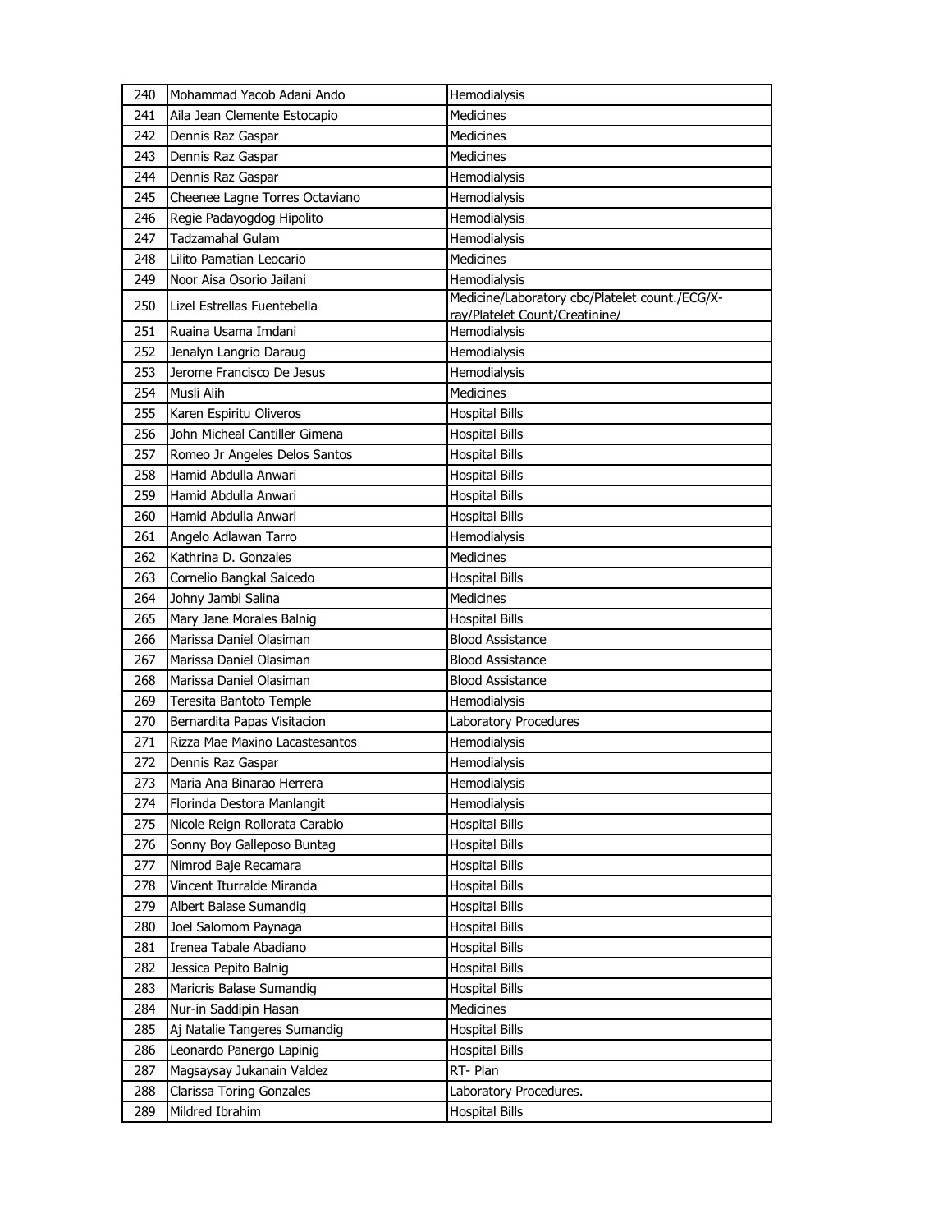| 240 | Mohammad Yacob Adani Ando | Hemodialysis |
|---|---|---|
| 241 | Aila Jean Clemente Estocapio | Medicines |
| 242 | Dennis Raz Gaspar | Medicines |
| 243 | Dennis Raz Gaspar | Medicines |
| 244 | Dennis Raz Gaspar | Hemodialysis |
| 245 | Cheenee Lagne Torres Octaviano | Hemodialysis |
| 246 | Regie Padayogdog Hipolito | Hemodialysis |
| 247 | Tadzamahal Gulam | Hemodialysis |
| 248 | Lilito Pamatian Leocario | Medicines |
| 249 | Noor Aisa Osorio Jailani | Hemodialysis |
| 250 | Lizel Estrellas Fuentebella | Medicine/Laboratory cbc/Platelet count./ECG/X-ray/Platelet Count/Creatinine/ |
| 251 | Ruaina Usama Imdani | Hemodialysis |
| 252 | Jenalyn Langrio Daraug | Hemodialysis |
| 253 | Jerome Francisco De Jesus | Hemodialysis |
| 254 | Musli Alih | Medicines |
| 255 | Karen Espiritu Oliveros | Hospital Bills |
| 256 | John Micheal Cantiller Gimena | Hospital Bills |
| 257 | Romeo Jr Angeles Delos Santos | Hospital Bills |
| 258 | Hamid Abdulla Anwari | Hospital Bills |
| 259 | Hamid Abdulla Anwari | Hospital Bills |
| 260 | Hamid Abdulla Anwari | Hospital Bills |
| 261 | Angelo Adlawan Tarro | Hemodialysis |
| 262 | Kathrina D. Gonzales | Medicines |
| 263 | Cornelio Bangkal Salcedo | Hospital Bills |
| 264 | Johny Jambi Salina | Medicines |
| 265 | Mary Jane Morales Balnig | Hospital Bills |
| 266 | Marissa Daniel Olasiman | Blood Assistance |
| 267 | Marissa Daniel Olasiman | Blood Assistance |
| 268 | Marissa Daniel Olasiman | Blood Assistance |
| 269 | Teresita Bantoto Temple | Hemodialysis |
| 270 | Bernardita Papas Visitacion | Laboratory Procedures |
| 271 | Rizza Mae Maxino Lacastesantos | Hemodialysis |
| 272 | Dennis Raz Gaspar | Hemodialysis |
| 273 | Maria Ana Binarao Herrera | Hemodialysis |
| 274 | Florinda Destora Manlangit | Hemodialysis |
| 275 | Nicole Reign Rollorata Carabio | Hospital Bills |
| 276 | Sonny Boy Galleposo Buntag | Hospital Bills |
| 277 | Nimrod Baje Recamara | Hospital Bills |
| 278 | Vincent Iturralde Miranda | Hospital Bills |
| 279 | Albert Balase Sumandig | Hospital Bills |
| 280 | Joel Salomom Paynaga | Hospital Bills |
| 281 | Irenea Tabale Abadiano | Hospital Bills |
| 282 | Jessica Pepito Balnig | Hospital Bills |
| 283 | Maricris Balase Sumandig | Hospital Bills |
| 284 | Nur-in Saddipin Hasan | Medicines |
| 285 | Aj Natalie Tangeres Sumandig | Hospital Bills |
| 286 | Leonardo Panergo Lapinig | Hospital Bills |
| 287 | Magsaysay Jukanain Valdez | RT- Plan |
| 288 | Clarissa Toring Gonzales | Laboratory Procedures. |
| 289 | Mildred Ibrahim | Hospital Bills |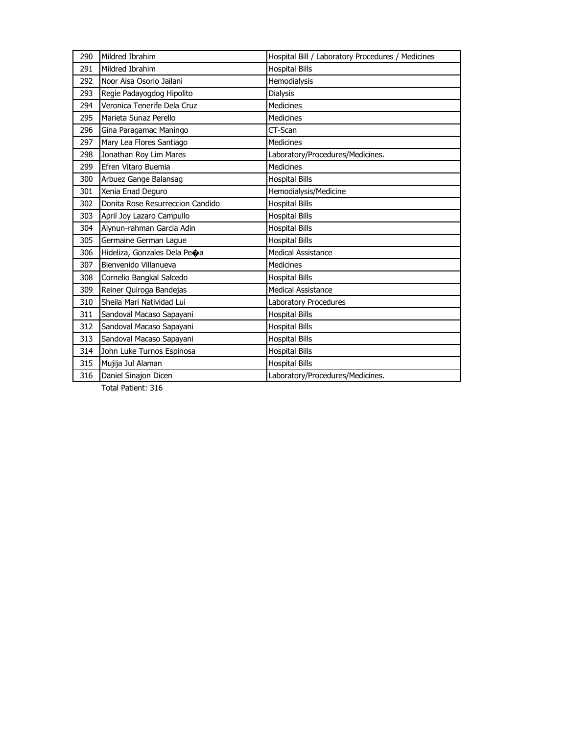| 290 | Mildred Ibrahim | Hospital Bill / Laboratory Procedures / Medicines |
|---|---|---|
| 291 | Mildred Ibrahim | Hospital Bills |
| 292 | Noor Aisa Osorio Jailani | Hemodialysis |
| 293 | Regie Padayogdog Hipolito | Dialysis |
| 294 | Veronica Tenerife Dela Cruz | Medicines |
| 295 | Marieta Sunaz Perello | Medicines |
| 296 | Gina Paragamac Maningo | CT-Scan |
| 297 | Mary Lea Flores Santiago | Medicines |
| 298 | Jonathan Roy Lim Mares | Laboratory/Procedures/Medicines. |
| 299 | Efren Vitaro Buemia | Medicines |
| 300 | Arbuez Gange Balansag | Hospital Bills |
| 301 | Xenia Enad Deguro | Hemodialysis/Medicine |
| 302 | Donita Rose Resurreccion Candido | Hospital Bills |
| 303 | April Joy Lazaro Campullo | Hospital Bills |
| 304 | Aiynun-rahman Garcia Adin | Hospital Bills |
| 305 | Germaine German Lague | Hospital Bills |
| 306 | Hideliza, Gonzales Dela Pe�a | Medical Assistance |
| 307 | Bienvenido Villanueva | Medicines |
| 308 | Cornelio Bangkal Salcedo | Hospital Bills |
| 309 | Reiner Quiroga Bandejas | Medical Assistance |
| 310 | Sheila Mari Natividad Lui | Laboratory Procedures |
| 311 | Sandoval Macaso Sapayani | Hospital Bills |
| 312 | Sandoval Macaso Sapayani | Hospital Bills |
| 313 | Sandoval Macaso Sapayani | Hospital Bills |
| 314 | John Luke Turnos Espinosa | Hospital Bills |
| 315 | Mujija Jul Alaman | Hospital Bills |
| 316 | Daniel Sinajon Dicen | Laboratory/Procedures/Medicines. |

Total Patient: 316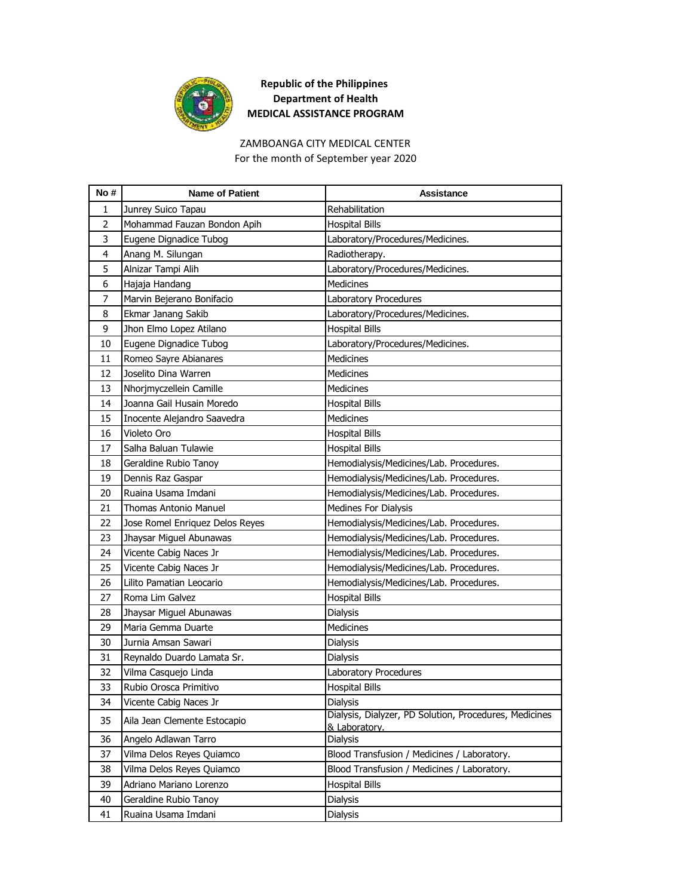**Republic of the Philippines**
**Department of Health**
**MEDICAL ASSISTANCE PROGRAM**

ZAMBOANGA CITY MEDICAL CENTER
For the month of September year 2020

| No # | Name of Patient | Assistance |
|---|---|---|
| 1 | Junrey Suico Tapau | Rehabilitation |
| 2 | Mohammad Fauzan Bondon Apih | Hospital Bills |
| 3 | Eugene Dignadice Tubog | Laboratory/Procedures/Medicines. |
| 4 | Anang M. Silungan | Radiotherapy. |
| 5 | Alnizar Tampi Alih | Laboratory/Procedures/Medicines. |
| 6 | Hajaja Handang | Medicines |
| 7 | Marvin Bejerano Bonifacio | Laboratory Procedures |
| 8 | Ekmar Janang Sakib | Laboratory/Procedures/Medicines. |
| 9 | Jhon Elmo Lopez Atilano | Hospital Bills |
| 10 | Eugene Dignadice Tubog | Laboratory/Procedures/Medicines. |
| 11 | Romeo Sayre Abianares | Medicines |
| 12 | Joselito Dina Warren | Medicines |
| 13 | Nhorjmyczellein Camille | Medicines |
| 14 | Joanna Gail Husain Moredo | Hospital Bills |
| 15 | Inocente Alejandro Saavedra | Medicines |
| 16 | Violeto Oro | Hospital Bills |
| 17 | Salha Baluan Tulawie | Hospital Bills |
| 18 | Geraldine Rubio Tanoy | Hemodialysis/Medicines/Lab. Procedures. |
| 19 | Dennis Raz Gaspar | Hemodialysis/Medicines/Lab. Procedures. |
| 20 | Ruaina Usama Imdani | Hemodialysis/Medicines/Lab. Procedures. |
| 21 | Thomas Antonio Manuel | Medines For Dialysis |
| 22 | Jose Romel Enriquez Delos Reyes | Hemodialysis/Medicines/Lab. Procedures. |
| 23 | Jhaysar Miguel Abunawas | Hemodialysis/Medicines/Lab. Procedures. |
| 24 | Vicente Cabig Naces Jr | Hemodialysis/Medicines/Lab. Procedures. |
| 25 | Vicente Cabig Naces Jr | Hemodialysis/Medicines/Lab. Procedures. |
| 26 | Lilito Pamatian Leocario | Hemodialysis/Medicines/Lab. Procedures. |
| 27 | Roma Lim Galvez | Hospital Bills |
| 28 | Jhaysar Miguel Abunawas | Dialysis |
| 29 | Maria Gemma Duarte | Medicines |
| 30 | Jurnia Amsan Sawari | Dialysis |
| 31 | Reynaldo Duardo Lamata Sr. | Dialysis |
| 32 | Vilma Casquejo Linda | Laboratory Procedures |
| 33 | Rubio Orosca Primitivo | Hospital Bills |
| 34 | Vicente Cabig Naces Jr | Dialysis |
| 35 | Aila Jean Clemente Estocapio | Dialysis, Dialyzer, PD Solution, Procedures, Medicines & Laboratory. |
| 36 | Angelo Adlawan Tarro | Dialysis |
| 37 | Vilma Delos Reyes Quiamco | Blood Transfusion / Medicines / Laboratory. |
| 38 | Vilma Delos Reyes Quiamco | Blood Transfusion / Medicines / Laboratory. |
| 39 | Adriano Mariano Lorenzo | Hospital Bills |
| 40 | Geraldine Rubio Tanoy | Dialysis |
| 41 | Ruaina Usama Imdani | Dialysis |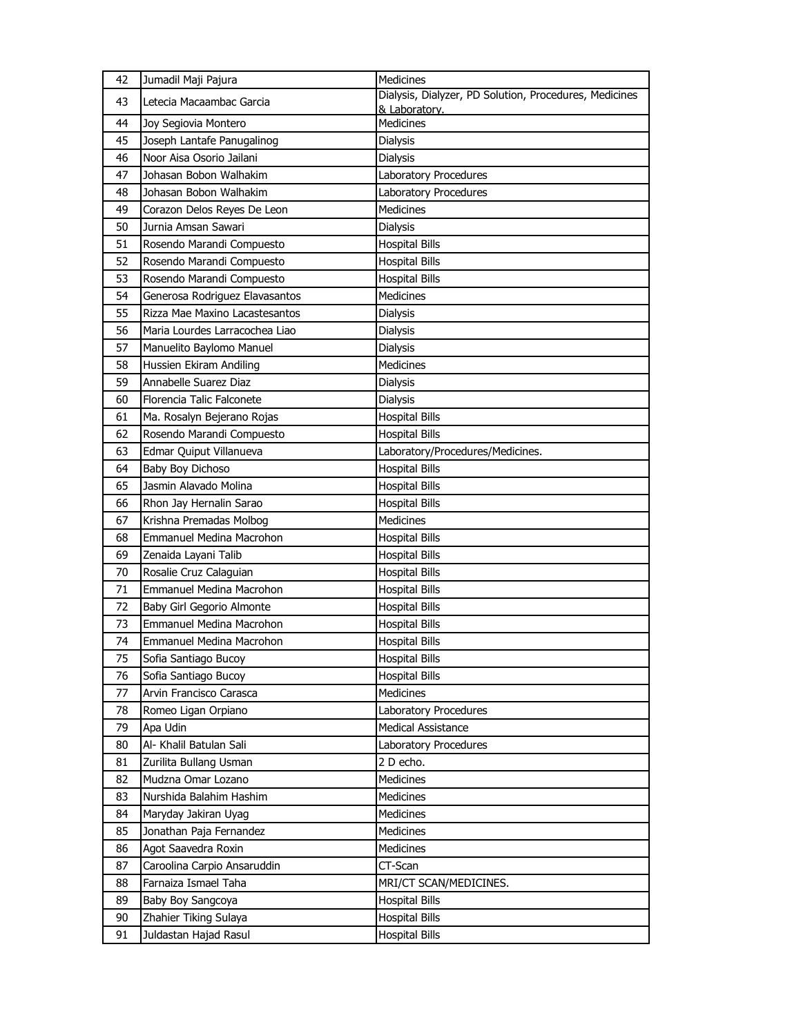| 42 | Jumadil Maji Pajura | Medicines |
|---|---|---|
| 43 | Letecia Macaambac Garcia | Dialysis, Dialyzer, PD Solution, Procedures, Medicines & Laboratory. |
| 44 | Joy Segiovia Montero | Medicines |
| 45 | Joseph Lantafe Panugalinog | Dialysis |
| 46 | Noor Aisa Osorio Jailani | Dialysis |
| 47 | Johasan Bobon Walhakim | Laboratory Procedures |
| 48 | Johasan Bobon Walhakim | Laboratory Procedures |
| 49 | Corazon Delos Reyes De Leon | Medicines |
| 50 | Jurnia Amsan Sawari | Dialysis |
| 51 | Rosendo Marandi Compuesto | Hospital Bills |
| 52 | Rosendo Marandi Compuesto | Hospital Bills |
| 53 | Rosendo Marandi Compuesto | Hospital Bills |
| 54 | Generosa Rodriguez Elavasantos | Medicines |
| 55 | Rizza Mae Maxino Lacastesantos | Dialysis |
| 56 | Maria Lourdes Larracochea Liao | Dialysis |
| 57 | Manuelito Baylomo Manuel | Dialysis |
| 58 | Hussien Ekiram Andiling | Medicines |
| 59 | Annabelle Suarez Diaz | Dialysis |
| 60 | Florencia Talic Falconete | Dialysis |
| 61 | Ma. Rosalyn Bejerano Rojas | Hospital Bills |
| 62 | Rosendo Marandi Compuesto | Hospital Bills |
| 63 | Edmar Quiput Villanueva | Laboratory/Procedures/Medicines. |
| 64 | Baby Boy Dichoso | Hospital Bills |
| 65 | Jasmin Alavado Molina | Hospital Bills |
| 66 | Rhon Jay Hernalin Sarao | Hospital Bills |
| 67 | Krishna Premadas Molbog | Medicines |
| 68 | Emmanuel Medina Macrohon | Hospital Bills |
| 69 | Zenaida Layani Talib | Hospital Bills |
| 70 | Rosalie Cruz Calaguian | Hospital Bills |
| 71 | Emmanuel Medina Macrohon | Hospital Bills |
| 72 | Baby Girl Gegorio Almonte | Hospital Bills |
| 73 | Emmanuel Medina Macrohon | Hospital Bills |
| 74 | Emmanuel Medina Macrohon | Hospital Bills |
| 75 | Sofia Santiago Bucoy | Hospital Bills |
| 76 | Sofia Santiago Bucoy | Hospital Bills |
| 77 | Arvin Francisco Carasca | Medicines |
| 78 | Romeo Ligan Orpiano | Laboratory Procedures |
| 79 | Apa Udin | Medical Assistance |
| 80 | Al- Khalil Batulan Sali | Laboratory Procedures |
| 81 | Zurilita Bullang Usman | 2 D echo. |
| 82 | Mudzna Omar Lozano | Medicines |
| 83 | Nurshida Balahim Hashim | Medicines |
| 84 | Maryday Jakiran Uyag | Medicines |
| 85 | Jonathan Paja Fernandez | Medicines |
| 86 | Agot Saavedra Roxin | Medicines |
| 87 | Caroolina Carpio Ansaruddin | CT-Scan |
| 88 | Farnaiza Ismael Taha | MRI/CT SCAN/MEDICINES. |
| 89 | Baby Boy Sangcoya | Hospital Bills |
| 90 | Zhahier Tiking Sulaya | Hospital Bills |
| 91 | Juldastan Hajad Rasul | Hospital Bills |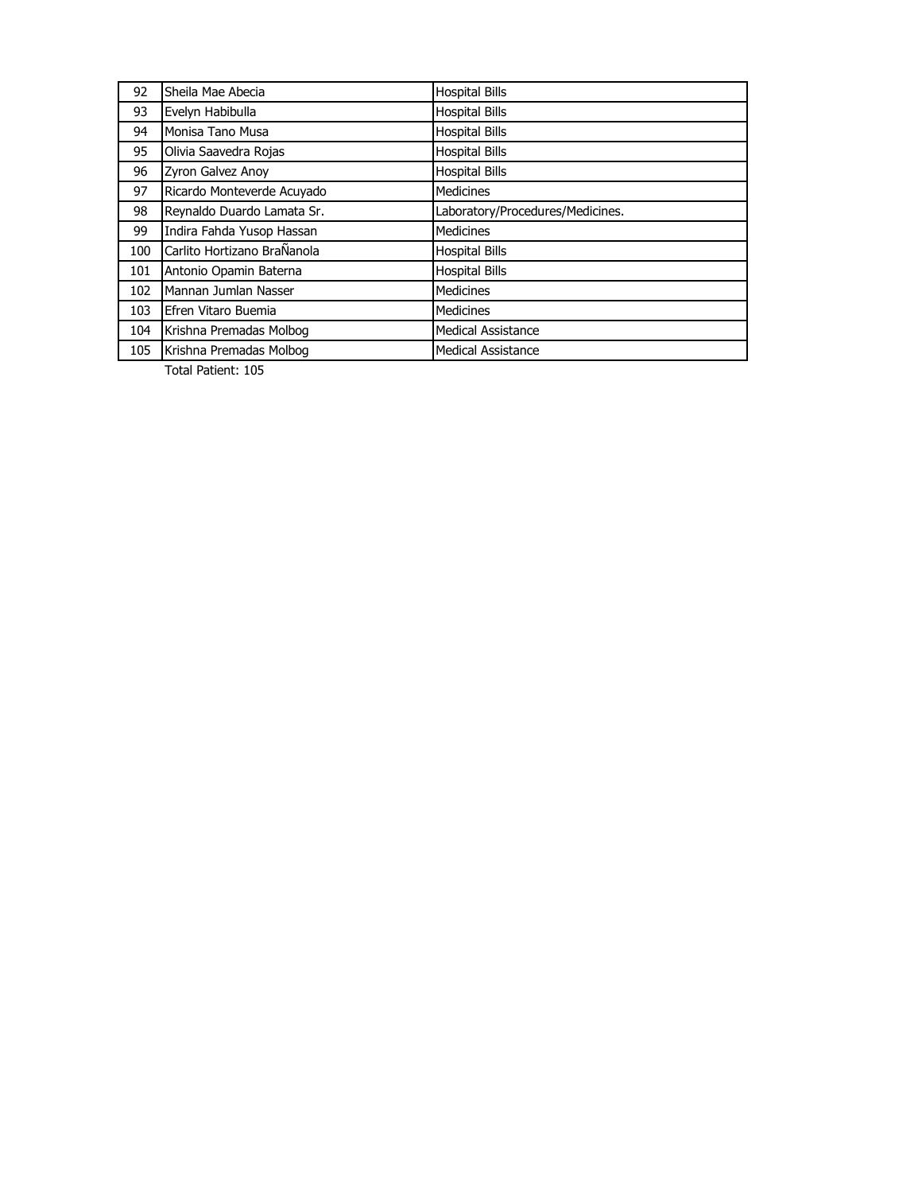| | | |
|---|---|---|
| 92 | Sheila Mae Abecia | Hospital Bills |
| 93 | Evelyn Habibulla | Hospital Bills |
| 94 | Monisa Tano Musa | Hospital Bills |
| 95 | Olivia Saavedra Rojas | Hospital Bills |
| 96 | Zyron Galvez Anoy | Hospital Bills |
| 97 | Ricardo Monteverde Acuyado | Medicines |
| 98 | Reynaldo Duardo Lamata Sr. | Laboratory/Procedures/Medicines. |
| 99 | Indira Fahda Yusop Hassan | Medicines |
| 100 | Carlito Hortizano BraÑanola | Hospital Bills |
| 101 | Antonio Opamin Baterna | Hospital Bills |
| 102 | Mannan Jumlan Nasser | Medicines |
| 103 | Efren Vitaro Buemia | Medicines |
| 104 | Krishna Premadas Molbog | Medical Assistance |
| 105 | Krishna Premadas Molbog | Medical Assistance |

Total Patient: 105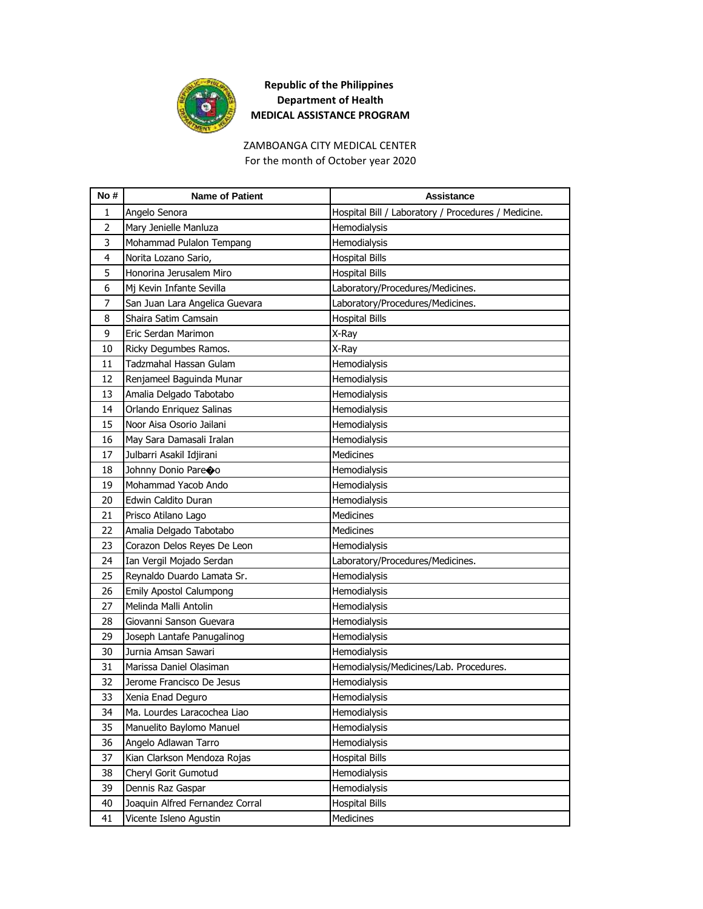**Republic of the Philippines**
**Department of Health**
**MEDICAL ASSISTANCE PROGRAM**

ZAMBOANGA CITY MEDICAL CENTER
For the month of October year 2020

| No # | Name of Patient | Assistance |
|---|---|---|
| 1 | Angelo Senora | Hospital Bill / Laboratory / Procedures / Medicine. |
| 2 | Mary Jenielle Manluza | Hemodialysis |
| 3 | Mohammad Pulalon Tempang | Hemodialysis |
| 4 | Norita Lozano Sario, | Hospital Bills |
| 5 | Honorina Jerusalem Miro | Hospital Bills |
| 6 | Mj Kevin Infante Sevilla | Laboratory/Procedures/Medicines. |
| 7 | San Juan Lara Angelica Guevara | Laboratory/Procedures/Medicines. |
| 8 | Shaira Satim Camsain | Hospital Bills |
| 9 | Eric Serdan Marimon | X-Ray |
| 10 | Ricky Degumbes Ramos. | X-Ray |
| 11 | Tadzmahal Hassan Gulam | Hemodialysis |
| 12 | Renjameel Baguinda Munar | Hemodialysis |
| 13 | Amalia Delgado Tabotabo | Hemodialysis |
| 14 | Orlando Enriquez Salinas | Hemodialysis |
| 15 | Noor Aisa Osorio Jailani | Hemodialysis |
| 16 | May Sara Damasali Iralan | Hemodialysis |
| 17 | Julbarri Asakil Idjirani | Medicines |
| 18 | Johnny Donio Pare�o | Hemodialysis |
| 19 | Mohammad Yacob Ando | Hemodialysis |
| 20 | Edwin Caldito Duran | Hemodialysis |
| 21 | Prisco Atilano Lago | Medicines |
| 22 | Amalia Delgado Tabotabo | Medicines |
| 23 | Corazon Delos Reyes De Leon | Hemodialysis |
| 24 | Ian Vergil Mojado Serdan | Laboratory/Procedures/Medicines. |
| 25 | Reynaldo Duardo Lamata Sr. | Hemodialysis |
| 26 | Emily Apostol Calumpong | Hemodialysis |
| 27 | Melinda Malli Antolin | Hemodialysis |
| 28 | Giovanni Sanson Guevara | Hemodialysis |
| 29 | Joseph Lantafe Panugalinog | Hemodialysis |
| 30 | Jurnia Amsan Sawari | Hemodialysis |
| 31 | Marissa Daniel Olasiman | Hemodialysis/Medicines/Lab. Procedures. |
| 32 | Jerome Francisco De Jesus | Hemodialysis |
| 33 | Xenia Enad Deguro | Hemodialysis |
| 34 | Ma. Lourdes Laracochea Liao | Hemodialysis |
| 35 | Manuelito Baylomo Manuel | Hemodialysis |
| 36 | Angelo Adlawan Tarro | Hemodialysis |
| 37 | Kian Clarkson Mendoza Rojas | Hospital Bills |
| 38 | Cheryl Gorit Gumotud | Hemodialysis |
| 39 | Dennis Raz Gaspar | Hemodialysis |
| 40 | Joaquin Alfred Fernandez Corral | Hospital Bills |
| 41 | Vicente Isleno Agustin | Medicines |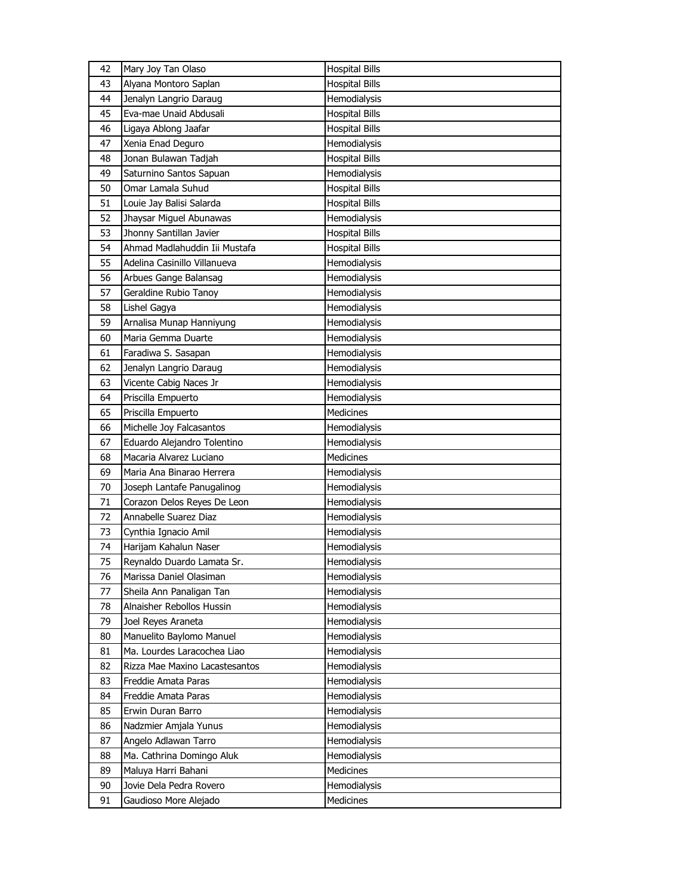| 42 | Mary Joy Tan Olaso | Hospital Bills |
|---|---|---|
| 43 | Alyana Montoro Saplan | Hospital Bills |
| 44 | Jenalyn Langrio Daraug | Hemodialysis |
| 45 | Eva-mae Unaid Abdusali | Hospital Bills |
| 46 | Ligaya Ablong Jaafar | Hospital Bills |
| 47 | Xenia Enad Deguro | Hemodialysis |
| 48 | Jonan Bulawan Tadjah | Hospital Bills |
| 49 | Saturnino Santos Sapuan | Hemodialysis |
| 50 | Omar Lamala Suhud | Hospital Bills |
| 51 | Louie Jay Balisi Salarda | Hospital Bills |
| 52 | Jhaysar Miguel Abunawas | Hemodialysis |
| 53 | Jhonny Santillan Javier | Hospital Bills |
| 54 | Ahmad Madlahuddin Iii Mustafa | Hospital Bills |
| 55 | Adelina Casinillo Villanueva | Hemodialysis |
| 56 | Arbues Gange Balansag | Hemodialysis |
| 57 | Geraldine Rubio Tanoy | Hemodialysis |
| 58 | Lishel Gagya | Hemodialysis |
| 59 | Arnalisa Munap Hanniyung | Hemodialysis |
| 60 | Maria Gemma Duarte | Hemodialysis |
| 61 | Faradiwa S. Sasapan | Hemodialysis |
| 62 | Jenalyn Langrio Daraug | Hemodialysis |
| 63 | Vicente Cabig Naces Jr | Hemodialysis |
| 64 | Priscilla Empuerto | Hemodialysis |
| 65 | Priscilla Empuerto | Medicines |
| 66 | Michelle Joy Falcasantos | Hemodialysis |
| 67 | Eduardo Alejandro Tolentino | Hemodialysis |
| 68 | Macaria Alvarez Luciano | Medicines |
| 69 | Maria Ana Binarao Herrera | Hemodialysis |
| 70 | Joseph Lantafe Panugalinog | Hemodialysis |
| 71 | Corazon Delos Reyes De Leon | Hemodialysis |
| 72 | Annabelle Suarez Diaz | Hemodialysis |
| 73 | Cynthia Ignacio Amil | Hemodialysis |
| 74 | Harijam Kahalun Naser | Hemodialysis |
| 75 | Reynaldo Duardo Lamata Sr. | Hemodialysis |
| 76 | Marissa Daniel Olasiman | Hemodialysis |
| 77 | Sheila Ann Panaligan Tan | Hemodialysis |
| 78 | Alnaisher Rebollos Hussin | Hemodialysis |
| 79 | Joel Reyes Araneta | Hemodialysis |
| 80 | Manuelito Baylomo Manuel | Hemodialysis |
| 81 | Ma. Lourdes Laracochea Liao | Hemodialysis |
| 82 | Rizza Mae Maxino Lacastesantos | Hemodialysis |
| 83 | Freddie Amata Paras | Hemodialysis |
| 84 | Freddie Amata Paras | Hemodialysis |
| 85 | Erwin Duran Barro | Hemodialysis |
| 86 | Nadzmier Amjala Yunus | Hemodialysis |
| 87 | Angelo Adlawan Tarro | Hemodialysis |
| 88 | Ma. Cathrina Domingo Aluk | Hemodialysis |
| 89 | Maluya Harri Bahani | Medicines |
| 90 | Jovie Dela Pedra Rovero | Hemodialysis |
| 91 | Gaudioso More Alejado | Medicines |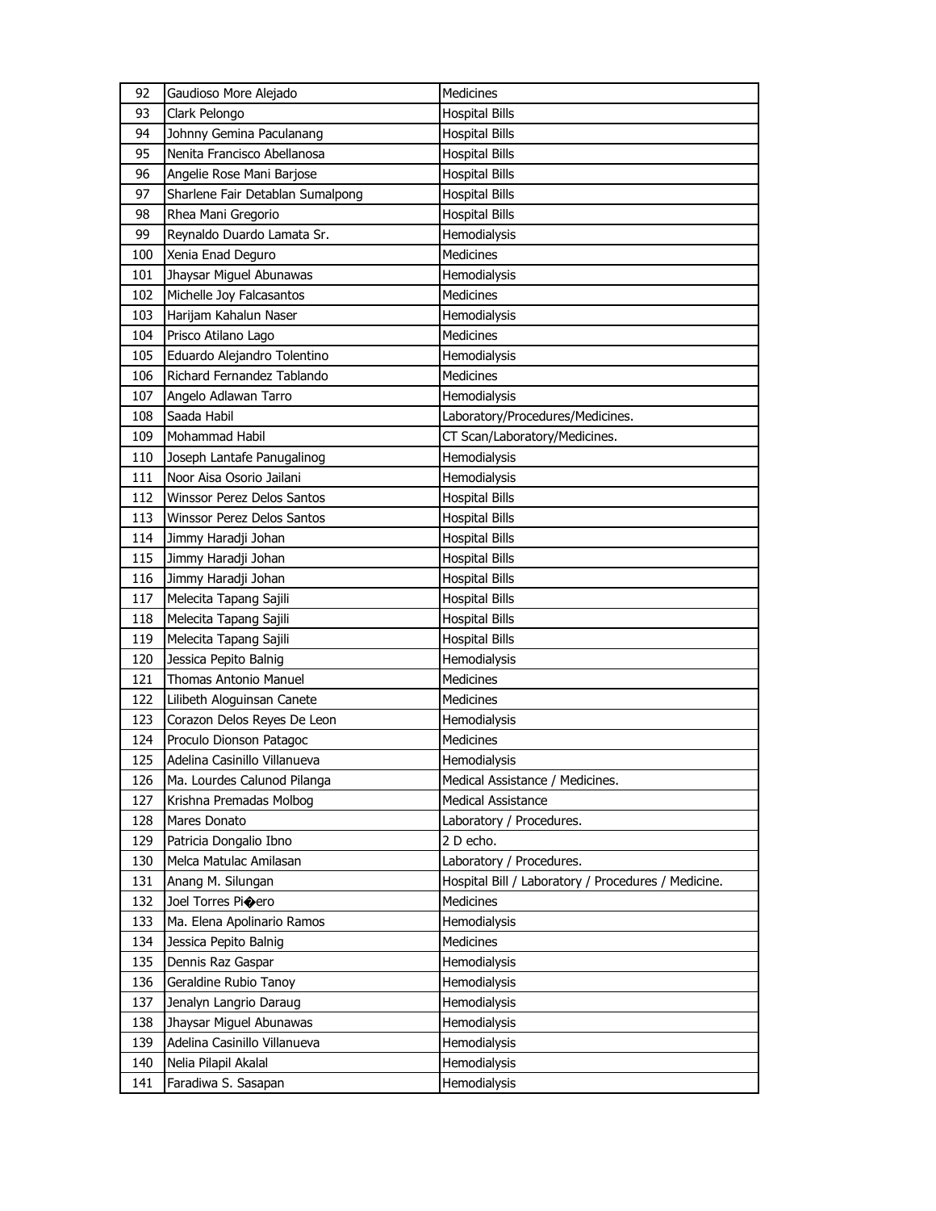| 92 | Gaudioso More Alejado | Medicines |
|---|---|---|
| 93 | Clark Pelongo | Hospital Bills |
| 94 | Johnny Gemina Paculanang | Hospital Bills |
| 95 | Nenita Francisco Abellanosa | Hospital Bills |
| 96 | Angelie Rose Mani Barjose | Hospital Bills |
| 97 | Sharlene Fair Detablan Sumalpong | Hospital Bills |
| 98 | Rhea Mani Gregorio | Hospital Bills |
| 99 | Reynaldo Duardo Lamata Sr. | Hemodialysis |
| 100 | Xenia Enad Deguro | Medicines |
| 101 | Jhaysar Miguel Abunawas | Hemodialysis |
| 102 | Michelle Joy Falcasantos | Medicines |
| 103 | Harijam Kahalun Naser | Hemodialysis |
| 104 | Prisco Atilano Lago | Medicines |
| 105 | Eduardo Alejandro Tolentino | Hemodialysis |
| 106 | Richard Fernandez Tablando | Medicines |
| 107 | Angelo Adlawan Tarro | Hemodialysis |
| 108 | Saada Habil | Laboratory/Procedures/Medicines. |
| 109 | Mohammad Habil | CT Scan/Laboratory/Medicines. |
| 110 | Joseph Lantafe Panugalinog | Hemodialysis |
| 111 | Noor Aisa Osorio Jailani | Hemodialysis |
| 112 | Winssor Perez Delos Santos | Hospital Bills |
| 113 | Winssor Perez Delos Santos | Hospital Bills |
| 114 | Jimmy Haradji Johan | Hospital Bills |
| 115 | Jimmy Haradji Johan | Hospital Bills |
| 116 | Jimmy Haradji Johan | Hospital Bills |
| 117 | Melecita Tapang Sajili | Hospital Bills |
| 118 | Melecita Tapang Sajili | Hospital Bills |
| 119 | Melecita Tapang Sajili | Hospital Bills |
| 120 | Jessica Pepito Balnig | Hemodialysis |
| 121 | Thomas Antonio Manuel | Medicines |
| 122 | Lilibeth Aloguinsan Canete | Medicines |
| 123 | Corazon Delos Reyes De Leon | Hemodialysis |
| 124 | Proculo Dionson Patagoc | Medicines |
| 125 | Adelina Casinillo Villanueva | Hemodialysis |
| 126 | Ma. Lourdes Calunod Pilanga | Medical Assistance / Medicines. |
| 127 | Krishna Premadas Molbog | Medical Assistance |
| 128 | Mares Donato | Laboratory / Procedures. |
| 129 | Patricia Dongalio Ibno | 2 D echo. |
| 130 | Melca Matulac Amilasan | Laboratory / Procedures. |
| 131 | Anang M. Silungan | Hospital Bill / Laboratory / Procedures / Medicine. |
| 132 | Joel Torres Pi�ero | Medicines |
| 133 | Ma. Elena Apolinario Ramos | Hemodialysis |
| 134 | Jessica Pepito Balnig | Medicines |
| 135 | Dennis Raz Gaspar | Hemodialysis |
| 136 | Geraldine Rubio Tanoy | Hemodialysis |
| 137 | Jenalyn Langrio Daraug | Hemodialysis |
| 138 | Jhaysar Miguel Abunawas | Hemodialysis |
| 139 | Adelina Casinillo Villanueva | Hemodialysis |
| 140 | Nelia Pilapil Akalal | Hemodialysis |
| 141 | Faradiwa S. Sasapan | Hemodialysis |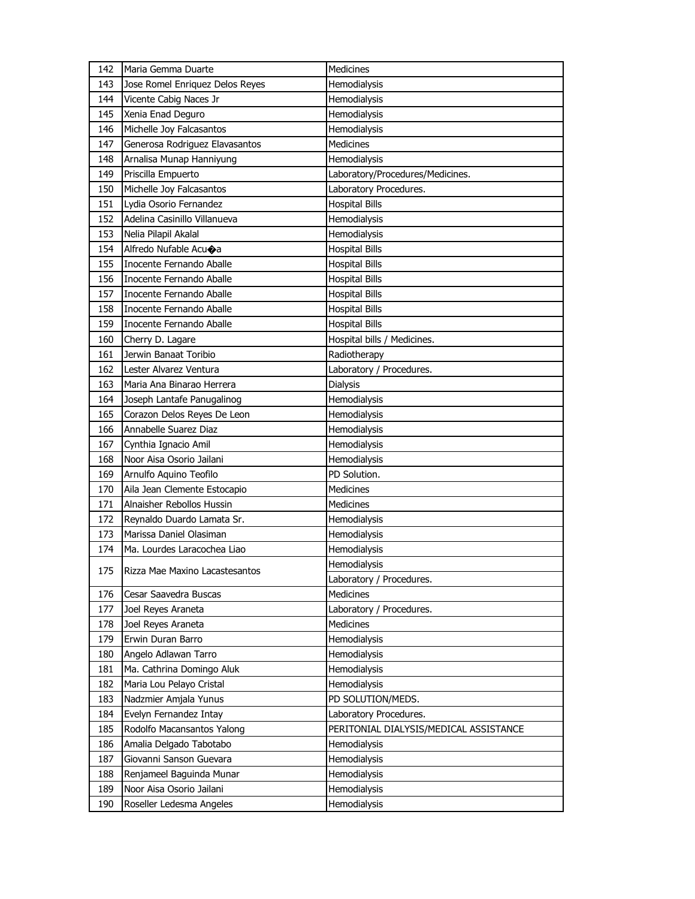| | | |
|---|---|---|
| 142 | Maria Gemma Duarte | Medicines |
| 143 | Jose Romel Enriquez Delos Reyes | Hemodialysis |
| 144 | Vicente Cabig Naces Jr | Hemodialysis |
| 145 | Xenia Enad Deguro | Hemodialysis |
| 146 | Michelle Joy Falcasantos | Hemodialysis |
| 147 | Generosa Rodriguez Elavasantos | Medicines |
| 148 | Arnalisa Munap Hanniyung | Hemodialysis |
| 149 | Priscilla Empuerto | Laboratory/Procedures/Medicines. |
| 150 | Michelle Joy Falcasantos | Laboratory Procedures. |
| 151 | Lydia Osorio Fernandez | Hospital Bills |
| 152 | Adelina Casinillo Villanueva | Hemodialysis |
| 153 | Nelia Pilapil Akalal | Hemodialysis |
| 154 | Alfredo Nufable Acu�a | Hospital Bills |
| 155 | Inocente Fernando Aballe | Hospital Bills |
| 156 | Inocente Fernando Aballe | Hospital Bills |
| 157 | Inocente Fernando Aballe | Hospital Bills |
| 158 | Inocente Fernando Aballe | Hospital Bills |
| 159 | Inocente Fernando Aballe | Hospital Bills |
| 160 | Cherry D. Lagare | Hospital bills / Medicines. |
| 161 | Jerwin Banaat Toribio | Radiotherapy |
| 162 | Lester Alvarez Ventura | Laboratory / Procedures. |
| 163 | Maria Ana Binarao Herrera | Dialysis |
| 164 | Joseph Lantafe Panugalinog | Hemodialysis |
| 165 | Corazon Delos Reyes De Leon | Hemodialysis |
| 166 | Annabelle Suarez Diaz | Hemodialysis |
| 167 | Cynthia Ignacio Amil | Hemodialysis |
| 168 | Noor Aisa Osorio Jailani | Hemodialysis |
| 169 | Arnulfo Aquino Teofilo | PD Solution. |
| 170 | Aila Jean Clemente Estocapio | Medicines |
| 171 | Alnaisher Rebollos Hussin | Medicines |
| 172 | Reynaldo Duardo Lamata Sr. | Hemodialysis |
| 173 | Marissa Daniel Olasiman | Hemodialysis |
| 174 | Ma. Lourdes Laracochea Liao | Hemodialysis |
| 175 | Rizza Mae Maxino Lacastesantos | Hemodialysis |
| | | Laboratory / Procedures. |
| 176 | Cesar Saavedra Buscas | Medicines |
| 177 | Joel Reyes Araneta | Laboratory / Procedures. |
| 178 | Joel Reyes Araneta | Medicines |
| 179 | Erwin Duran Barro | Hemodialysis |
| 180 | Angelo Adlawan Tarro | Hemodialysis |
| 181 | Ma. Cathrina Domingo Aluk | Hemodialysis |
| 182 | Maria Lou Pelayo Cristal | Hemodialysis |
| 183 | Nadzmier Amjala Yunus | PD SOLUTION/MEDS. |
| 184 | Evelyn Fernandez Intay | Laboratory Procedures. |
| 185 | Rodolfo Macansantos Yalong | PERITONIAL DIALYSIS/MEDICAL ASSISTANCE |
| 186 | Amalia Delgado Tabotabo | Hemodialysis |
| 187 | Giovanni Sanson Guevara | Hemodialysis |
| 188 | Renjameel Baguinda Munar | Hemodialysis |
| 189 | Noor Aisa Osorio Jailani | Hemodialysis |
| 190 | Roseller Ledesma Angeles | Hemodialysis |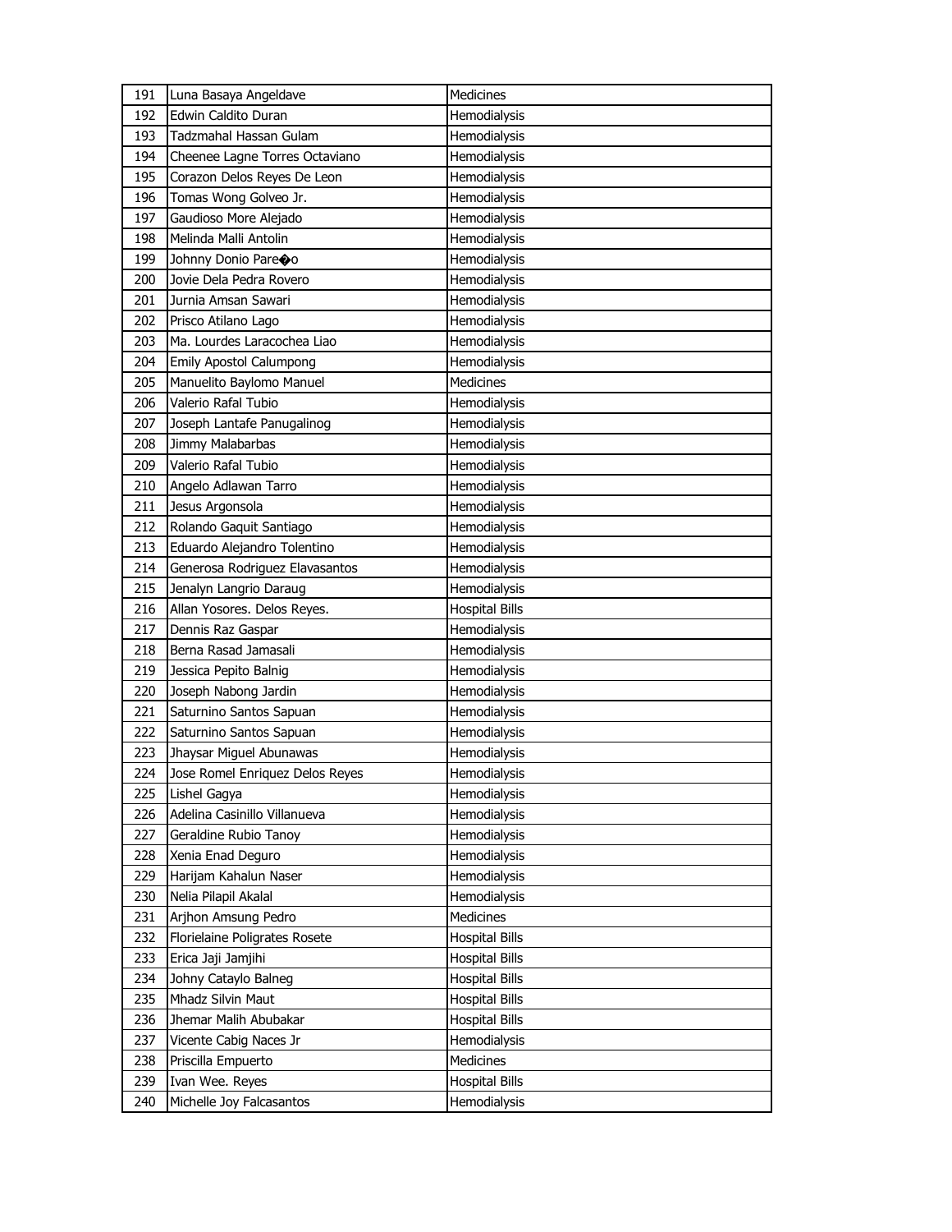| 191 | Luna Basaya Angeldave | Medicines |
|---|---|---|
| 192 | Edwin Caldito Duran | Hemodialysis |
| 193 | Tadzmahal Hassan Gulam | Hemodialysis |
| 194 | Cheenee Lagne Torres Octaviano | Hemodialysis |
| 195 | Corazon Delos Reyes De Leon | Hemodialysis |
| 196 | Tomas Wong Golveo Jr. | Hemodialysis |
| 197 | Gaudioso More Alejado | Hemodialysis |
| 198 | Melinda Malli Antolin | Hemodialysis |
| 199 | Johnny Donio Pare�o | Hemodialysis |
| 200 | Jovie Dela Pedra Rovero | Hemodialysis |
| 201 | Jurnia Amsan Sawari | Hemodialysis |
| 202 | Prisco Atilano Lago | Hemodialysis |
| 203 | Ma. Lourdes Laracochea Liao | Hemodialysis |
| 204 | Emily Apostol Calumpong | Hemodialysis |
| 205 | Manuelito Baylomo Manuel | Medicines |
| 206 | Valerio Rafal Tubio | Hemodialysis |
| 207 | Joseph Lantafe Panugalinog | Hemodialysis |
| 208 | Jimmy Malabarbas | Hemodialysis |
| 209 | Valerio Rafal Tubio | Hemodialysis |
| 210 | Angelo Adlawan Tarro | Hemodialysis |
| 211 | Jesus Argonsola | Hemodialysis |
| 212 | Rolando Gaquit Santiago | Hemodialysis |
| 213 | Eduardo Alejandro Tolentino | Hemodialysis |
| 214 | Generosa Rodriguez Elavasantos | Hemodialysis |
| 215 | Jenalyn Langrio Daraug | Hemodialysis |
| 216 | Allan Yosores. Delos Reyes. | Hospital Bills |
| 217 | Dennis Raz Gaspar | Hemodialysis |
| 218 | Berna Rasad Jamasali | Hemodialysis |
| 219 | Jessica Pepito Balnig | Hemodialysis |
| 220 | Joseph Nabong Jardin | Hemodialysis |
| 221 | Saturnino Santos Sapuan | Hemodialysis |
| 222 | Saturnino Santos Sapuan | Hemodialysis |
| 223 | Jhaysar Miguel Abunawas | Hemodialysis |
| 224 | Jose Romel Enriquez Delos Reyes | Hemodialysis |
| 225 | Lishel Gagya | Hemodialysis |
| 226 | Adelina Casinillo Villanueva | Hemodialysis |
| 227 | Geraldine Rubio Tanoy | Hemodialysis |
| 228 | Xenia Enad Deguro | Hemodialysis |
| 229 | Harijam Kahalun Naser | Hemodialysis |
| 230 | Nelia Pilapil Akalal | Hemodialysis |
| 231 | Arjhon Amsung Pedro | Medicines |
| 232 | Florielaine Poligrates Rosete | Hospital Bills |
| 233 | Erica Jaji Jamjihi | Hospital Bills |
| 234 | Johny Cataylo Balneg | Hospital Bills |
| 235 | Mhadz Silvin Maut | Hospital Bills |
| 236 | Jhemar Malih Abubakar | Hospital Bills |
| 237 | Vicente Cabig Naces Jr | Hemodialysis |
| 238 | Priscilla Empuerto | Medicines |
| 239 | Ivan Wee. Reyes | Hospital Bills |
| 240 | Michelle Joy Falcasantos | Hemodialysis |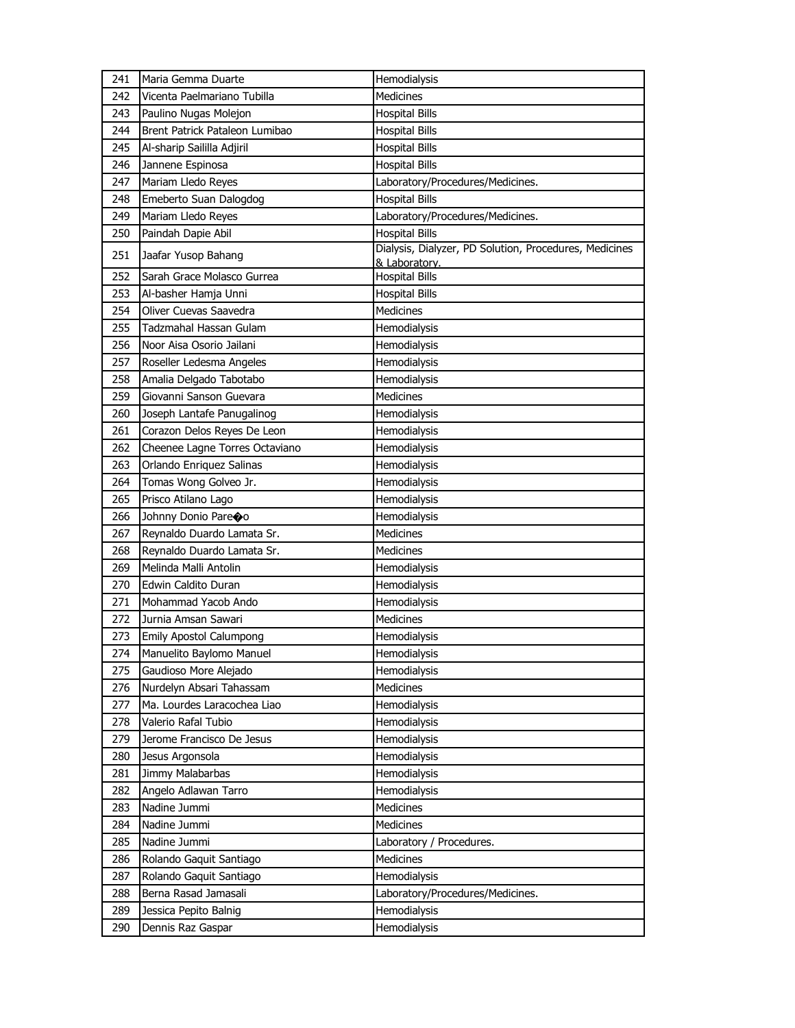| 241 | Maria Gemma Duarte | Hemodialysis |
|---|---|---|
| 242 | Vicenta Paelmariano Tubilla | Medicines |
| 243 | Paulino Nugas Molejon | Hospital Bills |
| 244 | Brent Patrick Pataleon Lumibao | Hospital Bills |
| 245 | Al-sharip Saililla Adjiril | Hospital Bills |
| 246 | Jannene Espinosa | Hospital Bills |
| 247 | Mariam Lledo Reyes | Laboratory/Procedures/Medicines. |
| 248 | Emeberto Suan Dalogdog | Hospital Bills |
| 249 | Mariam Lledo Reyes | Laboratory/Procedures/Medicines. |
| 250 | Paindah Dapie Abil | Hospital Bills |
| 251 | Jaafar Yusop Bahang | Dialysis, Dialyzer, PD Solution, Procedures, Medicines & Laboratory. |
| 252 | Sarah Grace Molasco Gurrea | Hospital Bills |
| 253 | Al-basher Hamja Unni | Hospital Bills |
| 254 | Oliver Cuevas Saavedra | Medicines |
| 255 | Tadzmahal Hassan Gulam | Hemodialysis |
| 256 | Noor Aisa Osorio Jailani | Hemodialysis |
| 257 | Roseller Ledesma Angeles | Hemodialysis |
| 258 | Amalia Delgado Tabotabo | Hemodialysis |
| 259 | Giovanni Sanson Guevara | Medicines |
| 260 | Joseph Lantafe Panugalinog | Hemodialysis |
| 261 | Corazon Delos Reyes De Leon | Hemodialysis |
| 262 | Cheenee Lagne Torres Octaviano | Hemodialysis |
| 263 | Orlando Enriquez Salinas | Hemodialysis |
| 264 | Tomas Wong Golveo Jr. | Hemodialysis |
| 265 | Prisco Atilano Lago | Hemodialysis |
| 266 | Johnny Donio Pare�o | Hemodialysis |
| 267 | Reynaldo Duardo Lamata Sr. | Medicines |
| 268 | Reynaldo Duardo Lamata Sr. | Medicines |
| 269 | Melinda Malli Antolin | Hemodialysis |
| 270 | Edwin Caldito Duran | Hemodialysis |
| 271 | Mohammad Yacob Ando | Hemodialysis |
| 272 | Jurnia Amsan Sawari | Medicines |
| 273 | Emily Apostol Calumpong | Hemodialysis |
| 274 | Manuelito Baylomo Manuel | Hemodialysis |
| 275 | Gaudioso More Alejado | Hemodialysis |
| 276 | Nurdelyn Absari Tahassam | Medicines |
| 277 | Ma. Lourdes Laracochea Liao | Hemodialysis |
| 278 | Valerio Rafal Tubio | Hemodialysis |
| 279 | Jerome Francisco De Jesus | Hemodialysis |
| 280 | Jesus Argonsola | Hemodialysis |
| 281 | Jimmy Malabarbas | Hemodialysis |
| 282 | Angelo Adlawan Tarro | Hemodialysis |
| 283 | Nadine Jummi | Medicines |
| 284 | Nadine Jummi | Medicines |
| 285 | Nadine Jummi | Laboratory / Procedures. |
| 286 | Rolando Gaquit Santiago | Medicines |
| 287 | Rolando Gaquit Santiago | Hemodialysis |
| 288 | Berna Rasad Jamasali | Laboratory/Procedures/Medicines. |
| 289 | Jessica Pepito Balnig | Hemodialysis |
| 290 | Dennis Raz Gaspar | Hemodialysis |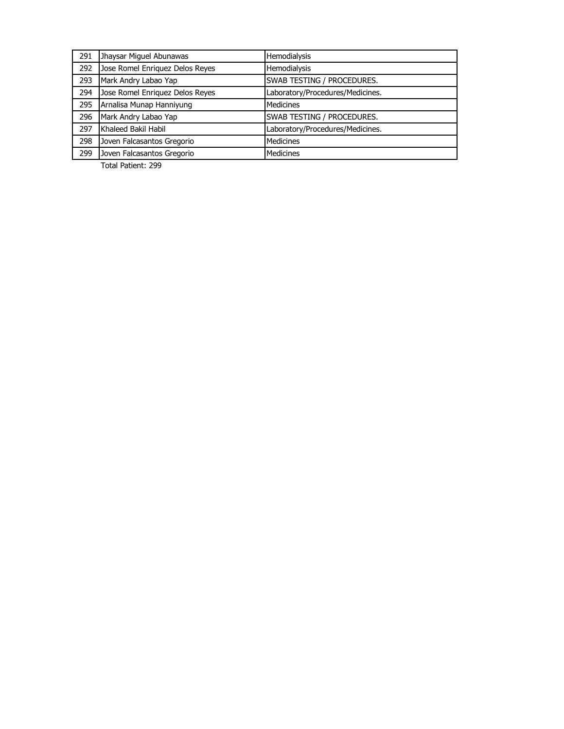| | | |
|---|---|---|
| 291 | Jhaysar Miguel Abunawas | Hemodialysis |
| 292 | Jose Romel Enriquez Delos Reyes | Hemodialysis |
| 293 | Mark Andry Labao Yap | SWAB TESTING / PROCEDURES. |
| 294 | Jose Romel Enriquez Delos Reyes | Laboratory/Procedures/Medicines. |
| 295 | Arnalisa Munap Hanniyung | Medicines |
| 296 | Mark Andry Labao Yap | SWAB TESTING / PROCEDURES. |
| 297 | Khaleed Bakil Habil | Laboratory/Procedures/Medicines. |
| 298 | Joven Falcasantos Gregorio | Medicines |
| 299 | Joven Falcasantos Gregorio | Medicines |

Total Patient: 299